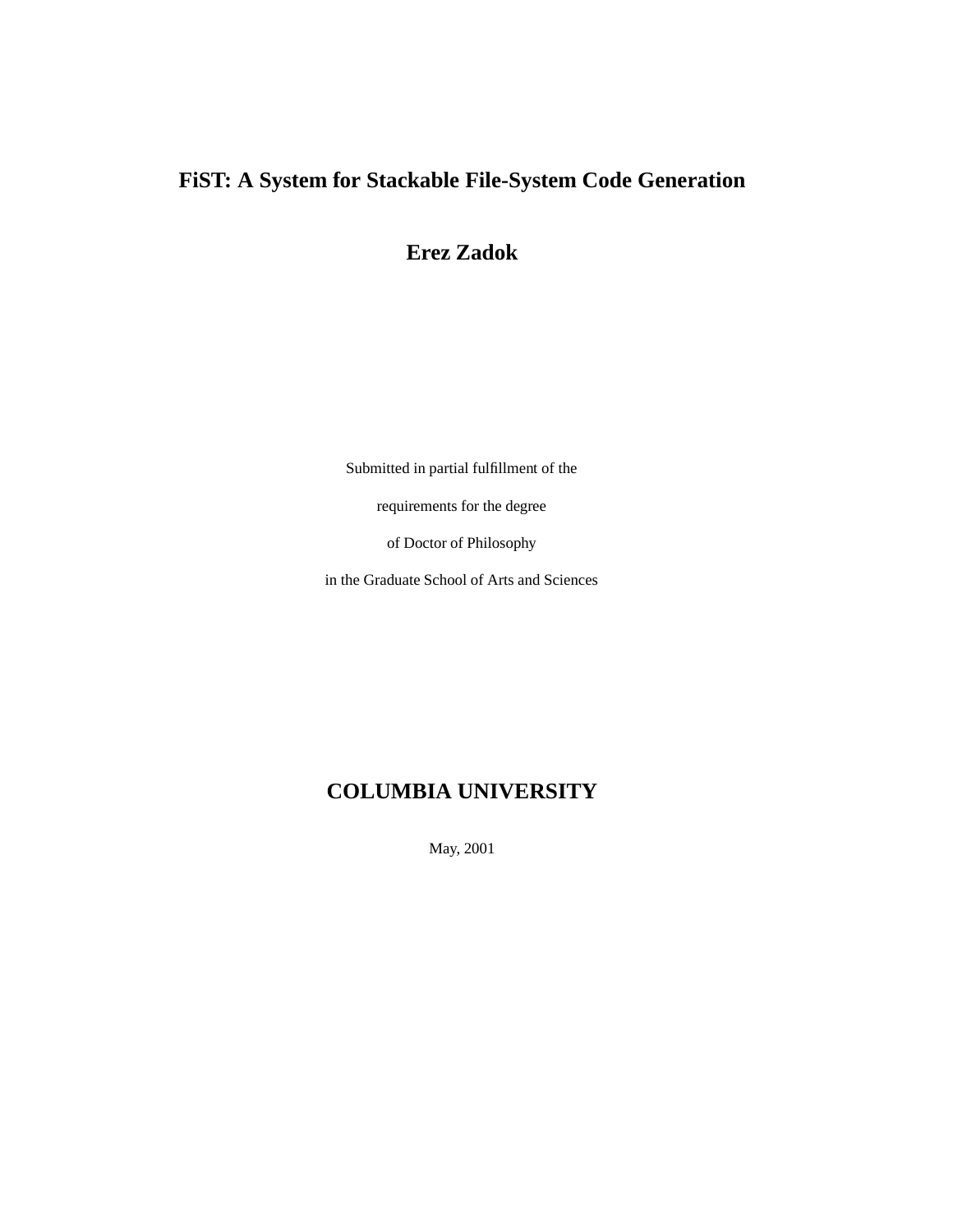# FiST: A System for Stackable File-System Code Generation

## Erez Zadok

Submitted in partial fulfillment of the

requirements for the degree

of Doctor of Philosophy

in the Graduate School of Arts and Sciences

## COLUMBIA UNIVERSITY

May, 2001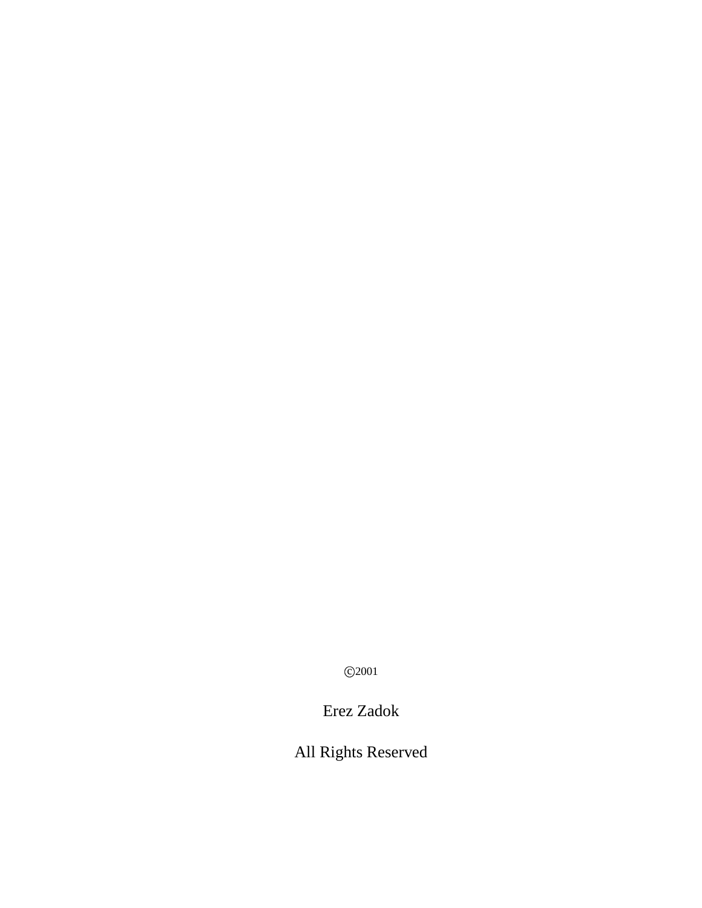©2001

Erez Zadok

All Rights Reserved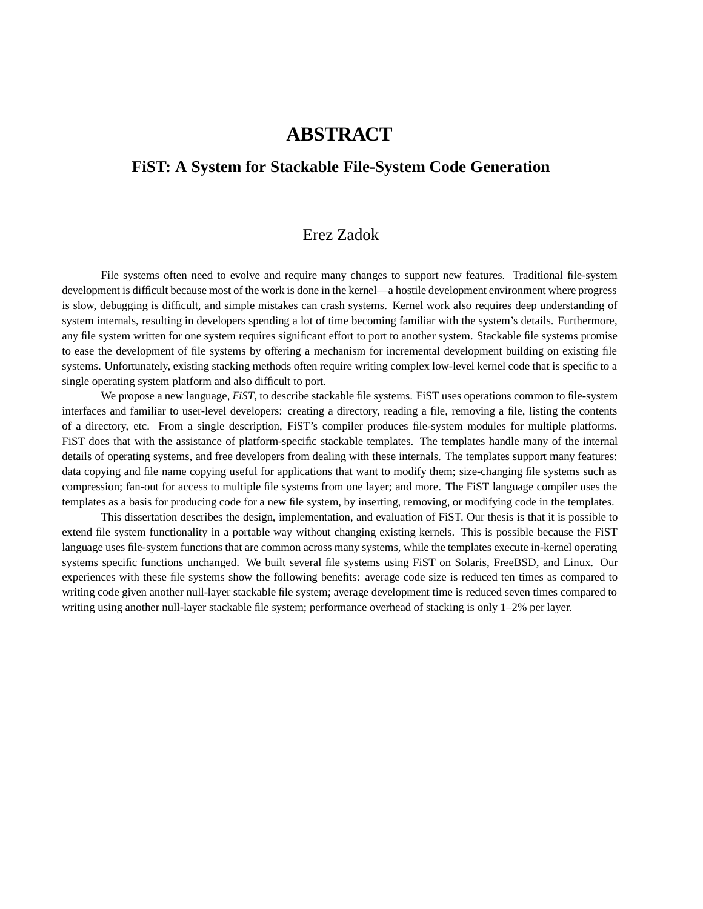# ABSTRACT

## FiST: A System for Stackable File-System Code Generation

Erez Zadok

File systems often need to evolve and require many changes to support new features. Traditional file-system development is difficult because most of the work is done in the kernel—a hostile development environment where progress is slow, debugging is difficult, and simple mistakes can crash systems. Kernel work also requires deep understanding of system internals, resulting in developers spending a lot of time becoming familiar with the system's details. Furthermore, any file system written for one system requires significant effort to port to another system. Stackable file systems promise to ease the development of file systems by offering a mechanism for incremental development building on existing file systems. Unfortunately, existing stacking methods often require writing complex low-level kernel code that is specific to a single operating system platform and also difficult to port.

We propose a new language, *FiST*, to describe stackable file systems. FiST uses operations common to file-system interfaces and familiar to user-level developers: creating a directory, reading a file, removing a file, listing the contents of a directory, etc. From a single description, FiST's compiler produces file-system modules for multiple platforms. FiST does that with the assistance of platform-specific stackable templates. The templates handle many of the internal details of operating systems, and free developers from dealing with these internals. The templates support many features: data copying and file name copying useful for applications that want to modify them; size-changing file systems such as compression; fan-out for access to multiple file systems from one layer; and more. The FiST language compiler uses the templates as a basis for producing code for a new file system, by inserting, removing, or modifying code in the templates.

This dissertation describes the design, implementation, and evaluation of FiST. Our thesis is that it is possible to extend file system functionality in a portable way without changing existing kernels. This is possible because the FiST language uses file-system functions that are common across many systems, while the templates execute in-kernel operating systems specific functions unchanged. We built several file systems using FiST on Solaris, FreeBSD, and Linux. Our experiences with these file systems show the following benefits: average code size is reduced ten times as compared to writing code given another null-layer stackable file system; average development time is reduced seven times compared to writing using another null-layer stackable file system; performance overhead of stacking is only 1–2% per layer.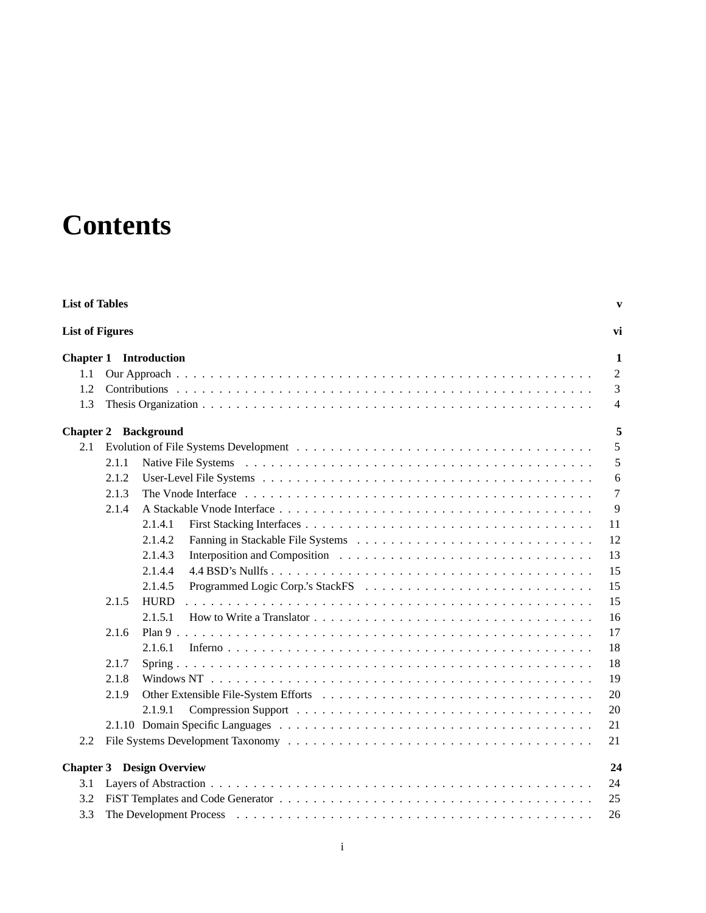# Contents

**List of Tables** **v**

**List of Figures** **vi**

**Chapter 1 Introduction** **1**

- 1.1 Our Approach . . . . . 2
- 1.2 Contributions . . . . . 3
- 1.3 Thesis Organization . . . . . 4

**Chapter 2 Background** **5**

- 2.1 Evolution of File Systems Development . . . . . 5
  - 2.1.1 Native File Systems . . . . . 5
  - 2.1.2 User-Level File Systems . . . . . 6
  - 2.1.3 The Vnode Interface . . . . . 7
  - 2.1.4 A Stackable Vnode Interface . . . . . 9
    - 2.1.4.1 First Stacking Interfaces . . . . . 11
    - 2.1.4.2 Fanning in Stackable File Systems . . . . . 12
    - 2.1.4.3 Interposition and Composition . . . . . 13
    - 2.1.4.4 4.4 BSD's Nullfs . . . . . 15
    - 2.1.4.5 Programmed Logic Corp.'s StackFS . . . . . 15
  - 2.1.5 HURD . . . . . 15
    - 2.1.5.1 How to Write a Translator . . . . . 16
  - 2.1.6 Plan 9 . . . . . 17
    - 2.1.6.1 Inferno . . . . . 18
  - 2.1.7 Spring . . . . . 18
  - 2.1.8 Windows NT . . . . . 19
  - 2.1.9 Other Extensible File-System Efforts . . . . . 20
    - 2.1.9.1 Compression Support . . . . . 20
  - 2.1.10 Domain Specific Languages . . . . . 21
- 2.2 File Systems Development Taxonomy . . . . . 21

**Chapter 3 Design Overview** **24**

- 3.1 Layers of Abstraction . . . . . 24
- 3.2 FiST Templates and Code Generator . . . . . 25
- 3.3 The Development Process . . . . . 26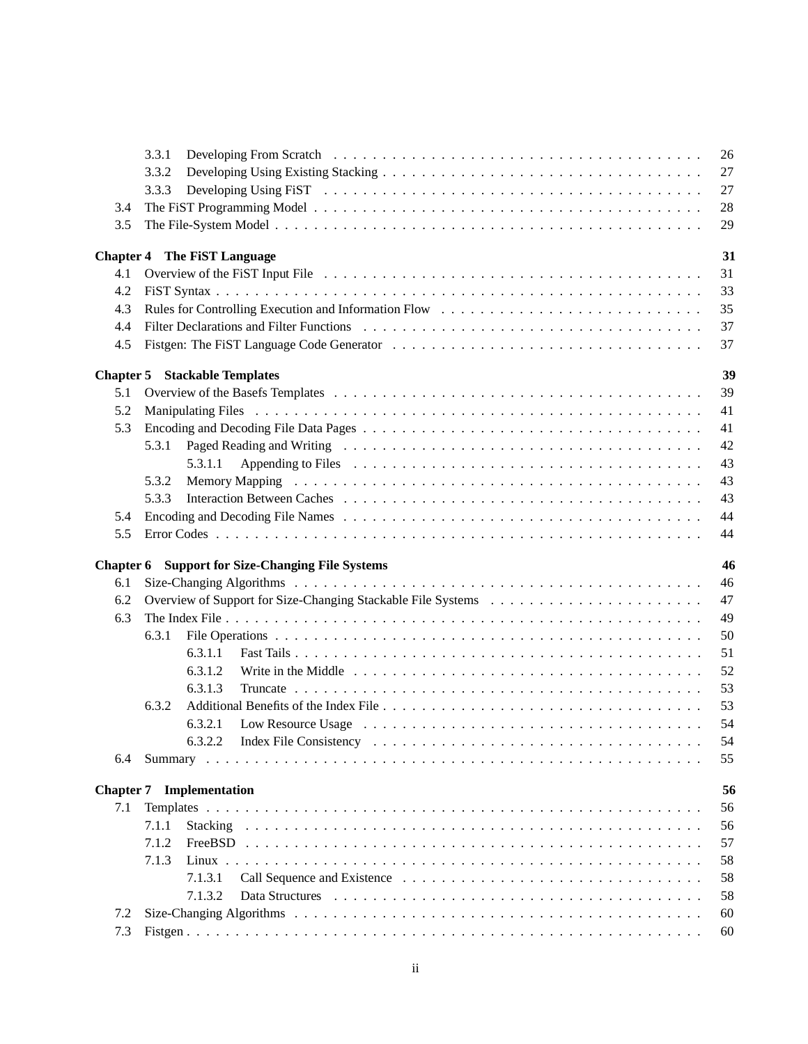3.3.1 Developing From Scratch . . . . . . . . . . . . . . . . . . . . . . . . . . . . . . . . . . . . . . . 26
3.3.2 Developing Using Existing Stacking . . . . . . . . . . . . . . . . . . . . . . . . . . . . . . . . . 27
3.3.3 Developing Using FiST . . . . . . . . . . . . . . . . . . . . . . . . . . . . . . . . . . . . . . . . 27
3.4 The FiST Programming Model . . . . . . . . . . . . . . . . . . . . . . . . . . . . . . . . . . . . . . 28
3.5 The File-System Model . . . . . . . . . . . . . . . . . . . . . . . . . . . . . . . . . . . . . . . . . . 29

**Chapter 4 The FiST Language** **31**
4.1 Overview of the FiST Input File . . . . . . . . . . . . . . . . . . . . . . . . . . . . . . . . . . . . 31
4.2 FiST Syntax . . . . . . . . . . . . . . . . . . . . . . . . . . . . . . . . . . . . . . . . . . . . . . . . 33
4.3 Rules for Controlling Execution and Information Flow . . . . . . . . . . . . . . . . . . . . . . . . . 35
4.4 Filter Declarations and Filter Functions . . . . . . . . . . . . . . . . . . . . . . . . . . . . . . . . 37
4.5 Fistgen: The FiST Language Code Generator . . . . . . . . . . . . . . . . . . . . . . . . . . . . . . 37

**Chapter 5 Stackable Templates** **39**
5.1 Overview of the Basefs Templates . . . . . . . . . . . . . . . . . . . . . . . . . . . . . . . . . . . 39
5.2 Manipulating Files . . . . . . . . . . . . . . . . . . . . . . . . . . . . . . . . . . . . . . . . . . . . 41
5.3 Encoding and Decoding File Data Pages . . . . . . . . . . . . . . . . . . . . . . . . . . . . . . . . 41
5.3.1 Paged Reading and Writing . . . . . . . . . . . . . . . . . . . . . . . . . . . . . . . . . . . . 42
5.3.1.1 Appending to Files . . . . . . . . . . . . . . . . . . . . . . . . . . . . . . . . . . . . 43
5.3.2 Memory Mapping . . . . . . . . . . . . . . . . . . . . . . . . . . . . . . . . . . . . . . . . . 43
5.3.3 Interaction Between Caches . . . . . . . . . . . . . . . . . . . . . . . . . . . . . . . . . . . 43
5.4 Encoding and Decoding File Names . . . . . . . . . . . . . . . . . . . . . . . . . . . . . . . . . . 44
5.5 Error Codes . . . . . . . . . . . . . . . . . . . . . . . . . . . . . . . . . . . . . . . . . . . . . . . 44

**Chapter 6 Support for Size-Changing File Systems** **46**
6.1 Size-Changing Algorithms . . . . . . . . . . . . . . . . . . . . . . . . . . . . . . . . . . . . . . . 46
6.2 Overview of Support for Size-Changing Stackable File Systems . . . . . . . . . . . . . . . . . . . . 47
6.3 The Index File . . . . . . . . . . . . . . . . . . . . . . . . . . . . . . . . . . . . . . . . . . . . . 49
6.3.1 File Operations . . . . . . . . . . . . . . . . . . . . . . . . . . . . . . . . . . . . . . . . . . 50
6.3.1.1 Fast Tails . . . . . . . . . . . . . . . . . . . . . . . . . . . . . . . . . . . . . . . . . 51
6.3.1.2 Write in the Middle . . . . . . . . . . . . . . . . . . . . . . . . . . . . . . . . . . . 52
6.3.1.3 Truncate . . . . . . . . . . . . . . . . . . . . . . . . . . . . . . . . . . . . . . . . . 53
6.3.2 Additional Benefits of the Index File . . . . . . . . . . . . . . . . . . . . . . . . . . . . . . 53
6.3.2.1 Low Resource Usage . . . . . . . . . . . . . . . . . . . . . . . . . . . . . . . . . . . 54
6.3.2.2 Index File Consistency . . . . . . . . . . . . . . . . . . . . . . . . . . . . . . . . . . 54
6.4 Summary . . . . . . . . . . . . . . . . . . . . . . . . . . . . . . . . . . . . . . . . . . . . . . . . 55

**Chapter 7 Implementation** **56**
7.1 Templates . . . . . . . . . . . . . . . . . . . . . . . . . . . . . . . . . . . . . . . . . . . . . . . . 56
7.1.1 Stacking . . . . . . . . . . . . . . . . . . . . . . . . . . . . . . . . . . . . . . . . . . . . . . 56
7.1.2 FreeBSD . . . . . . . . . . . . . . . . . . . . . . . . . . . . . . . . . . . . . . . . . . . . . . 57
7.1.3 Linux . . . . . . . . . . . . . . . . . . . . . . . . . . . . . . . . . . . . . . . . . . . . . . . . 58
7.1.3.1 Call Sequence and Existence . . . . . . . . . . . . . . . . . . . . . . . . . . . . . . . 58
7.1.3.2 Data Structures . . . . . . . . . . . . . . . . . . . . . . . . . . . . . . . . . . . . . . 58
7.2 Size-Changing Algorithms . . . . . . . . . . . . . . . . . . . . . . . . . . . . . . . . . . . . . . . 60
7.3 Fistgen . . . . . . . . . . . . . . . . . . . . . . . . . . . . . . . . . . . . . . . . . . . . . . . . . . 60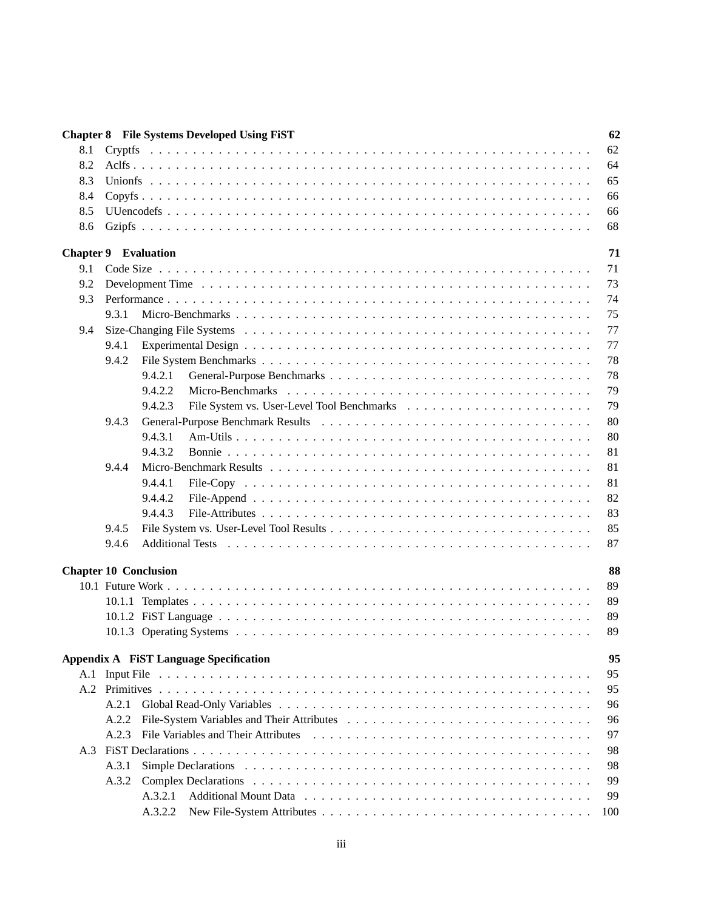**Chapter 8 File Systems Developed Using FiST** 62

- 8.1 Cryptfs . . . . . 62
- 8.2 Aclfs . . . . . 64
- 8.3 Unionfs . . . . . 65
- 8.4 Copyfs . . . . . 66
- 8.5 UUencodefs . . . . . 66
- 8.6 Gzipfs . . . . . 68

**Chapter 9 Evaluation** 71

- 9.1 Code Size . . . . . 71
- 9.2 Development Time . . . . . 73
- 9.3 Performance . . . . . 74
  - 9.3.1 Micro-Benchmarks . . . . . 75
- 9.4 Size-Changing File Systems . . . . . 77
  - 9.4.1 Experimental Design . . . . . 77
  - 9.4.2 File System Benchmarks . . . . . 78
    - 9.4.2.1 General-Purpose Benchmarks . . . . . 78
    - 9.4.2.2 Micro-Benchmarks . . . . . 79
    - 9.4.2.3 File System vs. User-Level Tool Benchmarks . . . . . 79
  - 9.4.3 General-Purpose Benchmark Results . . . . . 80
    - 9.4.3.1 Am-Utils . . . . . 80
    - 9.4.3.2 Bonnie . . . . . 81
  - 9.4.4 Micro-Benchmark Results . . . . . 81
    - 9.4.4.1 File-Copy . . . . . 81
    - 9.4.4.2 File-Append . . . . . 82
    - 9.4.4.3 File-Attributes . . . . . 83
  - 9.4.5 File System vs. User-Level Tool Results . . . . . 85
  - 9.4.6 Additional Tests . . . . . 87

**Chapter 10 Conclusion** 88

- 10.1 Future Work . . . . . 89
  - 10.1.1 Templates . . . . . 89
  - 10.1.2 FiST Language . . . . . 89
  - 10.1.3 Operating Systems . . . . . 89

**Appendix A FiST Language Specification** 95

- A.1 Input File . . . . . 95
- A.2 Primitives . . . . . 95
  - A.2.1 Global Read-Only Variables . . . . . 96
  - A.2.2 File-System Variables and Their Attributes . . . . . 96
  - A.2.3 File Variables and Their Attributes . . . . . 97
- A.3 FiST Declarations . . . . . 98
  - A.3.1 Simple Declarations . . . . . 98
  - A.3.2 Complex Declarations . . . . . 99
    - A.3.2.1 Additional Mount Data . . . . . 99
    - A.3.2.2 New File-System Attributes . . . . . 100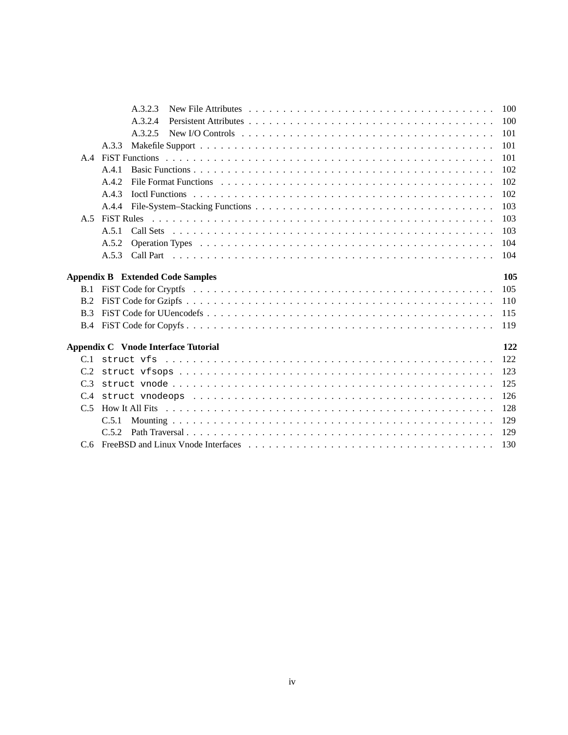- A.3.2.3 New File Attributes . . . . . . . . . . 100
- A.3.2.4 Persistent Attributes . . . . . . . . . . 100
- A.3.2.5 New I/O Controls . . . . . . . . . . 101
- A.3.3 Makefile Support . . . . . . . . . . 101
- A.4 FiST Functions . . . . . . . . . . 101
  - A.4.1 Basic Functions . . . . . . . . . . 102
  - A.4.2 File Format Functions . . . . . . . . . . 102
  - A.4.3 Ioctl Functions . . . . . . . . . . 102
  - A.4.4 File-System–Stacking Functions . . . . . . . . . . 103
- A.5 FiST Rules . . . . . . . . . . 103
  - A.5.1 Call Sets . . . . . . . . . . 103
  - A.5.2 Operation Types . . . . . . . . . . 104
  - A.5.3 Call Part . . . . . . . . . . 104

**Appendix B Extended Code Samples** **105**

- B.1 FiST Code for Cryptfs . . . . . . . . . . 105
- B.2 FiST Code for Gzipfs . . . . . . . . . . 110
- B.3 FiST Code for UUencodefs . . . . . . . . . . 115
- B.4 FiST Code for Copyfs . . . . . . . . . . 119

**Appendix C Vnode Interface Tutorial** **122**

- C.1 `struct vfs` . . . . . . . . . . 122
- C.2 `struct vfsops` . . . . . . . . . . 123
- C.3 `struct vnode` . . . . . . . . . . 125
- C.4 `struct vnodeops` . . . . . . . . . . 126
- C.5 How It All Fits . . . . . . . . . . 128
  - C.5.1 Mounting . . . . . . . . . . 129
  - C.5.2 Path Traversal . . . . . . . . . . 129
- C.6 FreeBSD and Linux Vnode Interfaces . . . . . . . . . . 130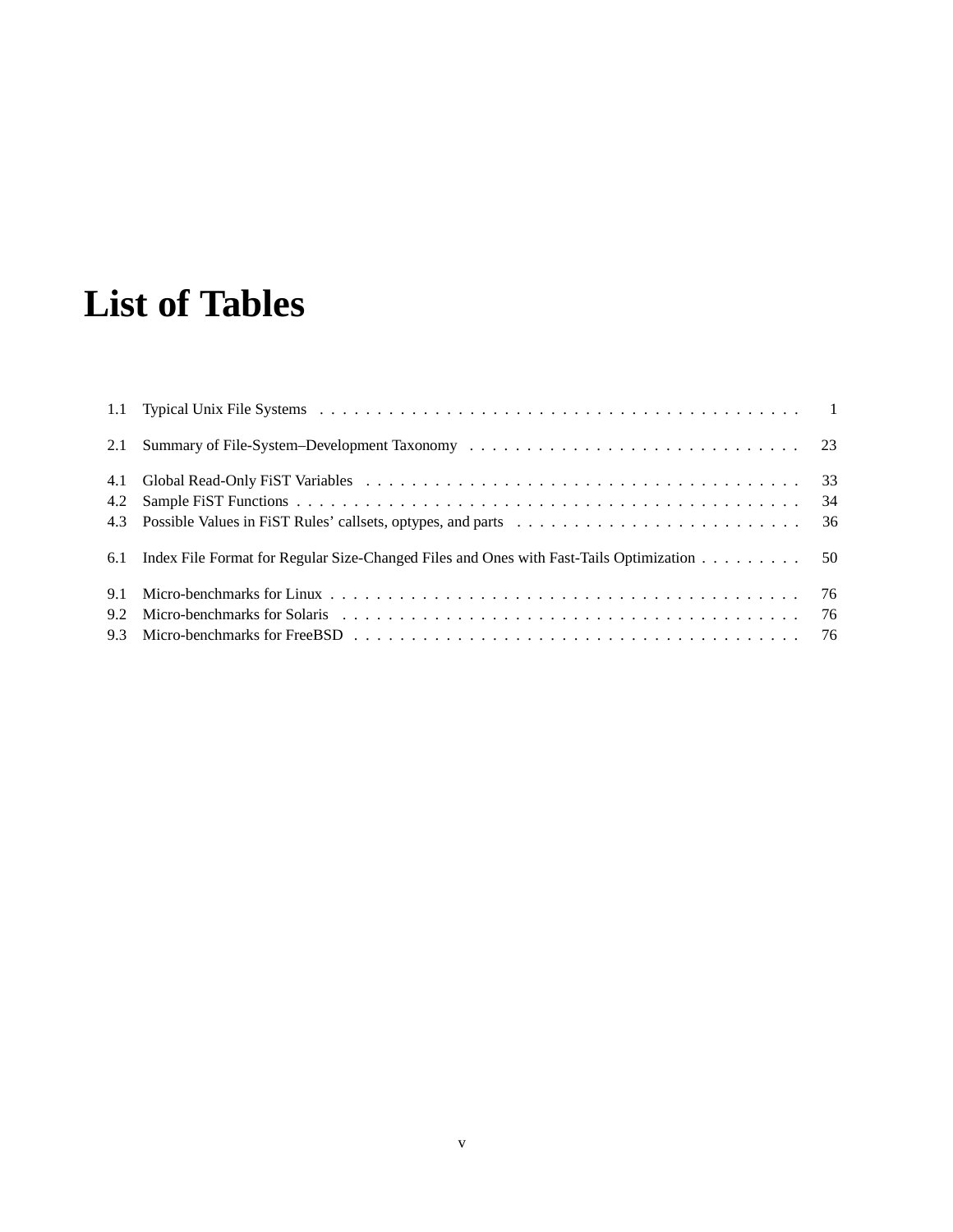# List of Tables

1.1 Typical Unix File Systems . . . . . . . . . . . . . . . . . . . . . . . . . . . . . . . . . . . . . . . . . . . 1

2.1 Summary of File-System–Development Taxonomy . . . . . . . . . . . . . . . . . . . . . . . . . . . . . . 23

4.1 Global Read-Only FiST Variables . . . . . . . . . . . . . . . . . . . . . . . . . . . . . . . . . . . . . . . 33
4.2 Sample FiST Functions . . . . . . . . . . . . . . . . . . . . . . . . . . . . . . . . . . . . . . . . . . . . . 34
4.3 Possible Values in FiST Rules' callsets, optypes, and parts . . . . . . . . . . . . . . . . . . . . . . . . . 36

6.1 Index File Format for Regular Size-Changed Files and Ones with Fast-Tails Optimization . . . . . . . . . 50

9.1 Micro-benchmarks for Linux . . . . . . . . . . . . . . . . . . . . . . . . . . . . . . . . . . . . . . . . . . 76
9.2 Micro-benchmarks for Solaris . . . . . . . . . . . . . . . . . . . . . . . . . . . . . . . . . . . . . . . . . 76
9.3 Micro-benchmarks for FreeBSD . . . . . . . . . . . . . . . . . . . . . . . . . . . . . . . . . . . . . . . . 76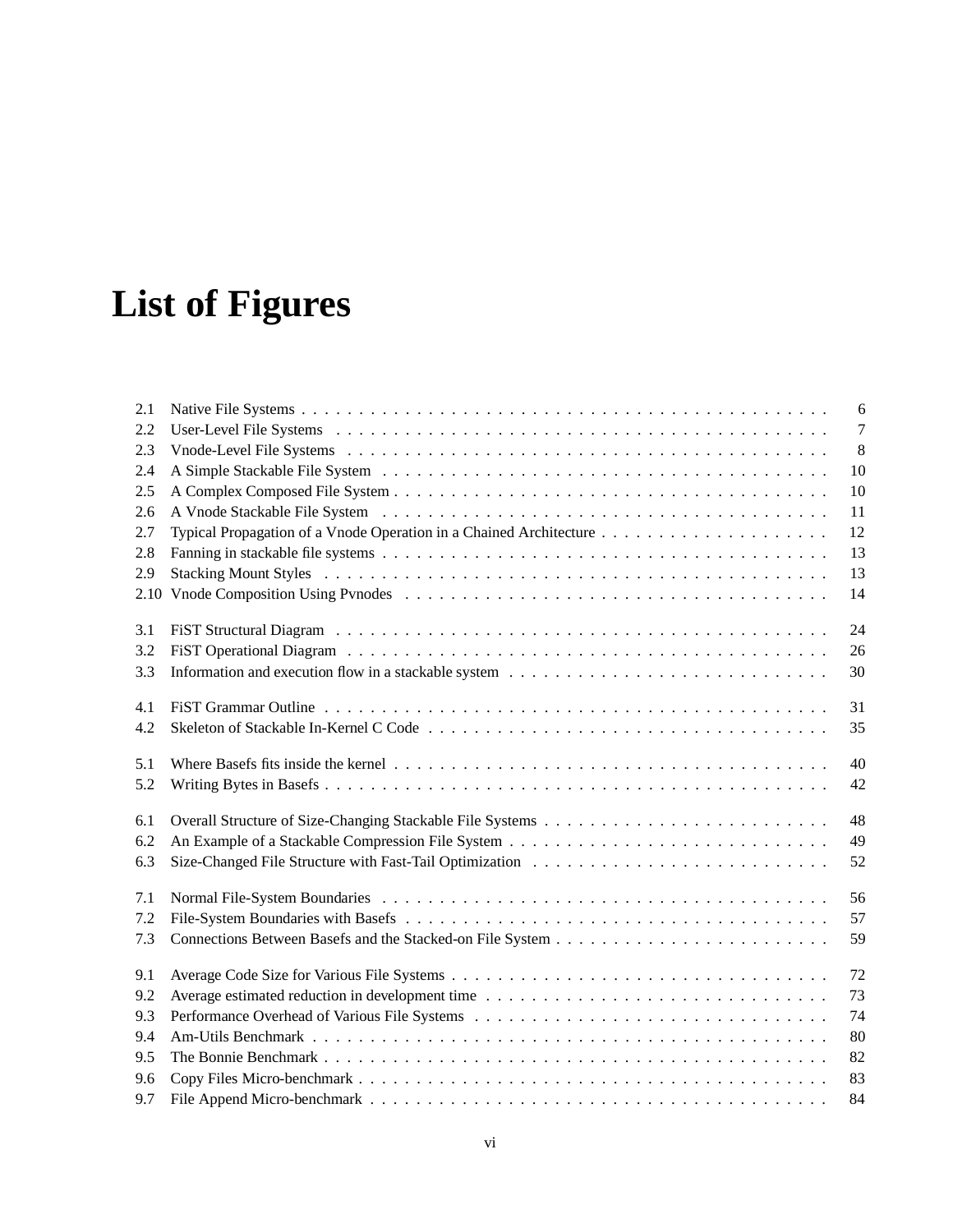# List of Figures

| | | |
|---|---|---|
| 2.1 | Native File Systems | 6 |
| 2.2 | User-Level File Systems | 7 |
| 2.3 | Vnode-Level File Systems | 8 |
| 2.4 | A Simple Stackable File System | 10 |
| 2.5 | A Complex Composed File System | 10 |
| 2.6 | A Vnode Stackable File System | 11 |
| 2.7 | Typical Propagation of a Vnode Operation in a Chained Architecture | 12 |
| 2.8 | Fanning in stackable file systems | 13 |
| 2.9 | Stacking Mount Styles | 13 |
| 2.10 | Vnode Composition Using Pvnodes | 14 |
| 3.1 | FiST Structural Diagram | 24 |
| 3.2 | FiST Operational Diagram | 26 |
| 3.3 | Information and execution flow in a stackable system | 30 |
| 4.1 | FiST Grammar Outline | 31 |
| 4.2 | Skeleton of Stackable In-Kernel C Code | 35 |
| 5.1 | Where Basefs fits inside the kernel | 40 |
| 5.2 | Writing Bytes in Basefs | 42 |
| 6.1 | Overall Structure of Size-Changing Stackable File Systems | 48 |
| 6.2 | An Example of a Stackable Compression File System | 49 |
| 6.3 | Size-Changed File Structure with Fast-Tail Optimization | 52 |
| 7.1 | Normal File-System Boundaries | 56 |
| 7.2 | File-System Boundaries with Basefs | 57 |
| 7.3 | Connections Between Basefs and the Stacked-on File System | 59 |
| 9.1 | Average Code Size for Various File Systems | 72 |
| 9.2 | Average estimated reduction in development time | 73 |
| 9.3 | Performance Overhead of Various File Systems | 74 |
| 9.4 | Am-Utils Benchmark | 80 |
| 9.5 | The Bonnie Benchmark | 82 |
| 9.6 | Copy Files Micro-benchmark | 83 |
| 9.7 | File Append Micro-benchmark | 84 |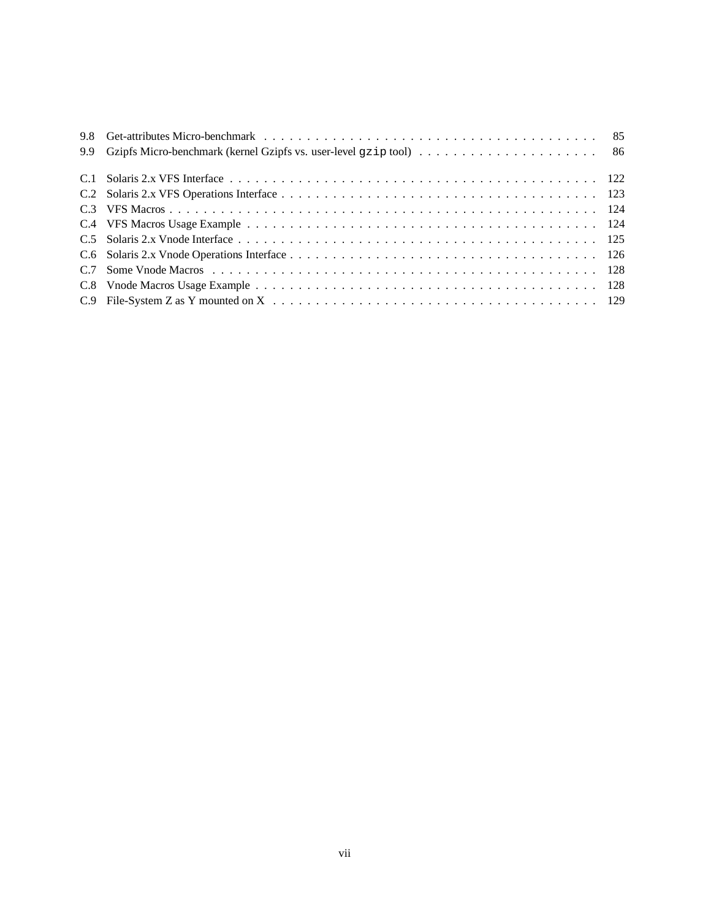9.8 Get-attributes Micro-benchmark . . . . . . . . . . . . . . . . . . . . . . . . . . . . . . . . . . . . . . . . 85
9.9 Gzipfs Micro-benchmark (kernel Gzipfs vs. user-level `gzip` tool) . . . . . . . . . . . . . . . . . . . . . . 86

C.1 Solaris 2.x VFS Interface . . . . . . . . . . . . . . . . . . . . . . . . . . . . . . . . . . . . . . . . . . . 122
C.2 Solaris 2.x VFS Operations Interface . . . . . . . . . . . . . . . . . . . . . . . . . . . . . . . . . . . . . 123
C.3 VFS Macros . . . . . . . . . . . . . . . . . . . . . . . . . . . . . . . . . . . . . . . . . . . . . . . . 124
C.4 VFS Macros Usage Example . . . . . . . . . . . . . . . . . . . . . . . . . . . . . . . . . . . . . . . . 124
C.5 Solaris 2.x Vnode Interface . . . . . . . . . . . . . . . . . . . . . . . . . . . . . . . . . . . . . . . . . 125
C.6 Solaris 2.x Vnode Operations Interface . . . . . . . . . . . . . . . . . . . . . . . . . . . . . . . . . . . 126
C.7 Some Vnode Macros . . . . . . . . . . . . . . . . . . . . . . . . . . . . . . . . . . . . . . . . . . . . 128
C.8 Vnode Macros Usage Example . . . . . . . . . . . . . . . . . . . . . . . . . . . . . . . . . . . . . . . 128
C.9 File-System Z as Y mounted on X . . . . . . . . . . . . . . . . . . . . . . . . . . . . . . . . . . . . . 129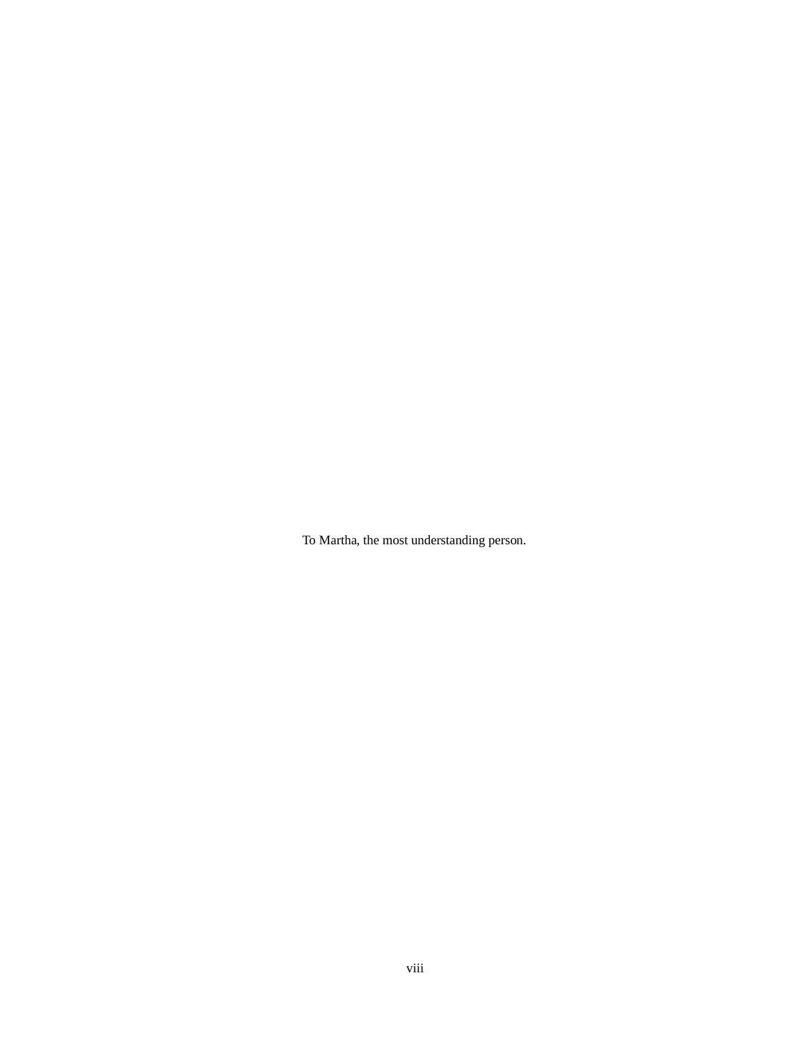To Martha, the most understanding person.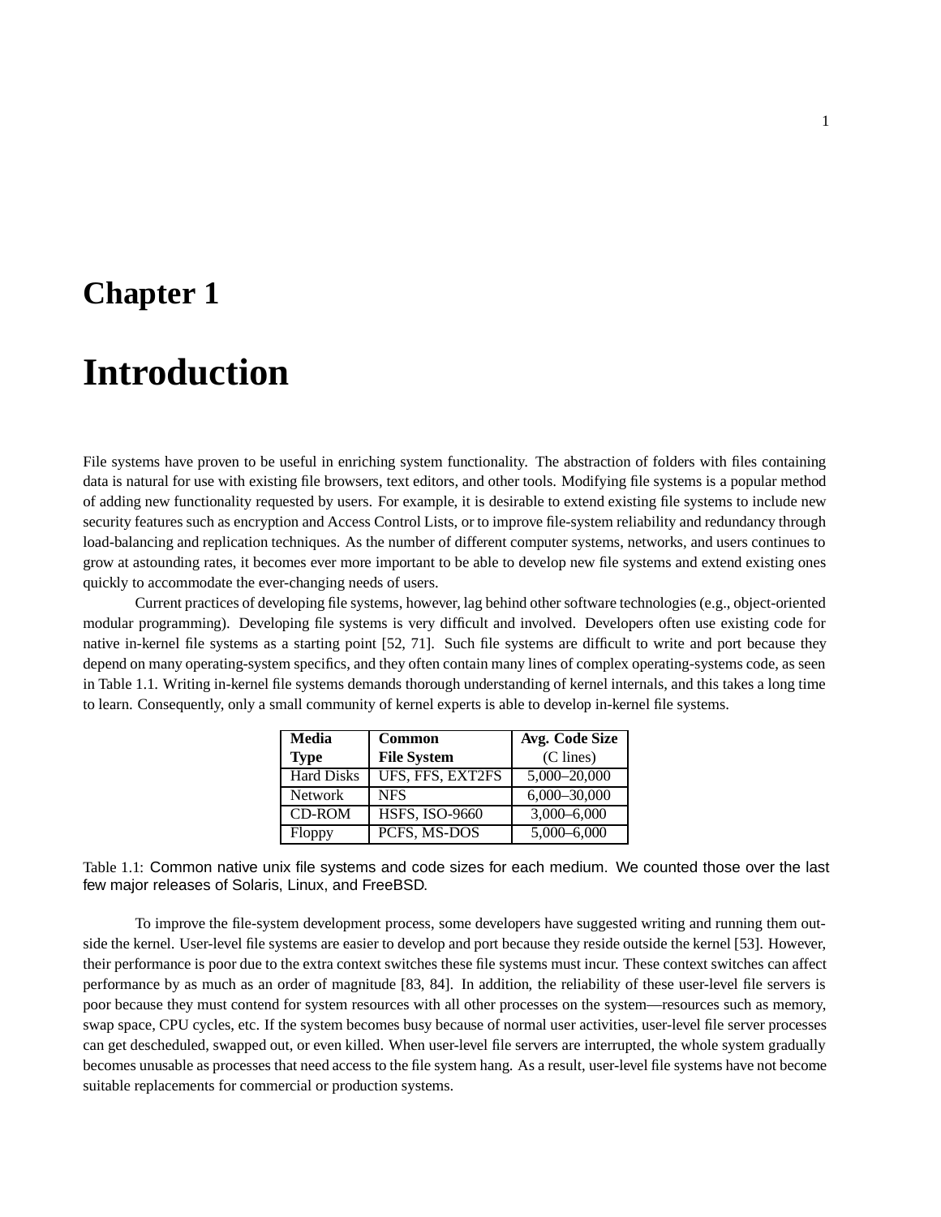# Chapter 1

# Introduction

File systems have proven to be useful in enriching system functionality. The abstraction of folders with files containing data is natural for use with existing file browsers, text editors, and other tools. Modifying file systems is a popular method of adding new functionality requested by users. For example, it is desirable to extend existing file systems to include new security features such as encryption and Access Control Lists, or to improve file-system reliability and redundancy through load-balancing and replication techniques. As the number of different computer systems, networks, and users continues to grow at astounding rates, it becomes ever more important to be able to develop new file systems and extend existing ones quickly to accommodate the ever-changing needs of users.

Current practices of developing file systems, however, lag behind other software technologies (e.g., object-oriented modular programming). Developing file systems is very difficult and involved. Developers often use existing code for native in-kernel file systems as a starting point [52, 71]. Such file systems are difficult to write and port because they depend on many operating-system specifics, and they often contain many lines of complex operating-systems code, as seen in Table 1.1. Writing in-kernel file systems demands thorough understanding of kernel internals, and this takes a long time to learn. Consequently, only a small community of kernel experts is able to develop in-kernel file systems.

| **Media Type** | **Common File System** | **Avg. Code Size** (C lines) |
|---|---|---|
| Hard Disks | UFS, FFS, EXT2FS | 5,000–20,000 |
| Network | NFS | 6,000–30,000 |
| CD-ROM | HSFS, ISO-9660 | 3,000–6,000 |
| Floppy | PCFS, MS-DOS | 5,000–6,000 |

Table 1.1: Common native unix file systems and code sizes for each medium. We counted those over the last few major releases of Solaris, Linux, and FreeBSD.

To improve the file-system development process, some developers have suggested writing and running them outside the kernel. User-level file systems are easier to develop and port because they reside outside the kernel [53]. However, their performance is poor due to the extra context switches these file systems must incur. These context switches can affect performance by as much as an order of magnitude [83, 84]. In addition, the reliability of these user-level file servers is poor because they must contend for system resources with all other processes on the system—resources such as memory, swap space, CPU cycles, etc. If the system becomes busy because of normal user activities, user-level file server processes can get descheduled, swapped out, or even killed. When user-level file servers are interrupted, the whole system gradually becomes unusable as processes that need access to the file system hang. As a result, user-level file systems have not become suitable replacements for commercial or production systems.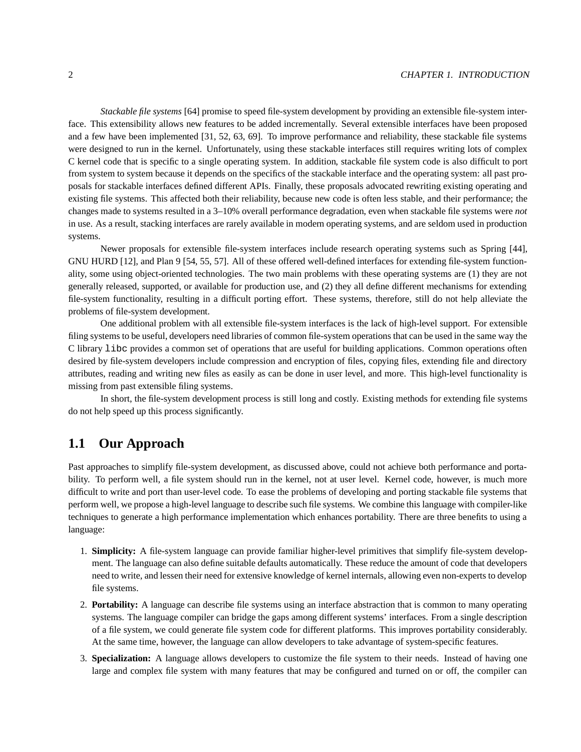*Stackable file systems* [64] promise to speed file-system development by providing an extensible file-system interface. This extensibility allows new features to be added incrementally. Several extensible interfaces have been proposed and a few have been implemented [31, 52, 63, 69]. To improve performance and reliability, these stackable file systems were designed to run in the kernel. Unfortunately, using these stackable interfaces still requires writing lots of complex C kernel code that is specific to a single operating system. In addition, stackable file system code is also difficult to port from system to system because it depends on the specifics of the stackable interface and the operating system: all past proposals for stackable interfaces defined different APIs. Finally, these proposals advocated rewriting existing operating and existing file systems. This affected both their reliability, because new code is often less stable, and their performance; the changes made to systems resulted in a 3–10% overall performance degradation, even when stackable file systems were *not* in use. As a result, stacking interfaces are rarely available in modern operating systems, and are seldom used in production systems.

Newer proposals for extensible file-system interfaces include research operating systems such as Spring [44], GNU HURD [12], and Plan 9 [54, 55, 57]. All of these offered well-defined interfaces for extending file-system functionality, some using object-oriented technologies. The two main problems with these operating systems are (1) they are not generally released, supported, or available for production use, and (2) they all define different mechanisms for extending file-system functionality, resulting in a difficult porting effort. These systems, therefore, still do not help alleviate the problems of file-system development.

One additional problem with all extensible file-system interfaces is the lack of high-level support. For extensible filing systems to be useful, developers need libraries of common file-system operations that can be used in the same way the C library `libc` provides a common set of operations that are useful for building applications. Common operations often desired by file-system developers include compression and encryption of files, copying files, extending file and directory attributes, reading and writing new files as easily as can be done in user level, and more. This high-level functionality is missing from past extensible filing systems.

In short, the file-system development process is still long and costly. Existing methods for extending file systems do not help speed up this process significantly.

## 1.1 Our Approach

Past approaches to simplify file-system development, as discussed above, could not achieve both performance and portability. To perform well, a file system should run in the kernel, not at user level. Kernel code, however, is much more difficult to write and port than user-level code. To ease the problems of developing and porting stackable file systems that perform well, we propose a high-level language to describe such file systems. We combine this language with compiler-like techniques to generate a high performance implementation which enhances portability. There are three benefits to using a language:

1. **Simplicity:** A file-system language can provide familiar higher-level primitives that simplify file-system development. The language can also define suitable defaults automatically. These reduce the amount of code that developers need to write, and lessen their need for extensive knowledge of kernel internals, allowing even non-experts to develop file systems.
2. **Portability:** A language can describe file systems using an interface abstraction that is common to many operating systems. The language compiler can bridge the gaps among different systems' interfaces. From a single description of a file system, we could generate file system code for different platforms. This improves portability considerably. At the same time, however, the language can allow developers to take advantage of system-specific features.
3. **Specialization:** A language allows developers to customize the file system to their needs. Instead of having one large and complex file system with many features that may be configured and turned on or off, the compiler can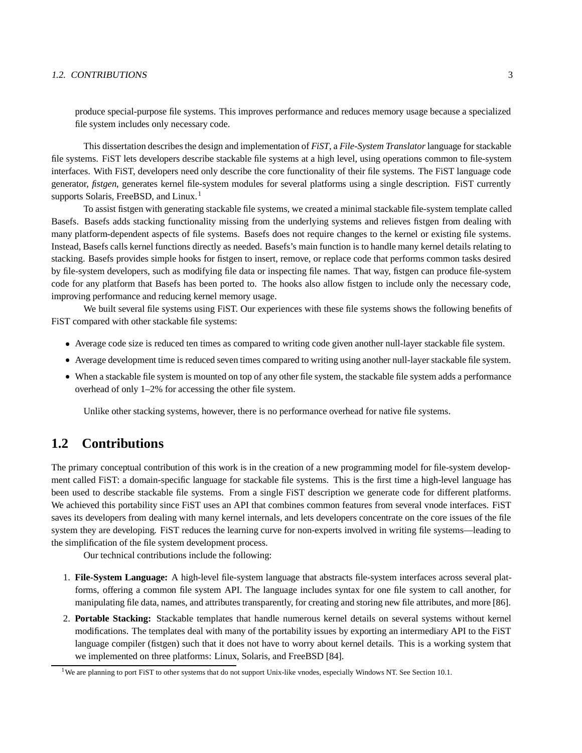produce special-purpose file systems. This improves performance and reduces memory usage because a specialized file system includes only necessary code.

This dissertation describes the design and implementation of *FiST*, a *File-System Translator* language for stackable file systems. FiST lets developers describe stackable file systems at a high level, using operations common to file-system interfaces. With FiST, developers need only describe the core functionality of their file systems. The FiST language code generator, *fistgen*, generates kernel file-system modules for several platforms using a single description. FiST currently supports Solaris, FreeBSD, and Linux.[1]

To assist fistgen with generating stackable file systems, we created a minimal stackable file-system template called Basefs. Basefs adds stacking functionality missing from the underlying systems and relieves fistgen from dealing with many platform-dependent aspects of file systems. Basefs does not require changes to the kernel or existing file systems. Instead, Basefs calls kernel functions directly as needed. Basefs's main function is to handle many kernel details relating to stacking. Basefs provides simple hooks for fistgen to insert, remove, or replace code that performs common tasks desired by file-system developers, such as modifying file data or inspecting file names. That way, fistgen can produce file-system code for any platform that Basefs has been ported to. The hooks also allow fistgen to include only the necessary code, improving performance and reducing kernel memory usage.

We built several file systems using FiST. Our experiences with these file systems shows the following benefits of FiST compared with other stackable file systems:

- Average code size is reduced ten times as compared to writing code given another null-layer stackable file system.
- Average development time is reduced seven times compared to writing using another null-layer stackable file system.
- When a stackable file system is mounted on top of any other file system, the stackable file system adds a performance overhead of only 1–2% for accessing the other file system.

Unlike other stacking systems, however, there is no performance overhead for native file systems.

## 1.2 Contributions

The primary conceptual contribution of this work is in the creation of a new programming model for file-system development called FiST: a domain-specific language for stackable file systems. This is the first time a high-level language has been used to describe stackable file systems. From a single FiST description we generate code for different platforms. We achieved this portability since FiST uses an API that combines common features from several vnode interfaces. FiST saves its developers from dealing with many kernel internals, and lets developers concentrate on the core issues of the file system they are developing. FiST reduces the learning curve for non-experts involved in writing file systems—leading to the simplification of the file system development process.

Our technical contributions include the following:

1. **File-System Language:** A high-level file-system language that abstracts file-system interfaces across several platforms, offering a common file system API. The language includes syntax for one file system to call another, for manipulating file data, names, and attributes transparently, for creating and storing new file attributes, and more [86].
2. **Portable Stacking:** Stackable templates that handle numerous kernel details on several systems without kernel modifications. The templates deal with many of the portability issues by exporting an intermediary API to the FiST language compiler (fistgen) such that it does not have to worry about kernel details. This is a working system that we implemented on three platforms: Linux, Solaris, and FreeBSD [84].

[1] We are planning to port FiST to other systems that do not support Unix-like vnodes, especially Windows NT. See Section 10.1.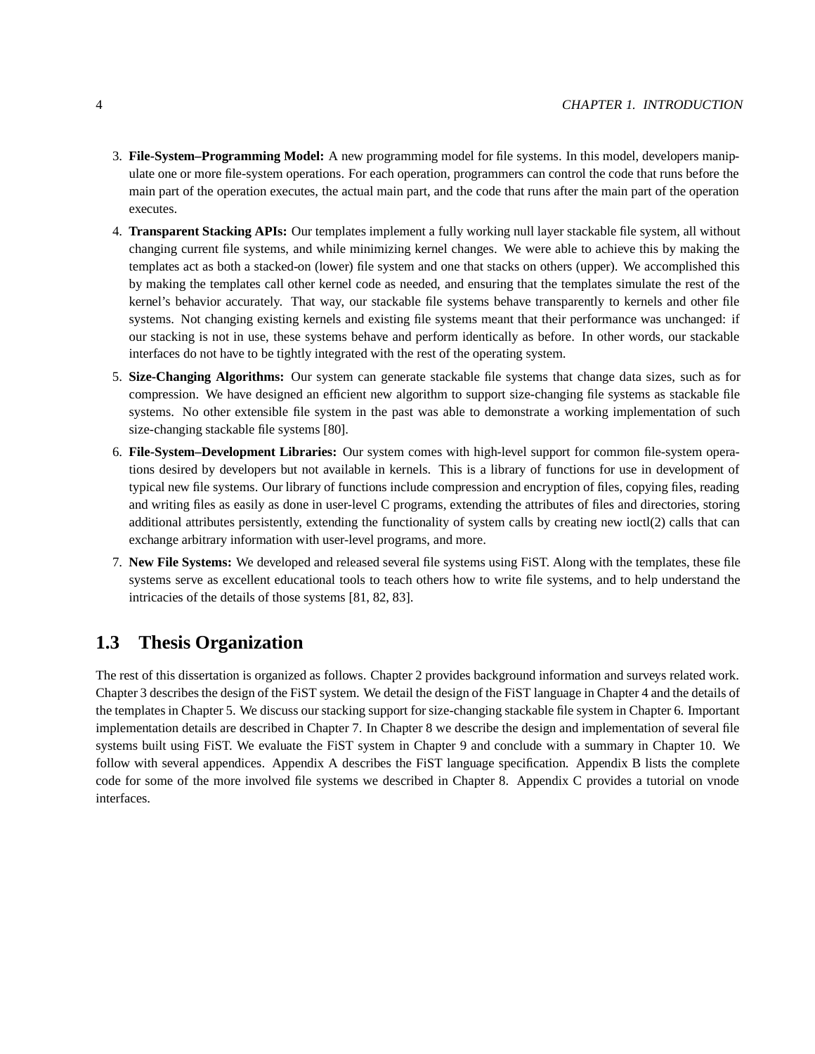3. **File-System–Programming Model:** A new programming model for file systems. In this model, developers manipulate one or more file-system operations. For each operation, programmers can control the code that runs before the main part of the operation executes, the actual main part, and the code that runs after the main part of the operation executes.

4. **Transparent Stacking APIs:** Our templates implement a fully working null layer stackable file system, all without changing current file systems, and while minimizing kernel changes. We were able to achieve this by making the templates act as both a stacked-on (lower) file system and one that stacks on others (upper). We accomplished this by making the templates call other kernel code as needed, and ensuring that the templates simulate the rest of the kernel's behavior accurately. That way, our stackable file systems behave transparently to kernels and other file systems. Not changing existing kernels and existing file systems meant that their performance was unchanged: if our stacking is not in use, these systems behave and perform identically as before. In other words, our stackable interfaces do not have to be tightly integrated with the rest of the operating system.

5. **Size-Changing Algorithms:** Our system can generate stackable file systems that change data sizes, such as for compression. We have designed an efficient new algorithm to support size-changing file systems as stackable file systems. No other extensible file system in the past was able to demonstrate a working implementation of such size-changing stackable file systems [80].

6. **File-System–Development Libraries:** Our system comes with high-level support for common file-system operations desired by developers but not available in kernels. This is a library of functions for use in development of typical new file systems. Our library of functions include compression and encryption of files, copying files, reading and writing files as easily as done in user-level C programs, extending the attributes of files and directories, storing additional attributes persistently, extending the functionality of system calls by creating new ioctl(2) calls that can exchange arbitrary information with user-level programs, and more.

7. **New File Systems:** We developed and released several file systems using FiST. Along with the templates, these file systems serve as excellent educational tools to teach others how to write file systems, and to help understand the intricacies of the details of those systems [81, 82, 83].

## 1.3 Thesis Organization

The rest of this dissertation is organized as follows. Chapter 2 provides background information and surveys related work. Chapter 3 describes the design of the FiST system. We detail the design of the FiST language in Chapter 4 and the details of the templates in Chapter 5. We discuss our stacking support for size-changing stackable file system in Chapter 6. Important implementation details are described in Chapter 7. In Chapter 8 we describe the design and implementation of several file systems built using FiST. We evaluate the FiST system in Chapter 9 and conclude with a summary in Chapter 10. We follow with several appendices. Appendix A describes the FiST language specification. Appendix B lists the complete code for some of the more involved file systems we described in Chapter 8. Appendix C provides a tutorial on vnode interfaces.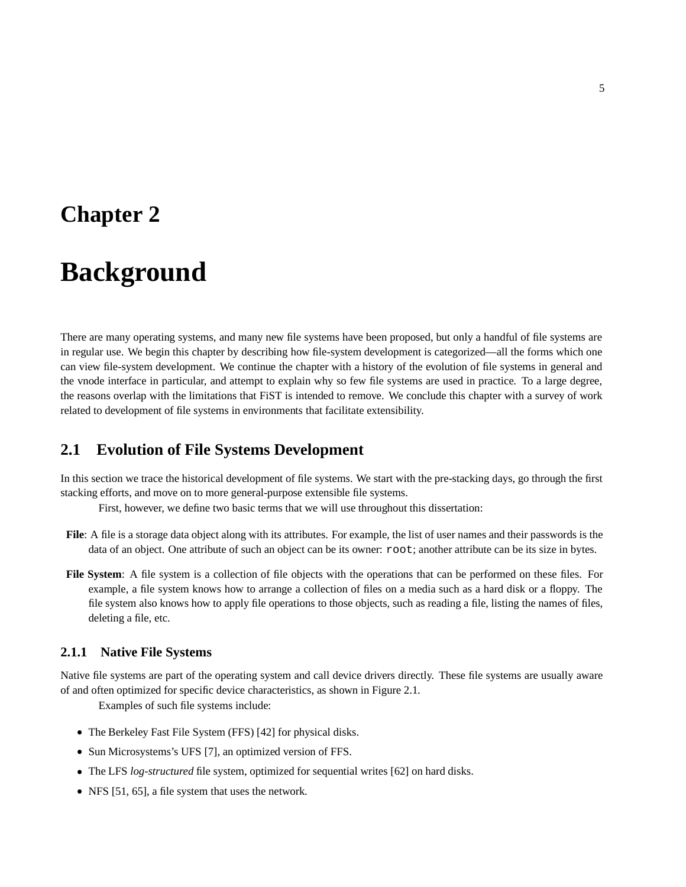# Chapter 2

# Background

There are many operating systems, and many new file systems have been proposed, but only a handful of file systems are in regular use. We begin this chapter by describing how file-system development is categorized—all the forms which one can view file-system development. We continue the chapter with a history of the evolution of file systems in general and the vnode interface in particular, and attempt to explain why so few file systems are used in practice. To a large degree, the reasons overlap with the limitations that FiST is intended to remove. We conclude this chapter with a survey of work related to development of file systems in environments that facilitate extensibility.

## 2.1 Evolution of File Systems Development

In this section we trace the historical development of file systems. We start with the pre-stacking days, go through the first stacking efforts, and move on to more general-purpose extensible file systems.

First, however, we define two basic terms that we will use throughout this dissertation:

**File**: A file is a storage data object along with its attributes. For example, the list of user names and their passwords is the data of an object. One attribute of such an object can be its owner: `root`; another attribute can be its size in bytes.

**File System**: A file system is a collection of file objects with the operations that can be performed on these files. For example, a file system knows how to arrange a collection of files on a media such as a hard disk or a floppy. The file system also knows how to apply file operations to those objects, such as reading a file, listing the names of files, deleting a file, etc.

### 2.1.1 Native File Systems

Native file systems are part of the operating system and call device drivers directly. These file systems are usually aware of and often optimized for specific device characteristics, as shown in Figure 2.1.

Examples of such file systems include:

- The Berkeley Fast File System (FFS) [42] for physical disks.
- Sun Microsystems's UFS [7], an optimized version of FFS.
- The LFS *log-structured* file system, optimized for sequential writes [62] on hard disks.
- NFS [51, 65], a file system that uses the network.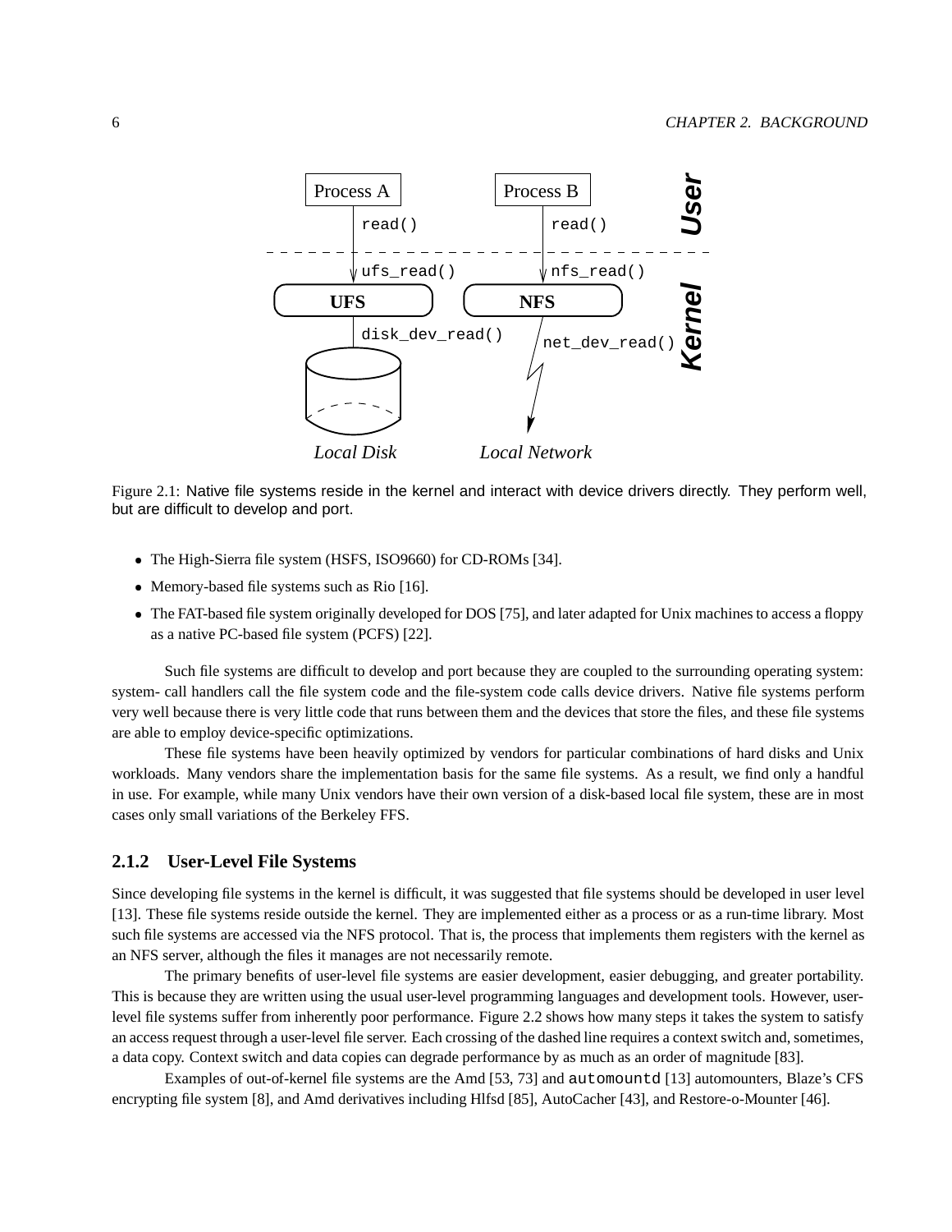Figure 2.1: Native file systems reside in the kernel and interact with device drivers directly. They perform well, but are difficult to develop and port.

- The High-Sierra file system (HSFS, ISO9660) for CD-ROMs [34].
- Memory-based file systems such as Rio [16].
- The FAT-based file system originally developed for DOS [75], and later adapted for Unix machines to access a floppy as a native PC-based file system (PCFS) [22].

Such file systems are difficult to develop and port because they are coupled to the surrounding operating system: system- call handlers call the file system code and the file-system code calls device drivers. Native file systems perform very well because there is very little code that runs between them and the devices that store the files, and these file systems are able to employ device-specific optimizations.

These file systems have been heavily optimized by vendors for particular combinations of hard disks and Unix workloads. Many vendors share the implementation basis for the same file systems. As a result, we find only a handful in use. For example, while many Unix vendors have their own version of a disk-based local file system, these are in most cases only small variations of the Berkeley FFS.

### 2.1.2 User-Level File Systems

Since developing file systems in the kernel is difficult, it was suggested that file systems should be developed in user level [13]. These file systems reside outside the kernel. They are implemented either as a process or as a run-time library. Most such file systems are accessed via the NFS protocol. That is, the process that implements them registers with the kernel as an NFS server, although the files it manages are not necessarily remote.

The primary benefits of user-level file systems are easier development, easier debugging, and greater portability. This is because they are written using the usual user-level programming languages and development tools. However, user-level file systems suffer from inherently poor performance. Figure 2.2 shows how many steps it takes the system to satisfy an access request through a user-level file server. Each crossing of the dashed line requires a context switch and, sometimes, a data copy. Context switch and data copies can degrade performance by as much as an order of magnitude [83].

Examples of out-of-kernel file systems are the Amd [53, 73] and `automountd` [13] automounters, Blaze's CFS encrypting file system [8], and Amd derivatives including Hlfsd [85], AutoCacher [43], and Restore-o-Mounter [46].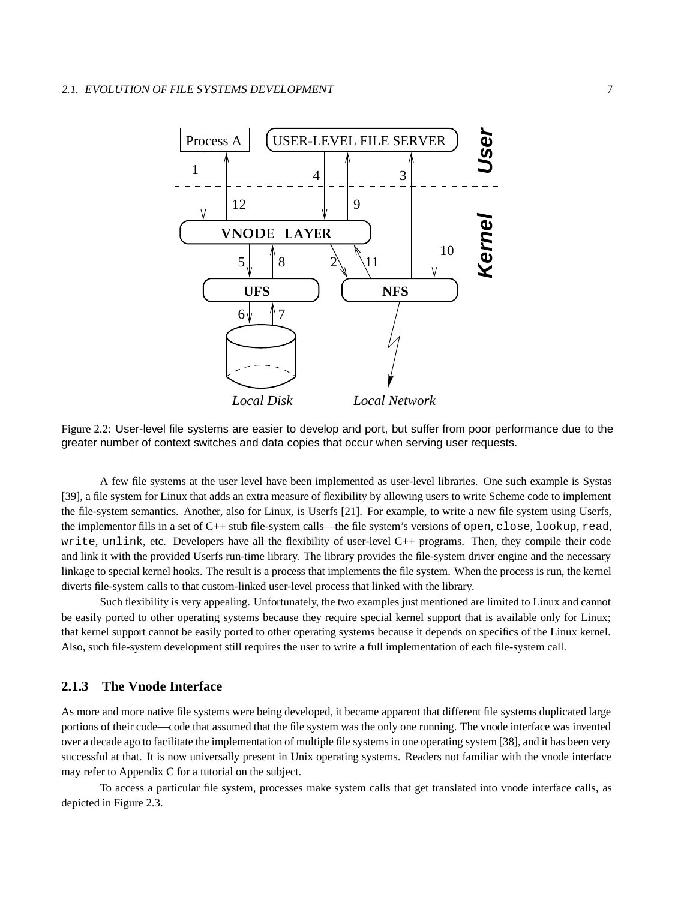Figure 2.2: User-level file systems are easier to develop and port, but suffer from poor performance due to the greater number of context switches and data copies that occur when serving user requests.

A few file systems at the user level have been implemented as user-level libraries. One such example is Systas [39], a file system for Linux that adds an extra measure of flexibility by allowing users to write Scheme code to implement the file-system semantics. Another, also for Linux, is Userfs [21]. For example, to write a new file system using Userfs, the implementor fills in a set of C++ stub file-system calls—the file system's versions of `open`, `close`, `lookup`, `read`, `write`, `unlink`, etc. Developers have all the flexibility of user-level C++ programs. Then, they compile their code and link it with the provided Userfs run-time library. The library provides the file-system driver engine and the necessary linkage to special kernel hooks. The result is a process that implements the file system. When the process is run, the kernel diverts file-system calls to that custom-linked user-level process that linked with the library.

Such flexibility is very appealing. Unfortunately, the two examples just mentioned are limited to Linux and cannot be easily ported to other operating systems because they require special kernel support that is available only for Linux; that kernel support cannot be easily ported to other operating systems because it depends on specifics of the Linux kernel. Also, such file-system development still requires the user to write a full implementation of each file-system call.

### 2.1.3 The Vnode Interface

As more and more native file systems were being developed, it became apparent that different file systems duplicated large portions of their code—code that assumed that the file system was the only one running. The vnode interface was invented over a decade ago to facilitate the implementation of multiple file systems in one operating system [38], and it has been very successful at that. It is now universally present in Unix operating systems. Readers not familiar with the vnode interface may refer to Appendix C for a tutorial on the subject.

To access a particular file system, processes make system calls that get translated into vnode interface calls, as depicted in Figure 2.3.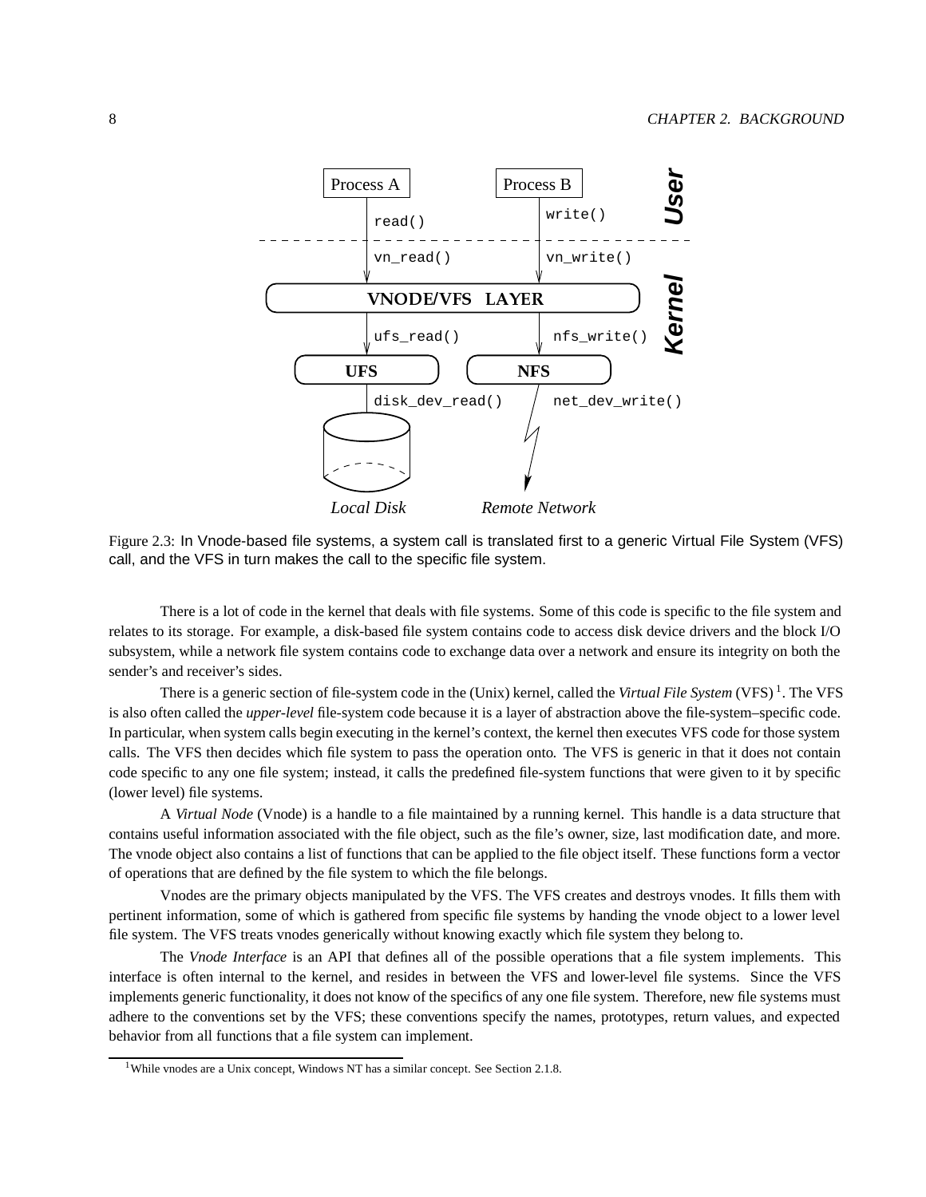Figure 2.3: In Vnode-based file systems, a system call is translated first to a generic Virtual File System (VFS) call, and the VFS in turn makes the call to the specific file system.

There is a lot of code in the kernel that deals with file systems. Some of this code is specific to the file system and relates to its storage. For example, a disk-based file system contains code to access disk device drivers and the block I/O subsystem, while a network file system contains code to exchange data over a network and ensure its integrity on both the sender's and receiver's sides.

There is a generic section of file-system code in the (Unix) kernel, called the *Virtual File System* (VFS) [1]. The VFS is also often called the *upper-level* file-system code because it is a layer of abstraction above the file-system–specific code. In particular, when system calls begin executing in the kernel's context, the kernel then executes VFS code for those system calls. The VFS then decides which file system to pass the operation onto. The VFS is generic in that it does not contain code specific to any one file system; instead, it calls the predefined file-system functions that were given to it by specific (lower level) file systems.

A *Virtual Node* (Vnode) is a handle to a file maintained by a running kernel. This handle is a data structure that contains useful information associated with the file object, such as the file's owner, size, last modification date, and more. The vnode object also contains a list of functions that can be applied to the file object itself. These functions form a vector of operations that are defined by the file system to which the file belongs.

Vnodes are the primary objects manipulated by the VFS. The VFS creates and destroys vnodes. It fills them with pertinent information, some of which is gathered from specific file systems by handing the vnode object to a lower level file system. The VFS treats vnodes generically without knowing exactly which file system they belong to.

The *Vnode Interface* is an API that defines all of the possible operations that a file system implements. This interface is often internal to the kernel, and resides in between the VFS and lower-level file systems. Since the VFS implements generic functionality, it does not know of the specifics of any one file system. Therefore, new file systems must adhere to the conventions set by the VFS; these conventions specify the names, prototypes, return values, and expected behavior from all functions that a file system can implement.

[1] While vnodes are a Unix concept, Windows NT has a similar concept. See Section 2.1.8.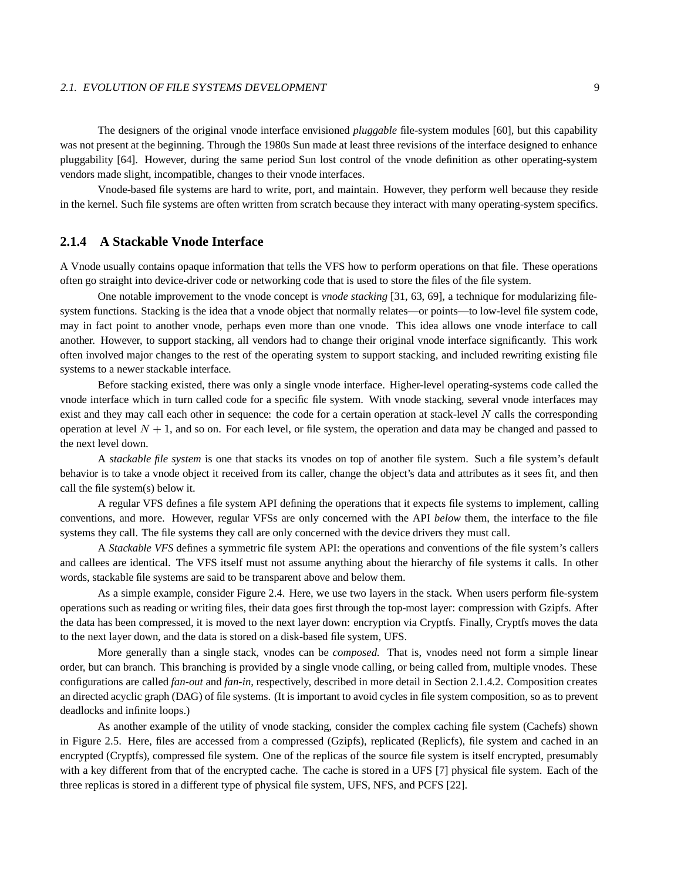The designers of the original vnode interface envisioned *pluggable* file-system modules [60], but this capability was not present at the beginning. Through the 1980s Sun made at least three revisions of the interface designed to enhance pluggability [64]. However, during the same period Sun lost control of the vnode definition as other operating-system vendors made slight, incompatible, changes to their vnode interfaces.

Vnode-based file systems are hard to write, port, and maintain. However, they perform well because they reside in the kernel. Such file systems are often written from scratch because they interact with many operating-system specifics.

### 2.1.4 A Stackable Vnode Interface

A Vnode usually contains opaque information that tells the VFS how to perform operations on that file. These operations often go straight into device-driver code or networking code that is used to store the files of the file system.

One notable improvement to the vnode concept is *vnode stacking* [31, 63, 69], a technique for modularizing file-system functions. Stacking is the idea that a vnode object that normally relates—or points—to low-level file system code, may in fact point to another vnode, perhaps even more than one vnode. This idea allows one vnode interface to call another. However, to support stacking, all vendors had to change their original vnode interface significantly. This work often involved major changes to the rest of the operating system to support stacking, and included rewriting existing file systems to a newer stackable interface.

Before stacking existed, there was only a single vnode interface. Higher-level operating-systems code called the vnode interface which in turn called code for a specific file system. With vnode stacking, several vnode interfaces may exist and they may call each other in sequence: the code for a certain operation at stack-level $N$ calls the corresponding operation at level $N + 1$, and so on. For each level, or file system, the operation and data may be changed and passed to the next level down.

A *stackable file system* is one that stacks its vnodes on top of another file system. Such a file system's default behavior is to take a vnode object it received from its caller, change the object's data and attributes as it sees fit, and then call the file system(s) below it.

A regular VFS defines a file system API defining the operations that it expects file systems to implement, calling conventions, and more. However, regular VFSs are only concerned with the API *below* them, the interface to the file systems they call. The file systems they call are only concerned with the device drivers they must call.

A *Stackable VFS* defines a symmetric file system API: the operations and conventions of the file system's callers and callees are identical. The VFS itself must not assume anything about the hierarchy of file systems it calls. In other words, stackable file systems are said to be transparent above and below them.

As a simple example, consider Figure 2.4. Here, we use two layers in the stack. When users perform file-system operations such as reading or writing files, their data goes first through the top-most layer: compression with Gzipfs. After the data has been compressed, it is moved to the next layer down: encryption via Cryptfs. Finally, Cryptfs moves the data to the next layer down, and the data is stored on a disk-based file system, UFS.

More generally than a single stack, vnodes can be *composed*. That is, vnodes need not form a simple linear order, but can branch. This branching is provided by a single vnode calling, or being called from, multiple vnodes. These configurations are called *fan-out* and *fan-in*, respectively, described in more detail in Section 2.1.4.2. Composition creates an directed acyclic graph (DAG) of file systems. (It is important to avoid cycles in file system composition, so as to prevent deadlocks and infinite loops.)

As another example of the utility of vnode stacking, consider the complex caching file system (Cachefs) shown in Figure 2.5. Here, files are accessed from a compressed (Gzipfs), replicated (Replicfs), file system and cached in an encrypted (Cryptfs), compressed file system. One of the replicas of the source file system is itself encrypted, presumably with a key different from that of the encrypted cache. The cache is stored in a UFS [7] physical file system. Each of the three replicas is stored in a different type of physical file system, UFS, NFS, and PCFS [22].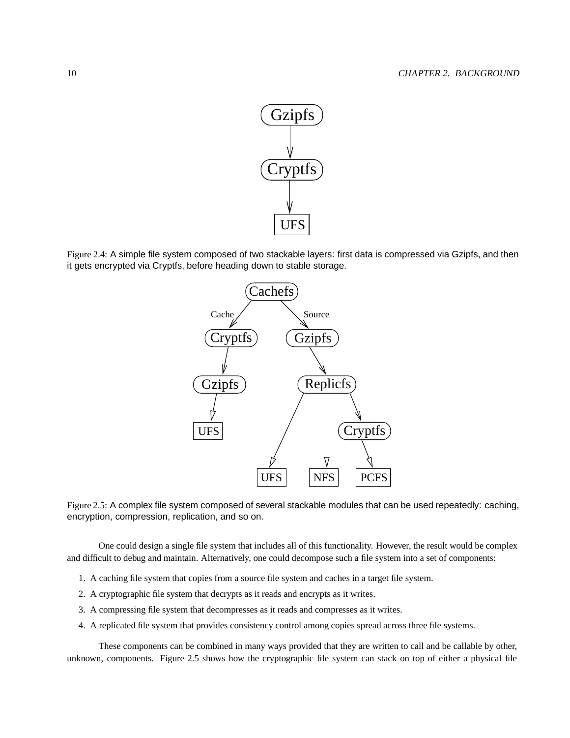Figure 2.4: A simple file system composed of two stackable layers: first data is compressed via Gzipfs, and then it gets encrypted via Cryptfs, before heading down to stable storage.

Figure 2.5: A complex file system composed of several stackable modules that can be used repeatedly: caching, encryption, compression, replication, and so on.

One could design a single file system that includes all of this functionality. However, the result would be complex and difficult to debug and maintain. Alternatively, one could decompose such a file system into a set of components:

1. A caching file system that copies from a source file system and caches in a target file system.
2. A cryptographic file system that decrypts as it reads and encrypts as it writes.
3. A compressing file system that decompresses as it reads and compresses as it writes.
4. A replicated file system that provides consistency control among copies spread across three file systems.

These components can be combined in many ways provided that they are written to call and be callable by other, unknown, components. Figure 2.5 shows how the cryptographic file system can stack on top of either a physical file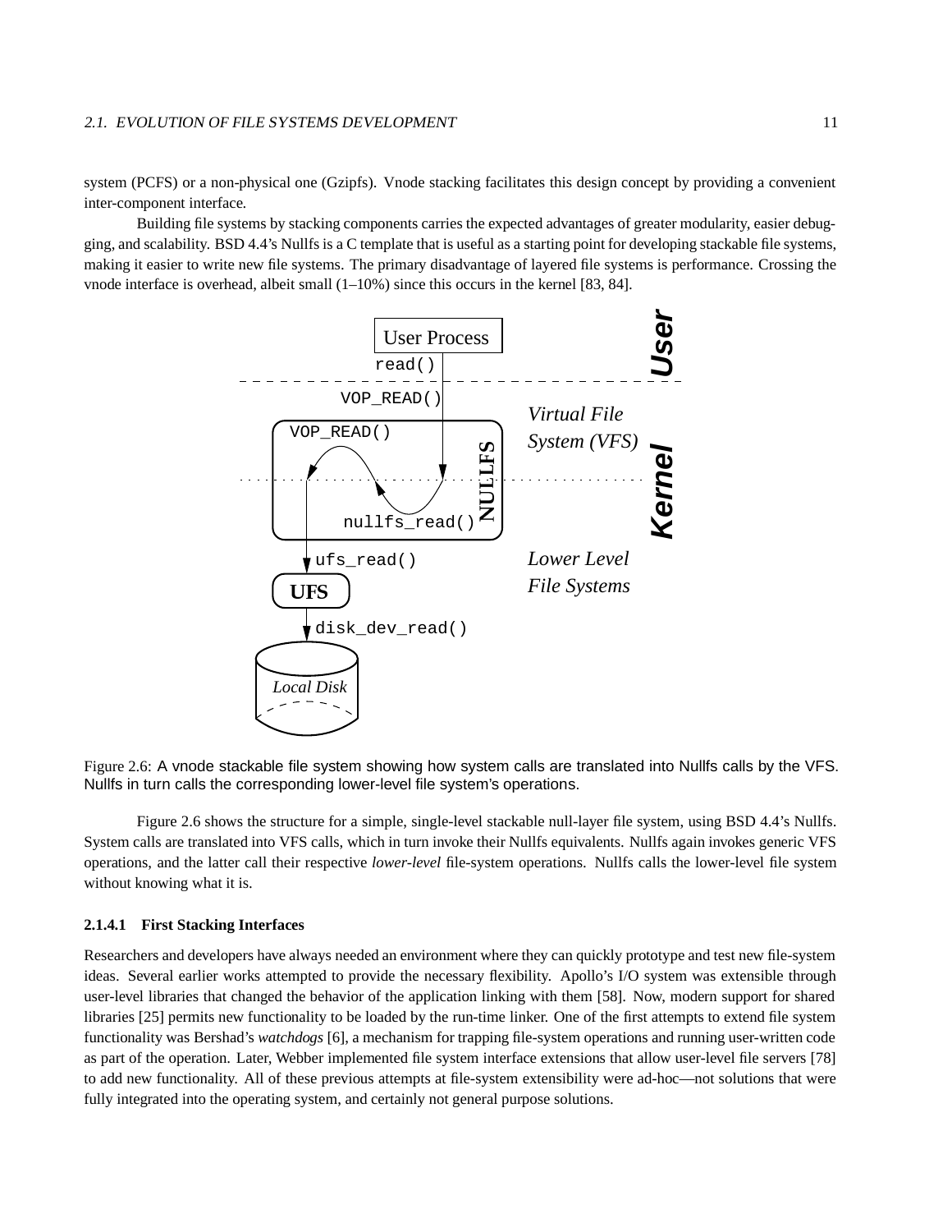system (PCFS) or a non-physical one (Gzipfs). Vnode stacking facilitates this design concept by providing a convenient inter-component interface.

Building file systems by stacking components carries the expected advantages of greater modularity, easier debugging, and scalability. BSD 4.4's Nullfs is a C template that is useful as a starting point for developing stackable file systems, making it easier to write new file systems. The primary disadvantage of layered file systems is performance. Crossing the vnode interface is overhead, albeit small (1–10%) since this occurs in the kernel [83, 84].

Figure 2.6: A vnode stackable file system showing how system calls are translated into Nullfs calls by the VFS. Nullfs in turn calls the corresponding lower-level file system's operations.

Figure 2.6 shows the structure for a simple, single-level stackable null-layer file system, using BSD 4.4's Nullfs. System calls are translated into VFS calls, which in turn invoke their Nullfs equivalents. Nullfs again invokes generic VFS operations, and the latter call their respective *lower-level* file-system operations. Nullfs calls the lower-level file system without knowing what it is.

#### 2.1.4.1 First Stacking Interfaces

Researchers and developers have always needed an environment where they can quickly prototype and test new file-system ideas. Several earlier works attempted to provide the necessary flexibility. Apollo's I/O system was extensible through user-level libraries that changed the behavior of the application linking with them [58]. Now, modern support for shared libraries [25] permits new functionality to be loaded by the run-time linker. One of the first attempts to extend file system functionality was Bershad's *watchdogs* [6], a mechanism for trapping file-system operations and running user-written code as part of the operation. Later, Webber implemented file system interface extensions that allow user-level file servers [78] to add new functionality. All of these previous attempts at file-system extensibility were ad-hoc—not solutions that were fully integrated into the operating system, and certainly not general purpose solutions.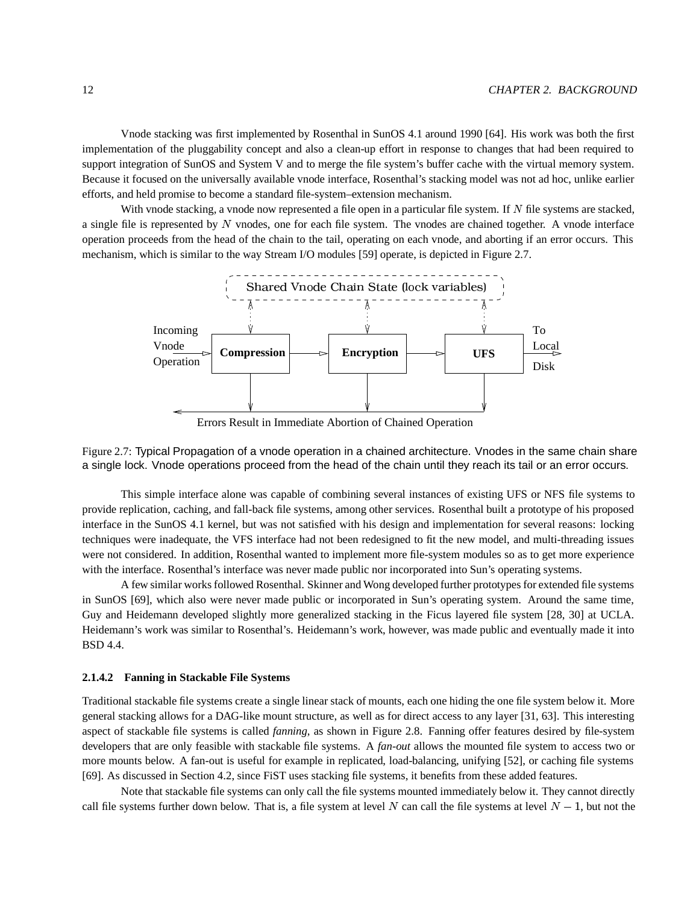Vnode stacking was first implemented by Rosenthal in SunOS 4.1 around 1990 [64]. His work was both the first implementation of the pluggability concept and also a clean-up effort in response to changes that had been required to support integration of SunOS and System V and to merge the file system's buffer cache with the virtual memory system. Because it focused on the universally available vnode interface, Rosenthal's stacking model was not ad hoc, unlike earlier efforts, and held promise to become a standard file-system–extension mechanism.

With vnode stacking, a vnode now represented a file open in a particular file system. If $N$ file systems are stacked, a single file is represented by $N$ vnodes, one for each file system. The vnodes are chained together. A vnode interface operation proceeds from the head of the chain to the tail, operating on each vnode, and aborting if an error occurs. This mechanism, which is similar to the way Stream I/O modules [59] operate, is depicted in Figure 2.7.

Shared Vnode Chain State (lock variables)

Incoming Vnode Operation → **Compression** → **Encryption** → **UFS** → To Local Disk

Errors Result in Immediate Abortion of Chained Operation

Figure 2.7: Typical Propagation of a vnode operation in a chained architecture. Vnodes in the same chain share a single lock. Vnode operations proceed from the head of the chain until they reach its tail or an error occurs.

This simple interface alone was capable of combining several instances of existing UFS or NFS file systems to provide replication, caching, and fall-back file systems, among other services. Rosenthal built a prototype of his proposed interface in the SunOS 4.1 kernel, but was not satisfied with his design and implementation for several reasons: locking techniques were inadequate, the VFS interface had not been redesigned to fit the new model, and multi-threading issues were not considered. In addition, Rosenthal wanted to implement more file-system modules so as to get more experience with the interface. Rosenthal's interface was never made public nor incorporated into Sun's operating systems.

A few similar works followed Rosenthal. Skinner and Wong developed further prototypes for extended file systems in SunOS [69], which also were never made public or incorporated in Sun's operating system. Around the same time, Guy and Heidemann developed slightly more generalized stacking in the Ficus layered file system [28, 30] at UCLA. Heidemann's work was similar to Rosenthal's. Heidemann's work, however, was made public and eventually made it into BSD 4.4.

#### 2.1.4.2 Fanning in Stackable File Systems

Traditional stackable file systems create a single linear stack of mounts, each one hiding the one file system below it. More general stacking allows for a DAG-like mount structure, as well as for direct access to any layer [31, 63]. This interesting aspect of stackable file systems is called *fanning*, as shown in Figure 2.8. Fanning offer features desired by file-system developers that are only feasible with stackable file systems. A *fan-out* allows the mounted file system to access two or more mounts below. A fan-out is useful for example in replicated, load-balancing, unifying [52], or caching file systems [69]. As discussed in Section 4.2, since FiST uses stacking file systems, it benefits from these added features.

Note that stackable file systems can only call the file systems mounted immediately below it. They cannot directly call file systems further down below. That is, a file system at level $N$ can call the file systems at level $N-1$, but not the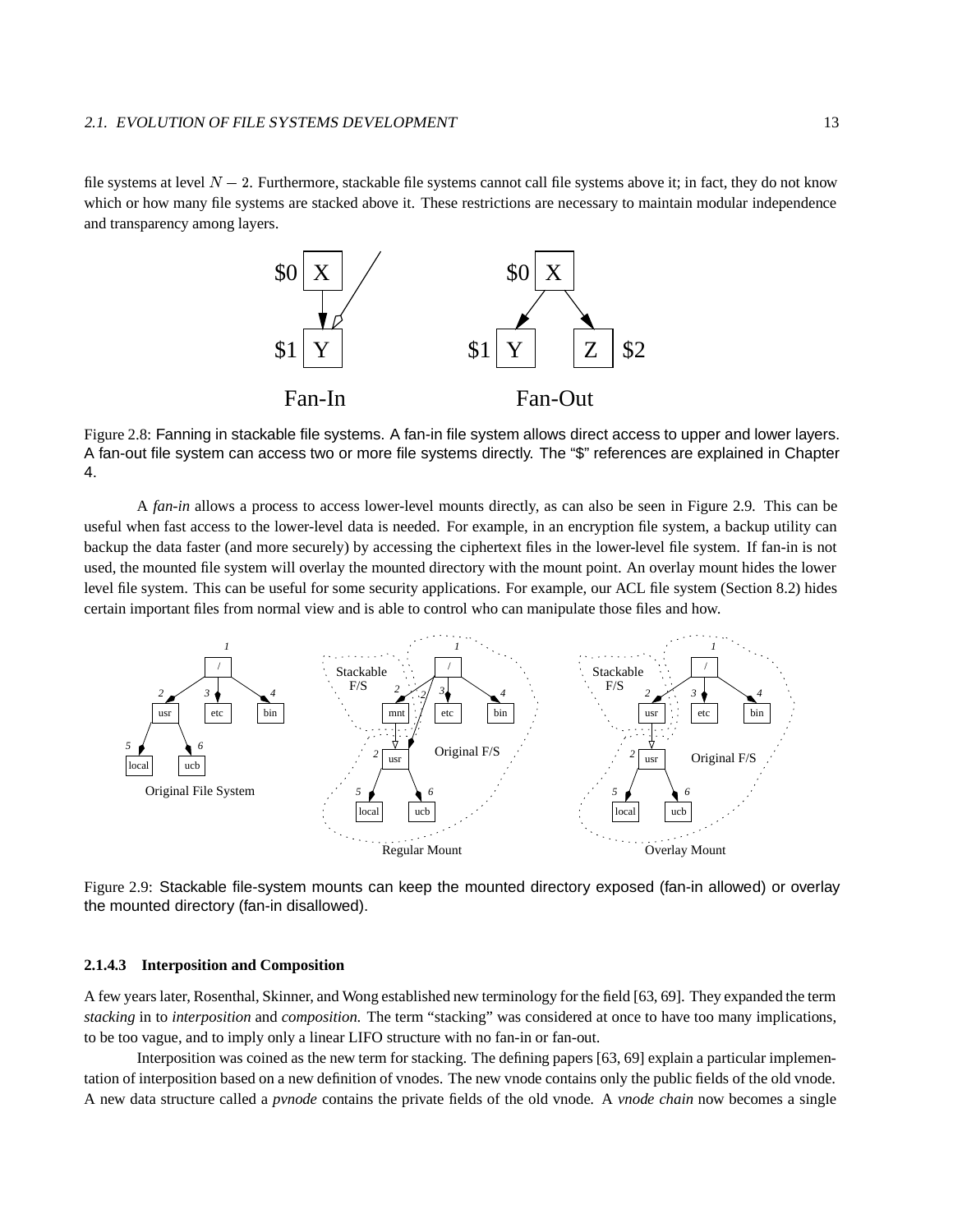file systems at level $N-2$. Furthermore, stackable file systems cannot call file systems above it; in fact, they do not know which or how many file systems are stacked above it. These restrictions are necessary to maintain modular independence and transparency among layers.

Figure 2.8: Fanning in stackable file systems. A fan-in file system allows direct access to upper and lower layers. A fan-out file system can access two or more file systems directly. The "$" references are explained in Chapter 4.

A *fan-in* allows a process to access lower-level mounts directly, as can also be seen in Figure 2.9. This can be useful when fast access to the lower-level data is needed. For example, in an encryption file system, a backup utility can backup the data faster (and more securely) by accessing the ciphertext files in the lower-level file system. If fan-in is not used, the mounted file system will overlay the mounted directory with the mount point. An overlay mount hides the lower level file system. This can be useful for some security applications. For example, our ACL file system (Section 8.2) hides certain important files from normal view and is able to control who can manipulate those files and how.

Figure 2.9: Stackable file-system mounts can keep the mounted directory exposed (fan-in allowed) or overlay the mounted directory (fan-in disallowed).

#### 2.1.4.3 Interposition and Composition

A few years later, Rosenthal, Skinner, and Wong established new terminology for the field [63, 69]. They expanded the term *stacking* in to *interposition* and *composition.* The term "stacking" was considered at once to have too many implications, to be too vague, and to imply only a linear LIFO structure with no fan-in or fan-out.

Interposition was coined as the new term for stacking. The defining papers [63, 69] explain a particular implementation of interposition based on a new definition of vnodes. The new vnode contains only the public fields of the old vnode. A new data structure called a *pvnode* contains the private fields of the old vnode. A *vnode chain* now becomes a single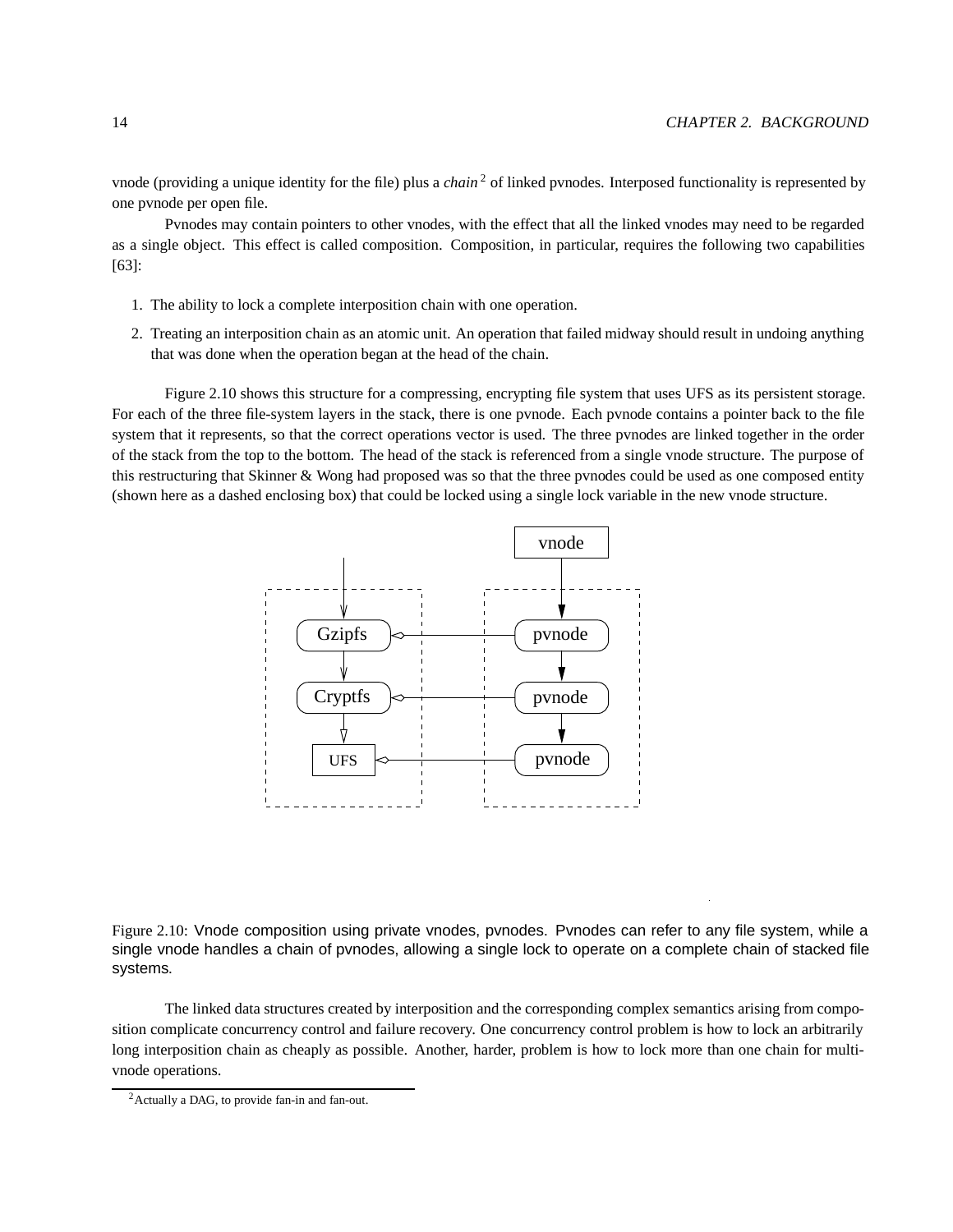vnode (providing a unique identity for the file) plus a *chain* [2] of linked pvnodes. Interposed functionality is represented by one pvnode per open file.

Pvnodes may contain pointers to other vnodes, with the effect that all the linked vnodes may need to be regarded as a single object. This effect is called composition. Composition, in particular, requires the following two capabilities [63]:

1. The ability to lock a complete interposition chain with one operation.
2. Treating an interposition chain as an atomic unit. An operation that failed midway should result in undoing anything that was done when the operation began at the head of the chain.

Figure 2.10 shows this structure for a compressing, encrypting file system that uses UFS as its persistent storage. For each of the three file-system layers in the stack, there is one pvnode. Each pvnode contains a pointer back to the file system that it represents, so that the correct operations vector is used. The three pvnodes are linked together in the order of the stack from the top to the bottom. The head of the stack is referenced from a single vnode structure. The purpose of this restructuring that Skinner & Wong had proposed was so that the three pvnodes could be used as one composed entity (shown here as a dashed enclosing box) that could be locked using a single lock variable in the new vnode structure.

Figure 2.10: Vnode composition using private vnodes, pvnodes. Pvnodes can refer to any file system, while a single vnode handles a chain of pvnodes, allowing a single lock to operate on a complete chain of stacked file systems.

The linked data structures created by interposition and the corresponding complex semantics arising from composition complicate concurrency control and failure recovery. One concurrency control problem is how to lock an arbitrarily long interposition chain as cheaply as possible. Another, harder, problem is how to lock more than one chain for multi-vnode operations.

[2] Actually a DAG, to provide fan-in and fan-out.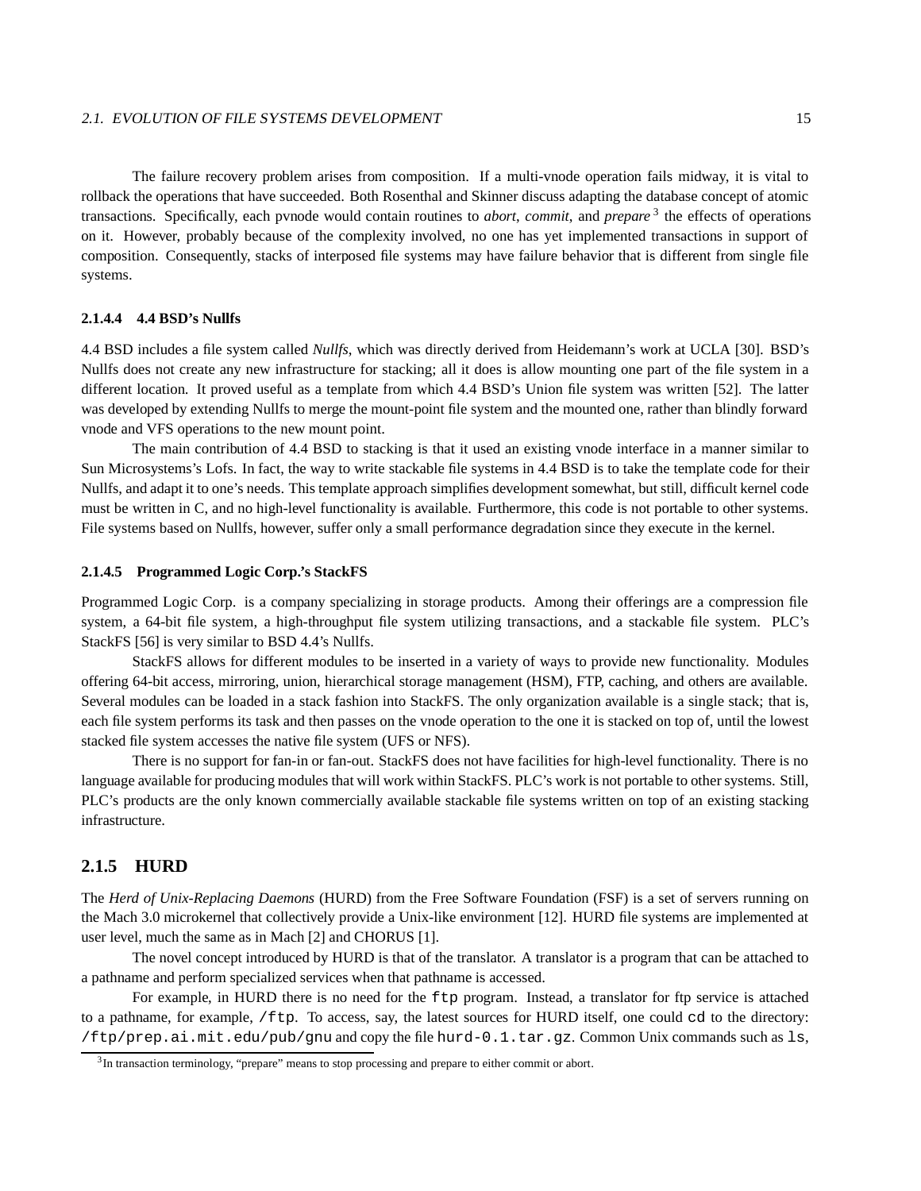The failure recovery problem arises from composition. If a multi-vnode operation fails midway, it is vital to rollback the operations that have succeeded. Both Rosenthal and Skinner discuss adapting the database concept of atomic transactions. Specifically, each pvnode would contain routines to *abort*, *commit*, and *prepare* [3] the effects of operations on it. However, probably because of the complexity involved, no one has yet implemented transactions in support of composition. Consequently, stacks of interposed file systems may have failure behavior that is different from single file systems.

#### 2.1.4.4 4.4 BSD's Nullfs

4.4 BSD includes a file system called *Nullfs*, which was directly derived from Heidemann's work at UCLA [30]. BSD's Nullfs does not create any new infrastructure for stacking; all it does is allow mounting one part of the file system in a different location. It proved useful as a template from which 4.4 BSD's Union file system was written [52]. The latter was developed by extending Nullfs to merge the mount-point file system and the mounted one, rather than blindly forward vnode and VFS operations to the new mount point.

The main contribution of 4.4 BSD to stacking is that it used an existing vnode interface in a manner similar to Sun Microsystems's Lofs. In fact, the way to write stackable file systems in 4.4 BSD is to take the template code for their Nullfs, and adapt it to one's needs. This template approach simplifies development somewhat, but still, difficult kernel code must be written in C, and no high-level functionality is available. Furthermore, this code is not portable to other systems. File systems based on Nullfs, however, suffer only a small performance degradation since they execute in the kernel.

#### 2.1.4.5 Programmed Logic Corp.'s StackFS

Programmed Logic Corp. is a company specializing in storage products. Among their offerings are a compression file system, a 64-bit file system, a high-throughput file system utilizing transactions, and a stackable file system. PLC's StackFS [56] is very similar to BSD 4.4's Nullfs.

StackFS allows for different modules to be inserted in a variety of ways to provide new functionality. Modules offering 64-bit access, mirroring, union, hierarchical storage management (HSM), FTP, caching, and others are available. Several modules can be loaded in a stack fashion into StackFS. The only organization available is a single stack; that is, each file system performs its task and then passes on the vnode operation to the one it is stacked on top of, until the lowest stacked file system accesses the native file system (UFS or NFS).

There is no support for fan-in or fan-out. StackFS does not have facilities for high-level functionality. There is no language available for producing modules that will work within StackFS. PLC's work is not portable to other systems. Still, PLC's products are the only known commercially available stackable file systems written on top of an existing stacking infrastructure.

### 2.1.5 HURD

The *Herd of Unix-Replacing Daemons* (HURD) from the Free Software Foundation (FSF) is a set of servers running on the Mach 3.0 microkernel that collectively provide a Unix-like environment [12]. HURD file systems are implemented at user level, much the same as in Mach [2] and CHORUS [1].

The novel concept introduced by HURD is that of the translator. A translator is a program that can be attached to a pathname and perform specialized services when that pathname is accessed.

For example, in HURD there is no need for the `ftp` program. Instead, a translator for ftp service is attached to a pathname, for example, `/ftp`. To access, say, the latest sources for HURD itself, one could `cd` to the directory: `/ftp/prep.ai.mit.edu/pub/gnu` and copy the file `hurd-0.1.tar.gz`. Common Unix commands such as `ls`,

[3] In transaction terminology, "prepare" means to stop processing and prepare to either commit or abort.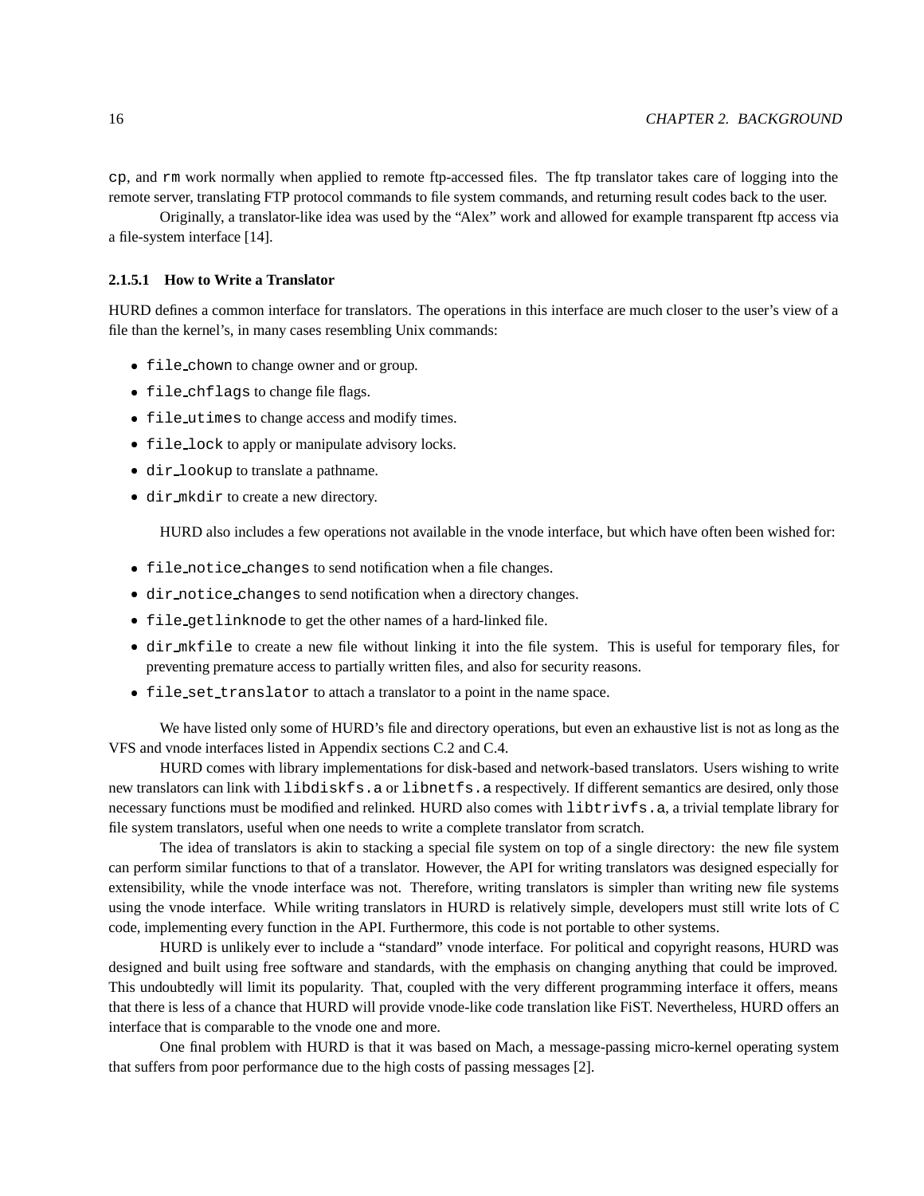cp, and rm work normally when applied to remote ftp-accessed files. The ftp translator takes care of logging into the remote server, translating FTP protocol commands to file system commands, and returning result codes back to the user.

Originally, a translator-like idea was used by the "Alex" work and allowed for example transparent ftp access via a file-system interface [14].

#### 2.1.5.1 How to Write a Translator

HURD defines a common interface for translators. The operations in this interface are much closer to the user's view of a file than the kernel's, in many cases resembling Unix commands:

- `file_chown` to change owner and or group.
- `file_chflags` to change file flags.
- `file_utimes` to change access and modify times.
- `file_lock` to apply or manipulate advisory locks.
- `dir_lookup` to translate a pathname.
- `dir_mkdir` to create a new directory.

HURD also includes a few operations not available in the vnode interface, but which have often been wished for:

- `file_notice_changes` to send notification when a file changes.
- `dir_notice_changes` to send notification when a directory changes.
- `file_getlinknode` to get the other names of a hard-linked file.
- `dir_mkfile` to create a new file without linking it into the file system. This is useful for temporary files, for preventing premature access to partially written files, and also for security reasons.
- `file_set_translator` to attach a translator to a point in the name space.

We have listed only some of HURD's file and directory operations, but even an exhaustive list is not as long as the VFS and vnode interfaces listed in Appendix sections C.2 and C.4.

HURD comes with library implementations for disk-based and network-based translators. Users wishing to write new translators can link with `libdiskfs.a` or `libnetfs.a` respectively. If different semantics are desired, only those necessary functions must be modified and relinked. HURD also comes with `libtrivfs.a`, a trivial template library for file system translators, useful when one needs to write a complete translator from scratch.

The idea of translators is akin to stacking a special file system on top of a single directory: the new file system can perform similar functions to that of a translator. However, the API for writing translators was designed especially for extensibility, while the vnode interface was not. Therefore, writing translators is simpler than writing new file systems using the vnode interface. While writing translators in HURD is relatively simple, developers must still write lots of C code, implementing every function in the API. Furthermore, this code is not portable to other systems.

HURD is unlikely ever to include a "standard" vnode interface. For political and copyright reasons, HURD was designed and built using free software and standards, with the emphasis on changing anything that could be improved. This undoubtedly will limit its popularity. That, coupled with the very different programming interface it offers, means that there is less of a chance that HURD will provide vnode-like code translation like FiST. Nevertheless, HURD offers an interface that is comparable to the vnode one and more.

One final problem with HURD is that it was based on Mach, a message-passing micro-kernel operating system that suffers from poor performance due to the high costs of passing messages [2].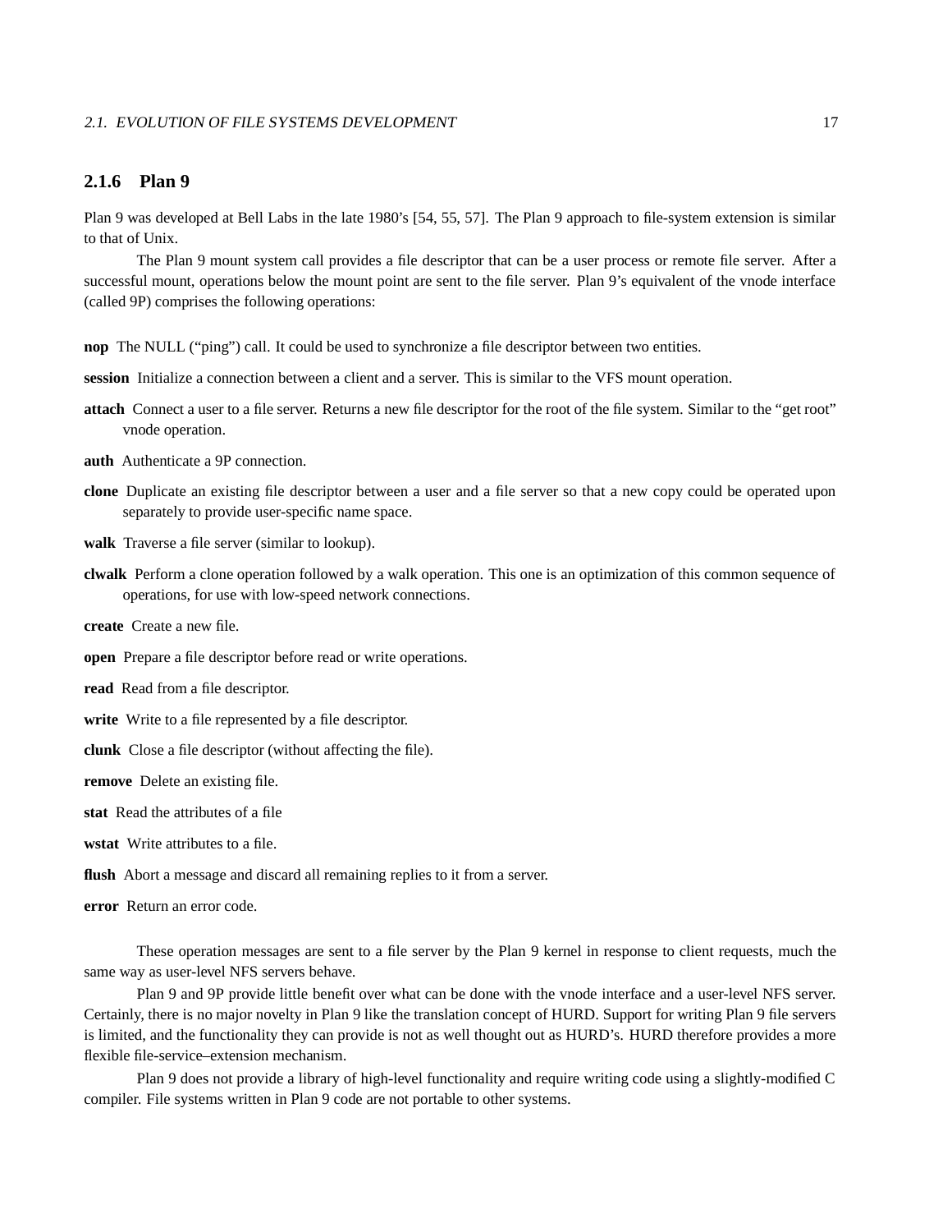### 2.1.6 Plan 9

Plan 9 was developed at Bell Labs in the late 1980's [54, 55, 57]. The Plan 9 approach to file-system extension is similar to that of Unix.

The Plan 9 mount system call provides a file descriptor that can be a user process or remote file server. After a successful mount, operations below the mount point are sent to the file server. Plan 9's equivalent of the vnode interface (called 9P) comprises the following operations:

**nop** The NULL ("ping") call. It could be used to synchronize a file descriptor between two entities.

**session** Initialize a connection between a client and a server. This is similar to the VFS mount operation.

**attach** Connect a user to a file server. Returns a new file descriptor for the root of the file system. Similar to the "get root" vnode operation.

**auth** Authenticate a 9P connection.

**clone** Duplicate an existing file descriptor between a user and a file server so that a new copy could be operated upon separately to provide user-specific name space.

**walk** Traverse a file server (similar to lookup).

**clwalk** Perform a clone operation followed by a walk operation. This one is an optimization of this common sequence of operations, for use with low-speed network connections.

**create** Create a new file.

**open** Prepare a file descriptor before read or write operations.

**read** Read from a file descriptor.

**write** Write to a file represented by a file descriptor.

**clunk** Close a file descriptor (without affecting the file).

**remove** Delete an existing file.

**stat** Read the attributes of a file

**wstat** Write attributes to a file.

**flush** Abort a message and discard all remaining replies to it from a server.

**error** Return an error code.

These operation messages are sent to a file server by the Plan 9 kernel in response to client requests, much the same way as user-level NFS servers behave.

Plan 9 and 9P provide little benefit over what can be done with the vnode interface and a user-level NFS server. Certainly, there is no major novelty in Plan 9 like the translation concept of HURD. Support for writing Plan 9 file servers is limited, and the functionality they can provide is not as well thought out as HURD's. HURD therefore provides a more flexible file-service–extension mechanism.

Plan 9 does not provide a library of high-level functionality and require writing code using a slightly-modified C compiler. File systems written in Plan 9 code are not portable to other systems.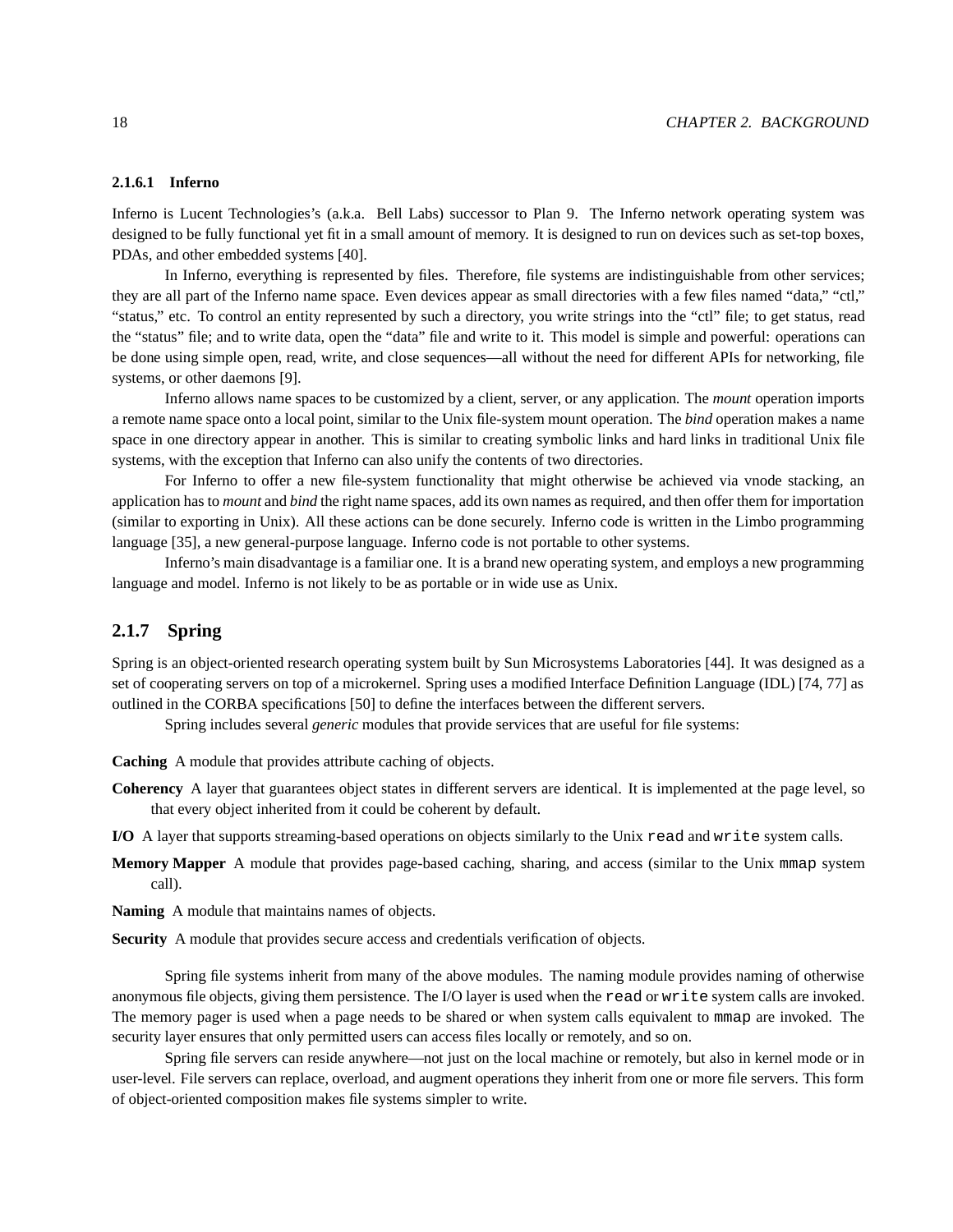#### 2.1.6.1 Inferno

Inferno is Lucent Technologies's (a.k.a. Bell Labs) successor to Plan 9. The Inferno network operating system was designed to be fully functional yet fit in a small amount of memory. It is designed to run on devices such as set-top boxes, PDAs, and other embedded systems [40].

In Inferno, everything is represented by files. Therefore, file systems are indistinguishable from other services; they are all part of the Inferno name space. Even devices appear as small directories with a few files named "data," "ctl," "status," etc. To control an entity represented by such a directory, you write strings into the "ctl" file; to get status, read the "status" file; and to write data, open the "data" file and write to it. This model is simple and powerful: operations can be done using simple open, read, write, and close sequences—all without the need for different APIs for networking, file systems, or other daemons [9].

Inferno allows name spaces to be customized by a client, server, or any application. The *mount* operation imports a remote name space onto a local point, similar to the Unix file-system mount operation. The *bind* operation makes a name space in one directory appear in another. This is similar to creating symbolic links and hard links in traditional Unix file systems, with the exception that Inferno can also unify the contents of two directories.

For Inferno to offer a new file-system functionality that might otherwise be achieved via vnode stacking, an application has to *mount* and *bind* the right name spaces, add its own names as required, and then offer them for importation (similar to exporting in Unix). All these actions can be done securely. Inferno code is written in the Limbo programming language [35], a new general-purpose language. Inferno code is not portable to other systems.

Inferno's main disadvantage is a familiar one. It is a brand new operating system, and employs a new programming language and model. Inferno is not likely to be as portable or in wide use as Unix.

### 2.1.7 Spring

Spring is an object-oriented research operating system built by Sun Microsystems Laboratories [44]. It was designed as a set of cooperating servers on top of a microkernel. Spring uses a modified Interface Definition Language (IDL) [74, 77] as outlined in the CORBA specifications [50] to define the interfaces between the different servers.

Spring includes several *generic* modules that provide services that are useful for file systems:

**Caching** A module that provides attribute caching of objects.

**Coherency** A layer that guarantees object states in different servers are identical. It is implemented at the page level, so that every object inherited from it could be coherent by default.

**I/O** A layer that supports streaming-based operations on objects similarly to the Unix `read` and `write` system calls.

**Memory Mapper** A module that provides page-based caching, sharing, and access (similar to the Unix `mmap` system call).

**Naming** A module that maintains names of objects.

**Security** A module that provides secure access and credentials verification of objects.

Spring file systems inherit from many of the above modules. The naming module provides naming of otherwise anonymous file objects, giving them persistence. The I/O layer is used when the `read` or `write` system calls are invoked. The memory pager is used when a page needs to be shared or when system calls equivalent to `mmap` are invoked. The security layer ensures that only permitted users can access files locally or remotely, and so on.

Spring file servers can reside anywhere—not just on the local machine or remotely, but also in kernel mode or in user-level. File servers can replace, overload, and augment operations they inherit from one or more file servers. This form of object-oriented composition makes file systems simpler to write.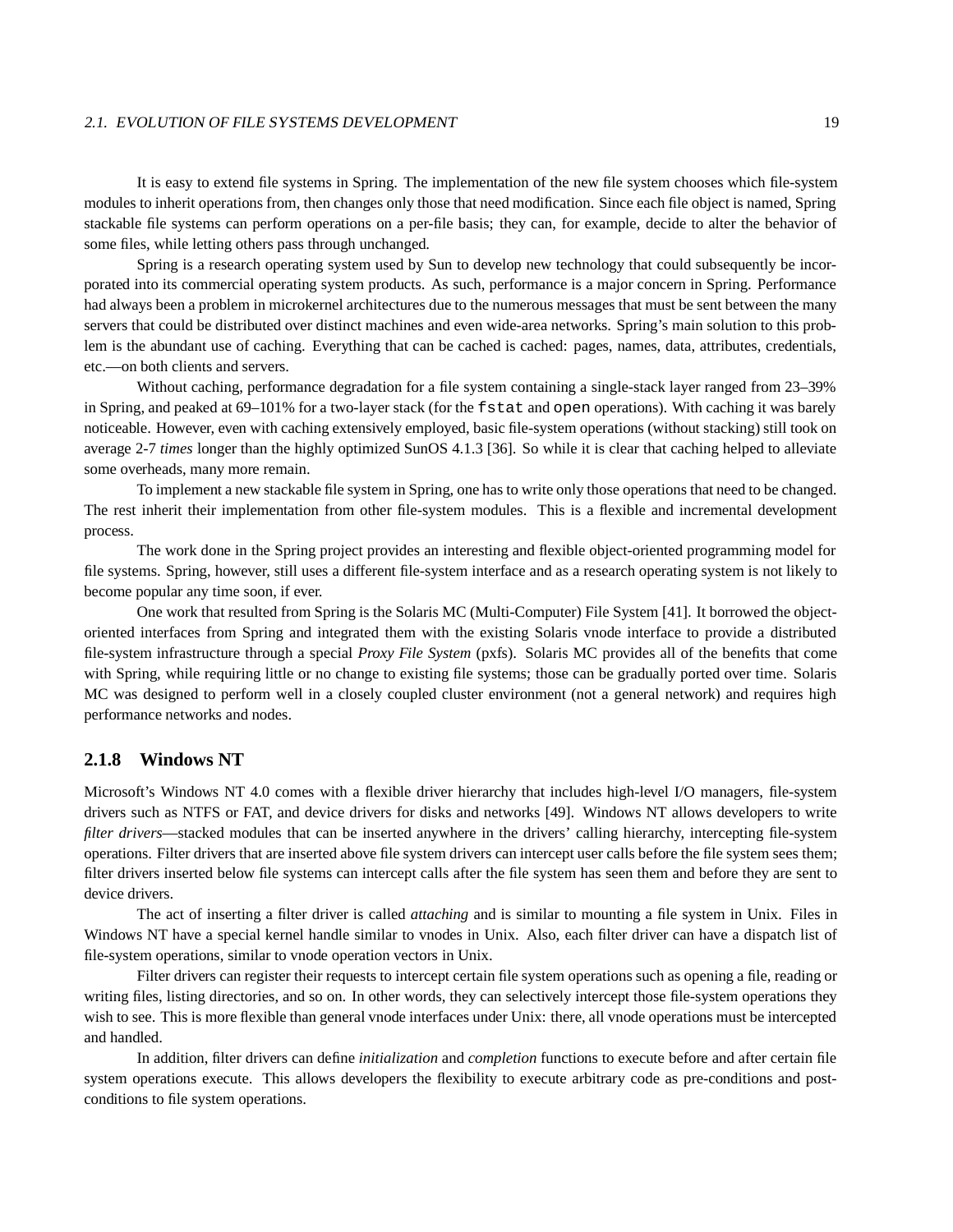It is easy to extend file systems in Spring. The implementation of the new file system chooses which file-system modules to inherit operations from, then changes only those that need modification. Since each file object is named, Spring stackable file systems can perform operations on a per-file basis; they can, for example, decide to alter the behavior of some files, while letting others pass through unchanged.

Spring is a research operating system used by Sun to develop new technology that could subsequently be incorporated into its commercial operating system products. As such, performance is a major concern in Spring. Performance had always been a problem in microkernel architectures due to the numerous messages that must be sent between the many servers that could be distributed over distinct machines and even wide-area networks. Spring's main solution to this problem is the abundant use of caching. Everything that can be cached is cached: pages, names, data, attributes, credentials, etc.—on both clients and servers.

Without caching, performance degradation for a file system containing a single-stack layer ranged from 23–39% in Spring, and peaked at 69–101% for a two-layer stack (for the `fstat` and `open` operations). With caching it was barely noticeable. However, even with caching extensively employed, basic file-system operations (without stacking) still took on average 2-7 *times* longer than the highly optimized SunOS 4.1.3 [36]. So while it is clear that caching helped to alleviate some overheads, many more remain.

To implement a new stackable file system in Spring, one has to write only those operations that need to be changed. The rest inherit their implementation from other file-system modules. This is a flexible and incremental development process.

The work done in the Spring project provides an interesting and flexible object-oriented programming model for file systems. Spring, however, still uses a different file-system interface and as a research operating system is not likely to become popular any time soon, if ever.

One work that resulted from Spring is the Solaris MC (Multi-Computer) File System [41]. It borrowed the object-oriented interfaces from Spring and integrated them with the existing Solaris vnode interface to provide a distributed file-system infrastructure through a special *Proxy File System* (pxfs). Solaris MC provides all of the benefits that come with Spring, while requiring little or no change to existing file systems; those can be gradually ported over time. Solaris MC was designed to perform well in a closely coupled cluster environment (not a general network) and requires high performance networks and nodes.

### 2.1.8 Windows NT

Microsoft's Windows NT 4.0 comes with a flexible driver hierarchy that includes high-level I/O managers, file-system drivers such as NTFS or FAT, and device drivers for disks and networks [49]. Windows NT allows developers to write *filter drivers*—stacked modules that can be inserted anywhere in the drivers' calling hierarchy, intercepting file-system operations. Filter drivers that are inserted above file system drivers can intercept user calls before the file system sees them; filter drivers inserted below file systems can intercept calls after the file system has seen them and before they are sent to device drivers.

The act of inserting a filter driver is called *attaching* and is similar to mounting a file system in Unix. Files in Windows NT have a special kernel handle similar to vnodes in Unix. Also, each filter driver can have a dispatch list of file-system operations, similar to vnode operation vectors in Unix.

Filter drivers can register their requests to intercept certain file system operations such as opening a file, reading or writing files, listing directories, and so on. In other words, they can selectively intercept those file-system operations they wish to see. This is more flexible than general vnode interfaces under Unix: there, all vnode operations must be intercepted and handled.

In addition, filter drivers can define *initialization* and *completion* functions to execute before and after certain file system operations execute. This allows developers the flexibility to execute arbitrary code as pre-conditions and post-conditions to file system operations.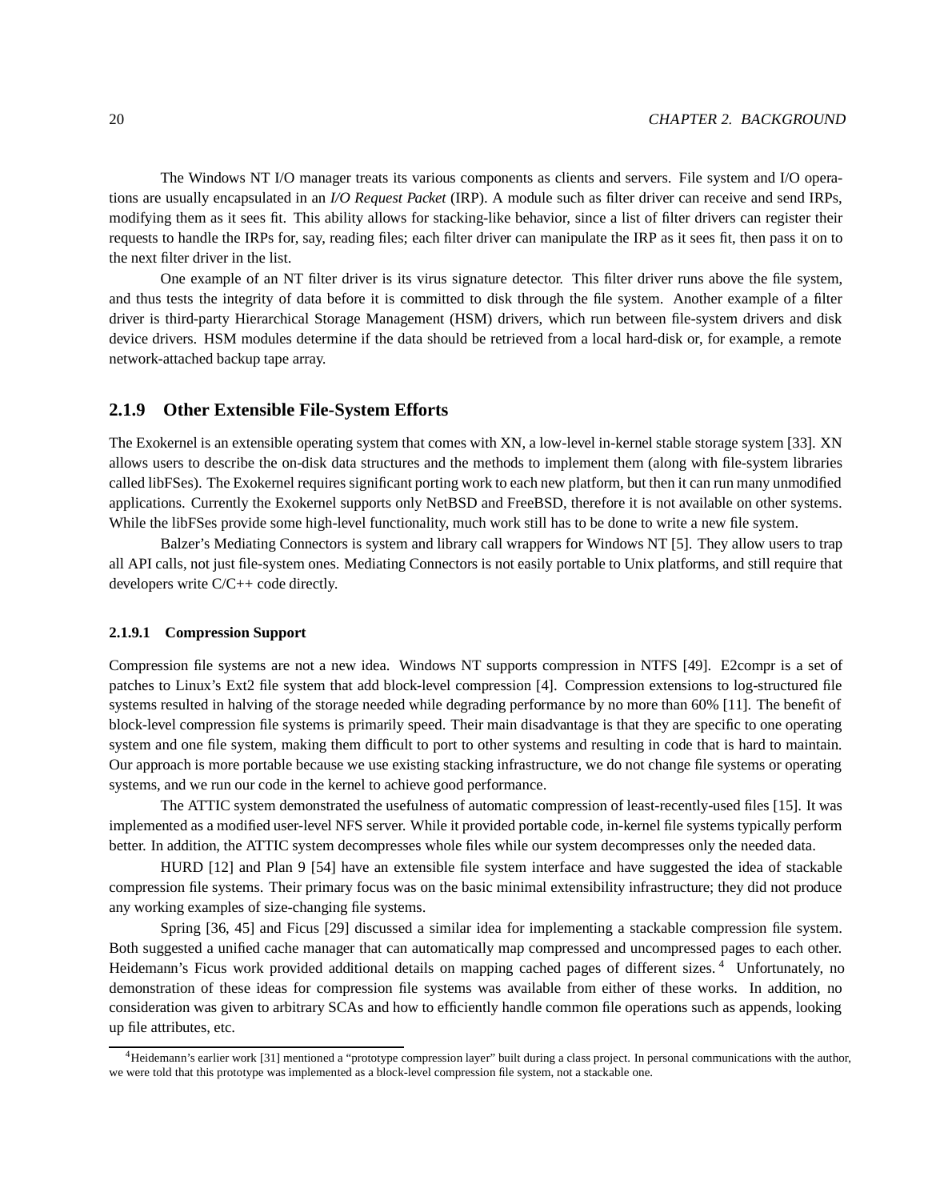The Windows NT I/O manager treats its various components as clients and servers. File system and I/O operations are usually encapsulated in an *I/O Request Packet* (IRP). A module such as filter driver can receive and send IRPs, modifying them as it sees fit. This ability allows for stacking-like behavior, since a list of filter drivers can register their requests to handle the IRPs for, say, reading files; each filter driver can manipulate the IRP as it sees fit, then pass it on to the next filter driver in the list.

One example of an NT filter driver is its virus signature detector. This filter driver runs above the file system, and thus tests the integrity of data before it is committed to disk through the file system. Another example of a filter driver is third-party Hierarchical Storage Management (HSM) drivers, which run between file-system drivers and disk device drivers. HSM modules determine if the data should be retrieved from a local hard-disk or, for example, a remote network-attached backup tape array.

### 2.1.9 Other Extensible File-System Efforts

The Exokernel is an extensible operating system that comes with XN, a low-level in-kernel stable storage system [33]. XN allows users to describe the on-disk data structures and the methods to implement them (along with file-system libraries called libFSes). The Exokernel requires significant porting work to each new platform, but then it can run many unmodified applications. Currently the Exokernel supports only NetBSD and FreeBSD, therefore it is not available on other systems. While the libFSes provide some high-level functionality, much work still has to be done to write a new file system.

Balzer's Mediating Connectors is system and library call wrappers for Windows NT [5]. They allow users to trap all API calls, not just file-system ones. Mediating Connectors is not easily portable to Unix platforms, and still require that developers write C/C++ code directly.

#### 2.1.9.1 Compression Support

Compression file systems are not a new idea. Windows NT supports compression in NTFS [49]. E2compr is a set of patches to Linux's Ext2 file system that add block-level compression [4]. Compression extensions to log-structured file systems resulted in halving of the storage needed while degrading performance by no more than 60% [11]. The benefit of block-level compression file systems is primarily speed. Their main disadvantage is that they are specific to one operating system and one file system, making them difficult to port to other systems and resulting in code that is hard to maintain. Our approach is more portable because we use existing stacking infrastructure, we do not change file systems or operating systems, and we run our code in the kernel to achieve good performance.

The ATTIC system demonstrated the usefulness of automatic compression of least-recently-used files [15]. It was implemented as a modified user-level NFS server. While it provided portable code, in-kernel file systems typically perform better. In addition, the ATTIC system decompresses whole files while our system decompresses only the needed data.

HURD [12] and Plan 9 [54] have an extensible file system interface and have suggested the idea of stackable compression file systems. Their primary focus was on the basic minimal extensibility infrastructure; they did not produce any working examples of size-changing file systems.

Spring [36, 45] and Ficus [29] discussed a similar idea for implementing a stackable compression file system. Both suggested a unified cache manager that can automatically map compressed and uncompressed pages to each other. Heidemann's Ficus work provided additional details on mapping cached pages of different sizes.[4] Unfortunately, no demonstration of these ideas for compression file systems was available from either of these works. In addition, no consideration was given to arbitrary SCAs and how to efficiently handle common file operations such as appends, looking up file attributes, etc.

[4]Heidemann's earlier work [31] mentioned a "prototype compression layer" built during a class project. In personal communications with the author, we were told that this prototype was implemented as a block-level compression file system, not a stackable one.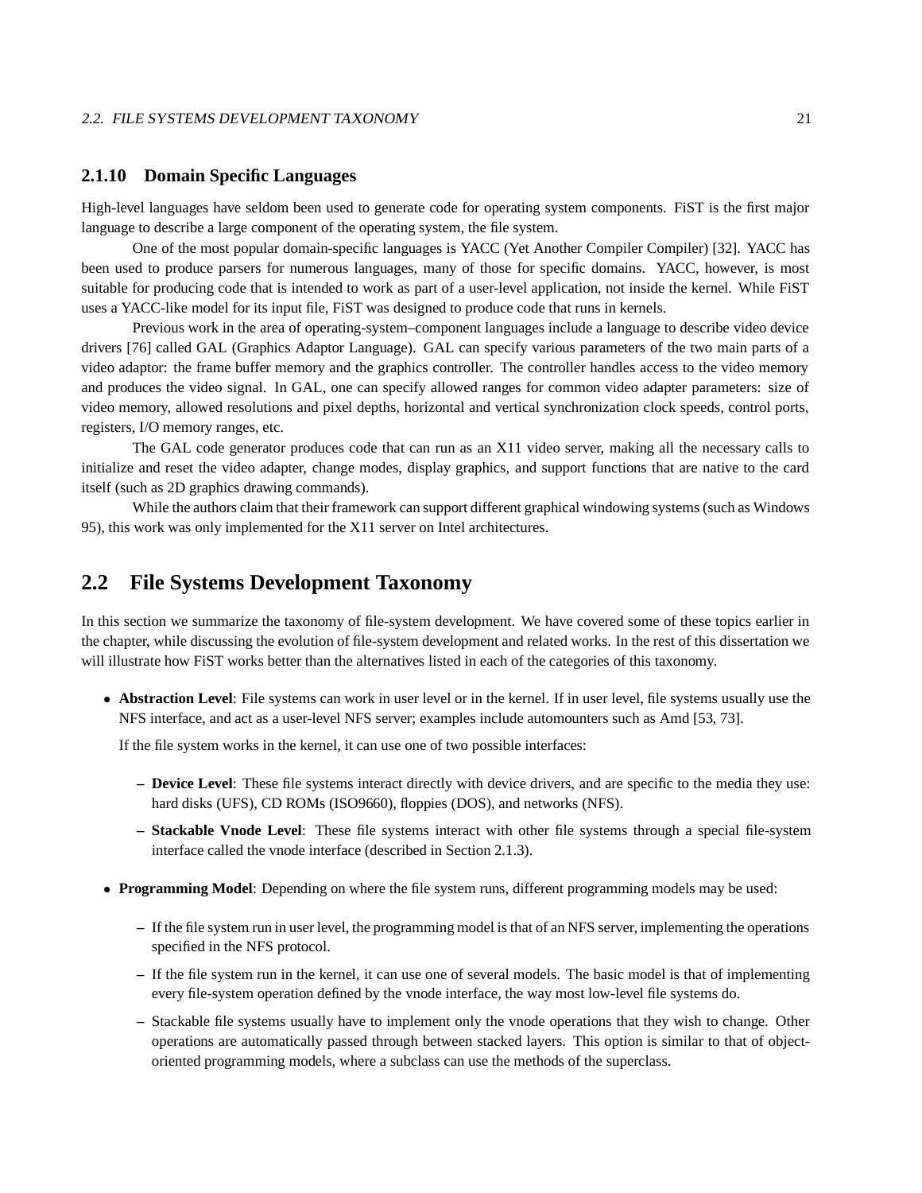### 2.1.10 Domain Specific Languages

High-level languages have seldom been used to generate code for operating system components. FiST is the first major language to describe a large component of the operating system, the file system.

One of the most popular domain-specific languages is YACC (Yet Another Compiler Compiler) [32]. YACC has been used to produce parsers for numerous languages, many of those for specific domains. YACC, however, is most suitable for producing code that is intended to work as part of a user-level application, not inside the kernel. While FiST uses a YACC-like model for its input file, FiST was designed to produce code that runs in kernels.

Previous work in the area of operating-system–component languages include a language to describe video device drivers [76] called GAL (Graphics Adaptor Language). GAL can specify various parameters of the two main parts of a video adaptor: the frame buffer memory and the graphics controller. The controller handles access to the video memory and produces the video signal. In GAL, one can specify allowed ranges for common video adapter parameters: size of video memory, allowed resolutions and pixel depths, horizontal and vertical synchronization clock speeds, control ports, registers, I/O memory ranges, etc.

The GAL code generator produces code that can run as an X11 video server, making all the necessary calls to initialize and reset the video adapter, change modes, display graphics, and support functions that are native to the card itself (such as 2D graphics drawing commands).

While the authors claim that their framework can support different graphical windowing systems (such as Windows 95), this work was only implemented for the X11 server on Intel architectures.

## 2.2 File Systems Development Taxonomy

In this section we summarize the taxonomy of file-system development. We have covered some of these topics earlier in the chapter, while discussing the evolution of file-system development and related works. In the rest of this dissertation we will illustrate how FiST works better than the alternatives listed in each of the categories of this taxonomy.

- **Abstraction Level**: File systems can work in user level or in the kernel. If in user level, file systems usually use the NFS interface, and act as a user-level NFS server; examples include automounters such as Amd [53, 73].

  If the file system works in the kernel, it can use one of two possible interfaces:

  - **Device Level**: These file systems interact directly with device drivers, and are specific to the media they use: hard disks (UFS), CD ROMs (ISO9660), floppies (DOS), and networks (NFS).
  - **Stackable Vnode Level**: These file systems interact with other file systems through a special file-system interface called the vnode interface (described in Section 2.1.3).

- **Programming Model**: Depending on where the file system runs, different programming models may be used:

  - If the file system run in user level, the programming model is that of an NFS server, implementing the operations specified in the NFS protocol.
  - If the file system run in the kernel, it can use one of several models. The basic model is that of implementing every file-system operation defined by the vnode interface, the way most low-level file systems do.
  - Stackable file systems usually have to implement only the vnode operations that they wish to change. Other operations are automatically passed through between stacked layers. This option is similar to that of object-oriented programming models, where a subclass can use the methods of the superclass.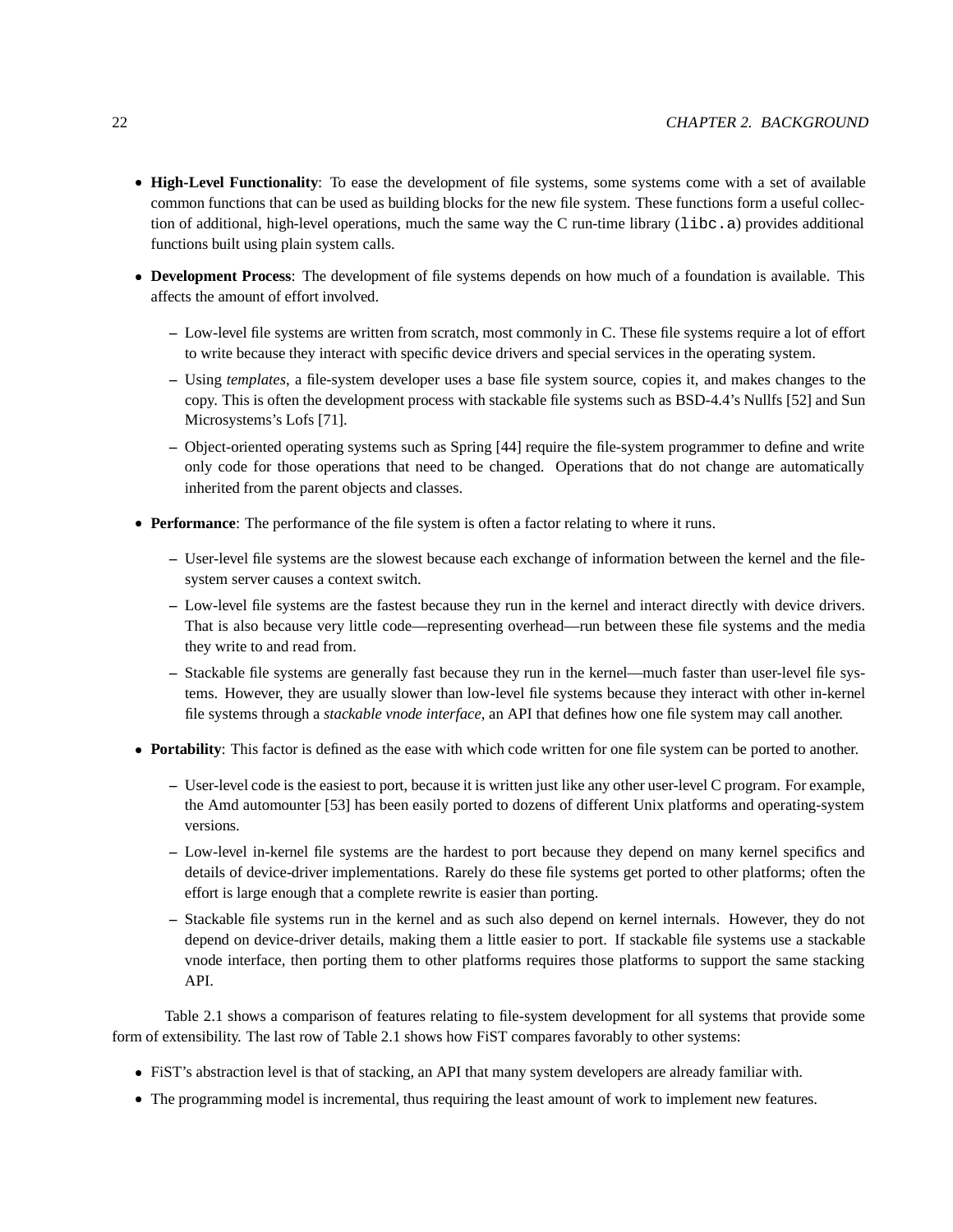- **High-Level Functionality**: To ease the development of file systems, some systems come with a set of available common functions that can be used as building blocks for the new file system. These functions form a useful collection of additional, high-level operations, much the same way the C run-time library (`libc.a`) provides additional functions built using plain system calls.

- **Development Process**: The development of file systems depends on how much of a foundation is available. This affects the amount of effort involved.
  - Low-level file systems are written from scratch, most commonly in C. These file systems require a lot of effort to write because they interact with specific device drivers and special services in the operating system.
  - Using *templates*, a file-system developer uses a base file system source, copies it, and makes changes to the copy. This is often the development process with stackable file systems such as BSD-4.4's Nullfs [52] and Sun Microsystems's Lofs [71].
  - Object-oriented operating systems such as Spring [44] require the file-system programmer to define and write only code for those operations that need to be changed. Operations that do not change are automatically inherited from the parent objects and classes.

- **Performance**: The performance of the file system is often a factor relating to where it runs.
  - User-level file systems are the slowest because each exchange of information between the kernel and the file-system server causes a context switch.
  - Low-level file systems are the fastest because they run in the kernel and interact directly with device drivers. That is also because very little code—representing overhead—run between these file systems and the media they write to and read from.
  - Stackable file systems are generally fast because they run in the kernel—much faster than user-level file systems. However, they are usually slower than low-level file systems because they interact with other in-kernel file systems through a *stackable vnode interface*, an API that defines how one file system may call another.

- **Portability**: This factor is defined as the ease with which code written for one file system can be ported to another.
  - User-level code is the easiest to port, because it is written just like any other user-level C program. For example, the Amd automounter [53] has been easily ported to dozens of different Unix platforms and operating-system versions.
  - Low-level in-kernel file systems are the hardest to port because they depend on many kernel specifics and details of device-driver implementations. Rarely do these file systems get ported to other platforms; often the effort is large enough that a complete rewrite is easier than porting.
  - Stackable file systems run in the kernel and as such also depend on kernel internals. However, they do not depend on device-driver details, making them a little easier to port. If stackable file systems use a stackable vnode interface, then porting them to other platforms requires those platforms to support the same stacking API.

Table 2.1 shows a comparison of features relating to file-system development for all systems that provide some form of extensibility. The last row of Table 2.1 shows how FiST compares favorably to other systems:

- FiST's abstraction level is that of stacking, an API that many system developers are already familiar with.
- The programming model is incremental, thus requiring the least amount of work to implement new features.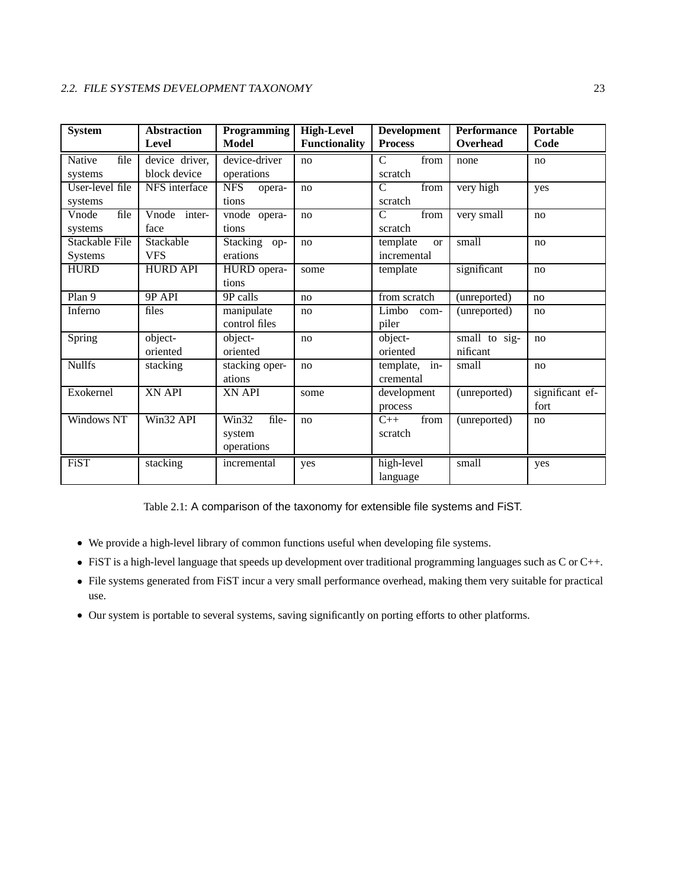| System | Abstraction Level | Programming Model | High-Level Functionality | Development Process | Performance Overhead | Portable Code |
|---|---|---|---|---|---|---|
| Native file systems | device driver, block device | device-driver operations | no | C from scratch | none | no |
| User-level file systems | NFS interface | NFS operations | no | C from scratch | very high | yes |
| Vnode file systems | Vnode interface | vnode operations | no | C from scratch | very small | no |
| Stackable File Systems | Stackable VFS | Stacking operations | no | template or incremental | small | no |
| HURD | HURD API | HURD operations | some | template | significant | no |
| Plan 9 | 9P API | 9P calls | no | from scratch | (unreported) | no |
| Inferno | files | manipulate control files | no | Limbo compiler | (unreported) | no |
| Spring | object-oriented | object-oriented | no | object-oriented | small to significant | no |
| Nullfs | stacking | stacking operations | no | template, incremental | small | no |
| Exokernel | XN API | XN API | some | development process | (unreported) | significant effort |
| Windows NT | Win32 API | Win32 file-system operations | no | C++ from scratch | (unreported) | no |
| FiST | stacking | incremental | yes | high-level language | small | yes |

Table 2.1: A comparison of the taxonomy for extensible file systems and FiST.

- We provide a high-level library of common functions useful when developing file systems.
- FiST is a high-level language that speeds up development over traditional programming languages such as C or C++.
- File systems generated from FiST incur a very small performance overhead, making them very suitable for practical use.
- Our system is portable to several systems, saving significantly on porting efforts to other platforms.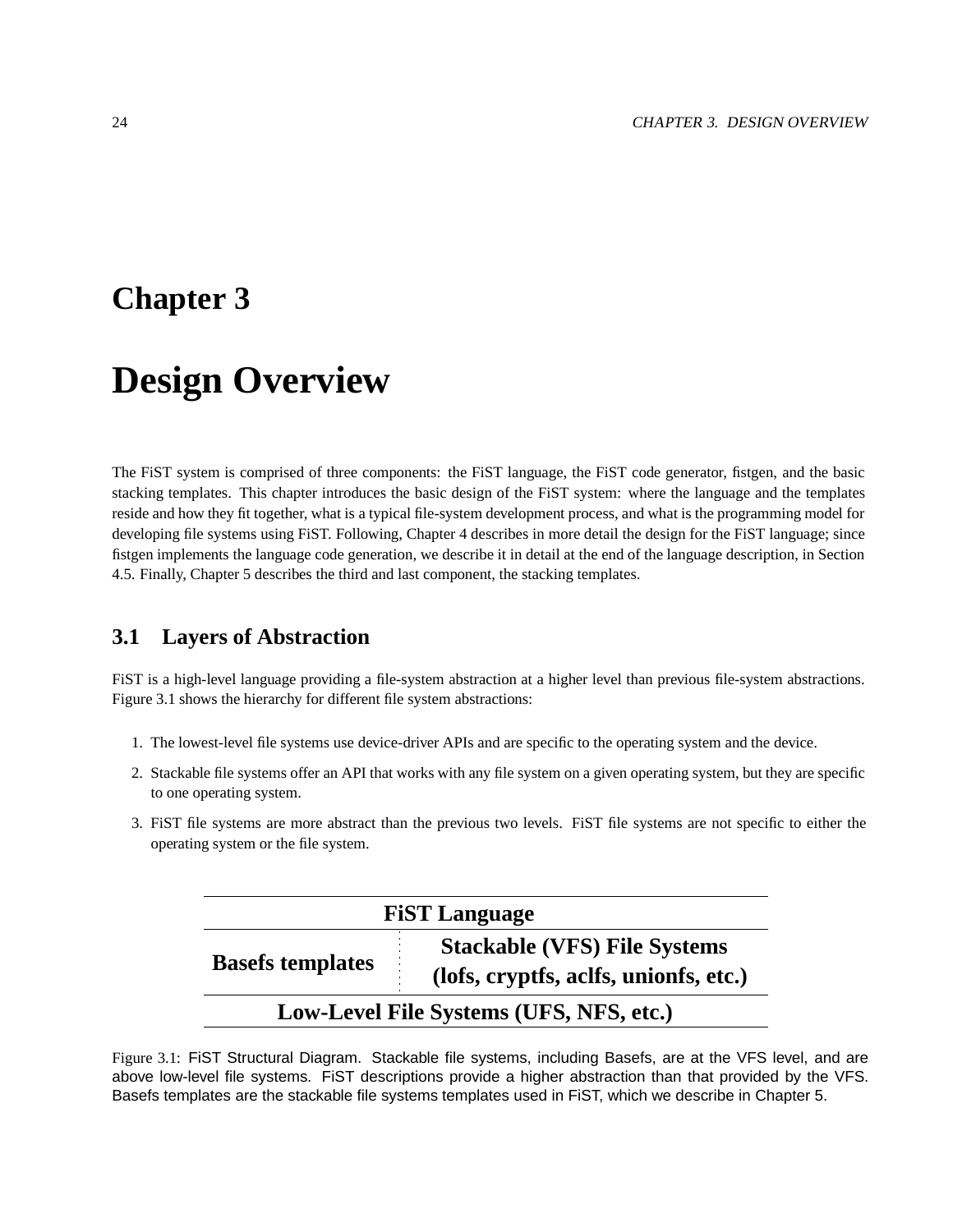# Chapter 3

# Design Overview

The FiST system is comprised of three components: the FiST language, the FiST code generator, fistgen, and the basic stacking templates. This chapter introduces the basic design of the FiST system: where the language and the templates reside and how they fit together, what is a typical file-system development process, and what is the programming model for developing file systems using FiST. Following, Chapter 4 describes in more detail the design for the FiST language; since fistgen implements the language code generation, we describe it in detail at the end of the language description, in Section 4.5. Finally, Chapter 5 describes the third and last component, the stacking templates.

## 3.1 Layers of Abstraction

FiST is a high-level language providing a file-system abstraction at a higher level than previous file-system abstractions. Figure 3.1 shows the hierarchy for different file system abstractions:

1. The lowest-level file systems use device-driver APIs and are specific to the operating system and the device.
2. Stackable file systems offer an API that works with any file system on a given operating system, but they are specific to one operating system.
3. FiST file systems are more abstract than the previous two levels. FiST file systems are not specific to either the operating system or the file system.

| **FiST Language** | |
|---|---|
| **Basefs templates** | **Stackable (VFS) File Systems (lofs, cryptfs, aclfs, unionfs, etc.)** |
| **Low-Level File Systems (UFS, NFS, etc.)** | |

Figure 3.1: FiST Structural Diagram. Stackable file systems, including Basefs, are at the VFS level, and are above low-level file systems. FiST descriptions provide a higher abstraction than that provided by the VFS. Basefs templates are the stackable file systems templates used in FiST, which we describe in Chapter 5.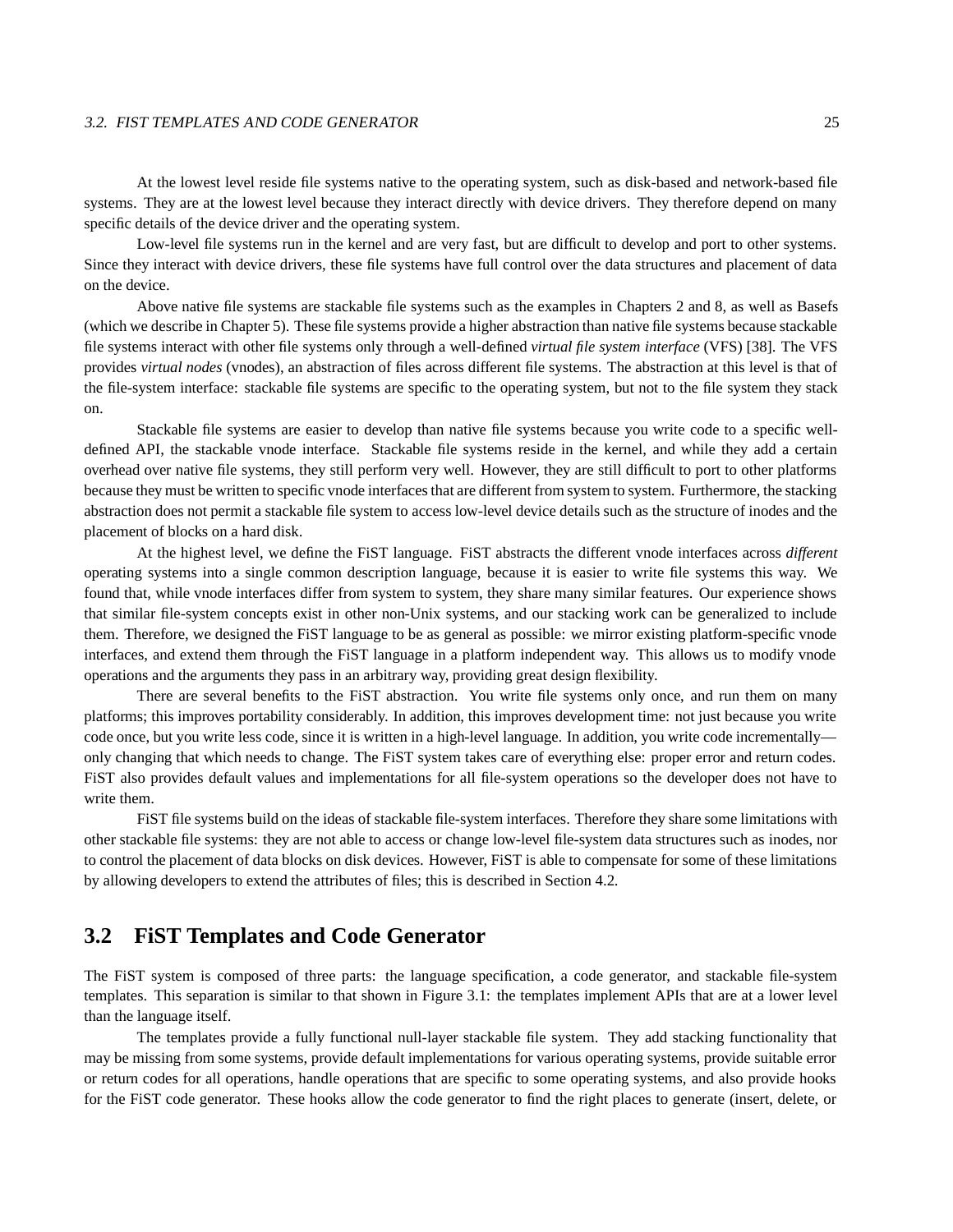At the lowest level reside file systems native to the operating system, such as disk-based and network-based file systems. They are at the lowest level because they interact directly with device drivers. They therefore depend on many specific details of the device driver and the operating system.

Low-level file systems run in the kernel and are very fast, but are difficult to develop and port to other systems. Since they interact with device drivers, these file systems have full control over the data structures and placement of data on the device.

Above native file systems are stackable file systems such as the examples in Chapters 2 and 8, as well as Basefs (which we describe in Chapter 5). These file systems provide a higher abstraction than native file systems because stackable file systems interact with other file systems only through a well-defined *virtual file system interface* (VFS) [38]. The VFS provides *virtual nodes* (vnodes), an abstraction of files across different file systems. The abstraction at this level is that of the file-system interface: stackable file systems are specific to the operating system, but not to the file system they stack on.

Stackable file systems are easier to develop than native file systems because you write code to a specific well-defined API, the stackable vnode interface. Stackable file systems reside in the kernel, and while they add a certain overhead over native file systems, they still perform very well. However, they are still difficult to port to other platforms because they must be written to specific vnode interfaces that are different from system to system. Furthermore, the stacking abstraction does not permit a stackable file system to access low-level device details such as the structure of inodes and the placement of blocks on a hard disk.

At the highest level, we define the FiST language. FiST abstracts the different vnode interfaces across *different* operating systems into a single common description language, because it is easier to write file systems this way. We found that, while vnode interfaces differ from system to system, they share many similar features. Our experience shows that similar file-system concepts exist in other non-Unix systems, and our stacking work can be generalized to include them. Therefore, we designed the FiST language to be as general as possible: we mirror existing platform-specific vnode interfaces, and extend them through the FiST language in a platform independent way. This allows us to modify vnode operations and the arguments they pass in an arbitrary way, providing great design flexibility.

There are several benefits to the FiST abstraction. You write file systems only once, and run them on many platforms; this improves portability considerably. In addition, this improves development time: not just because you write code once, but you write less code, since it is written in a high-level language. In addition, you write code incrementally—only changing that which needs to change. The FiST system takes care of everything else: proper error and return codes. FiST also provides default values and implementations for all file-system operations so the developer does not have to write them.

FiST file systems build on the ideas of stackable file-system interfaces. Therefore they share some limitations with other stackable file systems: they are not able to access or change low-level file-system data structures such as inodes, nor to control the placement of data blocks on disk devices. However, FiST is able to compensate for some of these limitations by allowing developers to extend the attributes of files; this is described in Section 4.2.

## 3.2 FiST Templates and Code Generator

The FiST system is composed of three parts: the language specification, a code generator, and stackable file-system templates. This separation is similar to that shown in Figure 3.1: the templates implement APIs that are at a lower level than the language itself.

The templates provide a fully functional null-layer stackable file system. They add stacking functionality that may be missing from some systems, provide default implementations for various operating systems, provide suitable error or return codes for all operations, handle operations that are specific to some operating systems, and also provide hooks for the FiST code generator. These hooks allow the code generator to find the right places to generate (insert, delete, or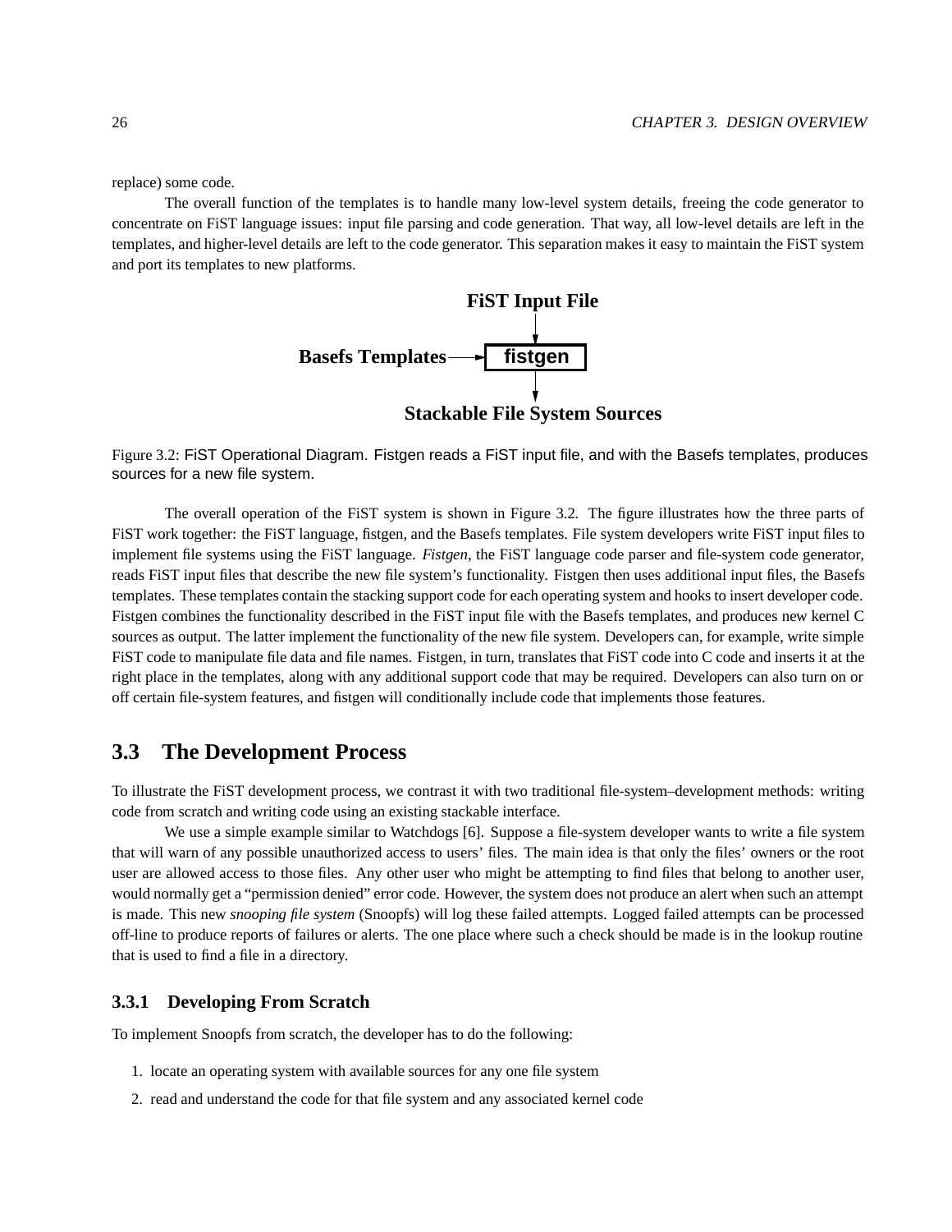replace) some code.

The overall function of the templates is to handle many low-level system details, freeing the code generator to concentrate on FiST language issues: input file parsing and code generation. That way, all low-level details are left in the templates, and higher-level details are left to the code generator. This separation makes it easy to maintain the FiST system and port its templates to new platforms.

```
                FiST Input File
                      |
                      v
Basefs Templates ---> [ fistgen ]
                      |
                      v
        Stackable File System Sources
```

Figure 3.2: FiST Operational Diagram. Fistgen reads a FiST input file, and with the Basefs templates, produces sources for a new file system.

The overall operation of the FiST system is shown in Figure 3.2. The figure illustrates how the three parts of FiST work together: the FiST language, fistgen, and the Basefs templates. File system developers write FiST input files to implement file systems using the FiST language. *Fistgen*, the FiST language code parser and file-system code generator, reads FiST input files that describe the new file system's functionality. Fistgen then uses additional input files, the Basefs templates. These templates contain the stacking support code for each operating system and hooks to insert developer code. Fistgen combines the functionality described in the FiST input file with the Basefs templates, and produces new kernel C sources as output. The latter implement the functionality of the new file system. Developers can, for example, write simple FiST code to manipulate file data and file names. Fistgen, in turn, translates that FiST code into C code and inserts it at the right place in the templates, along with any additional support code that may be required. Developers can also turn on or off certain file-system features, and fistgen will conditionally include code that implements those features.

## 3.3 The Development Process

To illustrate the FiST development process, we contrast it with two traditional file-system–development methods: writing code from scratch and writing code using an existing stackable interface.

We use a simple example similar to Watchdogs [6]. Suppose a file-system developer wants to write a file system that will warn of any possible unauthorized access to users' files. The main idea is that only the files' owners or the root user are allowed access to those files. Any other user who might be attempting to find files that belong to another user, would normally get a "permission denied" error code. However, the system does not produce an alert when such an attempt is made. This new *snooping file system* (Snoopfs) will log these failed attempts. Logged failed attempts can be processed off-line to produce reports of failures or alerts. The one place where such a check should be made is in the lookup routine that is used to find a file in a directory.

### 3.3.1 Developing From Scratch

To implement Snoopfs from scratch, the developer has to do the following:

1. locate an operating system with available sources for any one file system
2. read and understand the code for that file system and any associated kernel code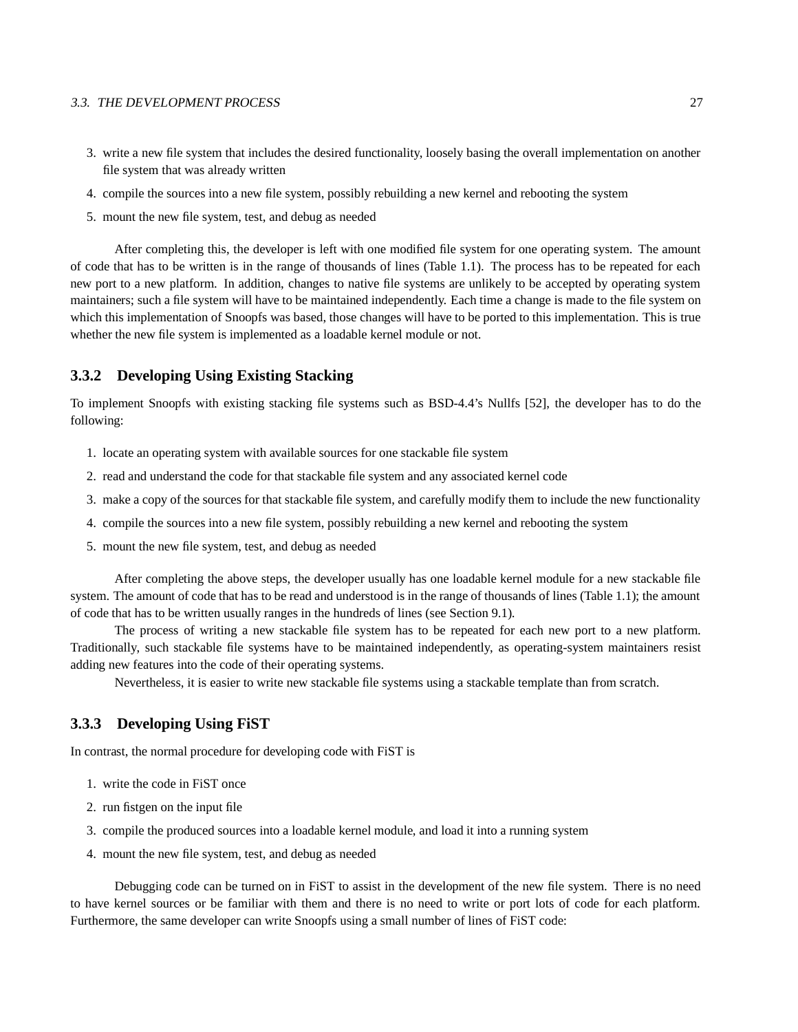3. write a new file system that includes the desired functionality, loosely basing the overall implementation on another file system that was already written
4. compile the sources into a new file system, possibly rebuilding a new kernel and rebooting the system
5. mount the new file system, test, and debug as needed

After completing this, the developer is left with one modified file system for one operating system. The amount of code that has to be written is in the range of thousands of lines (Table 1.1). The process has to be repeated for each new port to a new platform. In addition, changes to native file systems are unlikely to be accepted by operating system maintainers; such a file system will have to be maintained independently. Each time a change is made to the file system on which this implementation of Snoopfs was based, those changes will have to be ported to this implementation. This is true whether the new file system is implemented as a loadable kernel module or not.

### 3.3.2 Developing Using Existing Stacking

To implement Snoopfs with existing stacking file systems such as BSD-4.4's Nullfs [52], the developer has to do the following:

1. locate an operating system with available sources for one stackable file system
2. read and understand the code for that stackable file system and any associated kernel code
3. make a copy of the sources for that stackable file system, and carefully modify them to include the new functionality
4. compile the sources into a new file system, possibly rebuilding a new kernel and rebooting the system
5. mount the new file system, test, and debug as needed

After completing the above steps, the developer usually has one loadable kernel module for a new stackable file system. The amount of code that has to be read and understood is in the range of thousands of lines (Table 1.1); the amount of code that has to be written usually ranges in the hundreds of lines (see Section 9.1).

The process of writing a new stackable file system has to be repeated for each new port to a new platform. Traditionally, such stackable file systems have to be maintained independently, as operating-system maintainers resist adding new features into the code of their operating systems.

Nevertheless, it is easier to write new stackable file systems using a stackable template than from scratch.

### 3.3.3 Developing Using FiST

In contrast, the normal procedure for developing code with FiST is

1. write the code in FiST once
2. run fistgen on the input file
3. compile the produced sources into a loadable kernel module, and load it into a running system
4. mount the new file system, test, and debug as needed

Debugging code can be turned on in FiST to assist in the development of the new file system. There is no need to have kernel sources or be familiar with them and there is no need to write or port lots of code for each platform. Furthermore, the same developer can write Snoopfs using a small number of lines of FiST code: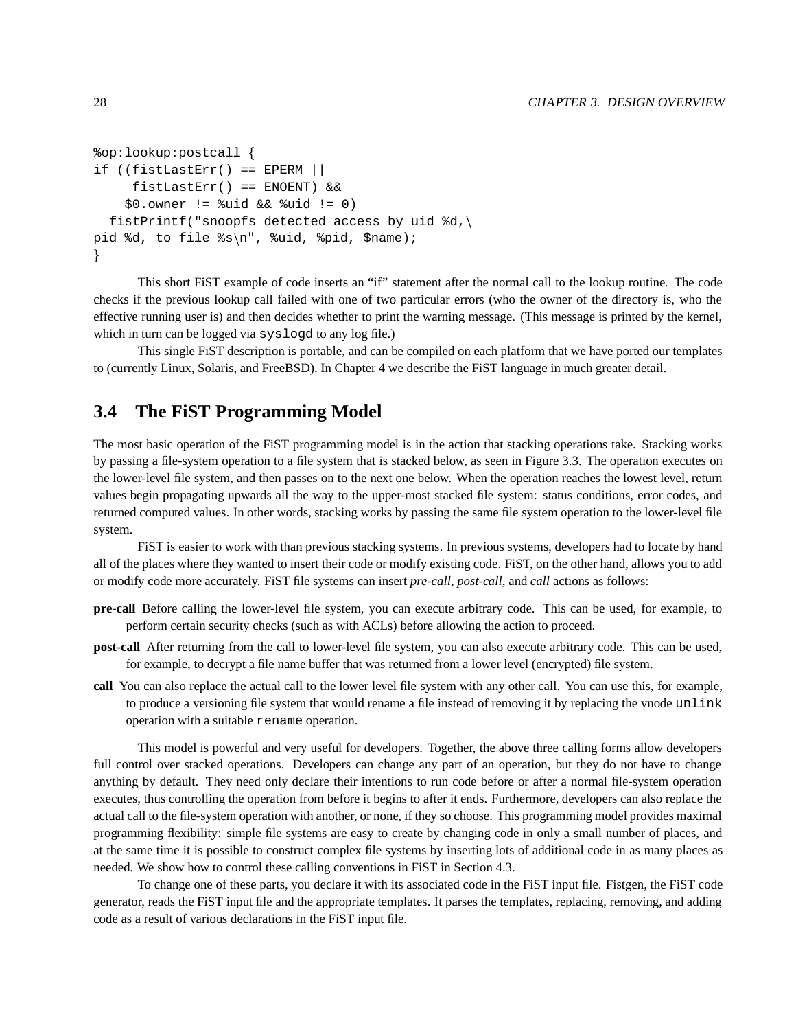```
%op:lookup:postcall {
if ((fistLastErr() == EPERM ||
     fistLastErr() == ENOENT) &&
    $0.owner != %uid && %uid != 0)
  fistPrintf("snoopfs detected access by uid %d,\
pid %d, to file %s\n", %uid, %pid, $name);
}
```

This short FiST example of code inserts an "if" statement after the normal call to the lookup routine. The code checks if the previous lookup call failed with one of two particular errors (who the owner of the directory is, who the effective running user is) and then decides whether to print the warning message. (This message is printed by the kernel, which in turn can be logged via `syslogd` to any log file.)

This single FiST description is portable, and can be compiled on each platform that we have ported our templates to (currently Linux, Solaris, and FreeBSD). In Chapter 4 we describe the FiST language in much greater detail.

## 3.4 The FiST Programming Model

The most basic operation of the FiST programming model is in the action that stacking operations take. Stacking works by passing a file-system operation to a file system that is stacked below, as seen in Figure 3.3. The operation executes on the lower-level file system, and then passes on to the next one below. When the operation reaches the lowest level, return values begin propagating upwards all the way to the upper-most stacked file system: status conditions, error codes, and returned computed values. In other words, stacking works by passing the same file system operation to the lower-level file system.

FiST is easier to work with than previous stacking systems. In previous systems, developers had to locate by hand all of the places where they wanted to insert their code or modify existing code. FiST, on the other hand, allows you to add or modify code more accurately. FiST file systems can insert *pre-call*, *post-call*, and *call* actions as follows:

**pre-call** Before calling the lower-level file system, you can execute arbitrary code. This can be used, for example, to perform certain security checks (such as with ACLs) before allowing the action to proceed.

**post-call** After returning from the call to lower-level file system, you can also execute arbitrary code. This can be used, for example, to decrypt a file name buffer that was returned from a lower level (encrypted) file system.

**call** You can also replace the actual call to the lower level file system with any other call. You can use this, for example, to produce a versioning file system that would rename a file instead of removing it by replacing the vnode `unlink` operation with a suitable `rename` operation.

This model is powerful and very useful for developers. Together, the above three calling forms allow developers full control over stacked operations. Developers can change any part of an operation, but they do not have to change anything by default. They need only declare their intentions to run code before or after a normal file-system operation executes, thus controlling the operation from before it begins to after it ends. Furthermore, developers can also replace the actual call to the file-system operation with another, or none, if they so choose. This programming model provides maximal programming flexibility: simple file systems are easy to create by changing code in only a small number of places, and at the same time it is possible to construct complex file systems by inserting lots of additional code in as many places as needed. We show how to control these calling conventions in FiST in Section 4.3.

To change one of these parts, you declare it with its associated code in the FiST input file. Fistgen, the FiST code generator, reads the FiST input file and the appropriate templates. It parses the templates, replacing, removing, and adding code as a result of various declarations in the FiST input file.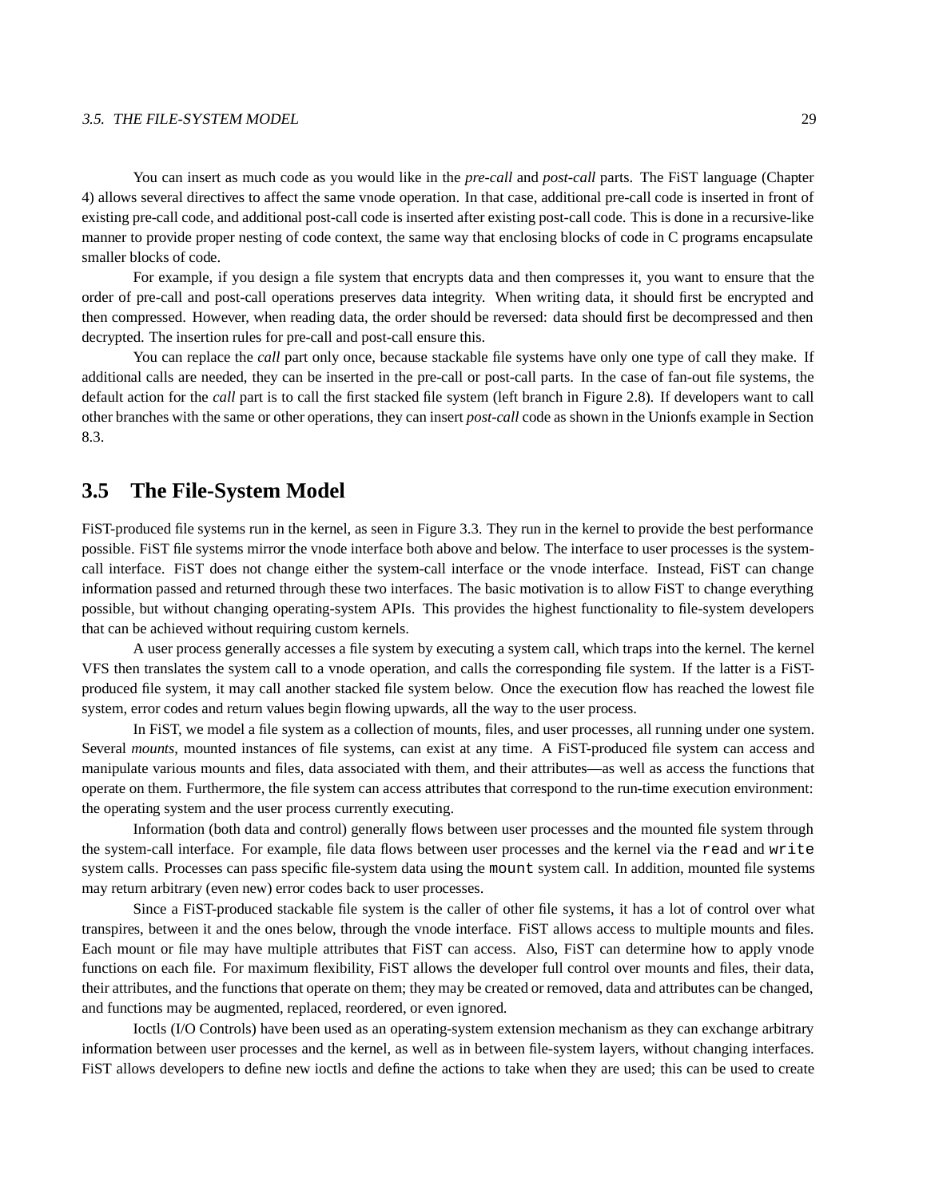You can insert as much code as you would like in the *pre-call* and *post-call* parts. The FiST language (Chapter 4) allows several directives to affect the same vnode operation. In that case, additional pre-call code is inserted in front of existing pre-call code, and additional post-call code is inserted after existing post-call code. This is done in a recursive-like manner to provide proper nesting of code context, the same way that enclosing blocks of code in C programs encapsulate smaller blocks of code.

For example, if you design a file system that encrypts data and then compresses it, you want to ensure that the order of pre-call and post-call operations preserves data integrity. When writing data, it should first be encrypted and then compressed. However, when reading data, the order should be reversed: data should first be decompressed and then decrypted. The insertion rules for pre-call and post-call ensure this.

You can replace the *call* part only once, because stackable file systems have only one type of call they make. If additional calls are needed, they can be inserted in the pre-call or post-call parts. In the case of fan-out file systems, the default action for the *call* part is to call the first stacked file system (left branch in Figure 2.8). If developers want to call other branches with the same or other operations, they can insert *post-call* code as shown in the Unionfs example in Section 8.3.

## 3.5 The File-System Model

FiST-produced file systems run in the kernel, as seen in Figure 3.3. They run in the kernel to provide the best performance possible. FiST file systems mirror the vnode interface both above and below. The interface to user processes is the system-call interface. FiST does not change either the system-call interface or the vnode interface. Instead, FiST can change information passed and returned through these two interfaces. The basic motivation is to allow FiST to change everything possible, but without changing operating-system APIs. This provides the highest functionality to file-system developers that can be achieved without requiring custom kernels.

A user process generally accesses a file system by executing a system call, which traps into the kernel. The kernel VFS then translates the system call to a vnode operation, and calls the corresponding file system. If the latter is a FiST-produced file system, it may call another stacked file system below. Once the execution flow has reached the lowest file system, error codes and return values begin flowing upwards, all the way to the user process.

In FiST, we model a file system as a collection of mounts, files, and user processes, all running under one system. Several *mounts*, mounted instances of file systems, can exist at any time. A FiST-produced file system can access and manipulate various mounts and files, data associated with them, and their attributes—as well as access the functions that operate on them. Furthermore, the file system can access attributes that correspond to the run-time execution environment: the operating system and the user process currently executing.

Information (both data and control) generally flows between user processes and the mounted file system through the system-call interface. For example, file data flows between user processes and the kernel via the `read` and `write` system calls. Processes can pass specific file-system data using the `mount` system call. In addition, mounted file systems may return arbitrary (even new) error codes back to user processes.

Since a FiST-produced stackable file system is the caller of other file systems, it has a lot of control over what transpires, between it and the ones below, through the vnode interface. FiST allows access to multiple mounts and files. Each mount or file may have multiple attributes that FiST can access. Also, FiST can determine how to apply vnode functions on each file. For maximum flexibility, FiST allows the developer full control over mounts and files, their data, their attributes, and the functions that operate on them; they may be created or removed, data and attributes can be changed, and functions may be augmented, replaced, reordered, or even ignored.

Ioctls (I/O Controls) have been used as an operating-system extension mechanism as they can exchange arbitrary information between user processes and the kernel, as well as in between file-system layers, without changing interfaces. FiST allows developers to define new ioctls and define the actions to take when they are used; this can be used to create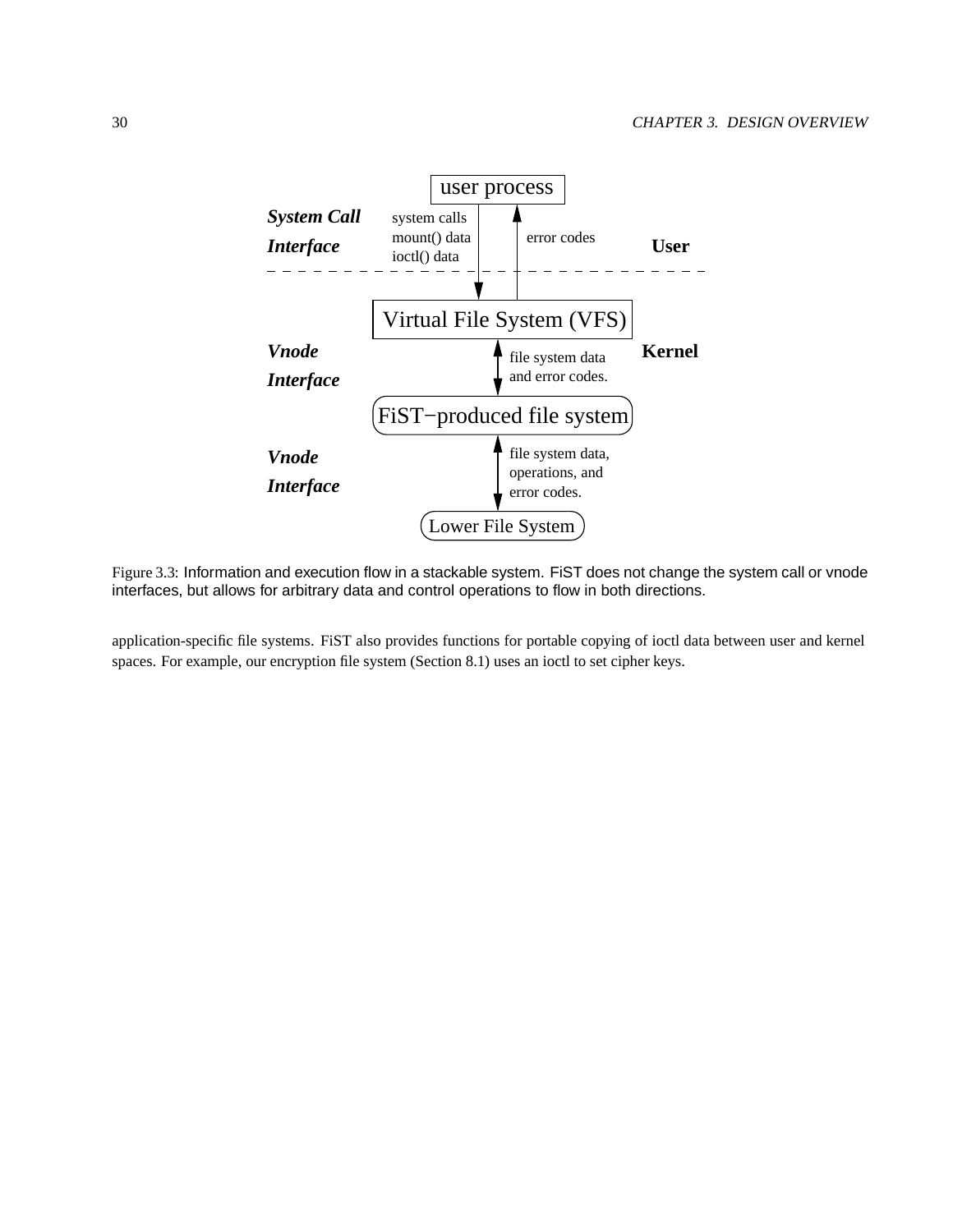Figure 3.3: Information and execution flow in a stackable system. FiST does not change the system call or vnode interfaces, but allows for arbitrary data and control operations to flow in both directions.

application-specific file systems. FiST also provides functions for portable copying of ioctl data between user and kernel spaces. For example, our encryption file system (Section 8.1) uses an ioctl to set cipher keys.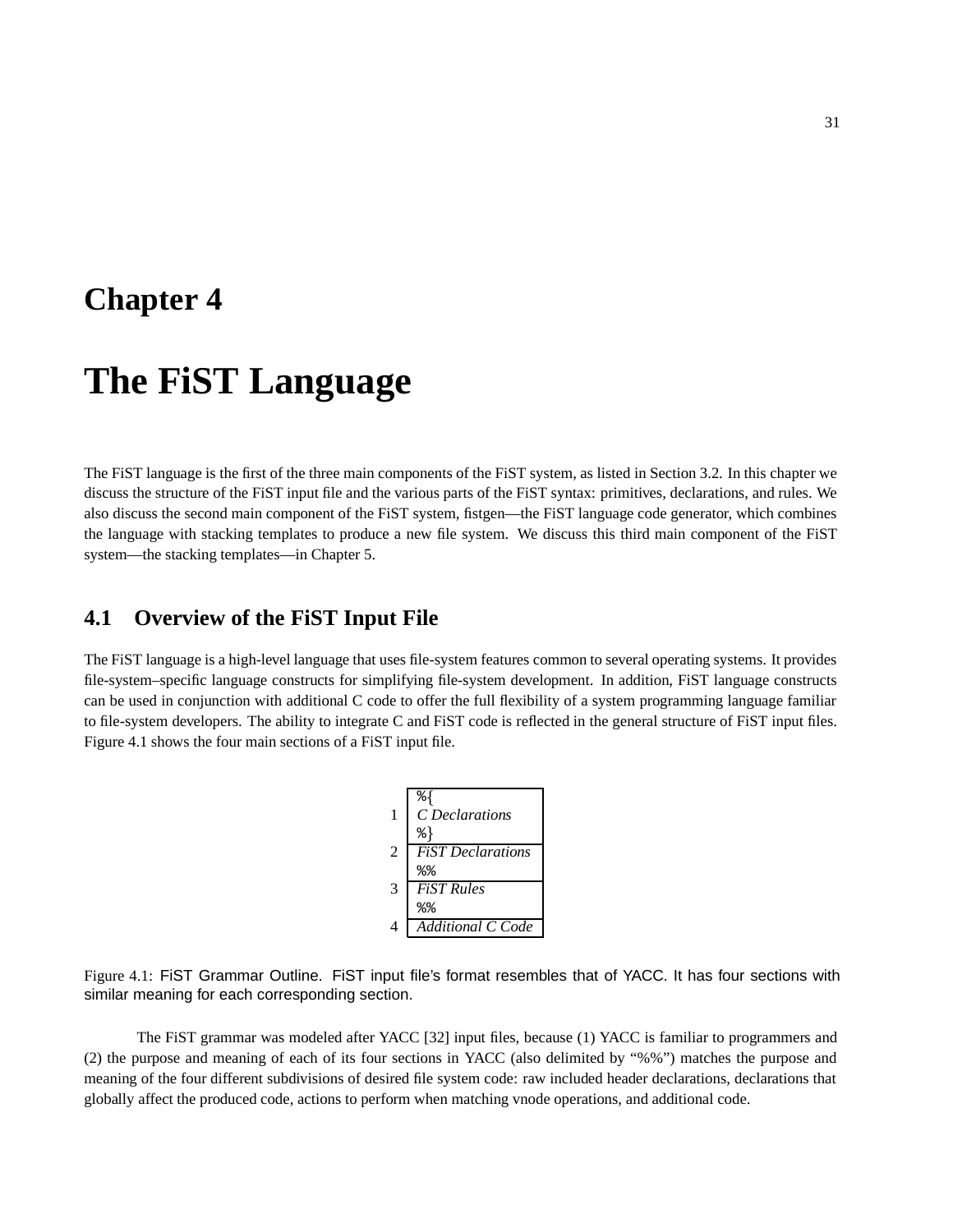# Chapter 4

# The FiST Language

The FiST language is the first of the three main components of the FiST system, as listed in Section 3.2. In this chapter we discuss the structure of the FiST input file and the various parts of the FiST syntax: primitives, declarations, and rules. We also discuss the second main component of the FiST system, fistgen—the FiST language code generator, which combines the language with stacking templates to produce a new file system. We discuss this third main component of the FiST system—the stacking templates—in Chapter 5.

## 4.1 Overview of the FiST Input File

The FiST language is a high-level language that uses file-system features common to several operating systems. It provides file-system–specific language constructs for simplifying file-system development. In addition, FiST language constructs can be used in conjunction with additional C code to offer the full flexibility of a system programming language familiar to file-system developers. The ability to integrate C and FiST code is reflected in the general structure of FiST input files. Figure 4.1 shows the four main sections of a FiST input file.

| | |
|---|---|
| 1 | %{<br>*C Declarations*<br>%} |
| 2 | *FiST Declarations*<br>%% |
| 3 | *FiST Rules*<br>%% |
| 4 | *Additional C Code* |

Figure 4.1: FiST Grammar Outline. FiST input file's format resembles that of YACC. It has four sections with similar meaning for each corresponding section.

The FiST grammar was modeled after YACC [32] input files, because (1) YACC is familiar to programmers and (2) the purpose and meaning of each of its four sections in YACC (also delimited by "%%") matches the purpose and meaning of the four different subdivisions of desired file system code: raw included header declarations, declarations that globally affect the produced code, actions to perform when matching vnode operations, and additional code.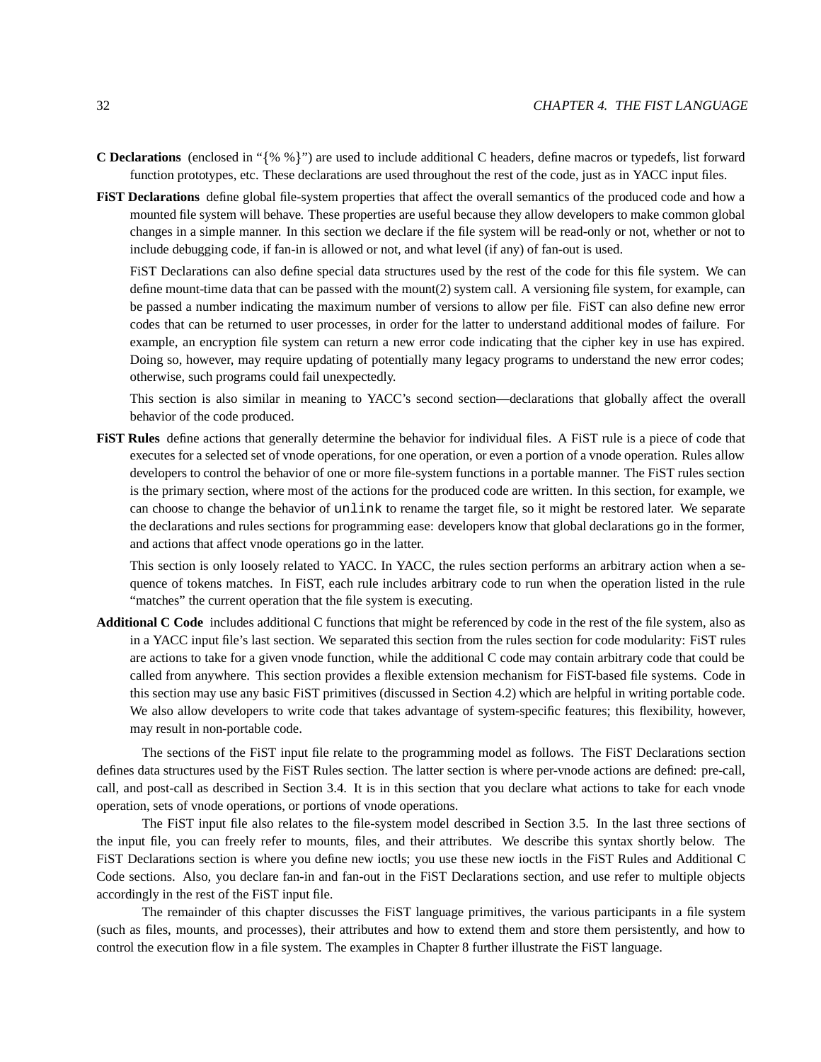**C Declarations** (enclosed in "{% %}") are used to include additional C headers, define macros or typedefs, list forward function prototypes, etc. These declarations are used throughout the rest of the code, just as in YACC input files.

**FiST Declarations** define global file-system properties that affect the overall semantics of the produced code and how a mounted file system will behave. These properties are useful because they allow developers to make common global changes in a simple manner. In this section we declare if the file system will be read-only or not, whether or not to include debugging code, if fan-in is allowed or not, and what level (if any) of fan-out is used.

FiST Declarations can also define special data structures used by the rest of the code for this file system. We can define mount-time data that can be passed with the mount(2) system call. A versioning file system, for example, can be passed a number indicating the maximum number of versions to allow per file. FiST can also define new error codes that can be returned to user processes, in order for the latter to understand additional modes of failure. For example, an encryption file system can return a new error code indicating that the cipher key in use has expired. Doing so, however, may require updating of potentially many legacy programs to understand the new error codes; otherwise, such programs could fail unexpectedly.

This section is also similar in meaning to YACC's second section—declarations that globally affect the overall behavior of the code produced.

**FiST Rules** define actions that generally determine the behavior for individual files. A FiST rule is a piece of code that executes for a selected set of vnode operations, for one operation, or even a portion of a vnode operation. Rules allow developers to control the behavior of one or more file-system functions in a portable manner. The FiST rules section is the primary section, where most of the actions for the produced code are written. In this section, for example, we can choose to change the behavior of `unlink` to rename the target file, so it might be restored later. We separate the declarations and rules sections for programming ease: developers know that global declarations go in the former, and actions that affect vnode operations go in the latter.

This section is only loosely related to YACC. In YACC, the rules section performs an arbitrary action when a sequence of tokens matches. In FiST, each rule includes arbitrary code to run when the operation listed in the rule "matches" the current operation that the file system is executing.

**Additional C Code** includes additional C functions that might be referenced by code in the rest of the file system, also as in a YACC input file's last section. We separated this section from the rules section for code modularity: FiST rules are actions to take for a given vnode function, while the additional C code may contain arbitrary code that could be called from anywhere. This section provides a flexible extension mechanism for FiST-based file systems. Code in this section may use any basic FiST primitives (discussed in Section 4.2) which are helpful in writing portable code. We also allow developers to write code that takes advantage of system-specific features; this flexibility, however, may result in non-portable code.

The sections of the FiST input file relate to the programming model as follows. The FiST Declarations section defines data structures used by the FiST Rules section. The latter section is where per-vnode actions are defined: pre-call, call, and post-call as described in Section 3.4. It is in this section that you declare what actions to take for each vnode operation, sets of vnode operations, or portions of vnode operations.

The FiST input file also relates to the file-system model described in Section 3.5. In the last three sections of the input file, you can freely refer to mounts, files, and their attributes. We describe this syntax shortly below. The FiST Declarations section is where you define new ioctls; you use these new ioctls in the FiST Rules and Additional C Code sections. Also, you declare fan-in and fan-out in the FiST Declarations section, and use refer to multiple objects accordingly in the rest of the FiST input file.

The remainder of this chapter discusses the FiST language primitives, the various participants in a file system (such as files, mounts, and processes), their attributes and how to extend them and store them persistently, and how to control the execution flow in a file system. The examples in Chapter 8 further illustrate the FiST language.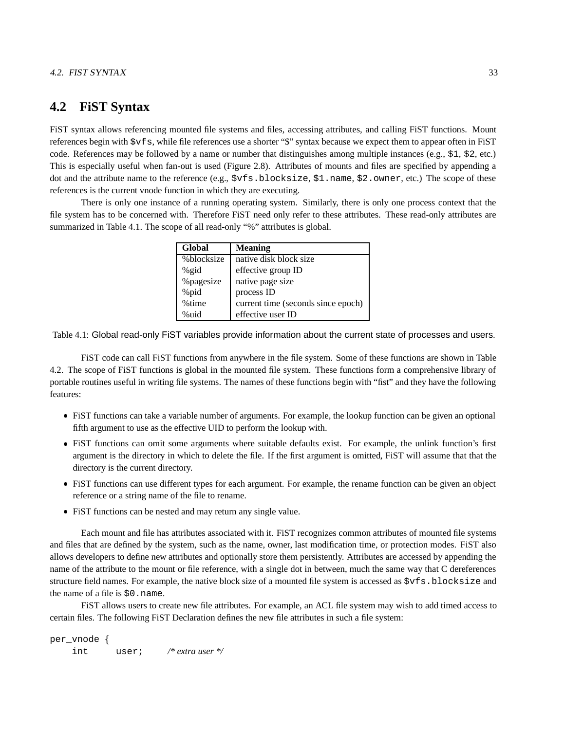## 4.2 FiST Syntax

FiST syntax allows referencing mounted file systems and files, accessing attributes, and calling FiST functions. Mount references begin with `$vfs`, while file references use a shorter "$" syntax because we expect them to appear often in FiST code. References may be followed by a name or number that distinguishes among multiple instances (e.g., `$1`, `$2`, etc.) This is especially useful when fan-out is used (Figure 2.8). Attributes of mounts and files are specified by appending a dot and the attribute name to the reference (e.g., `$vfs.blocksize`, `$1.name`, `$2.owner`, etc.) The scope of these references is the current vnode function in which they are executing.

There is only one instance of a running operating system. Similarly, there is only one process context that the file system has to be concerned with. Therefore FiST need only refer to these attributes. These read-only attributes are summarized in Table 4.1. The scope of all read-only "%" attributes is global.

| Global | Meaning |
|---|---|
| %blocksize | native disk block size |
| %gid | effective group ID |
| %pagesize | native page size |
| %pid | process ID |
| %time | current time (seconds since epoch) |
| %uid | effective user ID |

Table 4.1: Global read-only FiST variables provide information about the current state of processes and users.

FiST code can call FiST functions from anywhere in the file system. Some of these functions are shown in Table 4.2. The scope of FiST functions is global in the mounted file system. These functions form a comprehensive library of portable routines useful in writing file systems. The names of these functions begin with "fist" and they have the following features:

- FiST functions can take a variable number of arguments. For example, the lookup function can be given an optional fifth argument to use as the effective UID to perform the lookup with.
- FiST functions can omit some arguments where suitable defaults exist. For example, the unlink function's first argument is the directory in which to delete the file. If the first argument is omitted, FiST will assume that that the directory is the current directory.
- FiST functions can use different types for each argument. For example, the rename function can be given an object reference or a string name of the file to rename.
- FiST functions can be nested and may return any single value.

Each mount and file has attributes associated with it. FiST recognizes common attributes of mounted file systems and files that are defined by the system, such as the name, owner, last modification time, or protection modes. FiST also allows developers to define new attributes and optionally store them persistently. Attributes are accessed by appending the name of the attribute to the mount or file reference, with a single dot in between, much the same way that C dereferences structure field names. For example, the native block size of a mounted file system is accessed as `$vfs.blocksize` and the name of a file is `$0.name`.

FiST allows users to create new file attributes. For example, an ACL file system may wish to add timed access to certain files. The following FiST Declaration defines the new file attributes in such a file system:

```
per_vnode {
    int     user;     /* extra user */
```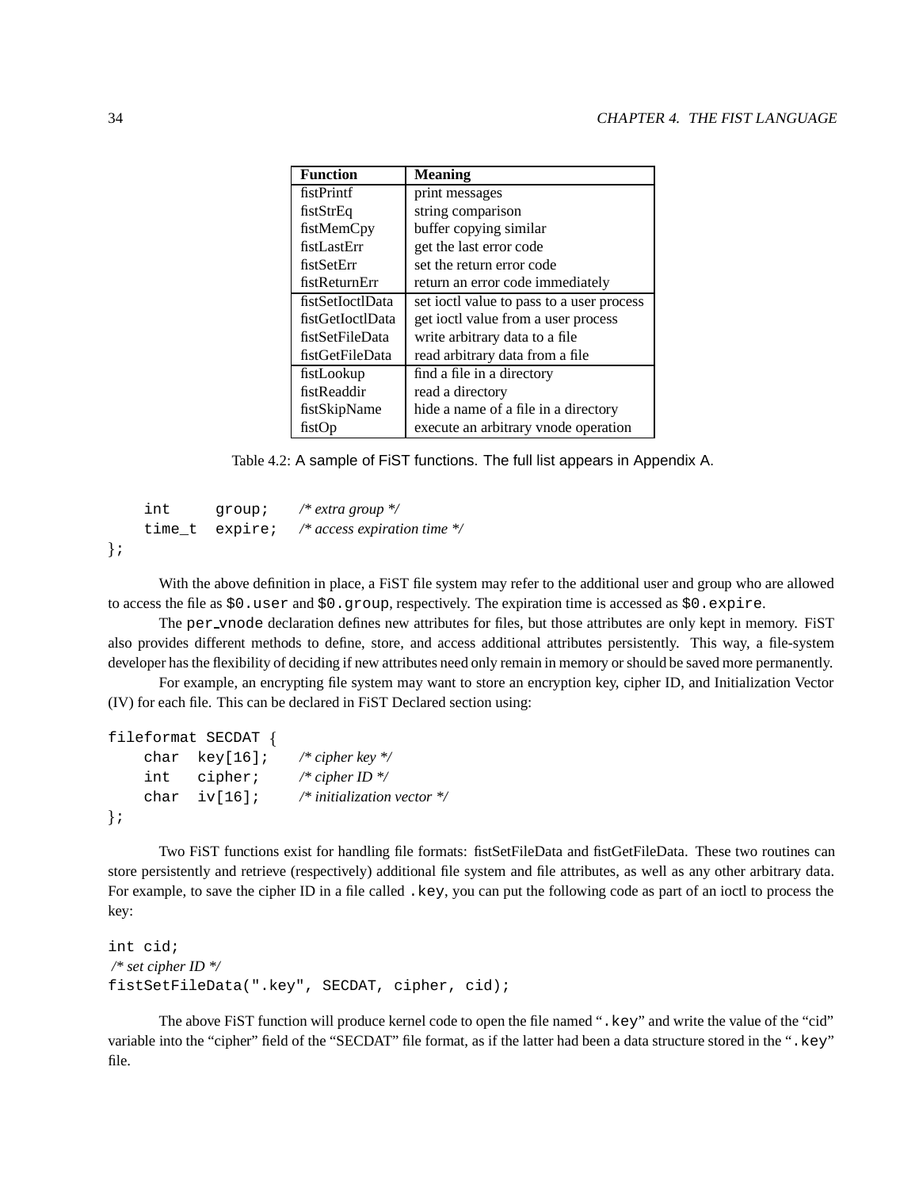| Function | Meaning |
|---|---|
| fistPrintf | print messages |
| fistStrEq | string comparison |
| fistMemCpy | buffer copying similar |
| fistLastErr | get the last error code |
| fistSetErr | set the return error code |
| fistReturnErr | return an error code immediately |
| fistSetIoctlData | set ioctl value to pass to a user process |
| fistGetIoctlData | get ioctl value from a user process |
| fistSetFileData | write arbitrary data to a file |
| fistGetFileData | read arbitrary data from a file |
| fistLookup | find a file in a directory |
| fistReaddir | read a directory |
| fistSkipName | hide a name of a file in a directory |
| fistOp | execute an arbitrary vnode operation |

Table 4.2: A sample of FiST functions. The full list appears in Appendix A.

```
    int     group;   /* extra group */
    time_t  expire;  /* access expiration time */
};
```

With the above definition in place, a FiST file system may refer to the additional user and group who are allowed to access the file as `$0.user` and `$0.group`, respectively. The expiration time is accessed as `$0.expire`.

The `per_vnode` declaration defines new attributes for files, but those attributes are only kept in memory. FiST also provides different methods to define, store, and access additional attributes persistently. This way, a file-system developer has the flexibility of deciding if new attributes need only remain in memory or should be saved more permanently.

For example, an encrypting file system may want to store an encryption key, cipher ID, and Initialization Vector (IV) for each file. This can be declared in FiST Declared section using:

```
fileformat SECDAT {
    char  key[16];    /* cipher key */
    int   cipher;     /* cipher ID */
    char  iv[16];     /* initialization vector */
};
```

Two FiST functions exist for handling file formats: fistSetFileData and fistGetFileData. These two routines can store persistently and retrieve (respectively) additional file system and file attributes, as well as any other arbitrary data. For example, to save the cipher ID in a file called `.key`, you can put the following code as part of an ioctl to process the key:

```
int cid;
/* set cipher ID */
fistSetFileData(".key", SECDAT, cipher, cid);
```

The above FiST function will produce kernel code to open the file named "`.key`" and write the value of the "cid" variable into the "cipher" field of the "SECDAT" file format, as if the latter had been a data structure stored in the "`.key`" file.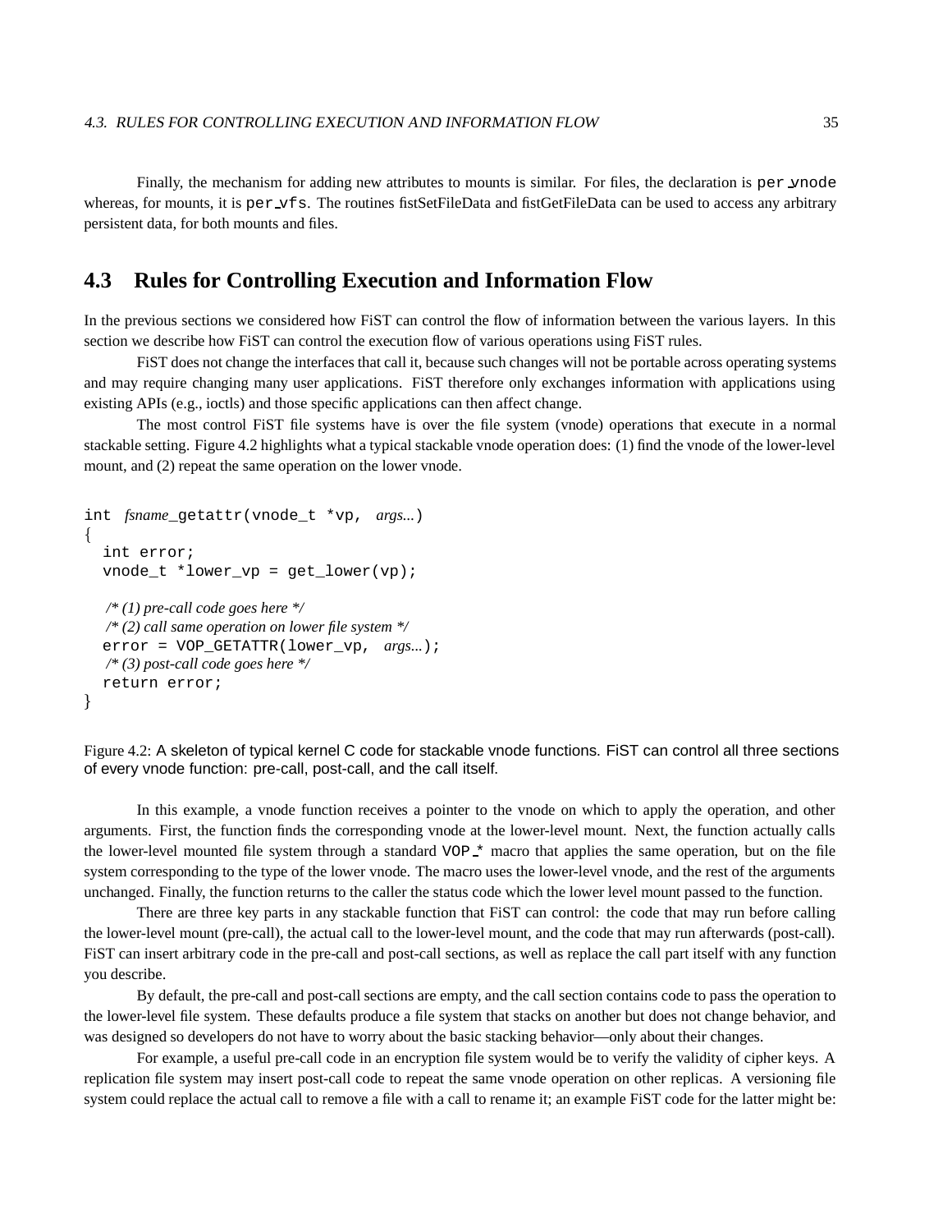Finally, the mechanism for adding new attributes to mounts is similar. For files, the declaration is `per_vnode` whereas, for mounts, it is `per_vfs`. The routines fistSetFileData and fistGetFileData can be used to access any arbitrary persistent data, for both mounts and files.

## 4.3 Rules for Controlling Execution and Information Flow

In the previous sections we considered how FiST can control the flow of information between the various layers. In this section we describe how FiST can control the execution flow of various operations using FiST rules.

FiST does not change the interfaces that call it, because such changes will not be portable across operating systems and may require changing many user applications. FiST therefore only exchanges information with applications using existing APIs (e.g., ioctls) and those specific applications can then affect change.

The most control FiST file systems have is over the file system (vnode) operations that execute in a normal stackable setting. Figure 4.2 highlights what a typical stackable vnode operation does: (1) find the vnode of the lower-level mount, and (2) repeat the same operation on the lower vnode.

```
int fsname_getattr(vnode_t *vp, args...)
{
  int error;
  vnode_t *lower_vp = get_lower(vp);

  /* (1) pre-call code goes here */
  /* (2) call same operation on lower file system */
  error = VOP_GETATTR(lower_vp, args...);
  /* (3) post-call code goes here */
  return error;
}
```

Figure 4.2: A skeleton of typical kernel C code for stackable vnode functions. FiST can control all three sections of every vnode function: pre-call, post-call, and the call itself.

In this example, a vnode function receives a pointer to the vnode on which to apply the operation, and other arguments. First, the function finds the corresponding vnode at the lower-level mount. Next, the function actually calls the lower-level mounted file system through a standard `VOP_*` macro that applies the same operation, but on the file system corresponding to the type of the lower vnode. The macro uses the lower-level vnode, and the rest of the arguments unchanged. Finally, the function returns to the caller the status code which the lower level mount passed to the function.

There are three key parts in any stackable function that FiST can control: the code that may run before calling the lower-level mount (pre-call), the actual call to the lower-level mount, and the code that may run afterwards (post-call). FiST can insert arbitrary code in the pre-call and post-call sections, as well as replace the call part itself with any function you describe.

By default, the pre-call and post-call sections are empty, and the call section contains code to pass the operation to the lower-level file system. These defaults produce a file system that stacks on another but does not change behavior, and was designed so developers do not have to worry about the basic stacking behavior—only about their changes.

For example, a useful pre-call code in an encryption file system would be to verify the validity of cipher keys. A replication file system may insert post-call code to repeat the same vnode operation on other replicas. A versioning file system could replace the actual call to remove a file with a call to rename it; an example FiST code for the latter might be: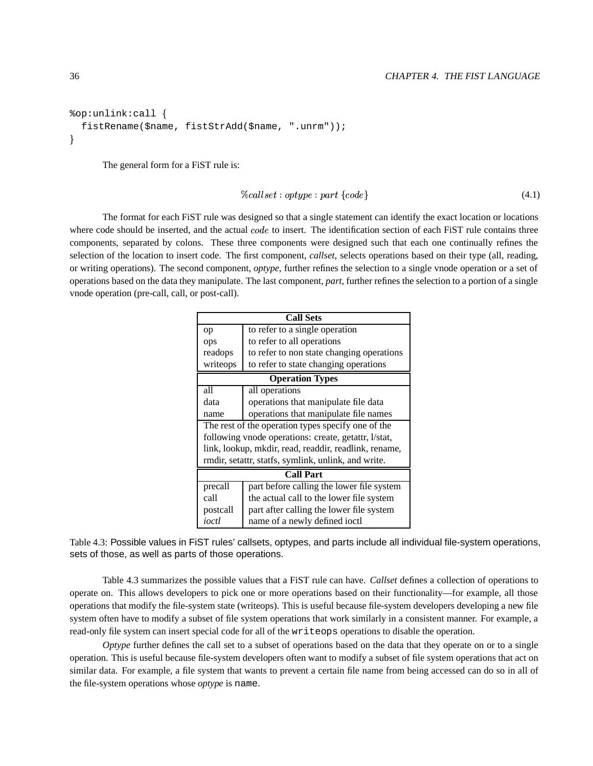```
%op:unlink:call {
  fistRename($name, fistStrAdd($name, ".unrm"));
}
```

The general form for a FiST rule is:

$$\%callset : optype : part \; \{code\} \tag{4.1}$$

The format for each FiST rule was designed so that a single statement can identify the exact location or locations where code should be inserted, and the actual $code$ to insert. The identification section of each FiST rule contains three components, separated by colons. These three components were designed such that each one continually refines the selection of the location to insert code. The first component, *callset*, selects operations based on their type (all, reading, or writing operations). The second component, *optype*, further refines the selection to a single vnode operation or a set of operations based on the data they manipulate. The last component, *part*, further refines the selection to a portion of a single vnode operation (pre-call, call, or post-call).

| **Call Sets** | |
|---|---|
| op | to refer to a single operation |
| ops | to refer to all operations |
| readops | to refer to non state changing operations |
| writeops | to refer to state changing operations |
| **Operation Types** | |
| all | all operations |
| data | operations that manipulate file data |
| name | operations that manipulate file names |
| The rest of the operation types specify one of the following vnode operations: create, getattr, l/stat, link, lookup, mkdir, read, readdir, readlink, rename, rmdir, setattr, statfs, symlink, unlink, and write. | |
| **Call Part** | |
| precall | part before calling the lower file system |
| call | the actual call to the lower file system |
| postcall | part after calling the lower file system |
| *ioctl* | name of a newly defined ioctl |

Table 4.3: Possible values in FiST rules' callsets, optypes, and parts include all individual file-system operations, sets of those, as well as parts of those operations.

Table 4.3 summarizes the possible values that a FiST rule can have. *Callset* defines a collection of operations to operate on. This allows developers to pick one or more operations based on their functionality—for example, all those operations that modify the file-system state (writeops). This is useful because file-system developers developing a new file system often have to modify a subset of file system operations that work similarly in a consistent manner. For example, a read-only file system can insert special code for all of the `writeops` operations to disable the operation.

*Optype* further defines the call set to a subset of operations based on the data that they operate on or to a single operation. This is useful because file-system developers often want to modify a subset of file system operations that act on similar data. For example, a file system that wants to prevent a certain file name from being accessed can do so in all of the file-system operations whose *optype* is `name`.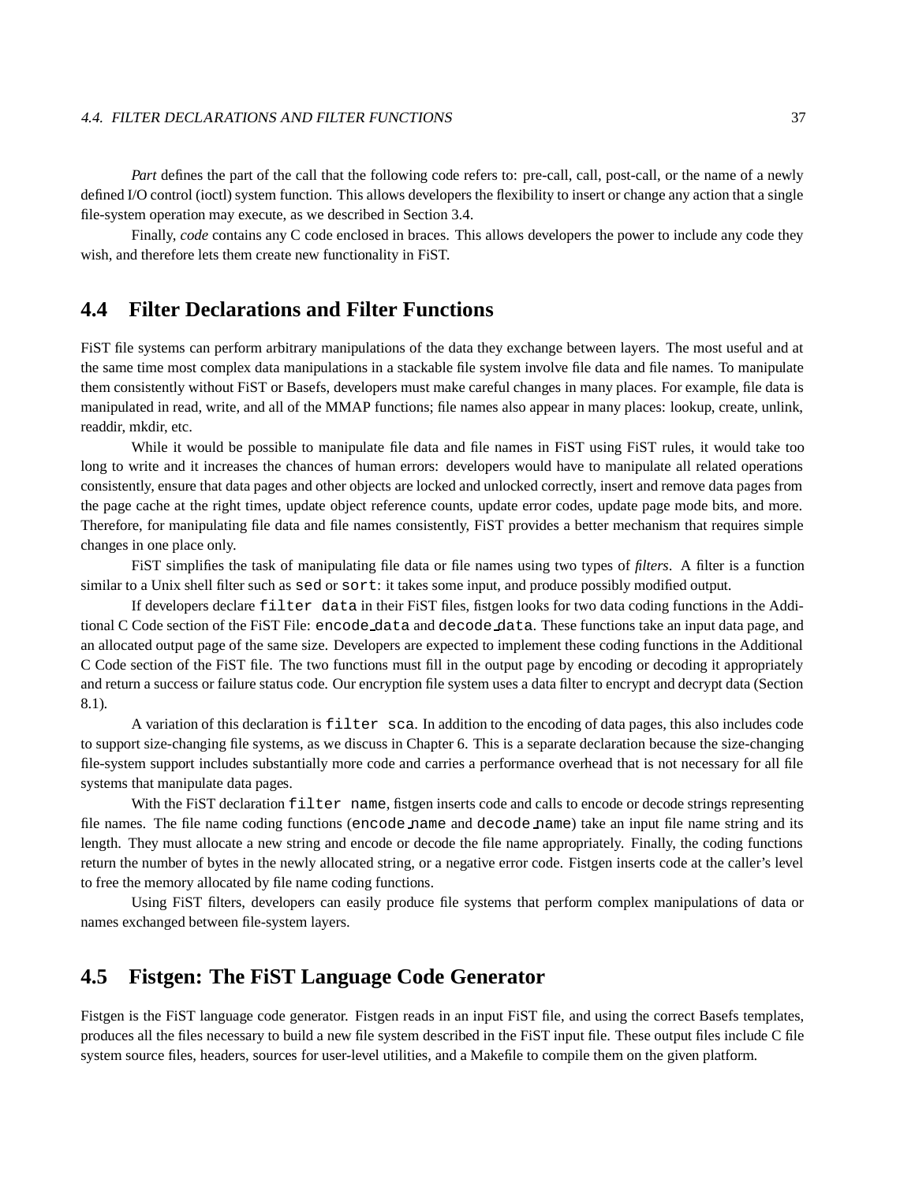*Part* defines the part of the call that the following code refers to: pre-call, call, post-call, or the name of a newly defined I/O control (ioctl) system function. This allows developers the flexibility to insert or change any action that a single file-system operation may execute, as we described in Section 3.4.

Finally, *code* contains any C code enclosed in braces. This allows developers the power to include any code they wish, and therefore lets them create new functionality in FiST.

## 4.4 Filter Declarations and Filter Functions

FiST file systems can perform arbitrary manipulations of the data they exchange between layers. The most useful and at the same time most complex data manipulations in a stackable file system involve file data and file names. To manipulate them consistently without FiST or Basefs, developers must make careful changes in many places. For example, file data is manipulated in read, write, and all of the MMAP functions; file names also appear in many places: lookup, create, unlink, readdir, mkdir, etc.

While it would be possible to manipulate file data and file names in FiST using FiST rules, it would take too long to write and it increases the chances of human errors: developers would have to manipulate all related operations consistently, ensure that data pages and other objects are locked and unlocked correctly, insert and remove data pages from the page cache at the right times, update object reference counts, update error codes, update page mode bits, and more. Therefore, for manipulating file data and file names consistently, FiST provides a better mechanism that requires simple changes in one place only.

FiST simplifies the task of manipulating file data or file names using two types of *filters*. A filter is a function similar to a Unix shell filter such as `sed` or `sort`: it takes some input, and produce possibly modified output.

If developers declare `filter data` in their FiST files, fistgen looks for two data coding functions in the Additional C Code section of the FiST File: `encode_data` and `decode_data`. These functions take an input data page, and an allocated output page of the same size. Developers are expected to implement these coding functions in the Additional C Code section of the FiST file. The two functions must fill in the output page by encoding or decoding it appropriately and return a success or failure status code. Our encryption file system uses a data filter to encrypt and decrypt data (Section 8.1).

A variation of this declaration is `filter sca`. In addition to the encoding of data pages, this also includes code to support size-changing file systems, as we discuss in Chapter 6. This is a separate declaration because the size-changing file-system support includes substantially more code and carries a performance overhead that is not necessary for all file systems that manipulate data pages.

With the FiST declaration `filter name`, fistgen inserts code and calls to encode or decode strings representing file names. The file name coding functions (`encode_name` and `decode_name`) take an input file name string and its length. They must allocate a new string and encode or decode the file name appropriately. Finally, the coding functions return the number of bytes in the newly allocated string, or a negative error code. Fistgen inserts code at the caller's level to free the memory allocated by file name coding functions.

Using FiST filters, developers can easily produce file systems that perform complex manipulations of data or names exchanged between file-system layers.

## 4.5 Fistgen: The FiST Language Code Generator

Fistgen is the FiST language code generator. Fistgen reads in an input FiST file, and using the correct Basefs templates, produces all the files necessary to build a new file system described in the FiST input file. These output files include C file system source files, headers, sources for user-level utilities, and a Makefile to compile them on the given platform.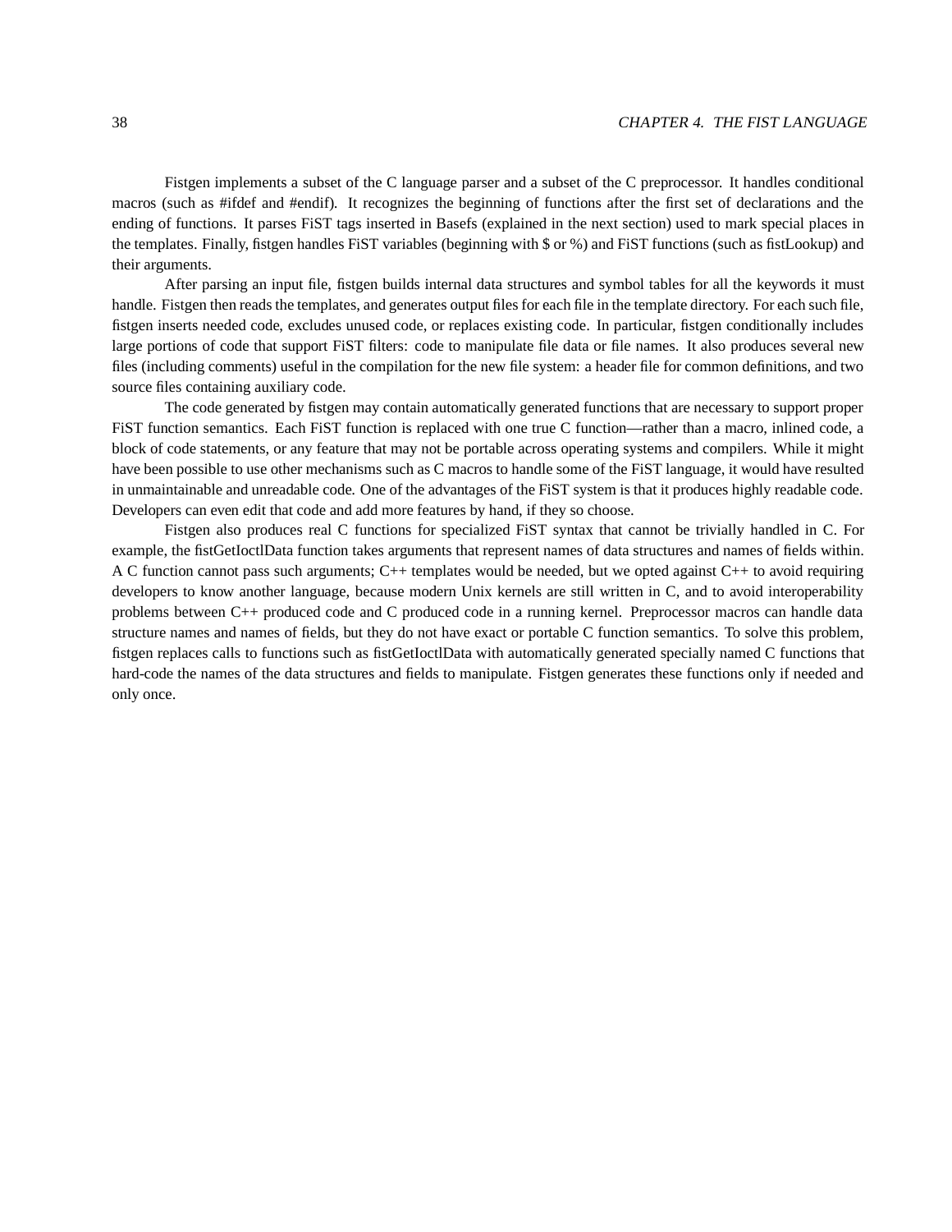Fistgen implements a subset of the C language parser and a subset of the C preprocessor. It handles conditional macros (such as #ifdef and #endif). It recognizes the beginning of functions after the first set of declarations and the ending of functions. It parses FiST tags inserted in Basefs (explained in the next section) used to mark special places in the templates. Finally, fistgen handles FiST variables (beginning with $ or %) and FiST functions (such as fistLookup) and their arguments.

After parsing an input file, fistgen builds internal data structures and symbol tables for all the keywords it must handle. Fistgen then reads the templates, and generates output files for each file in the template directory. For each such file, fistgen inserts needed code, excludes unused code, or replaces existing code. In particular, fistgen conditionally includes large portions of code that support FiST filters: code to manipulate file data or file names. It also produces several new files (including comments) useful in the compilation for the new file system: a header file for common definitions, and two source files containing auxiliary code.

The code generated by fistgen may contain automatically generated functions that are necessary to support proper FiST function semantics. Each FiST function is replaced with one true C function—rather than a macro, inlined code, a block of code statements, or any feature that may not be portable across operating systems and compilers. While it might have been possible to use other mechanisms such as C macros to handle some of the FiST language, it would have resulted in unmaintainable and unreadable code. One of the advantages of the FiST system is that it produces highly readable code. Developers can even edit that code and add more features by hand, if they so choose.

Fistgen also produces real C functions for specialized FiST syntax that cannot be trivially handled in C. For example, the fistGetIoctlData function takes arguments that represent names of data structures and names of fields within. A C function cannot pass such arguments; C++ templates would be needed, but we opted against C++ to avoid requiring developers to know another language, because modern Unix kernels are still written in C, and to avoid interoperability problems between C++ produced code and C produced code in a running kernel. Preprocessor macros can handle data structure names and names of fields, but they do not have exact or portable C function semantics. To solve this problem, fistgen replaces calls to functions such as fistGetIoctlData with automatically generated specially named C functions that hard-code the names of the data structures and fields to manipulate. Fistgen generates these functions only if needed and only once.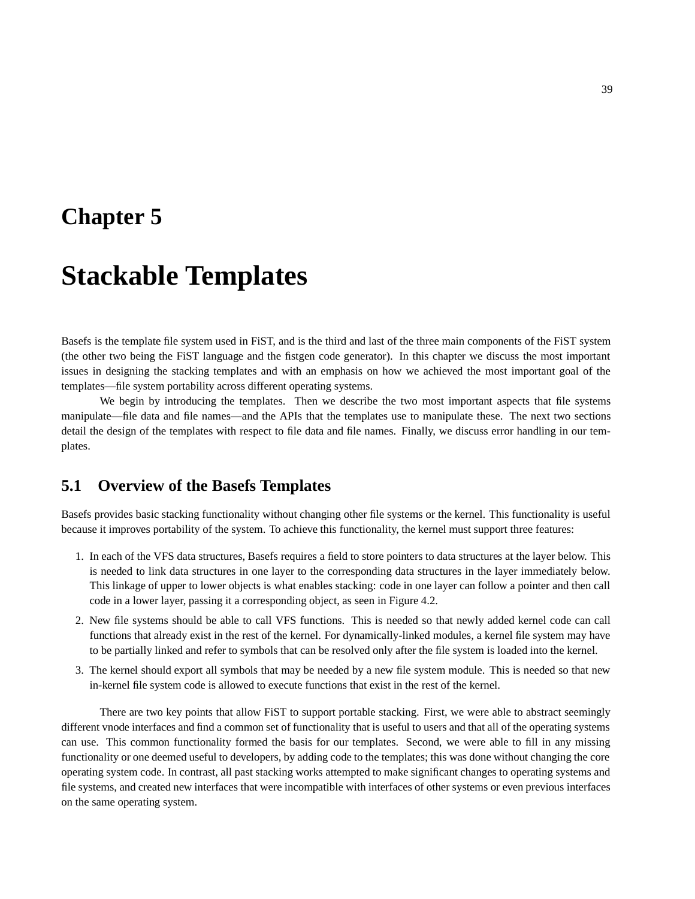# Chapter 5

# Stackable Templates

Basefs is the template file system used in FiST, and is the third and last of the three main components of the FiST system (the other two being the FiST language and the fistgen code generator). In this chapter we discuss the most important issues in designing the stacking templates and with an emphasis on how we achieved the most important goal of the templates—file system portability across different operating systems.

We begin by introducing the templates. Then we describe the two most important aspects that file systems manipulate—file data and file names—and the APIs that the templates use to manipulate these. The next two sections detail the design of the templates with respect to file data and file names. Finally, we discuss error handling in our templates.

## 5.1 Overview of the Basefs Templates

Basefs provides basic stacking functionality without changing other file systems or the kernel. This functionality is useful because it improves portability of the system. To achieve this functionality, the kernel must support three features:

1. In each of the VFS data structures, Basefs requires a field to store pointers to data structures at the layer below. This is needed to link data structures in one layer to the corresponding data structures in the layer immediately below. This linkage of upper to lower objects is what enables stacking: code in one layer can follow a pointer and then call code in a lower layer, passing it a corresponding object, as seen in Figure 4.2.
2. New file systems should be able to call VFS functions. This is needed so that newly added kernel code can call functions that already exist in the rest of the kernel. For dynamically-linked modules, a kernel file system may have to be partially linked and refer to symbols that can be resolved only after the file system is loaded into the kernel.
3. The kernel should export all symbols that may be needed by a new file system module. This is needed so that new in-kernel file system code is allowed to execute functions that exist in the rest of the kernel.

There are two key points that allow FiST to support portable stacking. First, we were able to abstract seemingly different vnode interfaces and find a common set of functionality that is useful to users and that all of the operating systems can use. This common functionality formed the basis for our templates. Second, we were able to fill in any missing functionality or one deemed useful to developers, by adding code to the templates; this was done without changing the core operating system code. In contrast, all past stacking works attempted to make significant changes to operating systems and file systems, and created new interfaces that were incompatible with interfaces of other systems or even previous interfaces on the same operating system.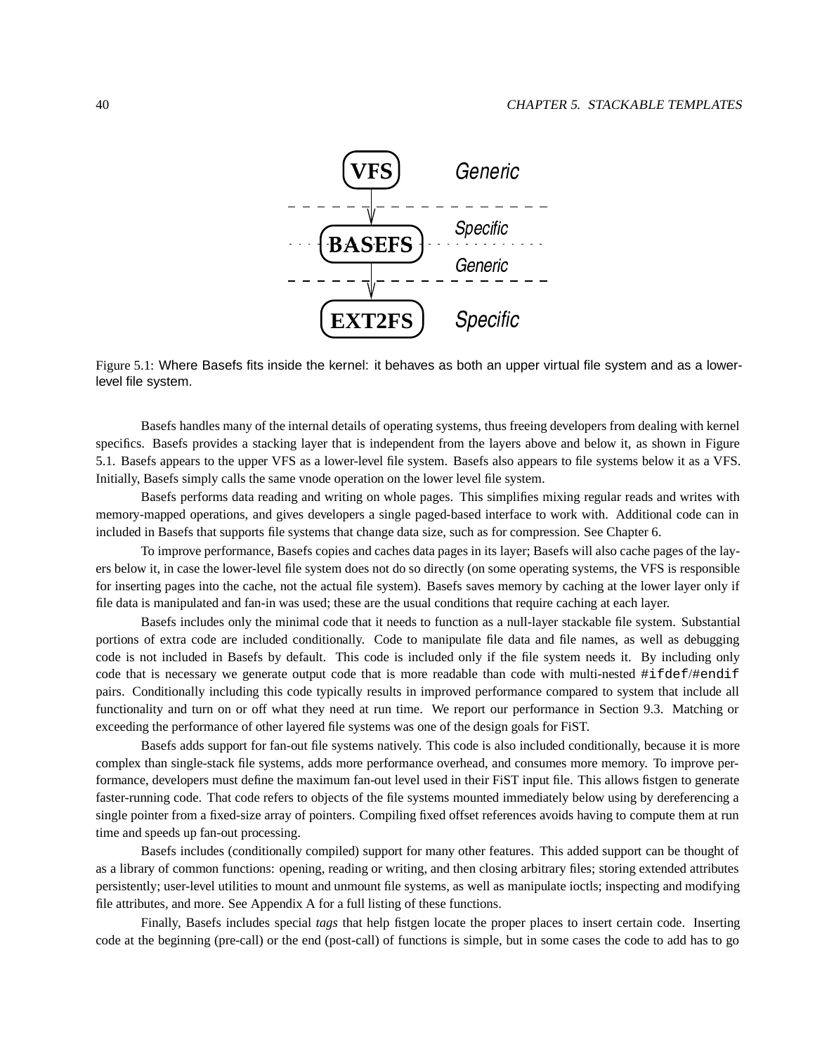Figure 5.1: Where Basefs fits inside the kernel: it behaves as both an upper virtual file system and as a lower-level file system.

Basefs handles many of the internal details of operating systems, thus freeing developers from dealing with kernel specifics. Basefs provides a stacking layer that is independent from the layers above and below it, as shown in Figure 5.1. Basefs appears to the upper VFS as a lower-level file system. Basefs also appears to file systems below it as a VFS. Initially, Basefs simply calls the same vnode operation on the lower level file system.

Basefs performs data reading and writing on whole pages. This simplifies mixing regular reads and writes with memory-mapped operations, and gives developers a single paged-based interface to work with. Additional code can in included in Basefs that supports file systems that change data size, such as for compression. See Chapter 6.

To improve performance, Basefs copies and caches data pages in its layer; Basefs will also cache pages of the layers below it, in case the lower-level file system does not do so directly (on some operating systems, the VFS is responsible for inserting pages into the cache, not the actual file system). Basefs saves memory by caching at the lower layer only if file data is manipulated and fan-in was used; these are the usual conditions that require caching at each layer.

Basefs includes only the minimal code that it needs to function as a null-layer stackable file system. Substantial portions of extra code are included conditionally. Code to manipulate file data and file names, as well as debugging code is not included in Basefs by default. This code is included only if the file system needs it. By including only code that is necessary we generate output code that is more readable than code with multi-nested `#ifdef`/`#endif` pairs. Conditionally including this code typically results in improved performance compared to system that include all functionality and turn on or off what they need at run time. We report our performance in Section 9.3. Matching or exceeding the performance of other layered file systems was one of the design goals for FiST.

Basefs adds support for fan-out file systems natively. This code is also included conditionally, because it is more complex than single-stack file systems, adds more performance overhead, and consumes more memory. To improve performance, developers must define the maximum fan-out level used in their FiST input file. This allows fistgen to generate faster-running code. That code refers to objects of the file systems mounted immediately below using by dereferencing a single pointer from a fixed-size array of pointers. Compiling fixed offset references avoids having to compute them at run time and speeds up fan-out processing.

Basefs includes (conditionally compiled) support for many other features. This added support can be thought of as a library of common functions: opening, reading or writing, and then closing arbitrary files; storing extended attributes persistently; user-level utilities to mount and unmount file systems, as well as manipulate ioctls; inspecting and modifying file attributes, and more. See Appendix A for a full listing of these functions.

Finally, Basefs includes special *tags* that help fistgen locate the proper places to insert certain code. Inserting code at the beginning (pre-call) or the end (post-call) of functions is simple, but in some cases the code to add has to go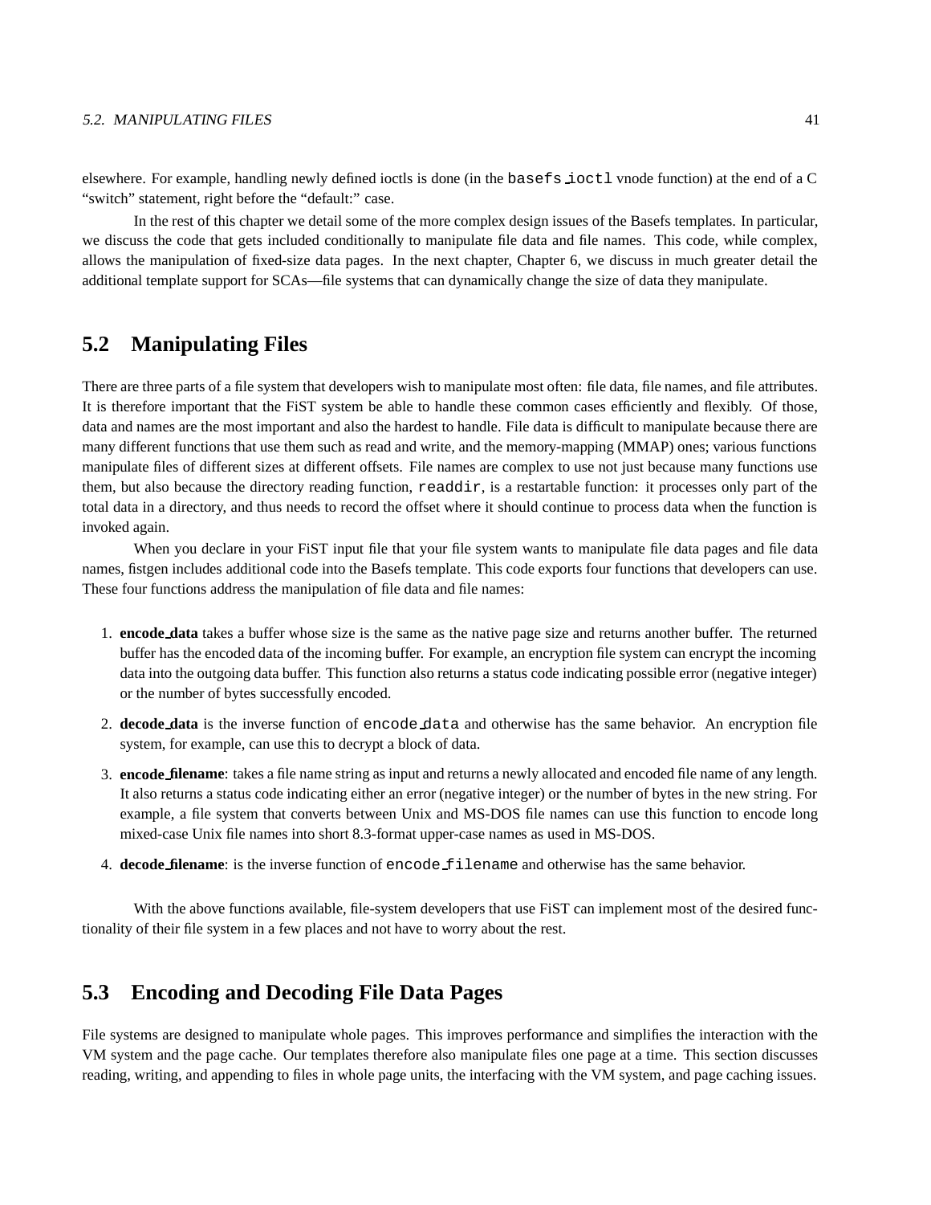elsewhere. For example, handling newly defined ioctls is done (in the `basefs_ioctl` vnode function) at the end of a C "switch" statement, right before the "default:" case.

In the rest of this chapter we detail some of the more complex design issues of the Basefs templates. In particular, we discuss the code that gets included conditionally to manipulate file data and file names. This code, while complex, allows the manipulation of fixed-size data pages. In the next chapter, Chapter 6, we discuss in much greater detail the additional template support for SCAs—file systems that can dynamically change the size of data they manipulate.

## 5.2 Manipulating Files

There are three parts of a file system that developers wish to manipulate most often: file data, file names, and file attributes. It is therefore important that the FiST system be able to handle these common cases efficiently and flexibly. Of those, data and names are the most important and also the hardest to handle. File data is difficult to manipulate because there are many different functions that use them such as read and write, and the memory-mapping (MMAP) ones; various functions manipulate files of different sizes at different offsets. File names are complex to use not just because many functions use them, but also because the directory reading function, `readdir`, is a restartable function: it processes only part of the total data in a directory, and thus needs to record the offset where it should continue to process data when the function is invoked again.

When you declare in your FiST input file that your file system wants to manipulate file data pages and file data names, fistgen includes additional code into the Basefs template. This code exports four functions that developers can use. These four functions address the manipulation of file data and file names:

1. **encode_data** takes a buffer whose size is the same as the native page size and returns another buffer. The returned buffer has the encoded data of the incoming buffer. For example, an encryption file system can encrypt the incoming data into the outgoing data buffer. This function also returns a status code indicating possible error (negative integer) or the number of bytes successfully encoded.

2. **decode_data** is the inverse function of `encode_data` and otherwise has the same behavior. An encryption file system, for example, can use this to decrypt a block of data.

3. **encode_filename**: takes a file name string as input and returns a newly allocated and encoded file name of any length. It also returns a status code indicating either an error (negative integer) or the number of bytes in the new string. For example, a file system that converts between Unix and MS-DOS file names can use this function to encode long mixed-case Unix file names into short 8.3-format upper-case names as used in MS-DOS.

4. **decode_filename**: is the inverse function of `encode_filename` and otherwise has the same behavior.

With the above functions available, file-system developers that use FiST can implement most of the desired functionality of their file system in a few places and not have to worry about the rest.

## 5.3 Encoding and Decoding File Data Pages

File systems are designed to manipulate whole pages. This improves performance and simplifies the interaction with the VM system and the page cache. Our templates therefore also manipulate files one page at a time. This section discusses reading, writing, and appending to files in whole page units, the interfacing with the VM system, and page caching issues.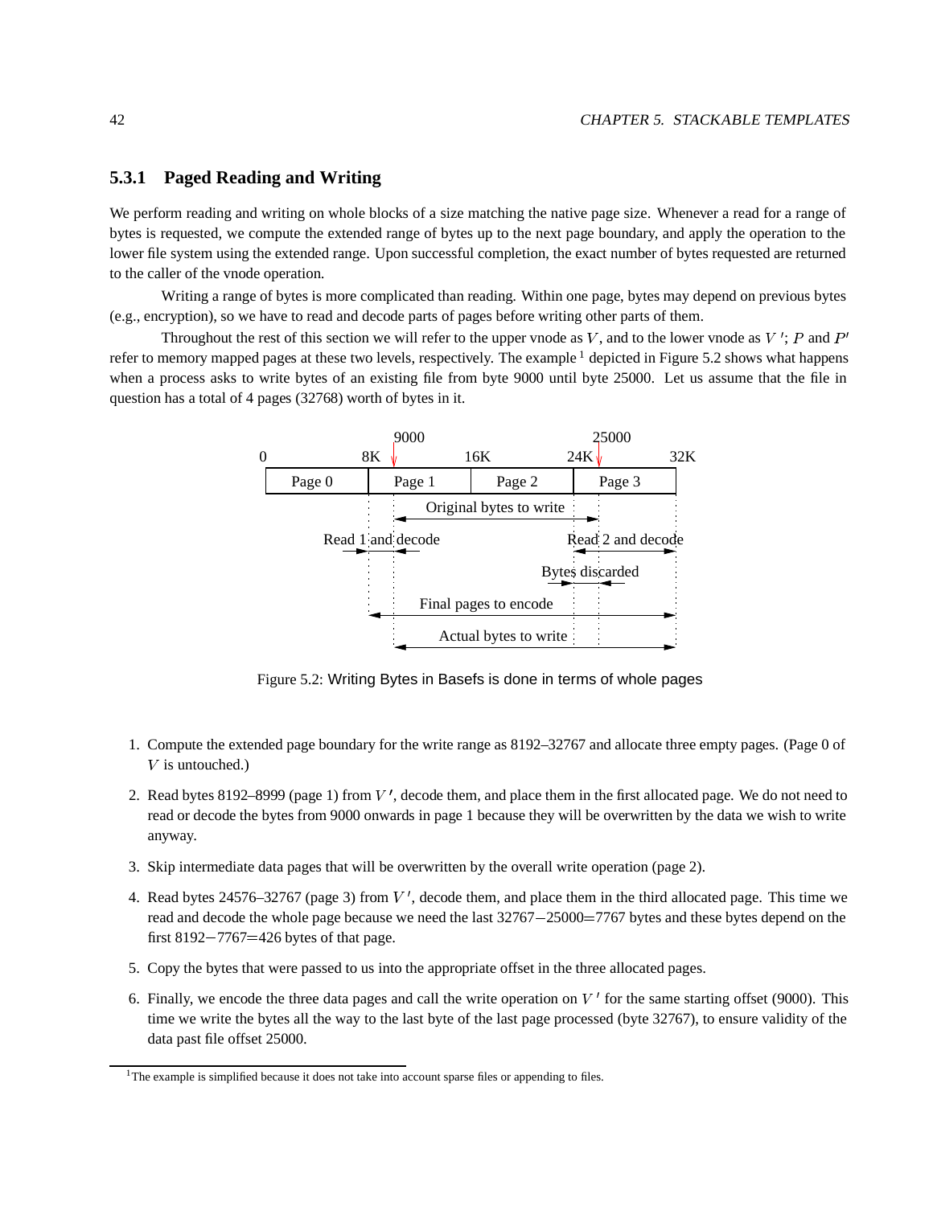### 5.3.1 Paged Reading and Writing

We perform reading and writing on whole blocks of a size matching the native page size. Whenever a read for a range of bytes is requested, we compute the extended range of bytes up to the next page boundary, and apply the operation to the lower file system using the extended range. Upon successful completion, the exact number of bytes requested are returned to the caller of the vnode operation.

Writing a range of bytes is more complicated than reading. Within one page, bytes may depend on previous bytes (e.g., encryption), so we have to read and decode parts of pages before writing other parts of them.

Throughout the rest of this section we will refer to the upper vnode as $V$, and to the lower vnode as $V'$; $P$ and $P'$ refer to memory mapped pages at these two levels, respectively. The example[1] depicted in Figure 5.2 shows what happens when a process asks to write bytes of an existing file from byte 9000 until byte 25000. Let us assume that the file in question has a total of 4 pages (32768) worth of bytes in it.

Figure 5.2: Writing Bytes in Basefs is done in terms of whole pages

1. Compute the extended page boundary for the write range as 8192–32767 and allocate three empty pages. (Page 0 of $V$ is untouched.)
2. Read bytes 8192–8999 (page 1) from $V'$, decode them, and place them in the first allocated page. We do not need to read or decode the bytes from 9000 onwards in page 1 because they will be overwritten by the data we wish to write anyway.
3. Skip intermediate data pages that will be overwritten by the overall write operation (page 2).
4. Read bytes 24576–32767 (page 3) from $V'$, decode them, and place them in the third allocated page. This time we read and decode the whole page because we need the last 32767−25000=7767 bytes and these bytes depend on the first 8192−7767=426 bytes of that page.
5. Copy the bytes that were passed to us into the appropriate offset in the three allocated pages.
6. Finally, we encode the three data pages and call the write operation on $V'$ for the same starting offset (9000). This time we write the bytes all the way to the last byte of the last page processed (byte 32767), to ensure validity of the data past file offset 25000.

[1] The example is simplified because it does not take into account sparse files or appending to files.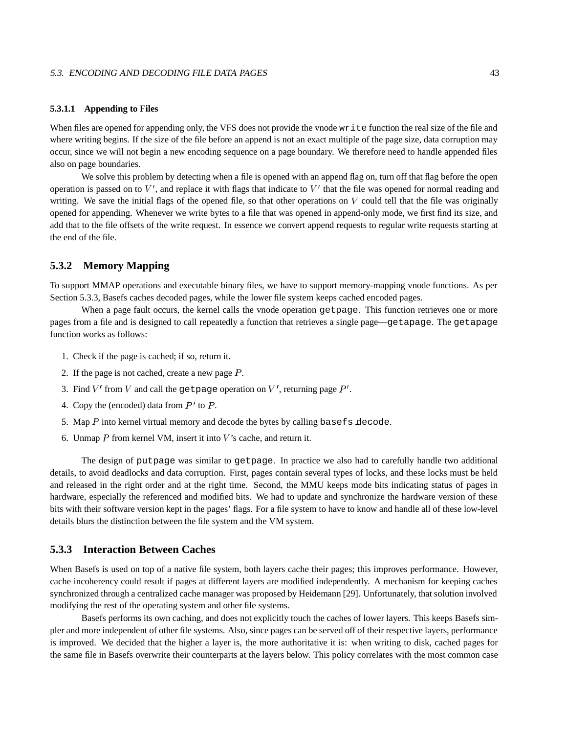#### 5.3.1.1 Appending to Files

When files are opened for appending only, the VFS does not provide the vnode `write` function the real size of the file and where writing begins. If the size of the file before an append is not an exact multiple of the page size, data corruption may occur, since we will not begin a new encoding sequence on a page boundary. We therefore need to handle appended files also on page boundaries.

We solve this problem by detecting when a file is opened with an append flag on, turn off that flag before the open operation is passed on to $V'$, and replace it with flags that indicate to $V'$ that the file was opened for normal reading and writing. We save the initial flags of the opened file, so that other operations on $V$ could tell that the file was originally opened for appending. Whenever we write bytes to a file that was opened in append-only mode, we first find its size, and add that to the file offsets of the write request. In essence we convert append requests to regular write requests starting at the end of the file.

### 5.3.2 Memory Mapping

To support MMAP operations and executable binary files, we have to support memory-mapping vnode functions. As per Section 5.3.3, Basefs caches decoded pages, while the lower file system keeps cached encoded pages.

When a page fault occurs, the kernel calls the vnode operation `getpage`. This function retrieves one or more pages from a file and is designed to call repeatedly a function that retrieves a single page—`getapage`. The `getapage` function works as follows:

1. Check if the page is cached; if so, return it.
2. If the page is not cached, create a new page $P$.
3. Find $V'$ from $V$ and call the `getpage` operation on $V'$, returning page $P'$.
4. Copy the (encoded) data from $P'$ to $P$.
5. Map $P$ into kernel virtual memory and decode the bytes by calling `basefs_decode`.
6. Unmap $P$ from kernel VM, insert it into $V$'s cache, and return it.

The design of `putpage` was similar to `getpage`. In practice we also had to carefully handle two additional details, to avoid deadlocks and data corruption. First, pages contain several types of locks, and these locks must be held and released in the right order and at the right time. Second, the MMU keeps mode bits indicating status of pages in hardware, especially the referenced and modified bits. We had to update and synchronize the hardware version of these bits with their software version kept in the pages' flags. For a file system to have to know and handle all of these low-level details blurs the distinction between the file system and the VM system.

### 5.3.3 Interaction Between Caches

When Basefs is used on top of a native file system, both layers cache their pages; this improves performance. However, cache incoherency could result if pages at different layers are modified independently. A mechanism for keeping caches synchronized through a centralized cache manager was proposed by Heidemann [29]. Unfortunately, that solution involved modifying the rest of the operating system and other file systems.

Basefs performs its own caching, and does not explicitly touch the caches of lower layers. This keeps Basefs simpler and more independent of other file systems. Also, since pages can be served off of their respective layers, performance is improved. We decided that the higher a layer is, the more authoritative it is: when writing to disk, cached pages for the same file in Basefs overwrite their counterparts at the layers below. This policy correlates with the most common case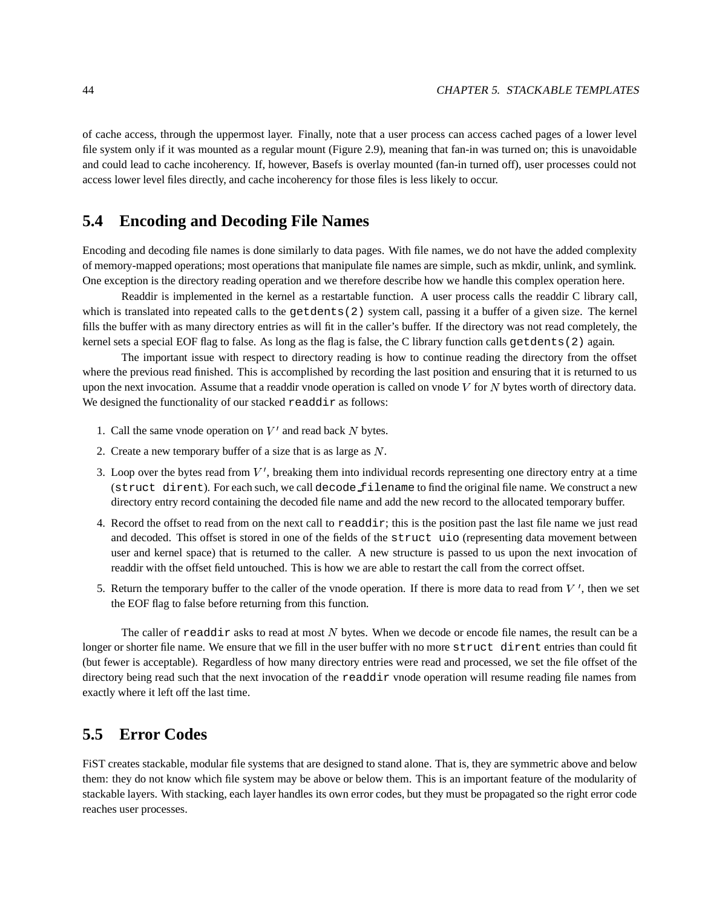of cache access, through the uppermost layer. Finally, note that a user process can access cached pages of a lower level file system only if it was mounted as a regular mount (Figure 2.9), meaning that fan-in was turned on; this is unavoidable and could lead to cache incoherency. If, however, Basefs is overlay mounted (fan-in turned off), user processes could not access lower level files directly, and cache incoherency for those files is less likely to occur.

## 5.4 Encoding and Decoding File Names

Encoding and decoding file names is done similarly to data pages. With file names, we do not have the added complexity of memory-mapped operations; most operations that manipulate file names are simple, such as mkdir, unlink, and symlink. One exception is the directory reading operation and we therefore describe how we handle this complex operation here.

Readdir is implemented in the kernel as a restartable function. A user process calls the readdir C library call, which is translated into repeated calls to the `getdents(2)` system call, passing it a buffer of a given size. The kernel fills the buffer with as many directory entries as will fit in the caller's buffer. If the directory was not read completely, the kernel sets a special EOF flag to false. As long as the flag is false, the C library function calls `getdents(2)` again.

The important issue with respect to directory reading is how to continue reading the directory from the offset where the previous read finished. This is accomplished by recording the last position and ensuring that it is returned to us upon the next invocation. Assume that a readdir vnode operation is called on vnode $V$ for $N$ bytes worth of directory data. We designed the functionality of our stacked `readdir` as follows:

1. Call the same vnode operation on $V'$ and read back $N$ bytes.
2. Create a new temporary buffer of a size that is as large as $N$.
3. Loop over the bytes read from $V'$, breaking them into individual records representing one directory entry at a time (`struct dirent`). For each such, we call `decode_filename` to find the original file name. We construct a new directory entry record containing the decoded file name and add the new record to the allocated temporary buffer.
4. Record the offset to read from on the next call to `readdir`; this is the position past the last file name we just read and decoded. This offset is stored in one of the fields of the `struct uio` (representing data movement between user and kernel space) that is returned to the caller. A new structure is passed to us upon the next invocation of readdir with the offset field untouched. This is how we are able to restart the call from the correct offset.
5. Return the temporary buffer to the caller of the vnode operation. If there is more data to read from $V'$, then we set the EOF flag to false before returning from this function.

The caller of `readdir` asks to read at most $N$ bytes. When we decode or encode file names, the result can be a longer or shorter file name. We ensure that we fill in the user buffer with no more `struct dirent` entries than could fit (but fewer is acceptable). Regardless of how many directory entries were read and processed, we set the file offset of the directory being read such that the next invocation of the `readdir` vnode operation will resume reading file names from exactly where it left off the last time.

## 5.5 Error Codes

FiST creates stackable, modular file systems that are designed to stand alone. That is, they are symmetric above and below them: they do not know which file system may be above or below them. This is an important feature of the modularity of stackable layers. With stacking, each layer handles its own error codes, but they must be propagated so the right error code reaches user processes.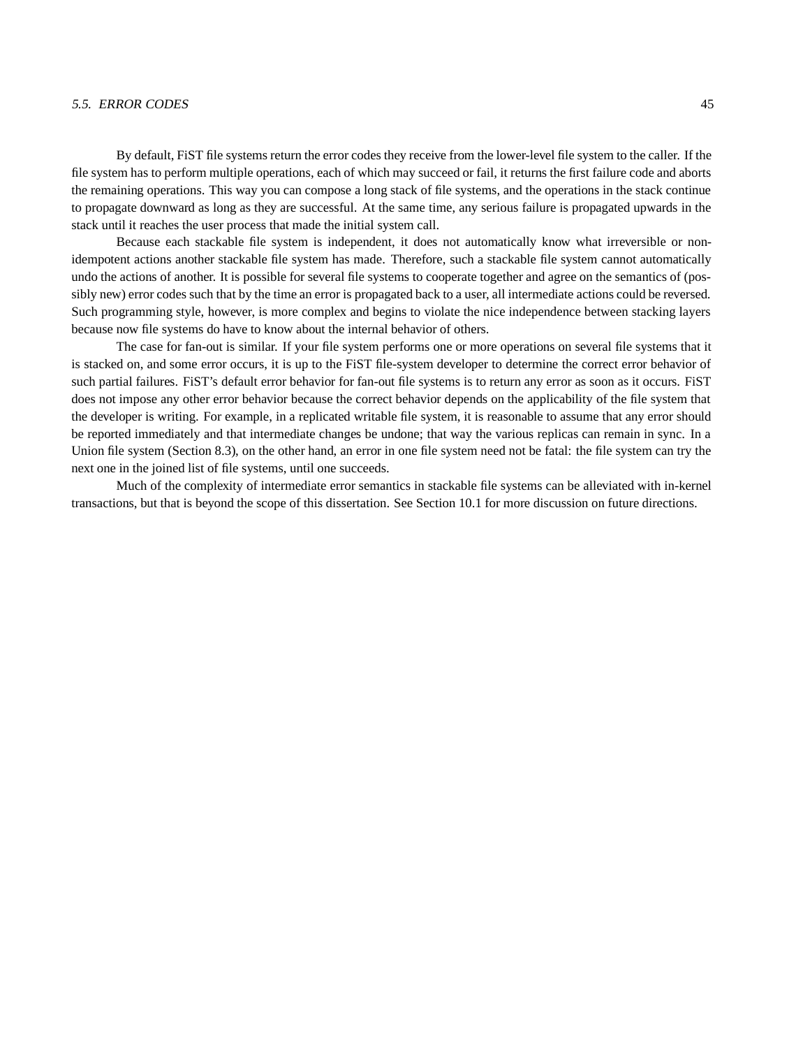By default, FiST file systems return the error codes they receive from the lower-level file system to the caller. If the file system has to perform multiple operations, each of which may succeed or fail, it returns the first failure code and aborts the remaining operations. This way you can compose a long stack of file systems, and the operations in the stack continue to propagate downward as long as they are successful. At the same time, any serious failure is propagated upwards in the stack until it reaches the user process that made the initial system call.

Because each stackable file system is independent, it does not automatically know what irreversible or non-idempotent actions another stackable file system has made. Therefore, such a stackable file system cannot automatically undo the actions of another. It is possible for several file systems to cooperate together and agree on the semantics of (possibly new) error codes such that by the time an error is propagated back to a user, all intermediate actions could be reversed. Such programming style, however, is more complex and begins to violate the nice independence between stacking layers because now file systems do have to know about the internal behavior of others.

The case for fan-out is similar. If your file system performs one or more operations on several file systems that it is stacked on, and some error occurs, it is up to the FiST file-system developer to determine the correct error behavior of such partial failures. FiST's default error behavior for fan-out file systems is to return any error as soon as it occurs. FiST does not impose any other error behavior because the correct behavior depends on the applicability of the file system that the developer is writing. For example, in a replicated writable file system, it is reasonable to assume that any error should be reported immediately and that intermediate changes be undone; that way the various replicas can remain in sync. In a Union file system (Section 8.3), on the other hand, an error in one file system need not be fatal: the file system can try the next one in the joined list of file systems, until one succeeds.

Much of the complexity of intermediate error semantics in stackable file systems can be alleviated with in-kernel transactions, but that is beyond the scope of this dissertation. See Section 10.1 for more discussion on future directions.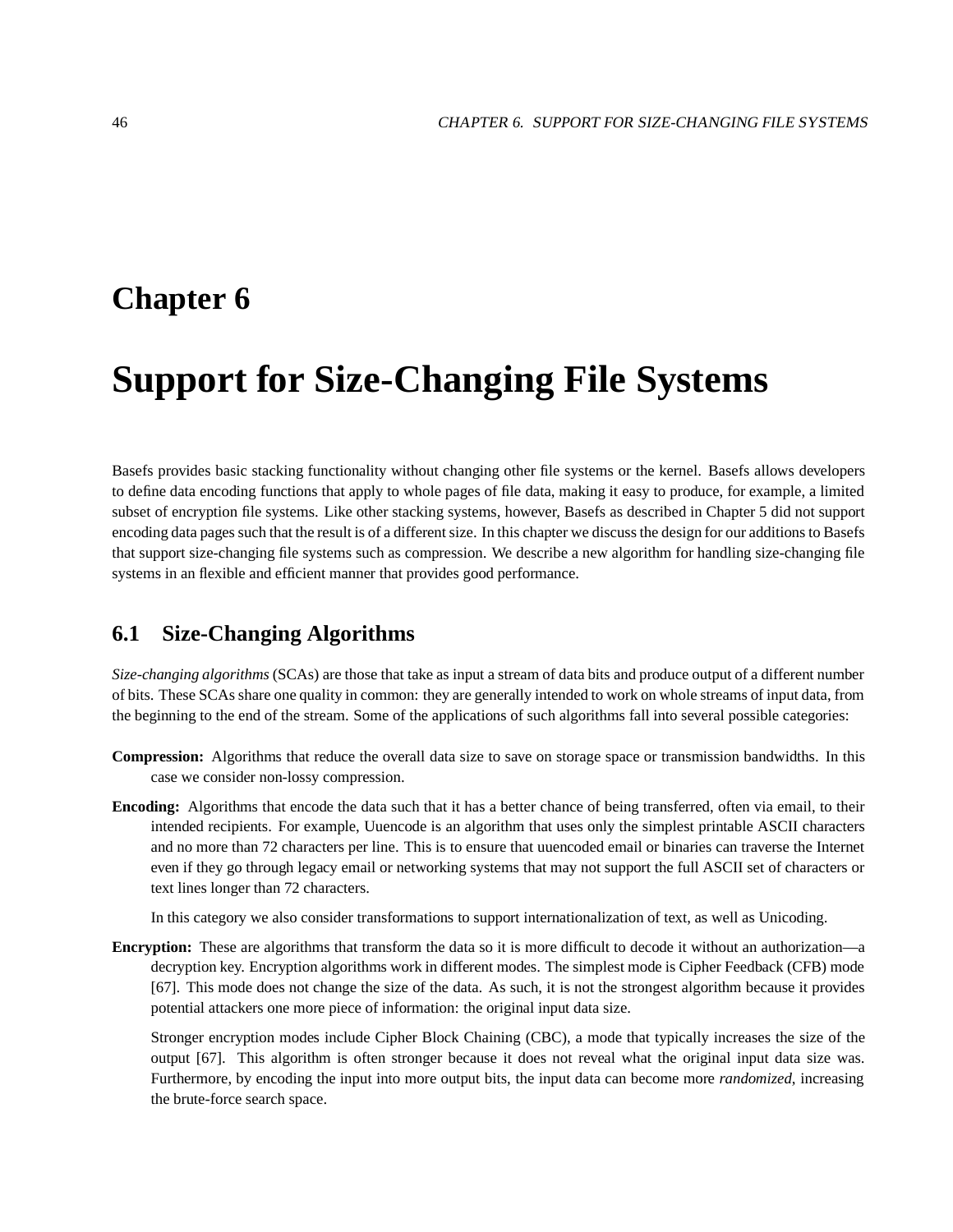# Chapter 6

# Support for Size-Changing File Systems

Basefs provides basic stacking functionality without changing other file systems or the kernel. Basefs allows developers to define data encoding functions that apply to whole pages of file data, making it easy to produce, for example, a limited subset of encryption file systems. Like other stacking systems, however, Basefs as described in Chapter 5 did not support encoding data pages such that the result is of a different size. In this chapter we discuss the design for our additions to Basefs that support size-changing file systems such as compression. We describe a new algorithm for handling size-changing file systems in an flexible and efficient manner that provides good performance.

## 6.1 Size-Changing Algorithms

*Size-changing algorithms* (SCAs) are those that take as input a stream of data bits and produce output of a different number of bits. These SCAs share one quality in common: they are generally intended to work on whole streams of input data, from the beginning to the end of the stream. Some of the applications of such algorithms fall into several possible categories:

**Compression:** Algorithms that reduce the overall data size to save on storage space or transmission bandwidths. In this case we consider non-lossy compression.

**Encoding:** Algorithms that encode the data such that it has a better chance of being transferred, often via email, to their intended recipients. For example, Uuencode is an algorithm that uses only the simplest printable ASCII characters and no more than 72 characters per line. This is to ensure that uuencoded email or binaries can traverse the Internet even if they go through legacy email or networking systems that may not support the full ASCII set of characters or text lines longer than 72 characters.

In this category we also consider transformations to support internationalization of text, as well as Unicoding.

**Encryption:** These are algorithms that transform the data so it is more difficult to decode it without an authorization—a decryption key. Encryption algorithms work in different modes. The simplest mode is Cipher Feedback (CFB) mode [67]. This mode does not change the size of the data. As such, it is not the strongest algorithm because it provides potential attackers one more piece of information: the original input data size.

Stronger encryption modes include Cipher Block Chaining (CBC), a mode that typically increases the size of the output [67]. This algorithm is often stronger because it does not reveal what the original input data size was. Furthermore, by encoding the input into more output bits, the input data can become more *randomized*, increasing the brute-force search space.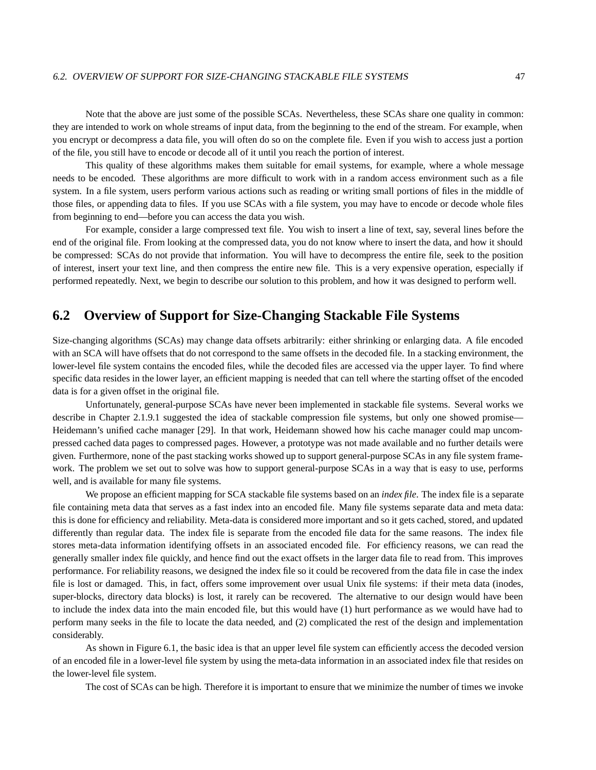Note that the above are just some of the possible SCAs. Nevertheless, these SCAs share one quality in common: they are intended to work on whole streams of input data, from the beginning to the end of the stream. For example, when you encrypt or decompress a data file, you will often do so on the complete file. Even if you wish to access just a portion of the file, you still have to encode or decode all of it until you reach the portion of interest.

This quality of these algorithms makes them suitable for email systems, for example, where a whole message needs to be encoded. These algorithms are more difficult to work with in a random access environment such as a file system. In a file system, users perform various actions such as reading or writing small portions of files in the middle of those files, or appending data to files. If you use SCAs with a file system, you may have to encode or decode whole files from beginning to end—before you can access the data you wish.

For example, consider a large compressed text file. You wish to insert a line of text, say, several lines before the end of the original file. From looking at the compressed data, you do not know where to insert the data, and how it should be compressed: SCAs do not provide that information. You will have to decompress the entire file, seek to the position of interest, insert your text line, and then compress the entire new file. This is a very expensive operation, especially if performed repeatedly. Next, we begin to describe our solution to this problem, and how it was designed to perform well.

## 6.2 Overview of Support for Size-Changing Stackable File Systems

Size-changing algorithms (SCAs) may change data offsets arbitrarily: either shrinking or enlarging data. A file encoded with an SCA will have offsets that do not correspond to the same offsets in the decoded file. In a stacking environment, the lower-level file system contains the encoded files, while the decoded files are accessed via the upper layer. To find where specific data resides in the lower layer, an efficient mapping is needed that can tell where the starting offset of the encoded data is for a given offset in the original file.

Unfortunately, general-purpose SCAs have never been implemented in stackable file systems. Several works we describe in Chapter 2.1.9.1 suggested the idea of stackable compression file systems, but only one showed promise—Heidemann's unified cache manager [29]. In that work, Heidemann showed how his cache manager could map uncompressed cached data pages to compressed pages. However, a prototype was not made available and no further details were given. Furthermore, none of the past stacking works showed up to support general-purpose SCAs in any file system framework. The problem we set out to solve was how to support general-purpose SCAs in a way that is easy to use, performs well, and is available for many file systems.

We propose an efficient mapping for SCA stackable file systems based on an *index file*. The index file is a separate file containing meta data that serves as a fast index into an encoded file. Many file systems separate data and meta data: this is done for efficiency and reliability. Meta-data is considered more important and so it gets cached, stored, and updated differently than regular data. The index file is separate from the encoded file data for the same reasons. The index file stores meta-data information identifying offsets in an associated encoded file. For efficiency reasons, we can read the generally smaller index file quickly, and hence find out the exact offsets in the larger data file to read from. This improves performance. For reliability reasons, we designed the index file so it could be recovered from the data file in case the index file is lost or damaged. This, in fact, offers some improvement over usual Unix file systems: if their meta data (inodes, super-blocks, directory data blocks) is lost, it rarely can be recovered. The alternative to our design would have been to include the index data into the main encoded file, but this would have (1) hurt performance as we would have had to perform many seeks in the file to locate the data needed, and (2) complicated the rest of the design and implementation considerably.

As shown in Figure 6.1, the basic idea is that an upper level file system can efficiently access the decoded version of an encoded file in a lower-level file system by using the meta-data information in an associated index file that resides on the lower-level file system.

The cost of SCAs can be high. Therefore it is important to ensure that we minimize the number of times we invoke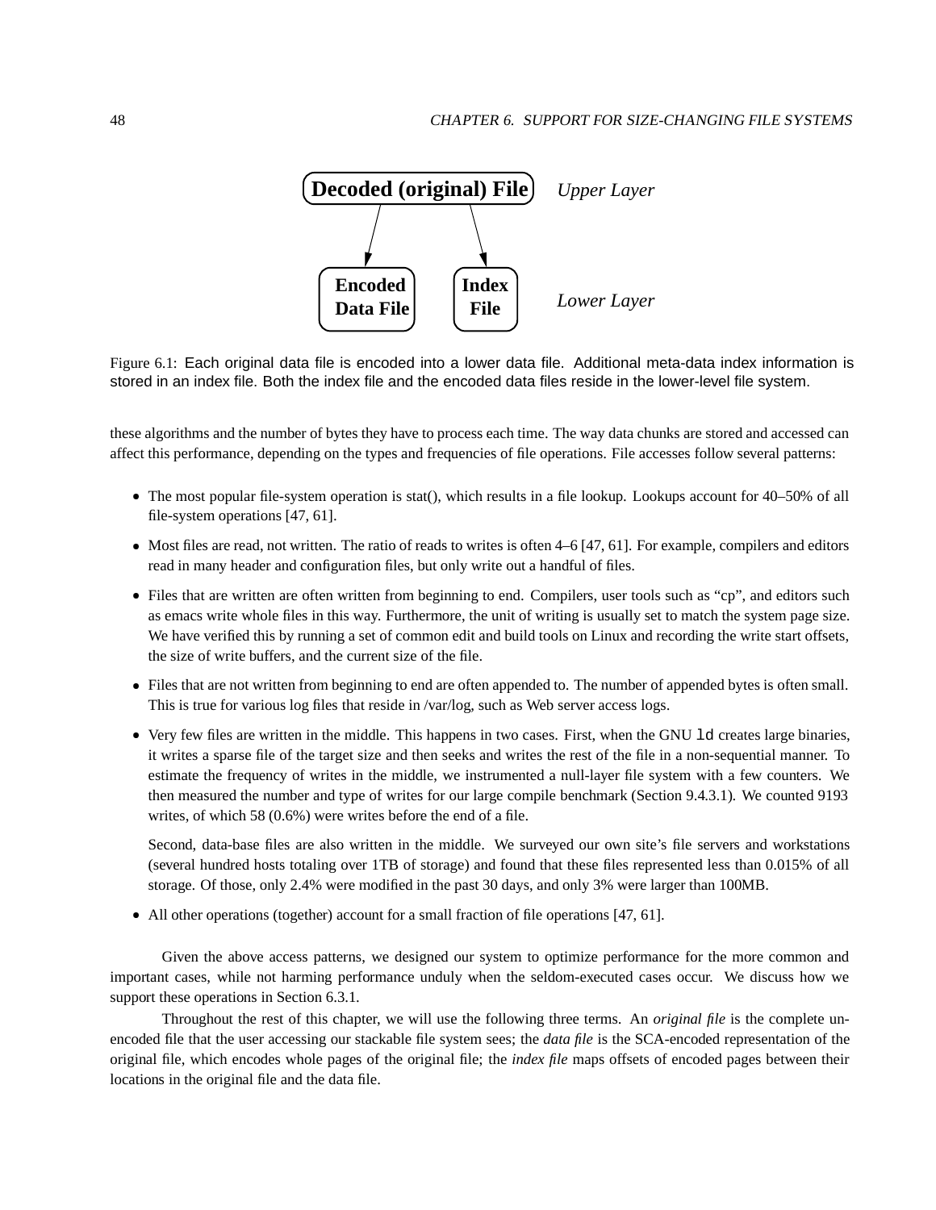Figure 6.1: Each original data file is encoded into a lower data file. Additional meta-data index information is stored in an index file. Both the index file and the encoded data files reside in the lower-level file system.

these algorithms and the number of bytes they have to process each time. The way data chunks are stored and accessed can affect this performance, depending on the types and frequencies of file operations. File accesses follow several patterns:

- The most popular file-system operation is stat(), which results in a file lookup. Lookups account for 40–50% of all file-system operations [47, 61].
- Most files are read, not written. The ratio of reads to writes is often 4–6 [47, 61]. For example, compilers and editors read in many header and configuration files, but only write out a handful of files.
- Files that are written are often written from beginning to end. Compilers, user tools such as "cp", and editors such as emacs write whole files in this way. Furthermore, the unit of writing is usually set to match the system page size. We have verified this by running a set of common edit and build tools on Linux and recording the write start offsets, the size of write buffers, and the current size of the file.
- Files that are not written from beginning to end are often appended to. The number of appended bytes is often small. This is true for various log files that reside in /var/log, such as Web server access logs.
- Very few files are written in the middle. This happens in two cases. First, when the GNU `ld` creates large binaries, it writes a sparse file of the target size and then seeks and writes the rest of the file in a non-sequential manner. To estimate the frequency of writes in the middle, we instrumented a null-layer file system with a few counters. We then measured the number and type of writes for our large compile benchmark (Section 9.4.3.1). We counted 9193 writes, of which 58 (0.6%) were writes before the end of a file.

  Second, data-base files are also written in the middle. We surveyed our own site's file servers and workstations (several hundred hosts totaling over 1TB of storage) and found that these files represented less than 0.015% of all storage. Of those, only 2.4% were modified in the past 30 days, and only 3% were larger than 100MB.
- All other operations (together) account for a small fraction of file operations [47, 61].

Given the above access patterns, we designed our system to optimize performance for the more common and important cases, while not harming performance unduly when the seldom-executed cases occur. We discuss how we support these operations in Section 6.3.1.

Throughout the rest of this chapter, we will use the following three terms. An *original file* is the complete unencoded file that the user accessing our stackable file system sees; the *data file* is the SCA-encoded representation of the original file, which encodes whole pages of the original file; the *index file* maps offsets of encoded pages between their locations in the original file and the data file.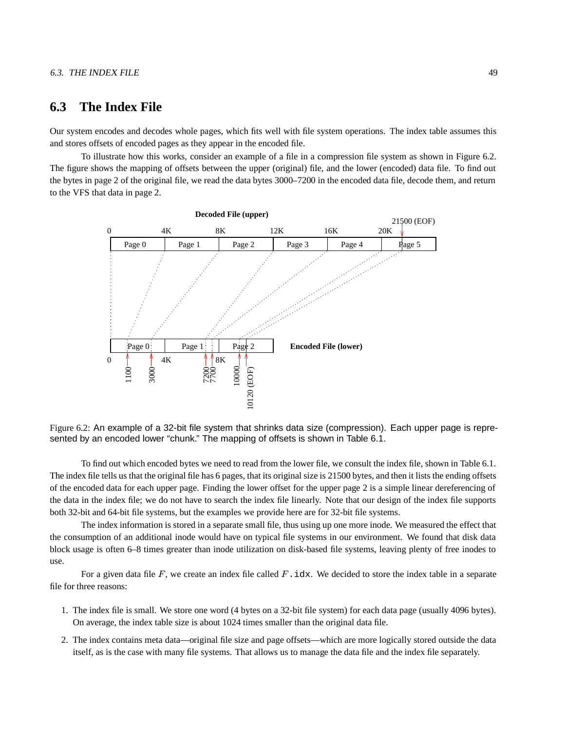## 6.3 The Index File

Our system encodes and decodes whole pages, which fits well with file system operations. The index table assumes this and stores offsets of encoded pages as they appear in the encoded file.

To illustrate how this works, consider an example of a file in a compression file system as shown in Figure 6.2. The figure shows the mapping of offsets between the upper (original) file, and the lower (encoded) data file. To find out the bytes in page 2 of the original file, we read the data bytes 3000–7200 in the encoded data file, decode them, and return to the VFS that data in page 2.

Figure 6.2: An example of a 32-bit file system that shrinks data size (compression). Each upper page is represented by an encoded lower "chunk." The mapping of offsets is shown in Table 6.1.

To find out which encoded bytes we need to read from the lower file, we consult the index file, shown in Table 6.1. The index file tells us that the original file has 6 pages, that its original size is 21500 bytes, and then it lists the ending offsets of the encoded data for each upper page. Finding the lower offset for the upper page 2 is a simple linear dereferencing of the data in the index file; we do not have to search the index file linearly. Note that our design of the index file supports both 32-bit and 64-bit file systems, but the examples we provide here are for 32-bit file systems.

The index information is stored in a separate small file, thus using up one more inode. We measured the effect that the consumption of an additional inode would have on typical file systems in our environment. We found that disk data block usage is often 6–8 times greater than inode utilization on disk-based file systems, leaving plenty of free inodes to use.

For a given data file $F$, we create an index file called $F$`.idx`. We decided to store the index table in a separate file for three reasons:

1. The index file is small. We store one word (4 bytes on a 32-bit file system) for each data page (usually 4096 bytes). On average, the index table size is about 1024 times smaller than the original data file.
2. The index contains meta data—original file size and page offsets—which are more logically stored outside the data itself, as is the case with many file systems. That allows us to manage the data file and the index file separately.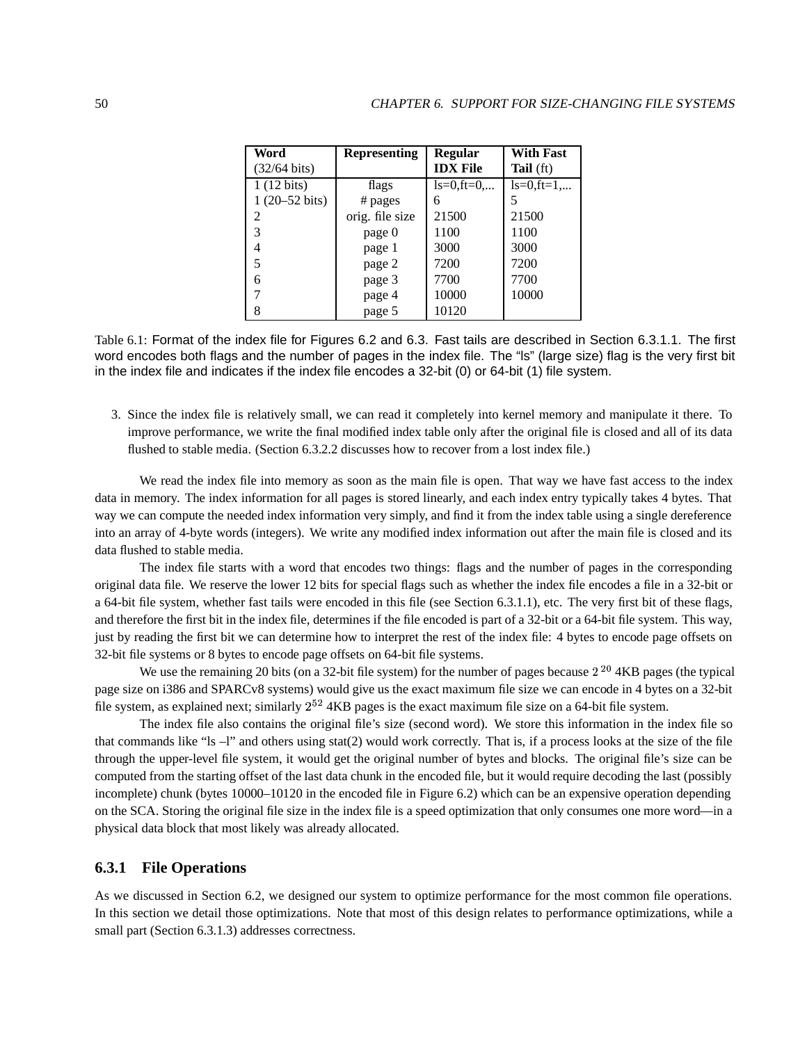| **Word** (32/64 bits) | **Representing** | **Regular IDX File** | **With Fast Tail** (ft) |
|---|---|---|---|
| 1 (12 bits) | flags | ls=0,ft=0,... | ls=0,ft=1,... |
| 1 (20–52 bits) | # pages | 6 | 5 |
| 2 | orig. file size | 21500 | 21500 |
| 3 | page 0 | 1100 | 1100 |
| 4 | page 1 | 3000 | 3000 |
| 5 | page 2 | 7200 | 7200 |
| 6 | page 3 | 7700 | 7700 |
| 7 | page 4 | 10000 | 10000 |
| 8 | page 5 | 10120 | |

Table 6.1: Format of the index file for Figures 6.2 and 6.3. Fast tails are described in Section 6.3.1.1. The first word encodes both flags and the number of pages in the index file. The "ls" (large size) flag is the very first bit in the index file and indicates if the index file encodes a 32-bit (0) or 64-bit (1) file system.

3. Since the index file is relatively small, we can read it completely into kernel memory and manipulate it there. To improve performance, we write the final modified index table only after the original file is closed and all of its data flushed to stable media. (Section 6.3.2.2 discusses how to recover from a lost index file.)

We read the index file into memory as soon as the main file is open. That way we have fast access to the index data in memory. The index information for all pages is stored linearly, and each index entry typically takes 4 bytes. That way we can compute the needed index information very simply, and find it from the index table using a single dereference into an array of 4-byte words (integers). We write any modified index information out after the main file is closed and its data flushed to stable media.

The index file starts with a word that encodes two things: flags and the number of pages in the corresponding original data file. We reserve the lower 12 bits for special flags such as whether the index file encodes a file in a 32-bit or a 64-bit file system, whether fast tails were encoded in this file (see Section 6.3.1.1), etc. The very first bit of these flags, and therefore the first bit in the index file, determines if the file encoded is part of a 32-bit or a 64-bit file system. This way, just by reading the first bit we can determine how to interpret the rest of the index file: 4 bytes to encode page offsets on 32-bit file systems or 8 bytes to encode page offsets on 64-bit file systems.

We use the remaining 20 bits (on a 32-bit file system) for the number of pages because $2^{20}$ 4KB pages (the typical page size on i386 and SPARCv8 systems) would give us the exact maximum file size we can encode in 4 bytes on a 32-bit file system, as explained next; similarly $2^{52}$ 4KB pages is the exact maximum file size on a 64-bit file system.

The index file also contains the original file's size (second word). We store this information in the index file so that commands like "ls –l" and others using stat(2) would work correctly. That is, if a process looks at the size of the file through the upper-level file system, it would get the original number of bytes and blocks. The original file's size can be computed from the starting offset of the last data chunk in the encoded file, but it would require decoding the last (possibly incomplete) chunk (bytes 10000–10120 in the encoded file in Figure 6.2) which can be an expensive operation depending on the SCA. Storing the original file size in the index file is a speed optimization that only consumes one more word—in a physical data block that most likely was already allocated.

### 6.3.1 File Operations

As we discussed in Section 6.2, we designed our system to optimize performance for the most common file operations. In this section we detail those optimizations. Note that most of this design relates to performance optimizations, while a small part (Section 6.3.1.3) addresses correctness.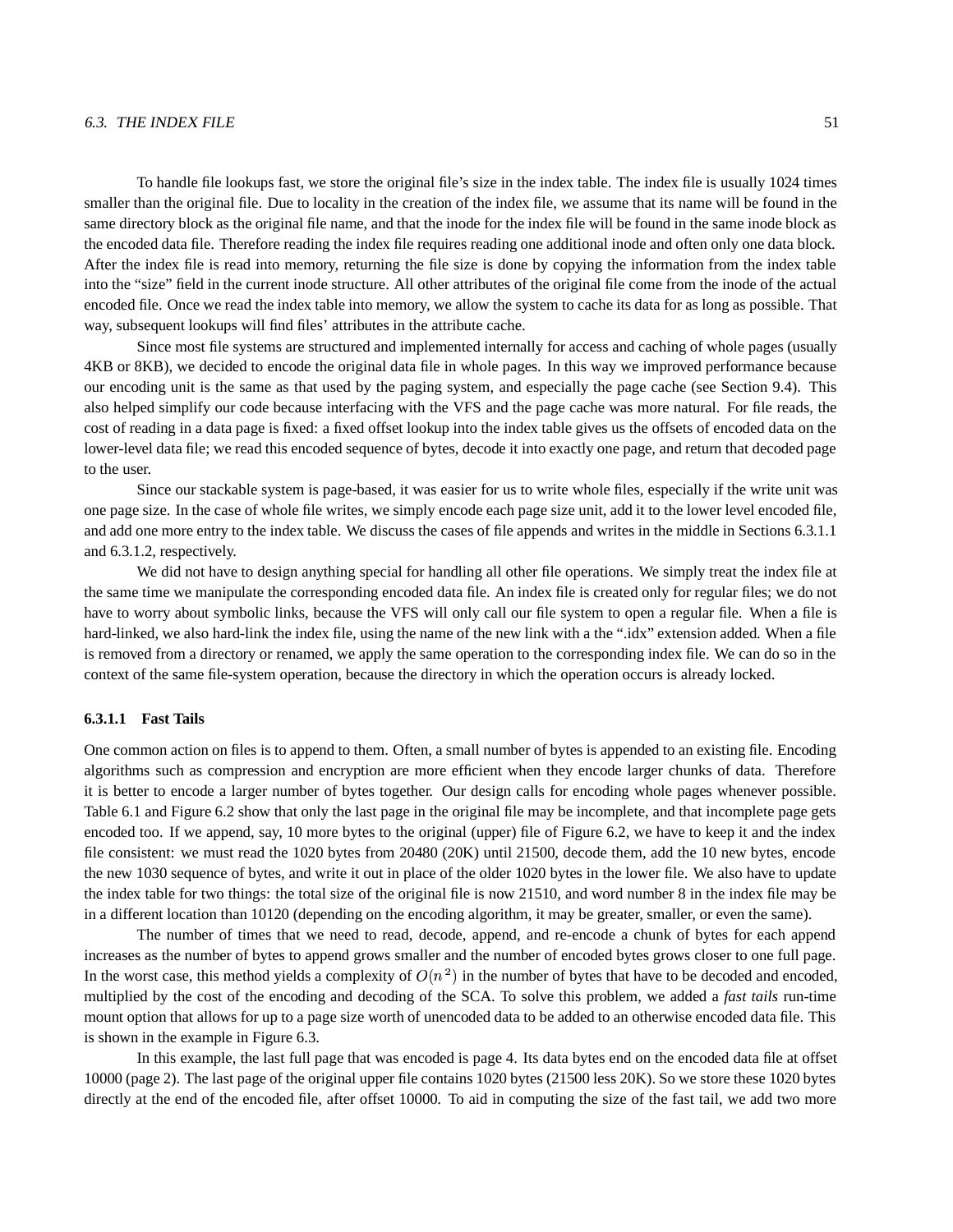To handle file lookups fast, we store the original file's size in the index table. The index file is usually 1024 times smaller than the original file. Due to locality in the creation of the index file, we assume that its name will be found in the same directory block as the original file name, and that the inode for the index file will be found in the same inode block as the encoded data file. Therefore reading the index file requires reading one additional inode and often only one data block. After the index file is read into memory, returning the file size is done by copying the information from the index table into the "size" field in the current inode structure. All other attributes of the original file come from the inode of the actual encoded file. Once we read the index table into memory, we allow the system to cache its data for as long as possible. That way, subsequent lookups will find files' attributes in the attribute cache.

Since most file systems are structured and implemented internally for access and caching of whole pages (usually 4KB or 8KB), we decided to encode the original data file in whole pages. In this way we improved performance because our encoding unit is the same as that used by the paging system, and especially the page cache (see Section 9.4). This also helped simplify our code because interfacing with the VFS and the page cache was more natural. For file reads, the cost of reading in a data page is fixed: a fixed offset lookup into the index table gives us the offsets of encoded data on the lower-level data file; we read this encoded sequence of bytes, decode it into exactly one page, and return that decoded page to the user.

Since our stackable system is page-based, it was easier for us to write whole files, especially if the write unit was one page size. In the case of whole file writes, we simply encode each page size unit, add it to the lower level encoded file, and add one more entry to the index table. We discuss the cases of file appends and writes in the middle in Sections 6.3.1.1 and 6.3.1.2, respectively.

We did not have to design anything special for handling all other file operations. We simply treat the index file at the same time we manipulate the corresponding encoded data file. An index file is created only for regular files; we do not have to worry about symbolic links, because the VFS will only call our file system to open a regular file. When a file is hard-linked, we also hard-link the index file, using the name of the new link with a the ".idx" extension added. When a file is removed from a directory or renamed, we apply the same operation to the corresponding index file. We can do so in the context of the same file-system operation, because the directory in which the operation occurs is already locked.

#### 6.3.1.1 Fast Tails

One common action on files is to append to them. Often, a small number of bytes is appended to an existing file. Encoding algorithms such as compression and encryption are more efficient when they encode larger chunks of data. Therefore it is better to encode a larger number of bytes together. Our design calls for encoding whole pages whenever possible. Table 6.1 and Figure 6.2 show that only the last page in the original file may be incomplete, and that incomplete page gets encoded too. If we append, say, 10 more bytes to the original (upper) file of Figure 6.2, we have to keep it and the index file consistent: we must read the 1020 bytes from 20480 (20K) until 21500, decode them, add the 10 new bytes, encode the new 1030 sequence of bytes, and write it out in place of the older 1020 bytes in the lower file. We also have to update the index table for two things: the total size of the original file is now 21510, and word number 8 in the index file may be in a different location than 10120 (depending on the encoding algorithm, it may be greater, smaller, or even the same).

The number of times that we need to read, decode, append, and re-encode a chunk of bytes for each append increases as the number of bytes to append grows smaller and the number of encoded bytes grows closer to one full page. In the worst case, this method yields a complexity of $O(n^2)$ in the number of bytes that have to be decoded and encoded, multiplied by the cost of the encoding and decoding of the SCA. To solve this problem, we added a *fast tails* run-time mount option that allows for up to a page size worth of unencoded data to be added to an otherwise encoded data file. This is shown in the example in Figure 6.3.

In this example, the last full page that was encoded is page 4. Its data bytes end on the encoded data file at offset 10000 (page 2). The last page of the original upper file contains 1020 bytes (21500 less 20K). So we store these 1020 bytes directly at the end of the encoded file, after offset 10000. To aid in computing the size of the fast tail, we add two more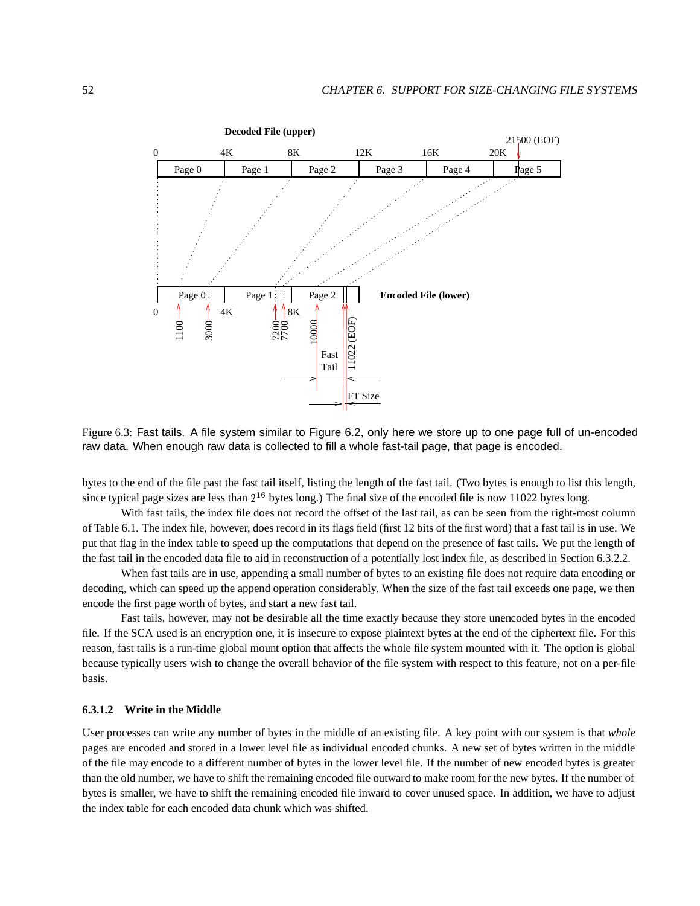Figure 6.3: Fast tails. A file system similar to Figure 6.2, only here we store up to one page full of un-encoded raw data. When enough raw data is collected to fill a whole fast-tail page, that page is encoded.

bytes to the end of the file past the fast tail itself, listing the length of the fast tail. (Two bytes is enough to list this length, since typical page sizes are less than $2^{16}$ bytes long.) The final size of the encoded file is now 11022 bytes long.

With fast tails, the index file does not record the offset of the last tail, as can be seen from the right-most column of Table 6.1. The index file, however, does record in its flags field (first 12 bits of the first word) that a fast tail is in use. We put that flag in the index table to speed up the computations that depend on the presence of fast tails. We put the length of the fast tail in the encoded data file to aid in reconstruction of a potentially lost index file, as described in Section 6.3.2.2.

When fast tails are in use, appending a small number of bytes to an existing file does not require data encoding or decoding, which can speed up the append operation considerably. When the size of the fast tail exceeds one page, we then encode the first page worth of bytes, and start a new fast tail.

Fast tails, however, may not be desirable all the time exactly because they store unencoded bytes in the encoded file. If the SCA used is an encryption one, it is insecure to expose plaintext bytes at the end of the ciphertext file. For this reason, fast tails is a run-time global mount option that affects the whole file system mounted with it. The option is global because typically users wish to change the overall behavior of the file system with respect to this feature, not on a per-file basis.

#### 6.3.1.2 Write in the Middle

User processes can write any number of bytes in the middle of an existing file. A key point with our system is that *whole* pages are encoded and stored in a lower level file as individual encoded chunks. A new set of bytes written in the middle of the file may encode to a different number of bytes in the lower level file. If the number of new encoded bytes is greater than the old number, we have to shift the remaining encoded file outward to make room for the new bytes. If the number of bytes is smaller, we have to shift the remaining encoded file inward to cover unused space. In addition, we have to adjust the index table for each encoded data chunk which was shifted.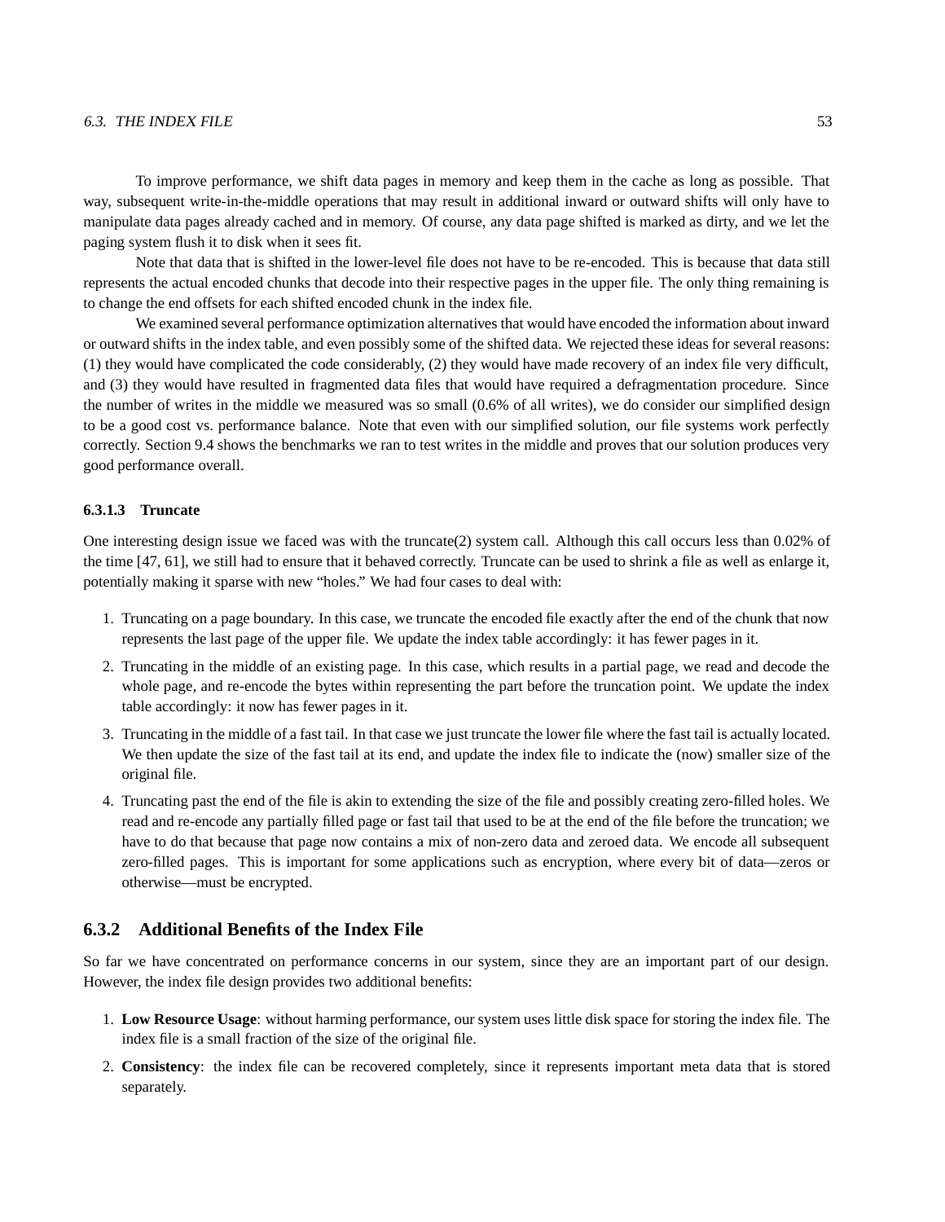To improve performance, we shift data pages in memory and keep them in the cache as long as possible. That way, subsequent write-in-the-middle operations that may result in additional inward or outward shifts will only have to manipulate data pages already cached and in memory. Of course, any data page shifted is marked as dirty, and we let the paging system flush it to disk when it sees fit.

Note that data that is shifted in the lower-level file does not have to be re-encoded. This is because that data still represents the actual encoded chunks that decode into their respective pages in the upper file. The only thing remaining is to change the end offsets for each shifted encoded chunk in the index file.

We examined several performance optimization alternatives that would have encoded the information about inward or outward shifts in the index table, and even possibly some of the shifted data. We rejected these ideas for several reasons: (1) they would have complicated the code considerably, (2) they would have made recovery of an index file very difficult, and (3) they would have resulted in fragmented data files that would have required a defragmentation procedure. Since the number of writes in the middle we measured was so small (0.6% of all writes), we do consider our simplified design to be a good cost vs. performance balance. Note that even with our simplified solution, our file systems work perfectly correctly. Section 9.4 shows the benchmarks we ran to test writes in the middle and proves that our solution produces very good performance overall.

#### 6.3.1.3 Truncate

One interesting design issue we faced was with the truncate(2) system call. Although this call occurs less than 0.02% of the time [47, 61], we still had to ensure that it behaved correctly. Truncate can be used to shrink a file as well as enlarge it, potentially making it sparse with new "holes." We had four cases to deal with:

1. Truncating on a page boundary. In this case, we truncate the encoded file exactly after the end of the chunk that now represents the last page of the upper file. We update the index table accordingly: it has fewer pages in it.
2. Truncating in the middle of an existing page. In this case, which results in a partial page, we read and decode the whole page, and re-encode the bytes within representing the part before the truncation point. We update the index table accordingly: it now has fewer pages in it.
3. Truncating in the middle of a fast tail. In that case we just truncate the lower file where the fast tail is actually located. We then update the size of the fast tail at its end, and update the index file to indicate the (now) smaller size of the original file.
4. Truncating past the end of the file is akin to extending the size of the file and possibly creating zero-filled holes. We read and re-encode any partially filled page or fast tail that used to be at the end of the file before the truncation; we have to do that because that page now contains a mix of non-zero data and zeroed data. We encode all subsequent zero-filled pages. This is important for some applications such as encryption, where every bit of data—zeros or otherwise—must be encrypted.

### 6.3.2 Additional Benefits of the Index File

So far we have concentrated on performance concerns in our system, since they are an important part of our design. However, the index file design provides two additional benefits:

1. **Low Resource Usage**: without harming performance, our system uses little disk space for storing the index file. The index file is a small fraction of the size of the original file.
2. **Consistency**: the index file can be recovered completely, since it represents important meta data that is stored separately.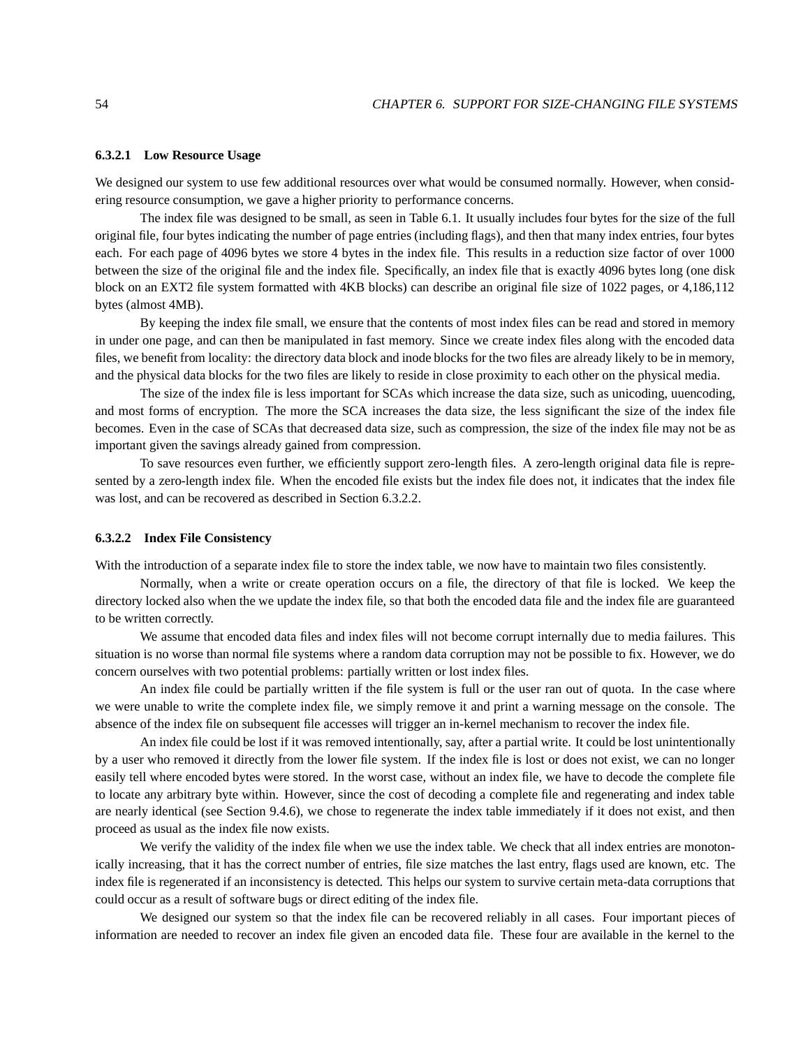#### 6.3.2.1 Low Resource Usage

We designed our system to use few additional resources over what would be consumed normally. However, when considering resource consumption, we gave a higher priority to performance concerns.

The index file was designed to be small, as seen in Table 6.1. It usually includes four bytes for the size of the full original file, four bytes indicating the number of page entries (including flags), and then that many index entries, four bytes each. For each page of 4096 bytes we store 4 bytes in the index file. This results in a reduction size factor of over 1000 between the size of the original file and the index file. Specifically, an index file that is exactly 4096 bytes long (one disk block on an EXT2 file system formatted with 4KB blocks) can describe an original file size of 1022 pages, or 4,186,112 bytes (almost 4MB).

By keeping the index file small, we ensure that the contents of most index files can be read and stored in memory in under one page, and can then be manipulated in fast memory. Since we create index files along with the encoded data files, we benefit from locality: the directory data block and inode blocks for the two files are already likely to be in memory, and the physical data blocks for the two files are likely to reside in close proximity to each other on the physical media.

The size of the index file is less important for SCAs which increase the data size, such as unicoding, uuencoding, and most forms of encryption. The more the SCA increases the data size, the less significant the size of the index file becomes. Even in the case of SCAs that decreased data size, such as compression, the size of the index file may not be as important given the savings already gained from compression.

To save resources even further, we efficiently support zero-length files. A zero-length original data file is represented by a zero-length index file. When the encoded file exists but the index file does not, it indicates that the index file was lost, and can be recovered as described in Section 6.3.2.2.

#### 6.3.2.2 Index File Consistency

With the introduction of a separate index file to store the index table, we now have to maintain two files consistently.

Normally, when a write or create operation occurs on a file, the directory of that file is locked. We keep the directory locked also when the we update the index file, so that both the encoded data file and the index file are guaranteed to be written correctly.

We assume that encoded data files and index files will not become corrupt internally due to media failures. This situation is no worse than normal file systems where a random data corruption may not be possible to fix. However, we do concern ourselves with two potential problems: partially written or lost index files.

An index file could be partially written if the file system is full or the user ran out of quota. In the case where we were unable to write the complete index file, we simply remove it and print a warning message on the console. The absence of the index file on subsequent file accesses will trigger an in-kernel mechanism to recover the index file.

An index file could be lost if it was removed intentionally, say, after a partial write. It could be lost unintentionally by a user who removed it directly from the lower file system. If the index file is lost or does not exist, we can no longer easily tell where encoded bytes were stored. In the worst case, without an index file, we have to decode the complete file to locate any arbitrary byte within. However, since the cost of decoding a complete file and regenerating and index table are nearly identical (see Section 9.4.6), we chose to regenerate the index table immediately if it does not exist, and then proceed as usual as the index file now exists.

We verify the validity of the index file when we use the index table. We check that all index entries are monotonically increasing, that it has the correct number of entries, file size matches the last entry, flags used are known, etc. The index file is regenerated if an inconsistency is detected. This helps our system to survive certain meta-data corruptions that could occur as a result of software bugs or direct editing of the index file.

We designed our system so that the index file can be recovered reliably in all cases. Four important pieces of information are needed to recover an index file given an encoded data file. These four are available in the kernel to the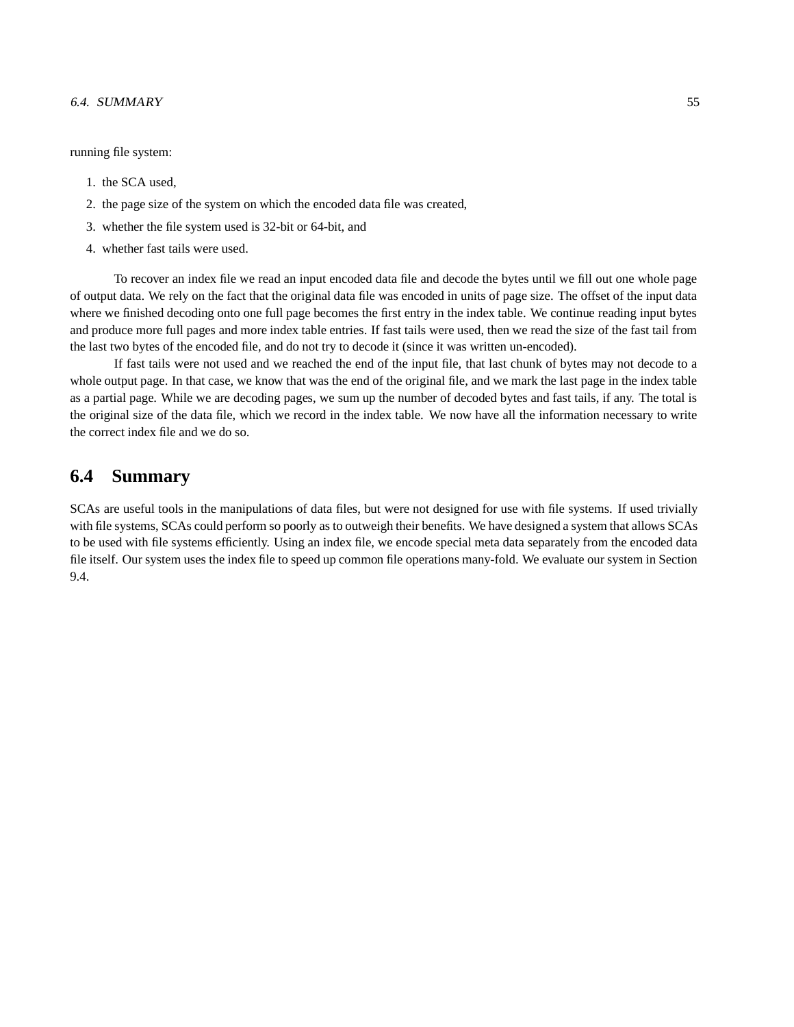running file system:

1. the SCA used,
2. the page size of the system on which the encoded data file was created,
3. whether the file system used is 32-bit or 64-bit, and
4. whether fast tails were used.

To recover an index file we read an input encoded data file and decode the bytes until we fill out one whole page of output data. We rely on the fact that the original data file was encoded in units of page size. The offset of the input data where we finished decoding onto one full page becomes the first entry in the index table. We continue reading input bytes and produce more full pages and more index table entries. If fast tails were used, then we read the size of the fast tail from the last two bytes of the encoded file, and do not try to decode it (since it was written un-encoded).

If fast tails were not used and we reached the end of the input file, that last chunk of bytes may not decode to a whole output page. In that case, we know that was the end of the original file, and we mark the last page in the index table as a partial page. While we are decoding pages, we sum up the number of decoded bytes and fast tails, if any. The total is the original size of the data file, which we record in the index table. We now have all the information necessary to write the correct index file and we do so.

## 6.4 Summary

SCAs are useful tools in the manipulations of data files, but were not designed for use with file systems. If used trivially with file systems, SCAs could perform so poorly as to outweigh their benefits. We have designed a system that allows SCAs to be used with file systems efficiently. Using an index file, we encode special meta data separately from the encoded data file itself. Our system uses the index file to speed up common file operations many-fold. We evaluate our system in Section 9.4.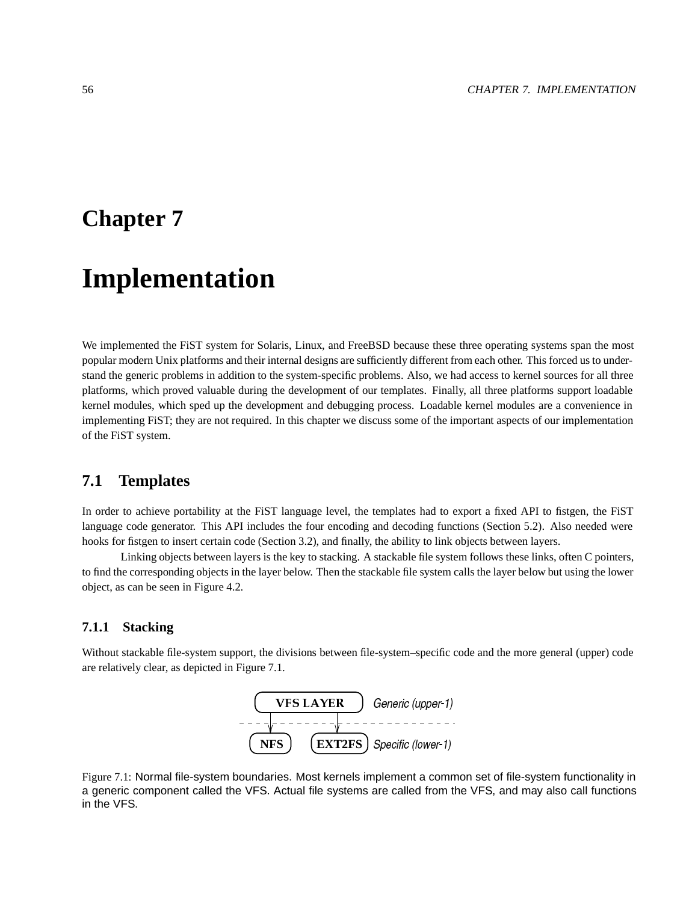# Chapter 7

# Implementation

We implemented the FiST system for Solaris, Linux, and FreeBSD because these three operating systems span the most popular modern Unix platforms and their internal designs are sufficiently different from each other. This forced us to understand the generic problems in addition to the system-specific problems. Also, we had access to kernel sources for all three platforms, which proved valuable during the development of our templates. Finally, all three platforms support loadable kernel modules, which sped up the development and debugging process. Loadable kernel modules are a convenience in implementing FiST; they are not required. In this chapter we discuss some of the important aspects of our implementation of the FiST system.

## 7.1 Templates

In order to achieve portability at the FiST language level, the templates had to export a fixed API to fistgen, the FiST language code generator. This API includes the four encoding and decoding functions (Section 5.2). Also needed were hooks for fistgen to insert certain code (Section 3.2), and finally, the ability to link objects between layers.

Linking objects between layers is the key to stacking. A stackable file system follows these links, often C pointers, to find the corresponding objects in the layer below. Then the stackable file system calls the layer below but using the lower object, as can be seen in Figure 4.2.

### 7.1.1 Stacking

Without stackable file-system support, the divisions between file-system–specific code and the more general (upper) code are relatively clear, as depicted in Figure 7.1.

Figure 7.1: Normal file-system boundaries. Most kernels implement a common set of file-system functionality in a generic component called the VFS. Actual file systems are called from the VFS, and may also call functions in the VFS.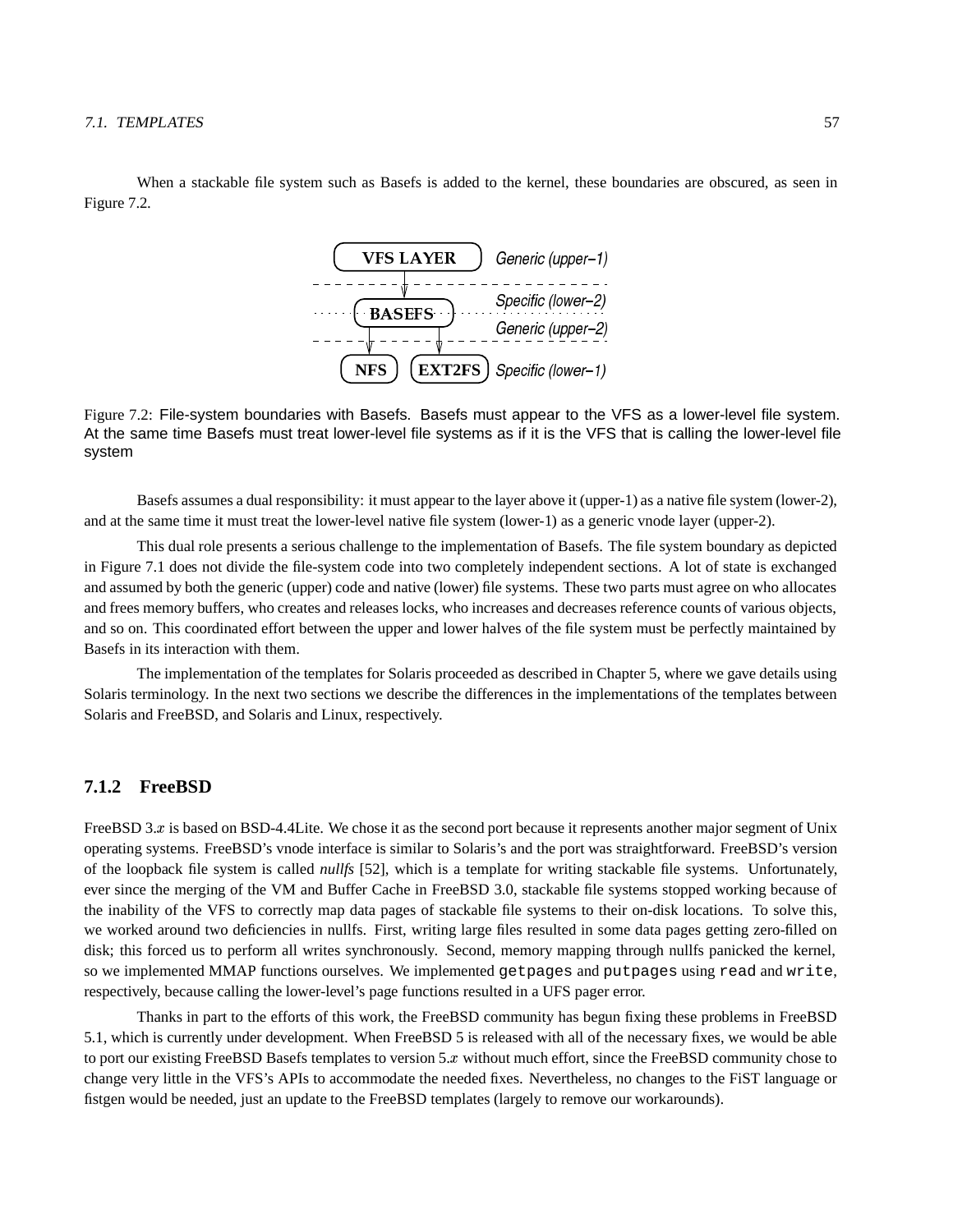When a stackable file system such as Basefs is added to the kernel, these boundaries are obscured, as seen in Figure 7.2.

Figure 7.2: File-system boundaries with Basefs. Basefs must appear to the VFS as a lower-level file system. At the same time Basefs must treat lower-level file systems as if it is the VFS that is calling the lower-level file system

Basefs assumes a dual responsibility: it must appear to the layer above it (upper-1) as a native file system (lower-2), and at the same time it must treat the lower-level native file system (lower-1) as a generic vnode layer (upper-2).

This dual role presents a serious challenge to the implementation of Basefs. The file system boundary as depicted in Figure 7.1 does not divide the file-system code into two completely independent sections. A lot of state is exchanged and assumed by both the generic (upper) code and native (lower) file systems. These two parts must agree on who allocates and frees memory buffers, who creates and releases locks, who increases and decreases reference counts of various objects, and so on. This coordinated effort between the upper and lower halves of the file system must be perfectly maintained by Basefs in its interaction with them.

The implementation of the templates for Solaris proceeded as described in Chapter 5, where we gave details using Solaris terminology. In the next two sections we describe the differences in the implementations of the templates between Solaris and FreeBSD, and Solaris and Linux, respectively.

### 7.1.2 FreeBSD

FreeBSD 3.$x$ is based on BSD-4.4Lite. We chose it as the second port because it represents another major segment of Unix operating systems. FreeBSD's vnode interface is similar to Solaris's and the port was straightforward. FreeBSD's version of the loopback file system is called *nullfs* [52], which is a template for writing stackable file systems. Unfortunately, ever since the merging of the VM and Buffer Cache in FreeBSD 3.0, stackable file systems stopped working because of the inability of the VFS to correctly map data pages of stackable file systems to their on-disk locations. To solve this, we worked around two deficiencies in nullfs. First, writing large files resulted in some data pages getting zero-filled on disk; this forced us to perform all writes synchronously. Second, memory mapping through nullfs panicked the kernel, so we implemented MMAP functions ourselves. We implemented `getpages` and `putpages` using `read` and `write`, respectively, because calling the lower-level's page functions resulted in a UFS pager error.

Thanks in part to the efforts of this work, the FreeBSD community has begun fixing these problems in FreeBSD 5.1, which is currently under development. When FreeBSD 5 is released with all of the necessary fixes, we would be able to port our existing FreeBSD Basefs templates to version 5.$x$ without much effort, since the FreeBSD community chose to change very little in the VFS's APIs to accommodate the needed fixes. Nevertheless, no changes to the FiST language or fistgen would be needed, just an update to the FreeBSD templates (largely to remove our workarounds).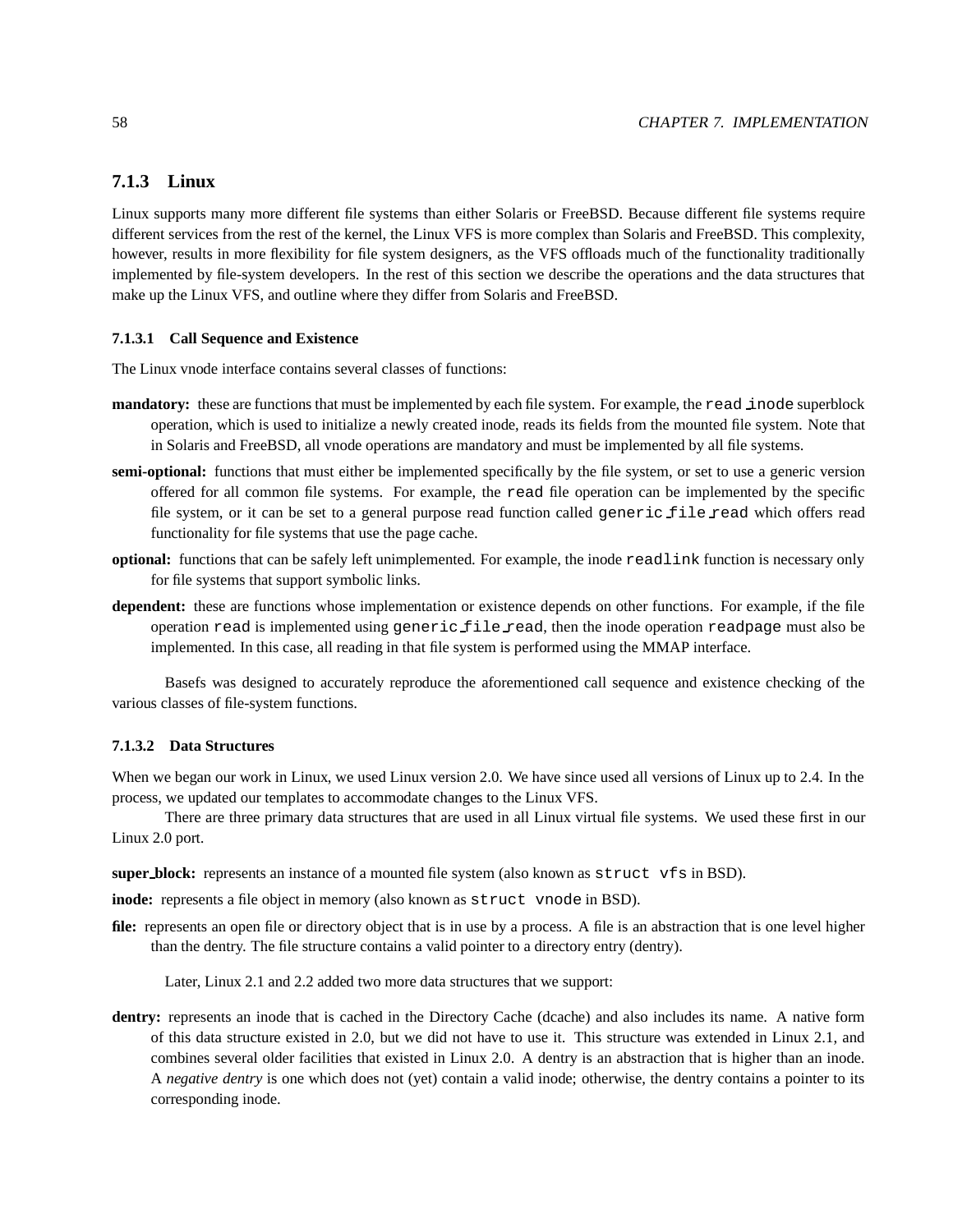### 7.1.3 Linux

Linux supports many more different file systems than either Solaris or FreeBSD. Because different file systems require different services from the rest of the kernel, the Linux VFS is more complex than Solaris and FreeBSD. This complexity, however, results in more flexibility for file system designers, as the VFS offloads much of the functionality traditionally implemented by file-system developers. In the rest of this section we describe the operations and the data structures that make up the Linux VFS, and outline where they differ from Solaris and FreeBSD.

#### 7.1.3.1 Call Sequence and Existence

The Linux vnode interface contains several classes of functions:

**mandatory:** these are functions that must be implemented by each file system. For example, the `read_inode` superblock operation, which is used to initialize a newly created inode, reads its fields from the mounted file system. Note that in Solaris and FreeBSD, all vnode operations are mandatory and must be implemented by all file systems.

**semi-optional:** functions that must either be implemented specifically by the file system, or set to use a generic version offered for all common file systems. For example, the `read` file operation can be implemented by the specific file system, or it can be set to a general purpose read function called `generic_file_read` which offers read functionality for file systems that use the page cache.

**optional:** functions that can be safely left unimplemented. For example, the inode `readlink` function is necessary only for file systems that support symbolic links.

**dependent:** these are functions whose implementation or existence depends on other functions. For example, if the file operation `read` is implemented using `generic_file_read`, then the inode operation `readpage` must also be implemented. In this case, all reading in that file system is performed using the MMAP interface.

Basefs was designed to accurately reproduce the aforementioned call sequence and existence checking of the various classes of file-system functions.

#### 7.1.3.2 Data Structures

When we began our work in Linux, we used Linux version 2.0. We have since used all versions of Linux up to 2.4. In the process, we updated our templates to accommodate changes to the Linux VFS.

There are three primary data structures that are used in all Linux virtual file systems. We used these first in our Linux 2.0 port.

**super_block:** represents an instance of a mounted file system (also known as `struct vfs` in BSD).

**inode:** represents a file object in memory (also known as `struct vnode` in BSD).

**file:** represents an open file or directory object that is in use by a process. A file is an abstraction that is one level higher than the dentry. The file structure contains a valid pointer to a directory entry (dentry).

Later, Linux 2.1 and 2.2 added two more data structures that we support:

**dentry:** represents an inode that is cached in the Directory Cache (dcache) and also includes its name. A native form of this data structure existed in 2.0, but we did not have to use it. This structure was extended in Linux 2.1, and combines several older facilities that existed in Linux 2.0. A dentry is an abstraction that is higher than an inode. A *negative dentry* is one which does not (yet) contain a valid inode; otherwise, the dentry contains a pointer to its corresponding inode.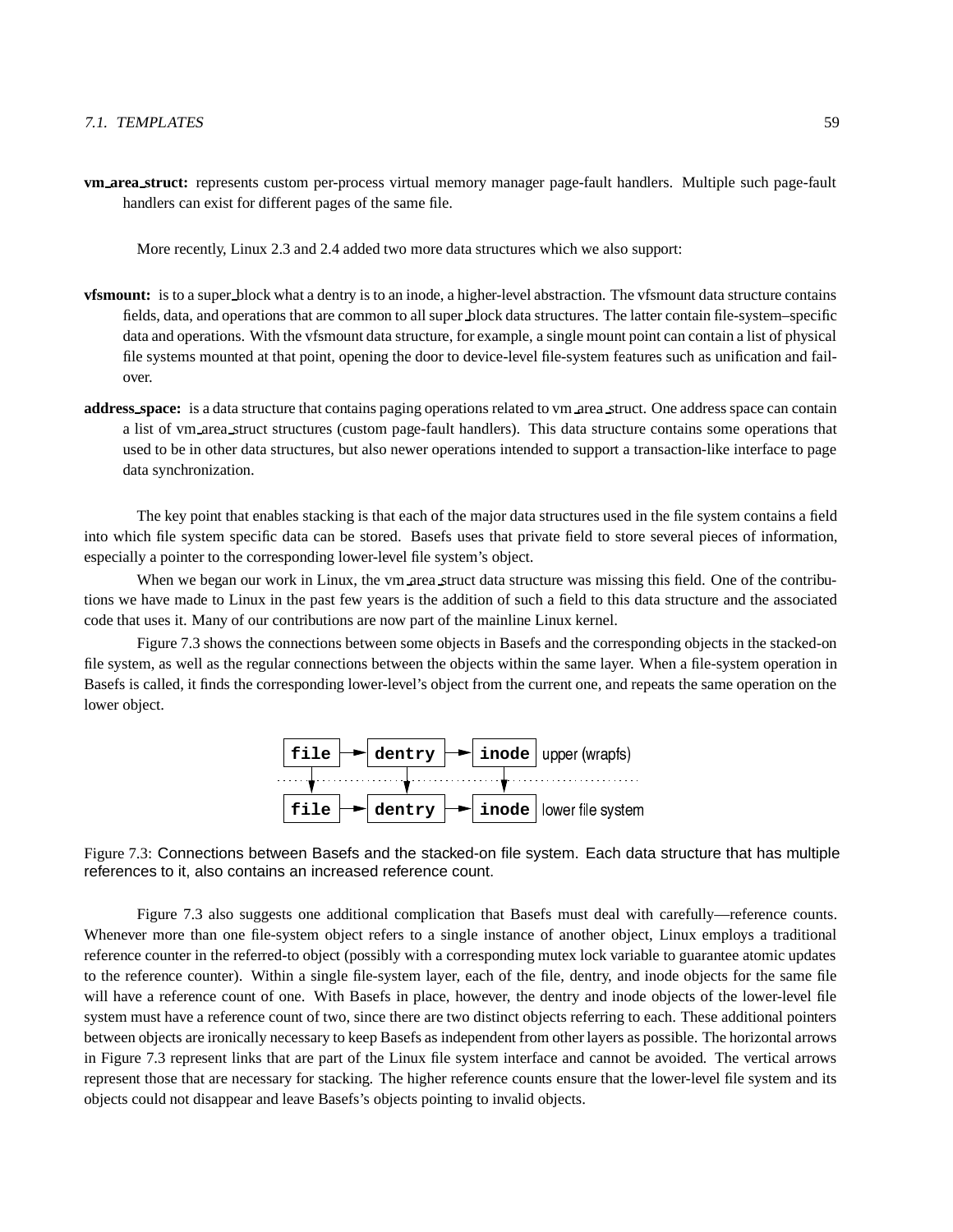**vm_area_struct:** represents custom per-process virtual memory manager page-fault handlers. Multiple such page-fault handlers can exist for different pages of the same file.

More recently, Linux 2.3 and 2.4 added two more data structures which we also support:

**vfsmount:** is to a super_block what a dentry is to an inode, a higher-level abstraction. The vfsmount data structure contains fields, data, and operations that are common to all super_block data structures. The latter contain file-system–specific data and operations. With the vfsmount data structure, for example, a single mount point can contain a list of physical file systems mounted at that point, opening the door to device-level file-system features such as unification and fail-over.

**address_space:** is a data structure that contains paging operations related to vm_area_struct. One address space can contain a list of vm_area_struct structures (custom page-fault handlers). This data structure contains some operations that used to be in other data structures, but also newer operations intended to support a transaction-like interface to page data synchronization.

The key point that enables stacking is that each of the major data structures used in the file system contains a field into which file system specific data can be stored. Basefs uses that private field to store several pieces of information, especially a pointer to the corresponding lower-level file system's object.

When we began our work in Linux, the vm_area_struct data structure was missing this field. One of the contributions we have made to Linux in the past few years is the addition of such a field to this data structure and the associated code that uses it. Many of our contributions are now part of the mainline Linux kernel.

Figure 7.3 shows the connections between some objects in Basefs and the corresponding objects in the stacked-on file system, as well as the regular connections between the objects within the same layer. When a file-system operation in Basefs is called, it finds the corresponding lower-level's object from the current one, and repeats the same operation on the lower object.

```
file → dentry → inode   upper (wrapfs)
  ↓       ↓        ↓
.................................
  ↓       ↓        ↓
file → dentry → inode   lower file system
```

Figure 7.3: Connections between Basefs and the stacked-on file system. Each data structure that has multiple references to it, also contains an increased reference count.

Figure 7.3 also suggests one additional complication that Basefs must deal with carefully—reference counts. Whenever more than one file-system object refers to a single instance of another object, Linux employs a traditional reference counter in the referred-to object (possibly with a corresponding mutex lock variable to guarantee atomic updates to the reference counter). Within a single file-system layer, each of the file, dentry, and inode objects for the same file will have a reference count of one. With Basefs in place, however, the dentry and inode objects of the lower-level file system must have a reference count of two, since there are two distinct objects referring to each. These additional pointers between objects are ironically necessary to keep Basefs as independent from other layers as possible. The horizontal arrows in Figure 7.3 represent links that are part of the Linux file system interface and cannot be avoided. The vertical arrows represent those that are necessary for stacking. The higher reference counts ensure that the lower-level file system and its objects could not disappear and leave Basefs's objects pointing to invalid objects.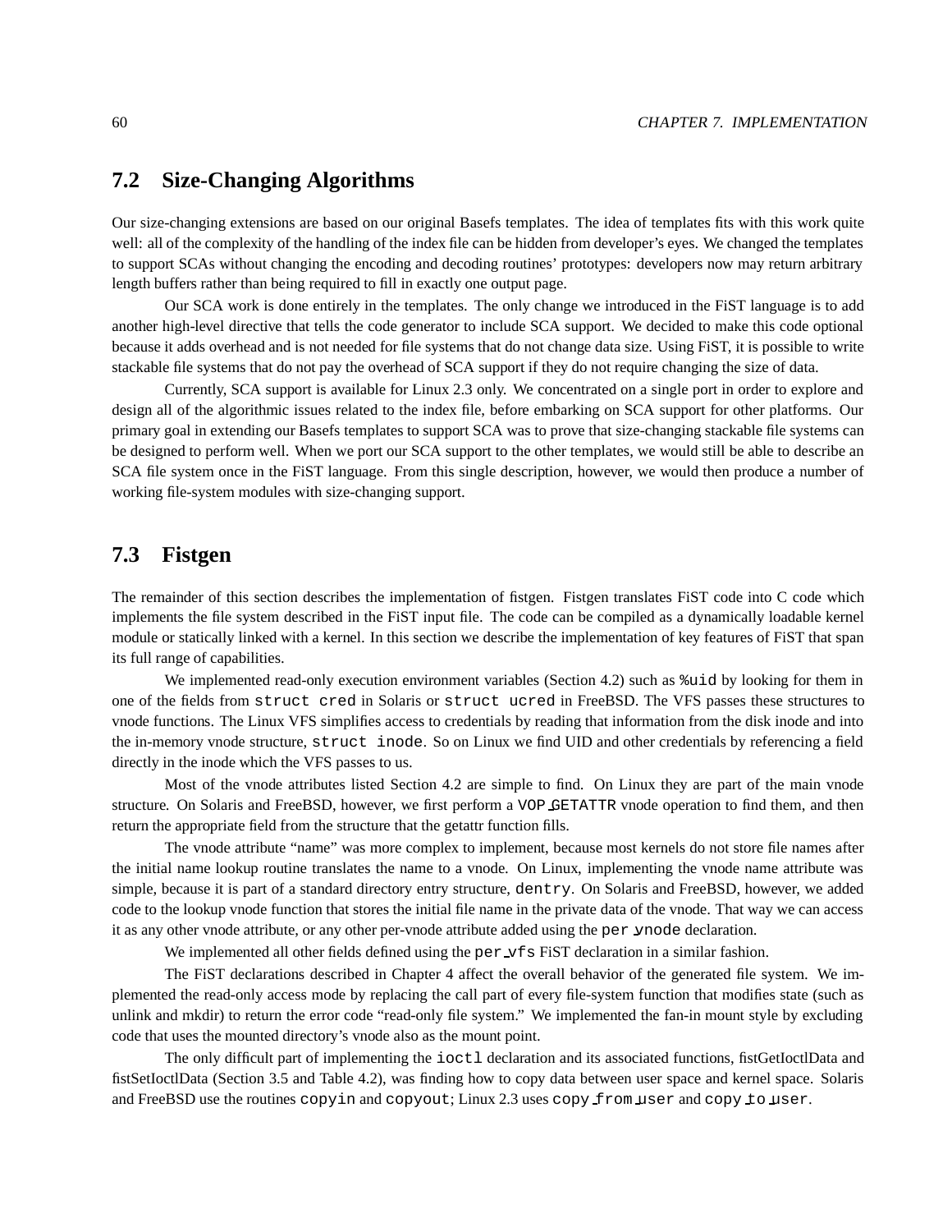## 7.2 Size-Changing Algorithms

Our size-changing extensions are based on our original Basefs templates. The idea of templates fits with this work quite well: all of the complexity of the handling of the index file can be hidden from developer's eyes. We changed the templates to support SCAs without changing the encoding and decoding routines' prototypes: developers now may return arbitrary length buffers rather than being required to fill in exactly one output page.

Our SCA work is done entirely in the templates. The only change we introduced in the FiST language is to add another high-level directive that tells the code generator to include SCA support. We decided to make this code optional because it adds overhead and is not needed for file systems that do not change data size. Using FiST, it is possible to write stackable file systems that do not pay the overhead of SCA support if they do not require changing the size of data.

Currently, SCA support is available for Linux 2.3 only. We concentrated on a single port in order to explore and design all of the algorithmic issues related to the index file, before embarking on SCA support for other platforms. Our primary goal in extending our Basefs templates to support SCA was to prove that size-changing stackable file systems can be designed to perform well. When we port our SCA support to the other templates, we would still be able to describe an SCA file system once in the FiST language. From this single description, however, we would then produce a number of working file-system modules with size-changing support.

## 7.3 Fistgen

The remainder of this section describes the implementation of fistgen. Fistgen translates FiST code into C code which implements the file system described in the FiST input file. The code can be compiled as a dynamically loadable kernel module or statically linked with a kernel. In this section we describe the implementation of key features of FiST that span its full range of capabilities.

We implemented read-only execution environment variables (Section 4.2) such as `%uid` by looking for them in one of the fields from `struct cred` in Solaris or `struct ucred` in FreeBSD. The VFS passes these structures to vnode functions. The Linux VFS simplifies access to credentials by reading that information from the disk inode and into the in-memory vnode structure, `struct inode`. So on Linux we find UID and other credentials by referencing a field directly in the inode which the VFS passes to us.

Most of the vnode attributes listed Section 4.2 are simple to find. On Linux they are part of the main vnode structure. On Solaris and FreeBSD, however, we first perform a `VOP_GETATTR` vnode operation to find them, and then return the appropriate field from the structure that the getattr function fills.

The vnode attribute "name" was more complex to implement, because most kernels do not store file names after the initial name lookup routine translates the name to a vnode. On Linux, implementing the vnode name attribute was simple, because it is part of a standard directory entry structure, `dentry`. On Solaris and FreeBSD, however, we added code to the lookup vnode function that stores the initial file name in the private data of the vnode. That way we can access it as any other vnode attribute, or any other per-vnode attribute added using the `per_vnode` declaration.

We implemented all other fields defined using the `per_vfs` FiST declaration in a similar fashion.

The FiST declarations described in Chapter 4 affect the overall behavior of the generated file system. We implemented the read-only access mode by replacing the call part of every file-system function that modifies state (such as unlink and mkdir) to return the error code "read-only file system." We implemented the fan-in mount style by excluding code that uses the mounted directory's vnode also as the mount point.

The only difficult part of implementing the `ioctl` declaration and its associated functions, fistGetIoctlData and fistSetIoctlData (Section 3.5 and Table 4.2), was finding how to copy data between user space and kernel space. Solaris and FreeBSD use the routines `copyin` and `copyout`; Linux 2.3 uses `copy_from_user` and `copy_to_user`.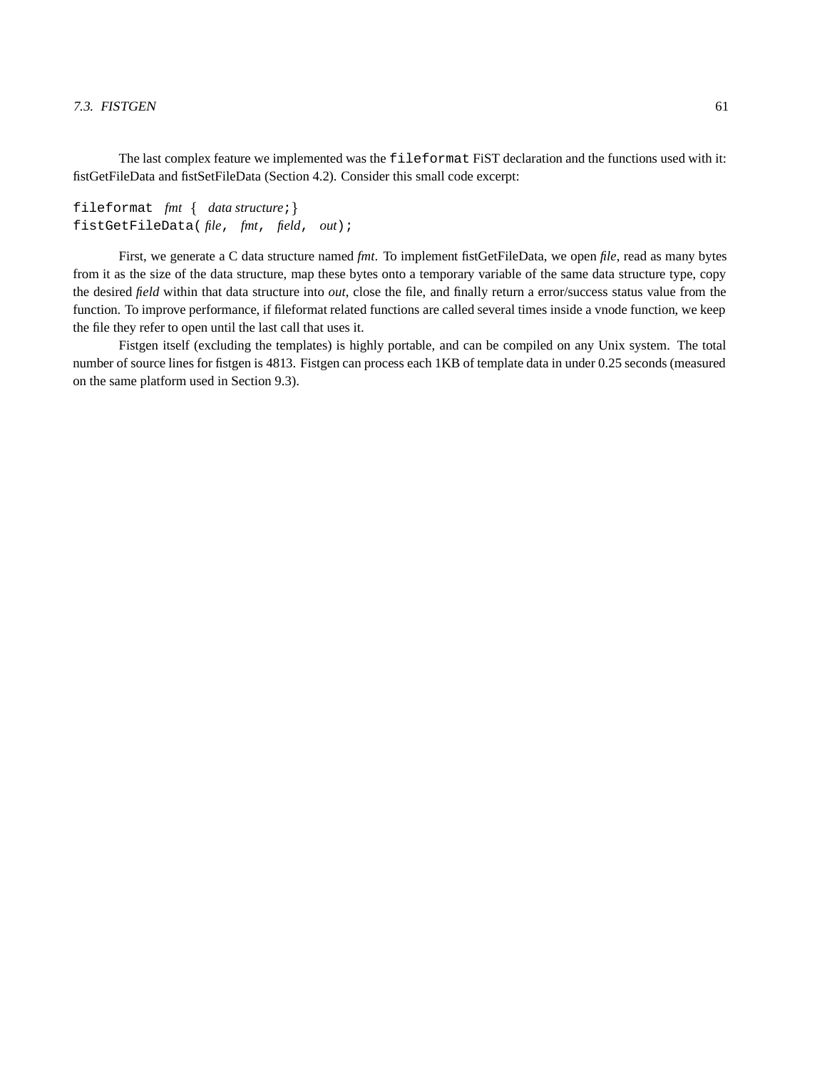The last complex feature we implemented was the `fileformat` FiST declaration and the functions used with it: fistGetFileData and fistSetFileData (Section 4.2). Consider this small code excerpt:

```
fileformat fmt { data structure;}
fistGetFileData( file, fmt, field, out);
```

First, we generate a C data structure named *fmt*. To implement fistGetFileData, we open *file*, read as many bytes from it as the size of the data structure, map these bytes onto a temporary variable of the same data structure type, copy the desired *field* within that data structure into *out*, close the file, and finally return a error/success status value from the function. To improve performance, if fileformat related functions are called several times inside a vnode function, we keep the file they refer to open until the last call that uses it.

Fistgen itself (excluding the templates) is highly portable, and can be compiled on any Unix system. The total number of source lines for fistgen is 4813. Fistgen can process each 1KB of template data in under 0.25 seconds (measured on the same platform used in Section 9.3).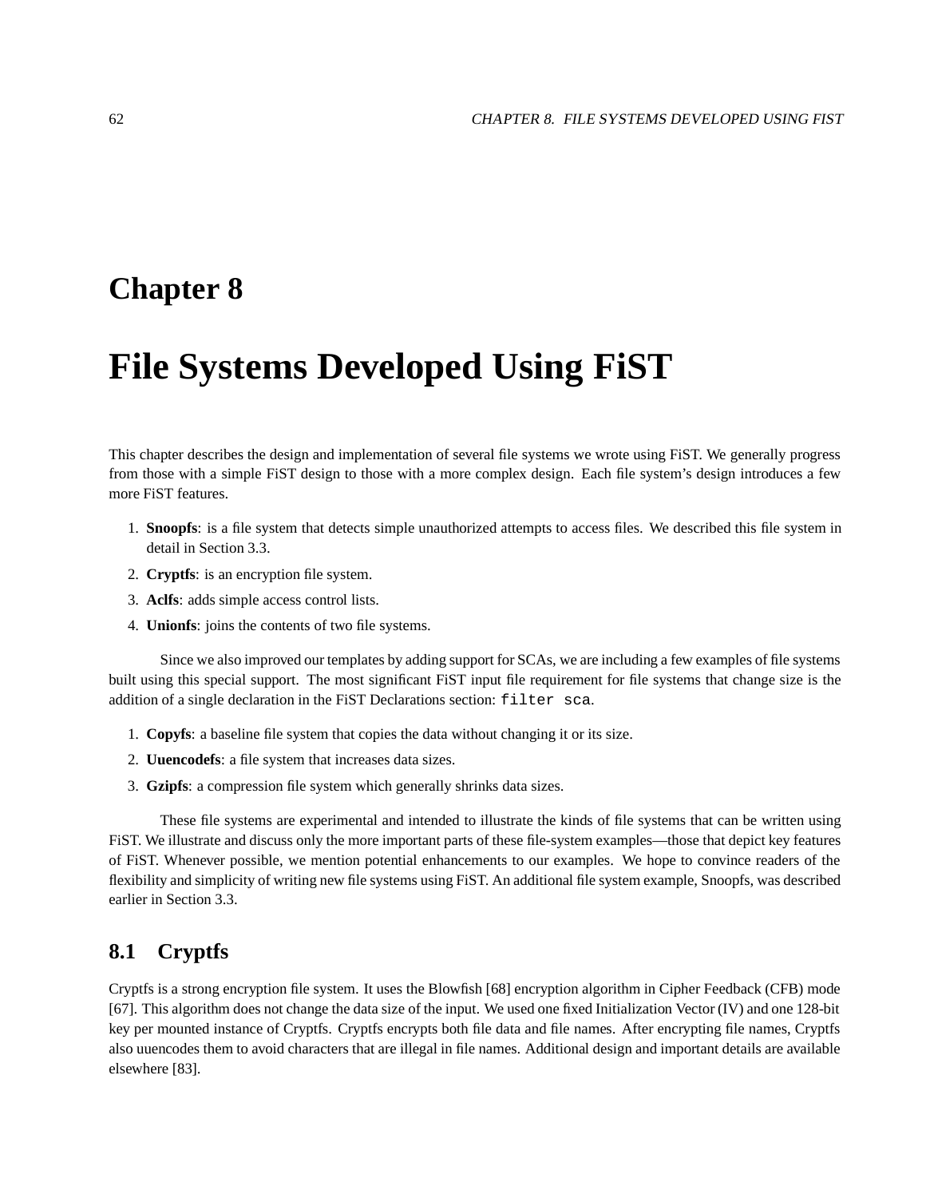# Chapter 8

# File Systems Developed Using FiST

This chapter describes the design and implementation of several file systems we wrote using FiST. We generally progress from those with a simple FiST design to those with a more complex design. Each file system's design introduces a few more FiST features.

1. **Snoopfs**: is a file system that detects simple unauthorized attempts to access files. We described this file system in detail in Section 3.3.
2. **Cryptfs**: is an encryption file system.
3. **Aclfs**: adds simple access control lists.
4. **Unionfs**: joins the contents of two file systems.

Since we also improved our templates by adding support for SCAs, we are including a few examples of file systems built using this special support. The most significant FiST input file requirement for file systems that change size is the addition of a single declaration in the FiST Declarations section: `filter sca`.

1. **Copyfs**: a baseline file system that copies the data without changing it or its size.
2. **Uuencodefs**: a file system that increases data sizes.
3. **Gzipfs**: a compression file system which generally shrinks data sizes.

These file systems are experimental and intended to illustrate the kinds of file systems that can be written using FiST. We illustrate and discuss only the more important parts of these file-system examples—those that depict key features of FiST. Whenever possible, we mention potential enhancements to our examples. We hope to convince readers of the flexibility and simplicity of writing new file systems using FiST. An additional file system example, Snoopfs, was described earlier in Section 3.3.

## 8.1 Cryptfs

Cryptfs is a strong encryption file system. It uses the Blowfish [68] encryption algorithm in Cipher Feedback (CFB) mode [67]. This algorithm does not change the data size of the input. We used one fixed Initialization Vector (IV) and one 128-bit key per mounted instance of Cryptfs. Cryptfs encrypts both file data and file names. After encrypting file names, Cryptfs also uuencodes them to avoid characters that are illegal in file names. Additional design and important details are available elsewhere [83].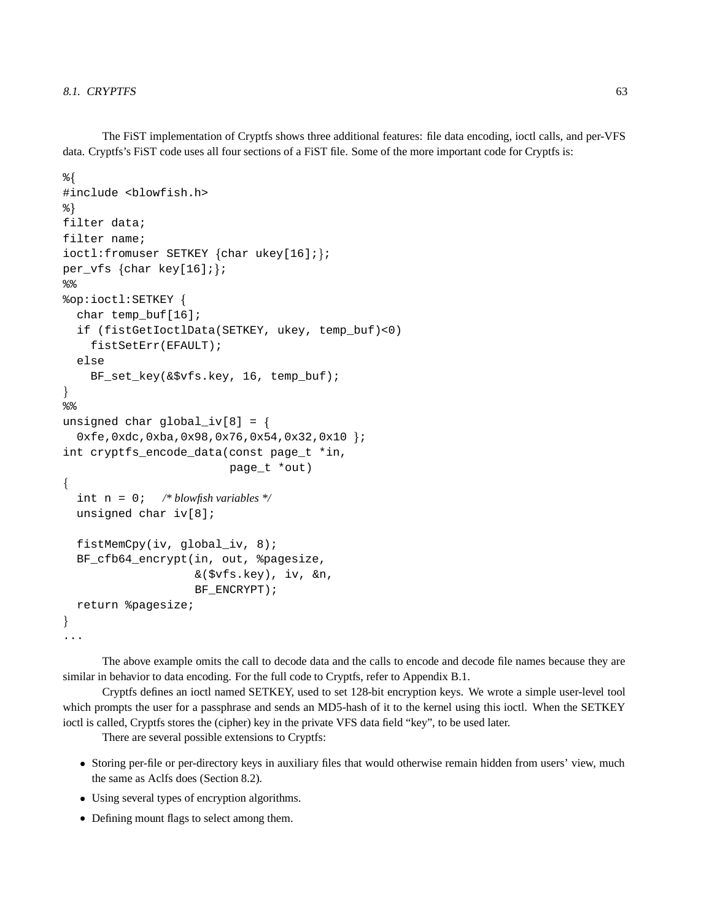The FiST implementation of Cryptfs shows three additional features: file data encoding, ioctl calls, and per-VFS data. Cryptfs's FiST code uses all four sections of a FiST file. Some of the more important code for Cryptfs is:

```
%{
#include <blowfish.h>
%}
filter data;
filter name;
ioctl:fromuser SETKEY {char ukey[16];};
per_vfs {char key[16];};
%%
%op:ioctl:SETKEY {
  char temp_buf[16];
  if (fistGetIoctlData(SETKEY, ukey, temp_buf)<0)
    fistSetErr(EFAULT);
  else
    BF_set_key(&$vfs.key, 16, temp_buf);
}
%%
unsigned char global_iv[8] = {
  0xfe,0xdc,0xba,0x98,0x76,0x54,0x32,0x10 };
int cryptfs_encode_data(const page_t *in,
                        page_t *out)
{
  int n = 0;   /* blowfish variables */
  unsigned char iv[8];

  fistMemCpy(iv, global_iv, 8);
  BF_cfb64_encrypt(in, out, %pagesize,
                   &($vfs.key), iv, &n,
                   BF_ENCRYPT);
  return %pagesize;
}
...
```

The above example omits the call to decode data and the calls to encode and decode file names because they are similar in behavior to data encoding. For the full code to Cryptfs, refer to Appendix B.1.

Cryptfs defines an ioctl named SETKEY, used to set 128-bit encryption keys. We wrote a simple user-level tool which prompts the user for a passphrase and sends an MD5-hash of it to the kernel using this ioctl. When the SETKEY ioctl is called, Cryptfs stores the (cipher) key in the private VFS data field "key", to be used later.

There are several possible extensions to Cryptfs:

- Storing per-file or per-directory keys in auxiliary files that would otherwise remain hidden from users' view, much the same as Aclfs does (Section 8.2).
- Using several types of encryption algorithms.
- Defining mount flags to select among them.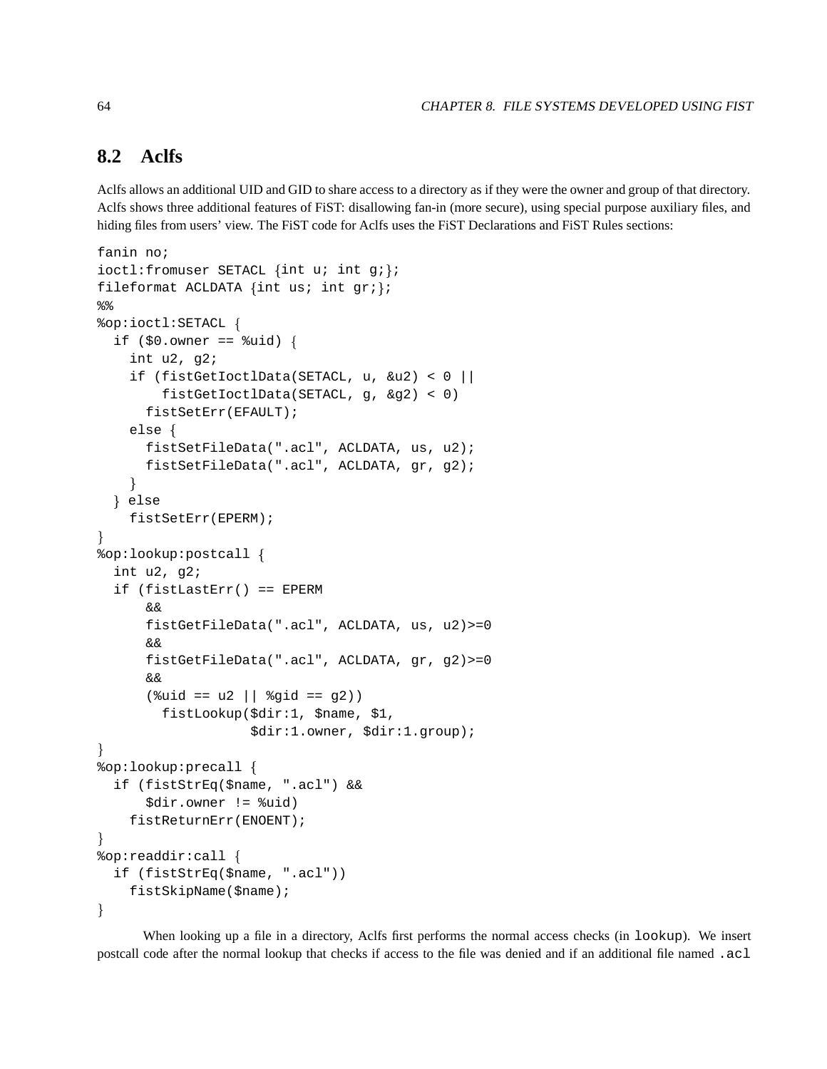## 8.2 Aclfs

Aclfs allows an additional UID and GID to share access to a directory as if they were the owner and group of that directory. Aclfs shows three additional features of FiST: disallowing fan-in (more secure), using special purpose auxiliary files, and hiding files from users' view. The FiST code for Aclfs uses the FiST Declarations and FiST Rules sections:

```
fanin no;
ioctl:fromuser SETACL {int u; int g;};
fileformat ACLDATA {int us; int gr;};
%%
%op:ioctl:SETACL {
  if ($0.owner == %uid) {
    int u2, g2;
    if (fistGetIoctlData(SETACL, u, &u2) < 0 ||
        fistGetIoctlData(SETACL, g, &g2) < 0)
      fistSetErr(EFAULT);
    else {
      fistSetFileData(".acl", ACLDATA, us, u2);
      fistSetFileData(".acl", ACLDATA, gr, g2);
    }
  } else
    fistSetErr(EPERM);
}
%op:lookup:postcall {
  int u2, g2;
  if (fistLastErr() == EPERM
      &&
      fistGetFileData(".acl", ACLDATA, us, u2)>=0
      &&
      fistGetFileData(".acl", ACLDATA, gr, g2)>=0
      &&
      (%uid == u2 || %gid == g2))
        fistLookup($dir:1, $name, $1,
                   $dir:1.owner, $dir:1.group);
}
%op:lookup:precall {
  if (fistStrEq($name, ".acl") &&
      $dir.owner != %uid)
    fistReturnErr(ENOENT);
}
%op:readdir:call {
  if (fistStrEq($name, ".acl"))
    fistSkipName($name);
}
```

When looking up a file in a directory, Aclfs first performs the normal access checks (in `lookup`). We insert postcall code after the normal lookup that checks if access to the file was denied and if an additional file named `.acl`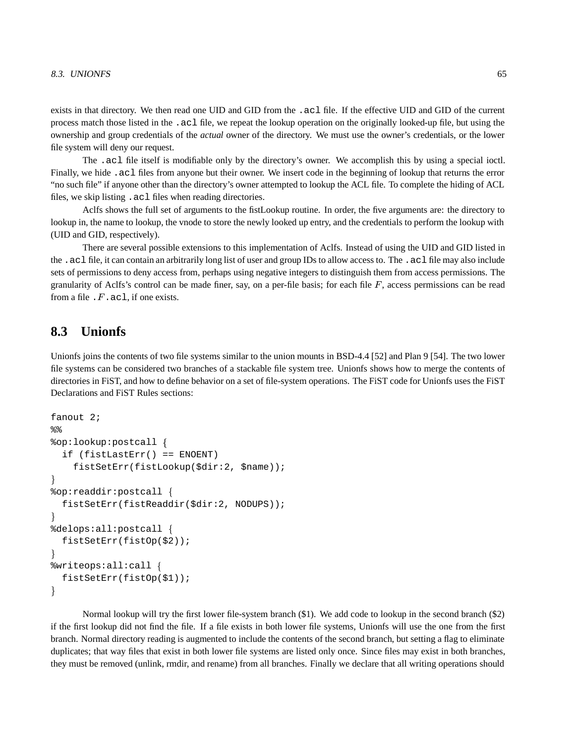exists in that directory. We then read one UID and GID from the `.acl` file. If the effective UID and GID of the current process match those listed in the `.acl` file, we repeat the lookup operation on the originally looked-up file, but using the ownership and group credentials of the *actual* owner of the directory. We must use the owner's credentials, or the lower file system will deny our request.

The `.acl` file itself is modifiable only by the directory's owner. We accomplish this by using a special ioctl. Finally, we hide `.acl` files from anyone but their owner. We insert code in the beginning of lookup that returns the error "no such file" if anyone other than the directory's owner attempted to lookup the ACL file. To complete the hiding of ACL files, we skip listing `.acl` files when reading directories.

Aclfs shows the full set of arguments to the fistLookup routine. In order, the five arguments are: the directory to lookup in, the name to lookup, the vnode to store the newly looked up entry, and the credentials to perform the lookup with (UID and GID, respectively).

There are several possible extensions to this implementation of Aclfs. Instead of using the UID and GID listed in the `.acl` file, it can contain an arbitrarily long list of user and group IDs to allow access to. The `.acl` file may also include sets of permissions to deny access from, perhaps using negative integers to distinguish them from access permissions. The granularity of Aclfs's control can be made finer, say, on a per-file basis; for each file $F$, access permissions can be read from a file `.`$F$`.acl`, if one exists.

## 8.3 Unionfs

Unionfs joins the contents of two file systems similar to the union mounts in BSD-4.4 [52] and Plan 9 [54]. The two lower file systems can be considered two branches of a stackable file system tree. Unionfs shows how to merge the contents of directories in FiST, and how to define behavior on a set of file-system operations. The FiST code for Unionfs uses the FiST Declarations and FiST Rules sections:

```
fanout 2;
%%
%op:lookup:postcall {
  if (fistLastErr() == ENOENT)
    fistSetErr(fistLookup($dir:2, $name));
}
%op:readdir:postcall {
  fistSetErr(fistReaddir($dir:2, NODUPS));
}
%delops:all:postcall {
  fistSetErr(fistOp($2));
}
%writeops:all:call {
  fistSetErr(fistOp($1));
}
```

Normal lookup will try the first lower file-system branch ($1). We add code to lookup in the second branch ($2) if the first lookup did not find the file. If a file exists in both lower file systems, Unionfs will use the one from the first branch. Normal directory reading is augmented to include the contents of the second branch, but setting a flag to eliminate duplicates; that way files that exist in both lower file systems are listed only once. Since files may exist in both branches, they must be removed (unlink, rmdir, and rename) from all branches. Finally we declare that all writing operations should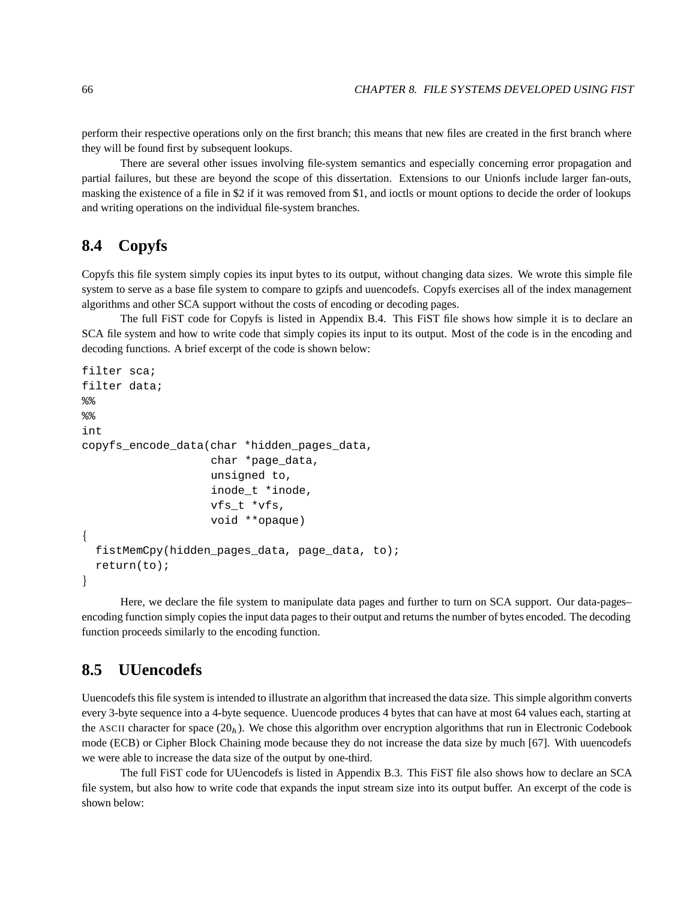perform their respective operations only on the first branch; this means that new files are created in the first branch where they will be found first by subsequent lookups.

There are several other issues involving file-system semantics and especially concerning error propagation and partial failures, but these are beyond the scope of this dissertation. Extensions to our Unionfs include larger fan-outs, masking the existence of a file in $2 if it was removed from $1, and ioctls or mount options to decide the order of lookups and writing operations on the individual file-system branches.

## 8.4 Copyfs

Copyfs this file system simply copies its input bytes to its output, without changing data sizes. We wrote this simple file system to serve as a base file system to compare to gzipfs and uuencodefs. Copyfs exercises all of the index management algorithms and other SCA support without the costs of encoding or decoding pages.

The full FiST code for Copyfs is listed in Appendix B.4. This FiST file shows how simple it is to declare an SCA file system and how to write code that simply copies its input to its output. Most of the code is in the encoding and decoding functions. A brief excerpt of the code is shown below:

```
filter sca;
filter data;
%%
%%
int
copyfs_encode_data(char *hidden_pages_data,
                   char *page_data,
                   unsigned to,
                   inode_t *inode,
                   vfs_t *vfs,
                   void **opaque)
{
  fistMemCpy(hidden_pages_data, page_data, to);
  return(to);
}
```

Here, we declare the file system to manipulate data pages and further to turn on SCA support. Our data-pages–encoding function simply copies the input data pages to their output and returns the number of bytes encoded. The decoding function proceeds similarly to the encoding function.

## 8.5 UUencodefs

Uuencodefs this file system is intended to illustrate an algorithm that increased the data size. This simple algorithm converts every 3-byte sequence into a 4-byte sequence. Uuencode produces 4 bytes that can have at most 64 values each, starting at the ASCII character for space ($20_h$). We chose this algorithm over encryption algorithms that run in Electronic Codebook mode (ECB) or Cipher Block Chaining mode because they do not increase the data size by much [67]. With uuencodefs we were able to increase the data size of the output by one-third.

The full FiST code for UUencodefs is listed in Appendix B.3. This FiST file also shows how to declare an SCA file system, but also how to write code that expands the input stream size into its output buffer. An excerpt of the code is shown below: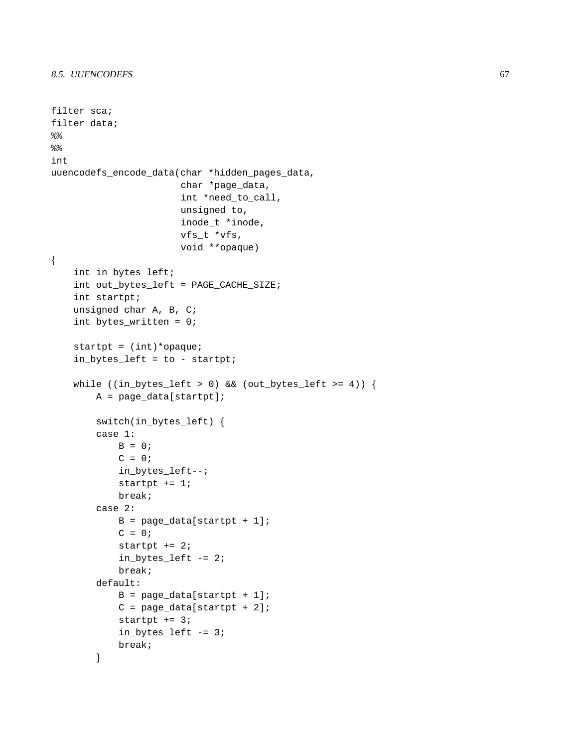```
filter sca;
filter data;
%%
%%
int
uuencodefs_encode_data(char *hidden_pages_data,
                       char *page_data,
                       int *need_to_call,
                       unsigned to,
                       inode_t *inode,
                       vfs_t *vfs,
                       void **opaque)
{
    int in_bytes_left;
    int out_bytes_left = PAGE_CACHE_SIZE;
    int startpt;
    unsigned char A, B, C;
    int bytes_written = 0;

    startpt = (int)*opaque;
    in_bytes_left = to - startpt;

    while ((in_bytes_left > 0) && (out_bytes_left >= 4)) {
        A = page_data[startpt];

        switch(in_bytes_left) {
        case 1:
            B = 0;
            C = 0;
            in_bytes_left--;
            startpt += 1;
            break;
        case 2:
            B = page_data[startpt + 1];
            C = 0;
            startpt += 2;
            in_bytes_left -= 2;
            break;
        default:
            B = page_data[startpt + 1];
            C = page_data[startpt + 2];
            startpt += 3;
            in_bytes_left -= 3;
            break;
        }
```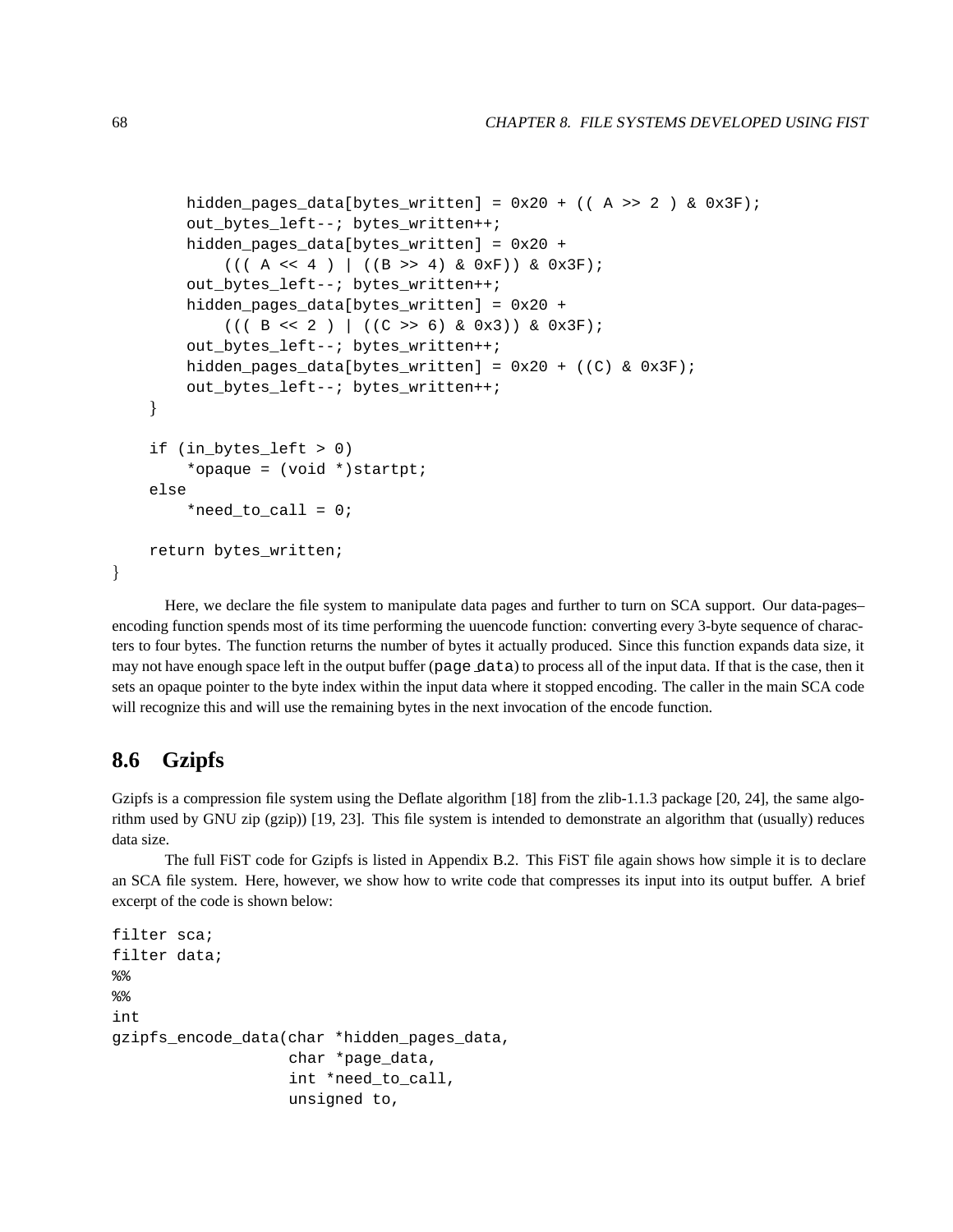```
        hidden_pages_data[bytes_written] = 0x20 + (( A >> 2 ) & 0x3F);
        out_bytes_left--; bytes_written++;
        hidden_pages_data[bytes_written] = 0x20 +
            ((( A << 4 ) | ((B >> 4) & 0xF)) & 0x3F);
        out_bytes_left--; bytes_written++;
        hidden_pages_data[bytes_written] = 0x20 +
            ((( B << 2 ) | ((C >> 6) & 0x3)) & 0x3F);
        out_bytes_left--; bytes_written++;
        hidden_pages_data[bytes_written] = 0x20 + ((C) & 0x3F);
        out_bytes_left--; bytes_written++;
    }

    if (in_bytes_left > 0)
        *opaque = (void *)startpt;
    else
        *need_to_call = 0;

    return bytes_written;
}
```

Here, we declare the file system to manipulate data pages and further to turn on SCA support. Our data-pages–encoding function spends most of its time performing the uuencode function: converting every 3-byte sequence of characters to four bytes. The function returns the number of bytes it actually produced. Since this function expands data size, it may not have enough space left in the output buffer (`page_data`) to process all of the input data. If that is the case, then it sets an opaque pointer to the byte index within the input data where it stopped encoding. The caller in the main SCA code will recognize this and will use the remaining bytes in the next invocation of the encode function.

## 8.6 Gzipfs

Gzipfs is a compression file system using the Deflate algorithm [18] from the zlib-1.1.3 package [20, 24], the same algorithm used by GNU zip (gzip)) [19, 23]. This file system is intended to demonstrate an algorithm that (usually) reduces data size.

The full FiST code for Gzipfs is listed in Appendix B.2. This FiST file again shows how simple it is to declare an SCA file system. Here, however, we show how to write code that compresses its input into its output buffer. A brief excerpt of the code is shown below:

```
filter sca;
filter data;
%%
%%
int
gzipfs_encode_data(char *hidden_pages_data,
                   char *page_data,
                   int *need_to_call,
                   unsigned to,
```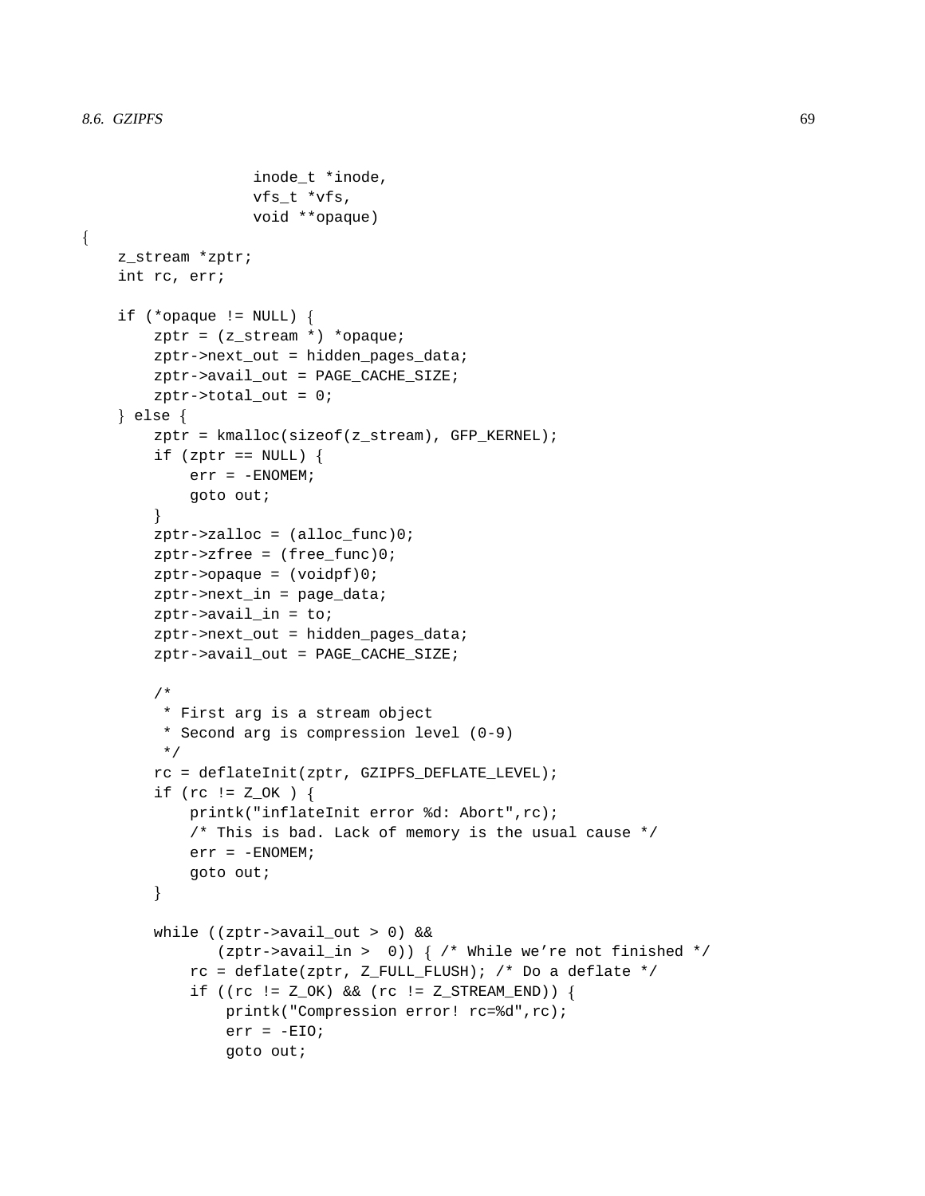```
                inode_t *inode,
                vfs_t *vfs,
                void **opaque)
{
    z_stream *zptr;
    int rc, err;

    if (*opaque != NULL) {
        zptr = (z_stream *) *opaque;
        zptr->next_out = hidden_pages_data;
        zptr->avail_out = PAGE_CACHE_SIZE;
        zptr->total_out = 0;
    } else {
        zptr = kmalloc(sizeof(z_stream), GFP_KERNEL);
        if (zptr == NULL) {
            err = -ENOMEM;
            goto out;
        }
        zptr->zalloc = (alloc_func)0;
        zptr->zfree = (free_func)0;
        zptr->opaque = (voidpf)0;
        zptr->next_in = page_data;
        zptr->avail_in = to;
        zptr->next_out = hidden_pages_data;
        zptr->avail_out = PAGE_CACHE_SIZE;

        /*
         * First arg is a stream object
         * Second arg is compression level (0-9)
         */
        rc = deflateInit(zptr, GZIPFS_DEFLATE_LEVEL);
        if (rc != Z_OK ) {
            printk("inflateInit error %d: Abort",rc);
            /* This is bad. Lack of memory is the usual cause */
            err = -ENOMEM;
            goto out;
        }

        while ((zptr->avail_out > 0) &&
               (zptr->avail_in >  0)) { /* While we're not finished */
            rc = deflate(zptr, Z_FULL_FLUSH); /* Do a deflate */
            if ((rc != Z_OK) && (rc != Z_STREAM_END)) {
                printk("Compression error! rc=%d",rc);
                err = -EIO;
                goto out;
```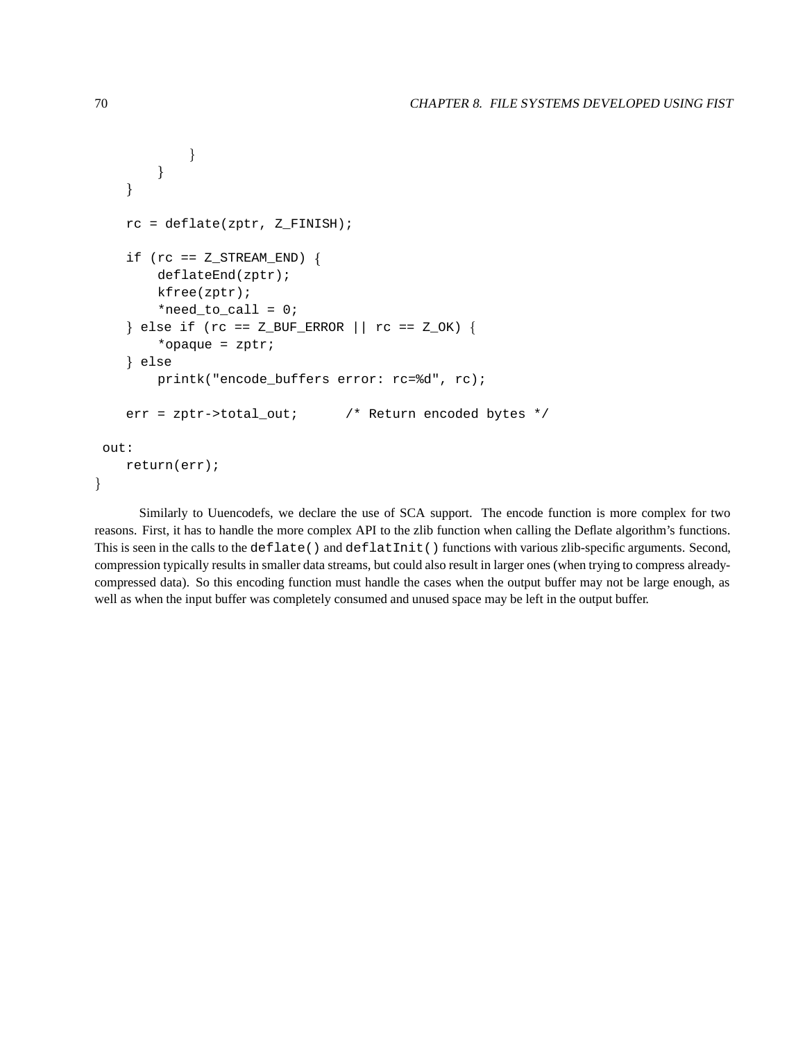```
            }
        }
    }

    rc = deflate(zptr, Z_FINISH);

    if (rc == Z_STREAM_END) {
        deflateEnd(zptr);
        kfree(zptr);
        *need_to_call = 0;
    } else if (rc == Z_BUF_ERROR || rc == Z_OK) {
        *opaque = zptr;
    } else
        printk("encode_buffers error: rc=%d", rc);

    err = zptr->total_out;      /* Return encoded bytes */

 out:
    return(err);
}
```

Similarly to Uuencodefs, we declare the use of SCA support. The encode function is more complex for two reasons. First, it has to handle the more complex API to the zlib function when calling the Deflate algorithm's functions. This is seen in the calls to the `deflate()` and `deflatInit()` functions with various zlib-specific arguments. Second, compression typically results in smaller data streams, but could also result in larger ones (when trying to compress already-compressed data). So this encoding function must handle the cases when the output buffer may not be large enough, as well as when the input buffer was completely consumed and unused space may be left in the output buffer.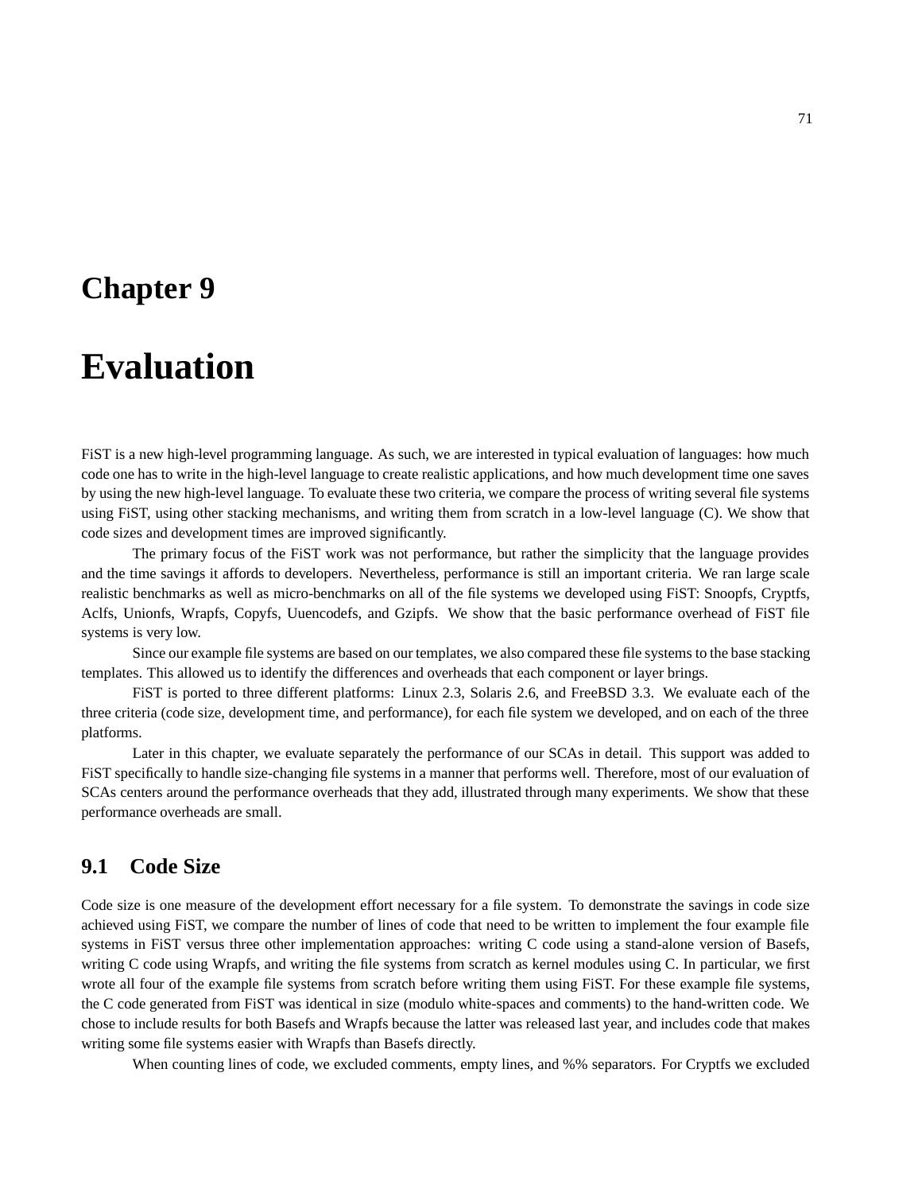# Chapter 9

# Evaluation

FiST is a new high-level programming language. As such, we are interested in typical evaluation of languages: how much code one has to write in the high-level language to create realistic applications, and how much development time one saves by using the new high-level language. To evaluate these two criteria, we compare the process of writing several file systems using FiST, using other stacking mechanisms, and writing them from scratch in a low-level language (C). We show that code sizes and development times are improved significantly.

The primary focus of the FiST work was not performance, but rather the simplicity that the language provides and the time savings it affords to developers. Nevertheless, performance is still an important criteria. We ran large scale realistic benchmarks as well as micro-benchmarks on all of the file systems we developed using FiST: Snoopfs, Cryptfs, Aclfs, Unionfs, Wrapfs, Copyfs, Uuencodefs, and Gzipfs. We show that the basic performance overhead of FiST file systems is very low.

Since our example file systems are based on our templates, we also compared these file systems to the base stacking templates. This allowed us to identify the differences and overheads that each component or layer brings.

FiST is ported to three different platforms: Linux 2.3, Solaris 2.6, and FreeBSD 3.3. We evaluate each of the three criteria (code size, development time, and performance), for each file system we developed, and on each of the three platforms.

Later in this chapter, we evaluate separately the performance of our SCAs in detail. This support was added to FiST specifically to handle size-changing file systems in a manner that performs well. Therefore, most of our evaluation of SCAs centers around the performance overheads that they add, illustrated through many experiments. We show that these performance overheads are small.

## 9.1 Code Size

Code size is one measure of the development effort necessary for a file system. To demonstrate the savings in code size achieved using FiST, we compare the number of lines of code that need to be written to implement the four example file systems in FiST versus three other implementation approaches: writing C code using a stand-alone version of Basefs, writing C code using Wrapfs, and writing the file systems from scratch as kernel modules using C. In particular, we first wrote all four of the example file systems from scratch before writing them using FiST. For these example file systems, the C code generated from FiST was identical in size (modulo white-spaces and comments) to the hand-written code. We chose to include results for both Basefs and Wrapfs because the latter was released last year, and includes code that makes writing some file systems easier with Wrapfs than Basefs directly.

When counting lines of code, we excluded comments, empty lines, and %% separators. For Cryptfs we excluded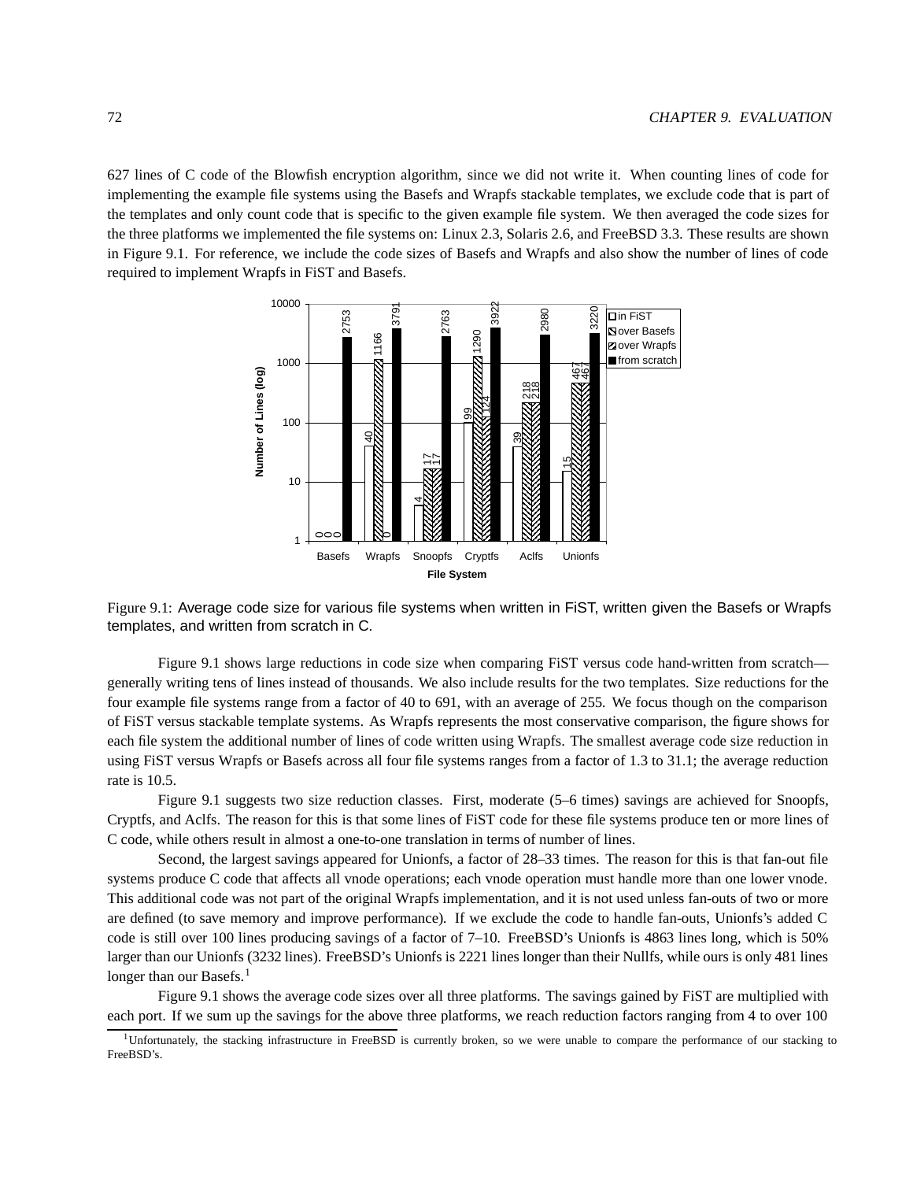627 lines of C code of the Blowfish encryption algorithm, since we did not write it. When counting lines of code for implementing the example file systems using the Basefs and Wrapfs stackable templates, we exclude code that is part of the templates and only count code that is specific to the given example file system. We then averaged the code sizes for the three platforms we implemented the file systems on: Linux 2.3, Solaris 2.6, and FreeBSD 3.3. These results are shown in Figure 9.1. For reference, we include the code sizes of Basefs and Wrapfs and also show the number of lines of code required to implement Wrapfs in FiST and Basefs.

Figure 9.1: Average code size for various file systems when written in FiST, written given the Basefs or Wrapfs templates, and written from scratch in C.

Figure 9.1 shows large reductions in code size when comparing FiST versus code hand-written from scratch—generally writing tens of lines instead of thousands. We also include results for the two templates. Size reductions for the four example file systems range from a factor of 40 to 691, with an average of 255. We focus though on the comparison of FiST versus stackable template systems. As Wrapfs represents the most conservative comparison, the figure shows for each file system the additional number of lines of code written using Wrapfs. The smallest average code size reduction in using FiST versus Wrapfs or Basefs across all four file systems ranges from a factor of 1.3 to 31.1; the average reduction rate is 10.5.

Figure 9.1 suggests two size reduction classes. First, moderate (5–6 times) savings are achieved for Snoopfs, Cryptfs, and Aclfs. The reason for this is that some lines of FiST code for these file systems produce ten or more lines of C code, while others result in almost a one-to-one translation in terms of number of lines.

Second, the largest savings appeared for Unionfs, a factor of 28–33 times. The reason for this is that fan-out file systems produce C code that affects all vnode operations; each vnode operation must handle more than one lower vnode. This additional code was not part of the original Wrapfs implementation, and it is not used unless fan-outs of two or more are defined (to save memory and improve performance). If we exclude the code to handle fan-outs, Unionfs's added C code is still over 100 lines producing savings of a factor of 7–10. FreeBSD's Unionfs is 4863 lines long, which is 50% larger than our Unionfs (3232 lines). FreeBSD's Unionfs is 2221 lines longer than their Nullfs, while ours is only 481 lines longer than our Basefs.[1]

Figure 9.1 shows the average code sizes over all three platforms. The savings gained by FiST are multiplied with each port. If we sum up the savings for the above three platforms, we reach reduction factors ranging from 4 to over 100

[1] Unfortunately, the stacking infrastructure in FreeBSD is currently broken, so we were unable to compare the performance of our stacking to FreeBSD's.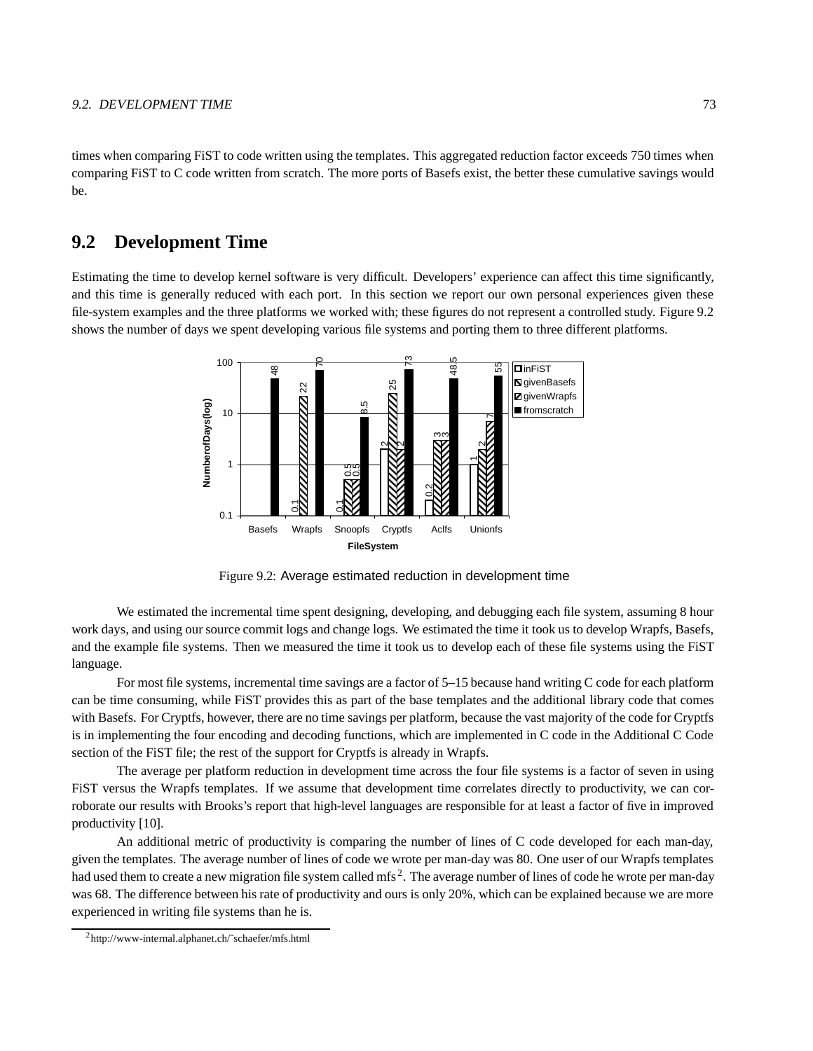times when comparing FiST to code written using the templates. This aggregated reduction factor exceeds 750 times when comparing FiST to C code written from scratch. The more ports of Basefs exist, the better these cumulative savings would be.

## 9.2 Development Time

Estimating the time to develop kernel software is very difficult. Developers' experience can affect this time significantly, and this time is generally reduced with each port. In this section we report our own personal experiences given these file-system examples and the three platforms we worked with; these figures do not represent a controlled study. Figure 9.2 shows the number of days we spent developing various file systems and porting them to three different platforms.

| FileSystem | inFiST | givenBasefs | givenWrapfs | fromscratch |
|---|---|---|---|---|
| Basefs | | | | 48 |
| Wrapfs | | 0.1 | 22 | 70 |
| Snoopfs | 0.1 | 0.5 | 0.5 | 8.5 |
| Cryptfs | 2 | 25 | 2 | 73 |
| Aclfs | 0.2 | 3 | 3 | 48.5 |
| Unionfs | 1 | 2 | 7 | 55 |

Figure 9.2: Average estimated reduction in development time

We estimated the incremental time spent designing, developing, and debugging each file system, assuming 8 hour work days, and using our source commit logs and change logs. We estimated the time it took us to develop Wrapfs, Basefs, and the example file systems. Then we measured the time it took us to develop each of these file systems using the FiST language.

For most file systems, incremental time savings are a factor of 5–15 because hand writing C code for each platform can be time consuming, while FiST provides this as part of the base templates and the additional library code that comes with Basefs. For Cryptfs, however, there are no time savings per platform, because the vast majority of the code for Cryptfs is in implementing the four encoding and decoding functions, which are implemented in C code in the Additional C Code section of the FiST file; the rest of the support for Cryptfs is already in Wrapfs.

The average per platform reduction in development time across the four file systems is a factor of seven in using FiST versus the Wrapfs templates. If we assume that development time correlates directly to productivity, we can corroborate our results with Brooks's report that high-level languages are responsible for at least a factor of five in improved productivity [10].

An additional metric of productivity is comparing the number of lines of C code developed for each man-day, given the templates. The average number of lines of code we wrote per man-day was 80. One user of our Wrapfs templates had used them to create a new migration file system called mfs[2]. The average number of lines of code he wrote per man-day was 68. The difference between his rate of productivity and ours is only 20%, which can be explained because we are more experienced in writing file systems than he is.

[2] http://www-internal.alphanet.ch/~schaefer/mfs.html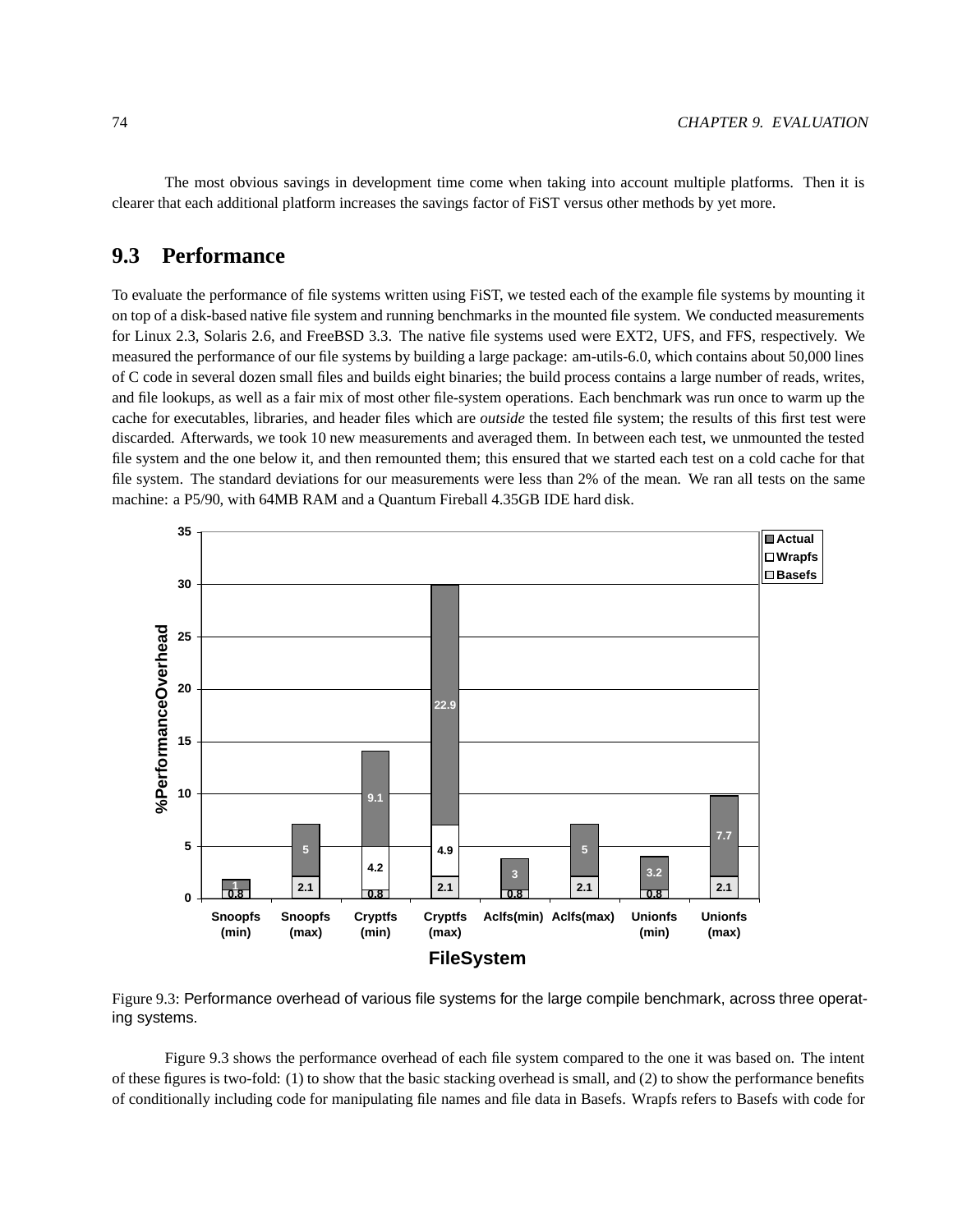The most obvious savings in development time come when taking into account multiple platforms. Then it is clearer that each additional platform increases the savings factor of FiST versus other methods by yet more.

## 9.3 Performance

To evaluate the performance of file systems written using FiST, we tested each of the example file systems by mounting it on top of a disk-based native file system and running benchmarks in the mounted file system. We conducted measurements for Linux 2.3, Solaris 2.6, and FreeBSD 3.3. The native file systems used were EXT2, UFS, and FFS, respectively. We measured the performance of our file systems by building a large package: am-utils-6.0, which contains about 50,000 lines of C code in several dozen small files and builds eight binaries; the build process contains a large number of reads, writes, and file lookups, as well as a fair mix of most other file-system operations. Each benchmark was run once to warm up the cache for executables, libraries, and header files which are *outside* the tested file system; the results of this first test were discarded. Afterwards, we took 10 new measurements and averaged them. In between each test, we unmounted the tested file system and the one below it, and then remounted them; this ensured that we started each test on a cold cache for that file system. The standard deviations for our measurements were less than 2% of the mean. We ran all tests on the same machine: a P5/90, with 64MB RAM and a Quantum Fireball 4.35GB IDE hard disk.

| FileSystem | Basefs | Wrapfs | Actual |
|---|---|---|---|
| Snoopfs (min) | 0.8 | | 1 |
| Snoopfs (max) | 2.1 | | 5 |
| Cryptfs (min) | 0.8 | 4.2 | 9.1 |
| Cryptfs (max) | 2.1 | 4.9 | 22.9 |
| Aclfs(min) | 0.8 | | 3 |
| Aclfs(max) | 2.1 | | 5 |
| Unionfs (min) | 0.8 | | 3.2 |
| Unionfs (max) | 2.1 | | 7.7 |

Figure 9.3: Performance overhead of various file systems for the large compile benchmark, across three operating systems.

Figure 9.3 shows the performance overhead of each file system compared to the one it was based on. The intent of these figures is two-fold: (1) to show that the basic stacking overhead is small, and (2) to show the performance benefits of conditionally including code for manipulating file names and file data in Basefs. Wrapfs refers to Basefs with code for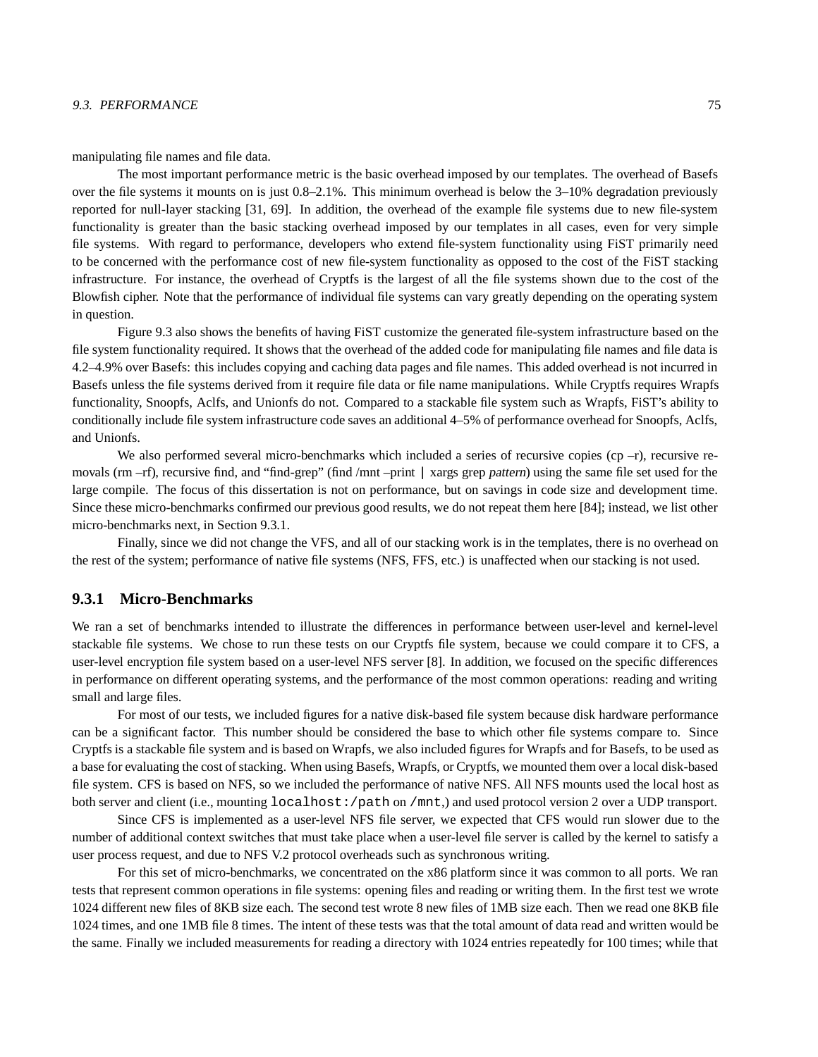manipulating file names and file data.

The most important performance metric is the basic overhead imposed by our templates. The overhead of Basefs over the file systems it mounts on is just 0.8–2.1%. This minimum overhead is below the 3–10% degradation previously reported for null-layer stacking [31, 69]. In addition, the overhead of the example file systems due to new file-system functionality is greater than the basic stacking overhead imposed by our templates in all cases, even for very simple file systems. With regard to performance, developers who extend file-system functionality using FiST primarily need to be concerned with the performance cost of new file-system functionality as opposed to the cost of the FiST stacking infrastructure. For instance, the overhead of Cryptfs is the largest of all the file systems shown due to the cost of the Blowfish cipher. Note that the performance of individual file systems can vary greatly depending on the operating system in question.

Figure 9.3 also shows the benefits of having FiST customize the generated file-system infrastructure based on the file system functionality required. It shows that the overhead of the added code for manipulating file names and file data is 4.2–4.9% over Basefs: this includes copying and caching data pages and file names. This added overhead is not incurred in Basefs unless the file systems derived from it require file data or file name manipulations. While Cryptfs requires Wrapfs functionality, Snoopfs, Aclfs, and Unionfs do not. Compared to a stackable file system such as Wrapfs, FiST's ability to conditionally include file system infrastructure code saves an additional 4–5% of performance overhead for Snoopfs, Aclfs, and Unionfs.

We also performed several micro-benchmarks which included a series of recursive copies (cp –r), recursive removals (rm –rf), recursive find, and "find-grep" (find /mnt –print | xargs grep *pattern*) using the same file set used for the large compile. The focus of this dissertation is not on performance, but on savings in code size and development time. Since these micro-benchmarks confirmed our previous good results, we do not repeat them here [84]; instead, we list other micro-benchmarks next, in Section 9.3.1.

Finally, since we did not change the VFS, and all of our stacking work is in the templates, there is no overhead on the rest of the system; performance of native file systems (NFS, FFS, etc.) is unaffected when our stacking is not used.

### 9.3.1 Micro-Benchmarks

We ran a set of benchmarks intended to illustrate the differences in performance between user-level and kernel-level stackable file systems. We chose to run these tests on our Cryptfs file system, because we could compare it to CFS, a user-level encryption file system based on a user-level NFS server [8]. In addition, we focused on the specific differences in performance on different operating systems, and the performance of the most common operations: reading and writing small and large files.

For most of our tests, we included figures for a native disk-based file system because disk hardware performance can be a significant factor. This number should be considered the base to which other file systems compare to. Since Cryptfs is a stackable file system and is based on Wrapfs, we also included figures for Wrapfs and for Basefs, to be used as a base for evaluating the cost of stacking. When using Basefs, Wrapfs, or Cryptfs, we mounted them over a local disk-based file system. CFS is based on NFS, so we included the performance of native NFS. All NFS mounts used the local host as both server and client (i.e., mounting `localhost:/path` on `/mnt`,) and used protocol version 2 over a UDP transport.

Since CFS is implemented as a user-level NFS file server, we expected that CFS would run slower due to the number of additional context switches that must take place when a user-level file server is called by the kernel to satisfy a user process request, and due to NFS V.2 protocol overheads such as synchronous writing.

For this set of micro-benchmarks, we concentrated on the x86 platform since it was common to all ports. We ran tests that represent common operations in file systems: opening files and reading or writing them. In the first test we wrote 1024 different new files of 8KB size each. The second test wrote 8 new files of 1MB size each. Then we read one 8KB file 1024 times, and one 1MB file 8 times. The intent of these tests was that the total amount of data read and written would be the same. Finally we included measurements for reading a directory with 1024 entries repeatedly for 100 times; while that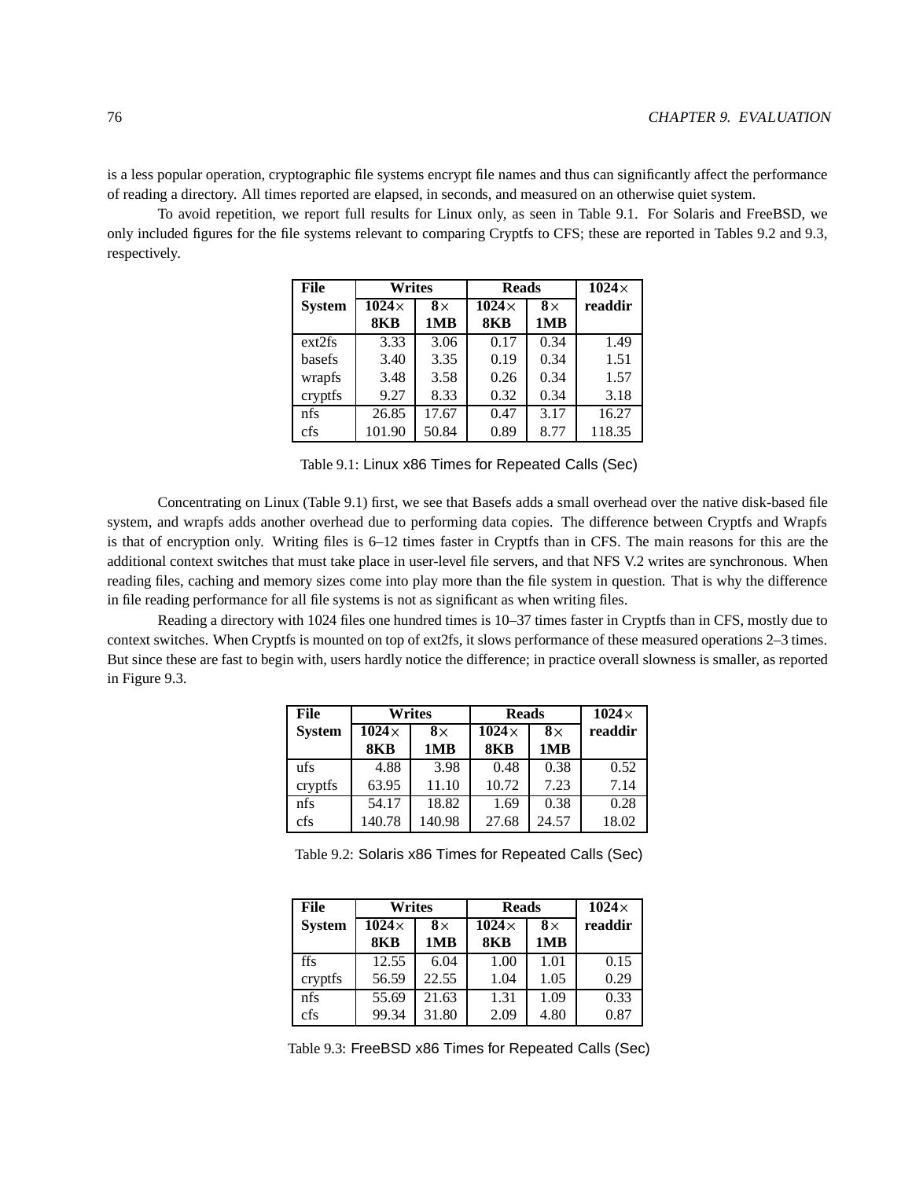is a less popular operation, cryptographic file systems encrypt file names and thus can significantly affect the performance of reading a directory. All times reported are elapsed, in seconds, and measured on an otherwise quiet system.

To avoid repetition, we report full results for Linux only, as seen in Table 9.1. For Solaris and FreeBSD, we only included figures for the file systems relevant to comparing Cryptfs to CFS; these are reported in Tables 9.2 and 9.3, respectively.

| File System | Writes | | Reads | | 1024× readdir |
|---|---|---|---|---|---|
| | 1024× 8KB | 8× 1MB | 1024× 8KB | 8× 1MB | |
| ext2fs | 3.33 | 3.06 | 0.17 | 0.34 | 1.49 |
| basefs | 3.40 | 3.35 | 0.19 | 0.34 | 1.51 |
| wrapfs | 3.48 | 3.58 | 0.26 | 0.34 | 1.57 |
| cryptfs | 9.27 | 8.33 | 0.32 | 0.34 | 3.18 |
| nfs | 26.85 | 17.67 | 0.47 | 3.17 | 16.27 |
| cfs | 101.90 | 50.84 | 0.89 | 8.77 | 118.35 |

Table 9.1: Linux x86 Times for Repeated Calls (Sec)

Concentrating on Linux (Table 9.1) first, we see that Basefs adds a small overhead over the native disk-based file system, and wrapfs adds another overhead due to performing data copies. The difference between Cryptfs and Wrapfs is that of encryption only. Writing files is 6–12 times faster in Cryptfs than in CFS. The main reasons for this are the additional context switches that must take place in user-level file servers, and that NFS V.2 writes are synchronous. When reading files, caching and memory sizes come into play more than the file system in question. That is why the difference in file reading performance for all file systems is not as significant as when writing files.

Reading a directory with 1024 files one hundred times is 10–37 times faster in Cryptfs than in CFS, mostly due to context switches. When Cryptfs is mounted on top of ext2fs, it slows performance of these measured operations 2–3 times. But since these are fast to begin with, users hardly notice the difference; in practice overall slowness is smaller, as reported in Figure 9.3.

| File System | Writes | | Reads | | 1024× readdir |
|---|---|---|---|---|---|
| | 1024× 8KB | 8× 1MB | 1024× 8KB | 8× 1MB | |
| ufs | 4.88 | 3.98 | 0.48 | 0.38 | 0.52 |
| cryptfs | 63.95 | 11.10 | 10.72 | 7.23 | 7.14 |
| nfs | 54.17 | 18.82 | 1.69 | 0.38 | 0.28 |
| cfs | 140.78 | 140.98 | 27.68 | 24.57 | 18.02 |

Table 9.2: Solaris x86 Times for Repeated Calls (Sec)

| File System | Writes | | Reads | | 1024× readdir |
|---|---|---|---|---|---|
| | 1024× 8KB | 8× 1MB | 1024× 8KB | 8× 1MB | |
| ffs | 12.55 | 6.04 | 1.00 | 1.01 | 0.15 |
| cryptfs | 56.59 | 22.55 | 1.04 | 1.05 | 0.29 |
| nfs | 55.69 | 21.63 | 1.31 | 1.09 | 0.33 |
| cfs | 99.34 | 31.80 | 2.09 | 4.80 | 0.87 |

Table 9.3: FreeBSD x86 Times for Repeated Calls (Sec)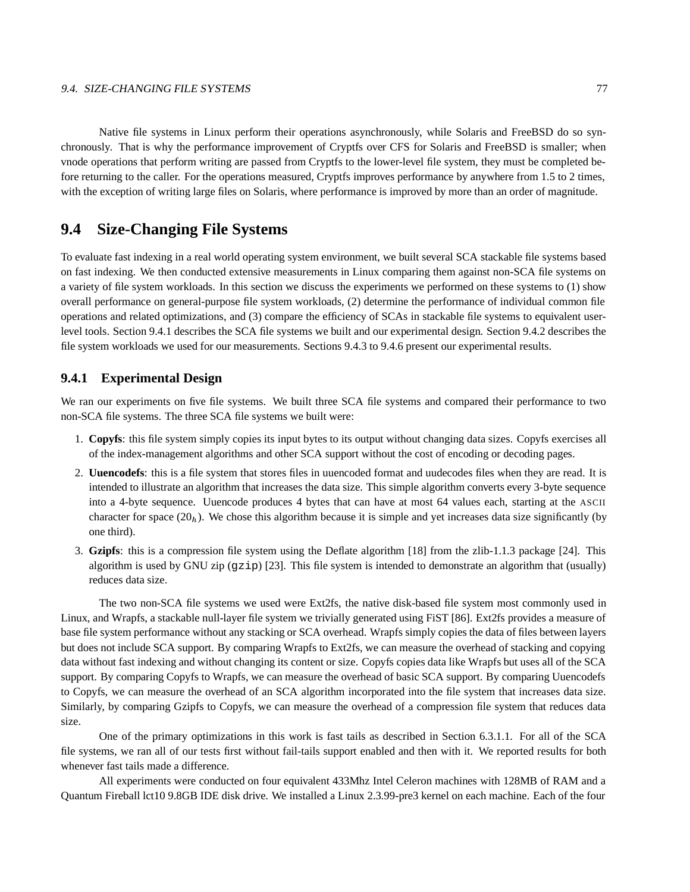Native file systems in Linux perform their operations asynchronously, while Solaris and FreeBSD do so synchronously. That is why the performance improvement of Cryptfs over CFS for Solaris and FreeBSD is smaller; when vnode operations that perform writing are passed from Cryptfs to the lower-level file system, they must be completed before returning to the caller. For the operations measured, Cryptfs improves performance by anywhere from 1.5 to 2 times, with the exception of writing large files on Solaris, where performance is improved by more than an order of magnitude.

## 9.4 Size-Changing File Systems

To evaluate fast indexing in a real world operating system environment, we built several SCA stackable file systems based on fast indexing. We then conducted extensive measurements in Linux comparing them against non-SCA file systems on a variety of file system workloads. In this section we discuss the experiments we performed on these systems to (1) show overall performance on general-purpose file system workloads, (2) determine the performance of individual common file operations and related optimizations, and (3) compare the efficiency of SCAs in stackable file systems to equivalent user-level tools. Section 9.4.1 describes the SCA file systems we built and our experimental design. Section 9.4.2 describes the file system workloads we used for our measurements. Sections 9.4.3 to 9.4.6 present our experimental results.

### 9.4.1 Experimental Design

We ran our experiments on five file systems. We built three SCA file systems and compared their performance to two non-SCA file systems. The three SCA file systems we built were:

1. **Copyfs**: this file system simply copies its input bytes to its output without changing data sizes. Copyfs exercises all of the index-management algorithms and other SCA support without the cost of encoding or decoding pages.
2. **Uuencodefs**: this is a file system that stores files in uuencoded format and uudecodes files when they are read. It is intended to illustrate an algorithm that increases the data size. This simple algorithm converts every 3-byte sequence into a 4-byte sequence. Uuencode produces 4 bytes that can have at most 64 values each, starting at the ASCII character for space ($20_h$). We chose this algorithm because it is simple and yet increases data size significantly (by one third).
3. **Gzipfs**: this is a compression file system using the Deflate algorithm [18] from the zlib-1.1.3 package [24]. This algorithm is used by GNU zip (`gzip`) [23]. This file system is intended to demonstrate an algorithm that (usually) reduces data size.

The two non-SCA file systems we used were Ext2fs, the native disk-based file system most commonly used in Linux, and Wrapfs, a stackable null-layer file system we trivially generated using FiST [86]. Ext2fs provides a measure of base file system performance without any stacking or SCA overhead. Wrapfs simply copies the data of files between layers but does not include SCA support. By comparing Wrapfs to Ext2fs, we can measure the overhead of stacking and copying data without fast indexing and without changing its content or size. Copyfs copies data like Wrapfs but uses all of the SCA support. By comparing Copyfs to Wrapfs, we can measure the overhead of basic SCA support. By comparing Uuencodefs to Copyfs, we can measure the overhead of an SCA algorithm incorporated into the file system that increases data size. Similarly, by comparing Gzipfs to Copyfs, we can measure the overhead of a compression file system that reduces data size.

One of the primary optimizations in this work is fast tails as described in Section 6.3.1.1. For all of the SCA file systems, we ran all of our tests first without fail-tails support enabled and then with it. We reported results for both whenever fast tails made a difference.

All experiments were conducted on four equivalent 433Mhz Intel Celeron machines with 128MB of RAM and a Quantum Fireball lct10 9.8GB IDE disk drive. We installed a Linux 2.3.99-pre3 kernel on each machine. Each of the four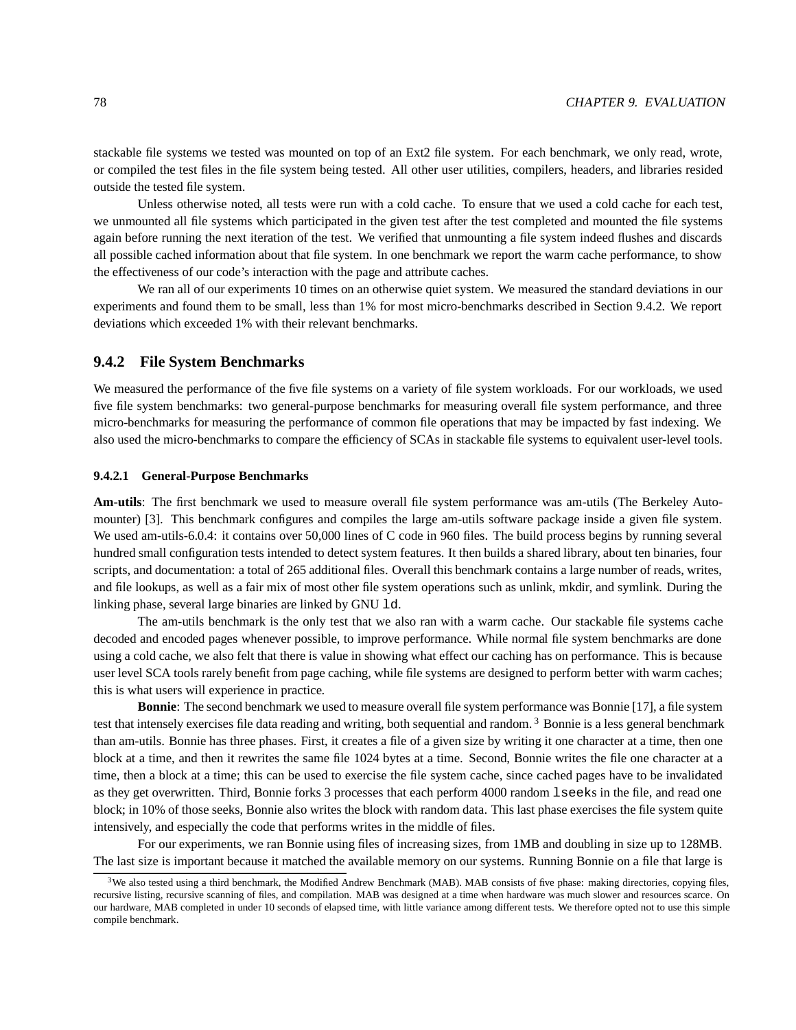stackable file systems we tested was mounted on top of an Ext2 file system. For each benchmark, we only read, wrote, or compiled the test files in the file system being tested. All other user utilities, compilers, headers, and libraries resided outside the tested file system.

Unless otherwise noted, all tests were run with a cold cache. To ensure that we used a cold cache for each test, we unmounted all file systems which participated in the given test after the test completed and mounted the file systems again before running the next iteration of the test. We verified that unmounting a file system indeed flushes and discards all possible cached information about that file system. In one benchmark we report the warm cache performance, to show the effectiveness of our code's interaction with the page and attribute caches.

We ran all of our experiments 10 times on an otherwise quiet system. We measured the standard deviations in our experiments and found them to be small, less than 1% for most micro-benchmarks described in Section 9.4.2. We report deviations which exceeded 1% with their relevant benchmarks.

### 9.4.2 File System Benchmarks

We measured the performance of the five file systems on a variety of file system workloads. For our workloads, we used five file system benchmarks: two general-purpose benchmarks for measuring overall file system performance, and three micro-benchmarks for measuring the performance of common file operations that may be impacted by fast indexing. We also used the micro-benchmarks to compare the efficiency of SCAs in stackable file systems to equivalent user-level tools.

#### 9.4.2.1 General-Purpose Benchmarks

**Am-utils**: The first benchmark we used to measure overall file system performance was am-utils (The Berkeley Automounter) [3]. This benchmark configures and compiles the large am-utils software package inside a given file system. We used am-utils-6.0.4: it contains over 50,000 lines of C code in 960 files. The build process begins by running several hundred small configuration tests intended to detect system features. It then builds a shared library, about ten binaries, four scripts, and documentation: a total of 265 additional files. Overall this benchmark contains a large number of reads, writes, and file lookups, as well as a fair mix of most other file system operations such as unlink, mkdir, and symlink. During the linking phase, several large binaries are linked by GNU `ld`.

The am-utils benchmark is the only test that we also ran with a warm cache. Our stackable file systems cache decoded and encoded pages whenever possible, to improve performance. While normal file system benchmarks are done using a cold cache, we also felt that there is value in showing what effect our caching has on performance. This is because user level SCA tools rarely benefit from page caching, while file systems are designed to perform better with warm caches; this is what users will experience in practice.

**Bonnie**: The second benchmark we used to measure overall file system performance was Bonnie [17], a file system test that intensely exercises file data reading and writing, both sequential and random.[3] Bonnie is a less general benchmark than am-utils. Bonnie has three phases. First, it creates a file of a given size by writing it one character at a time, then one block at a time, and then it rewrites the same file 1024 bytes at a time. Second, Bonnie writes the file one character at a time, then a block at a time; this can be used to exercise the file system cache, since cached pages have to be invalidated as they get overwritten. Third, Bonnie forks 3 processes that each perform 4000 random `lseek`s in the file, and read one block; in 10% of those seeks, Bonnie also writes the block with random data. This last phase exercises the file system quite intensively, and especially the code that performs writes in the middle of files.

For our experiments, we ran Bonnie using files of increasing sizes, from 1MB and doubling in size up to 128MB. The last size is important because it matched the available memory on our systems. Running Bonnie on a file that large is

[3] We also tested using a third benchmark, the Modified Andrew Benchmark (MAB). MAB consists of five phase: making directories, copying files, recursive listing, recursive scanning of files, and compilation. MAB was designed at a time when hardware was much slower and resources scarce. On our hardware, MAB completed in under 10 seconds of elapsed time, with little variance among different tests. We therefore opted not to use this simple compile benchmark.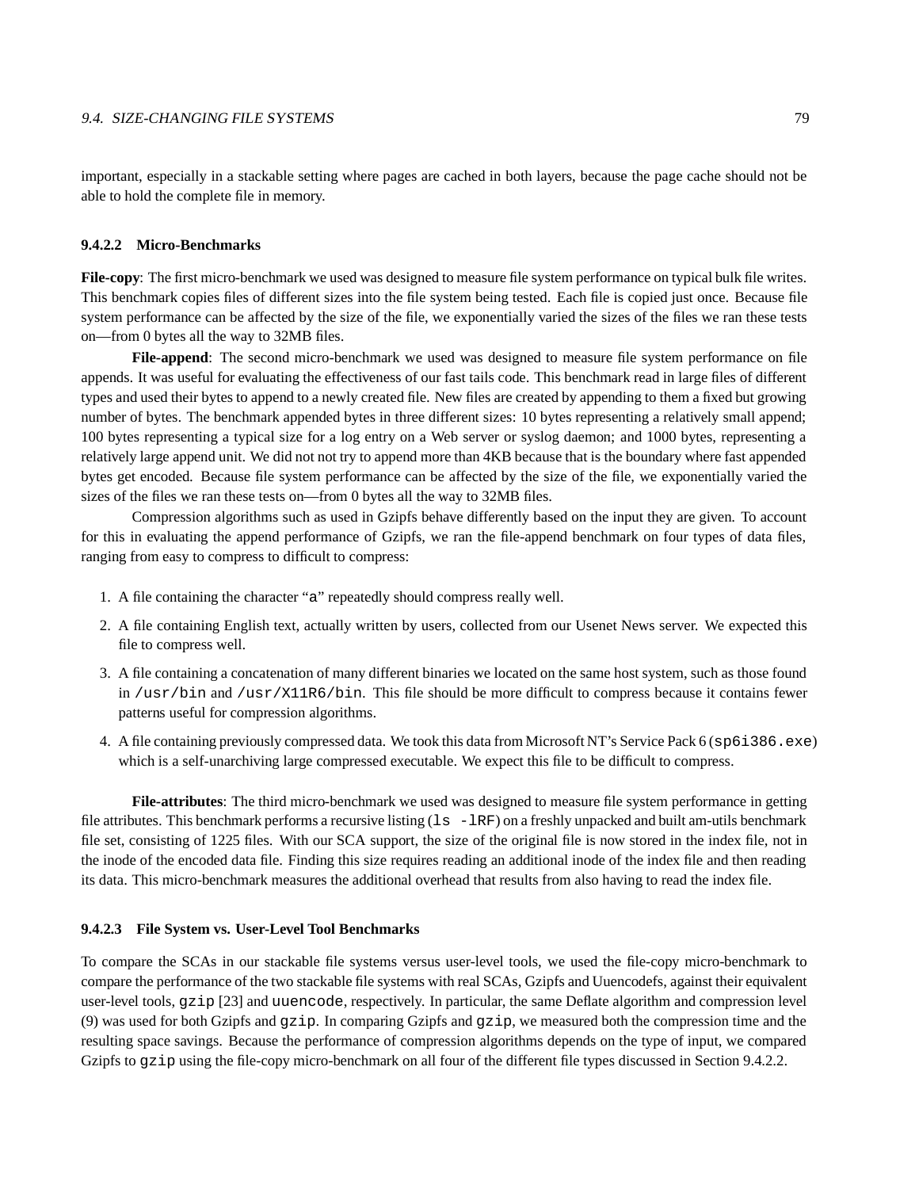important, especially in a stackable setting where pages are cached in both layers, because the page cache should not be able to hold the complete file in memory.

#### 9.4.2.2 Micro-Benchmarks

**File-copy**: The first micro-benchmark we used was designed to measure file system performance on typical bulk file writes. This benchmark copies files of different sizes into the file system being tested. Each file is copied just once. Because file system performance can be affected by the size of the file, we exponentially varied the sizes of the files we ran these tests on—from 0 bytes all the way to 32MB files.

**File-append**: The second micro-benchmark we used was designed to measure file system performance on file appends. It was useful for evaluating the effectiveness of our fast tails code. This benchmark read in large files of different types and used their bytes to append to a newly created file. New files are created by appending to them a fixed but growing number of bytes. The benchmark appended bytes in three different sizes: 10 bytes representing a relatively small append; 100 bytes representing a typical size for a log entry on a Web server or syslog daemon; and 1000 bytes, representing a relatively large append unit. We did not not try to append more than 4KB because that is the boundary where fast appended bytes get encoded. Because file system performance can be affected by the size of the file, we exponentially varied the sizes of the files we ran these tests on—from 0 bytes all the way to 32MB files.

Compression algorithms such as used in Gzipfs behave differently based on the input they are given. To account for this in evaluating the append performance of Gzipfs, we ran the file-append benchmark on four types of data files, ranging from easy to compress to difficult to compress:

1. A file containing the character "`a`" repeatedly should compress really well.
2. A file containing English text, actually written by users, collected from our Usenet News server. We expected this file to compress well.
3. A file containing a concatenation of many different binaries we located on the same host system, such as those found in `/usr/bin` and `/usr/X11R6/bin`. This file should be more difficult to compress because it contains fewer patterns useful for compression algorithms.
4. A file containing previously compressed data. We took this data from Microsoft NT's Service Pack 6 (`sp6i386.exe`) which is a self-unarchiving large compressed executable. We expect this file to be difficult to compress.

**File-attributes**: The third micro-benchmark we used was designed to measure file system performance in getting file attributes. This benchmark performs a recursive listing (`ls -lRF`) on a freshly unpacked and built am-utils benchmark file set, consisting of 1225 files. With our SCA support, the size of the original file is now stored in the index file, not in the inode of the encoded data file. Finding this size requires reading an additional inode of the index file and then reading its data. This micro-benchmark measures the additional overhead that results from also having to read the index file.

#### 9.4.2.3 File System vs. User-Level Tool Benchmarks

To compare the SCAs in our stackable file systems versus user-level tools, we used the file-copy micro-benchmark to compare the performance of the two stackable file systems with real SCAs, Gzipfs and Uuencodefs, against their equivalent user-level tools, `gzip` [23] and `uuencode`, respectively. In particular, the same Deflate algorithm and compression level (9) was used for both Gzipfs and `gzip`. In comparing Gzipfs and `gzip`, we measured both the compression time and the resulting space savings. Because the performance of compression algorithms depends on the type of input, we compared Gzipfs to `gzip` using the file-copy micro-benchmark on all four of the different file types discussed in Section 9.4.2.2.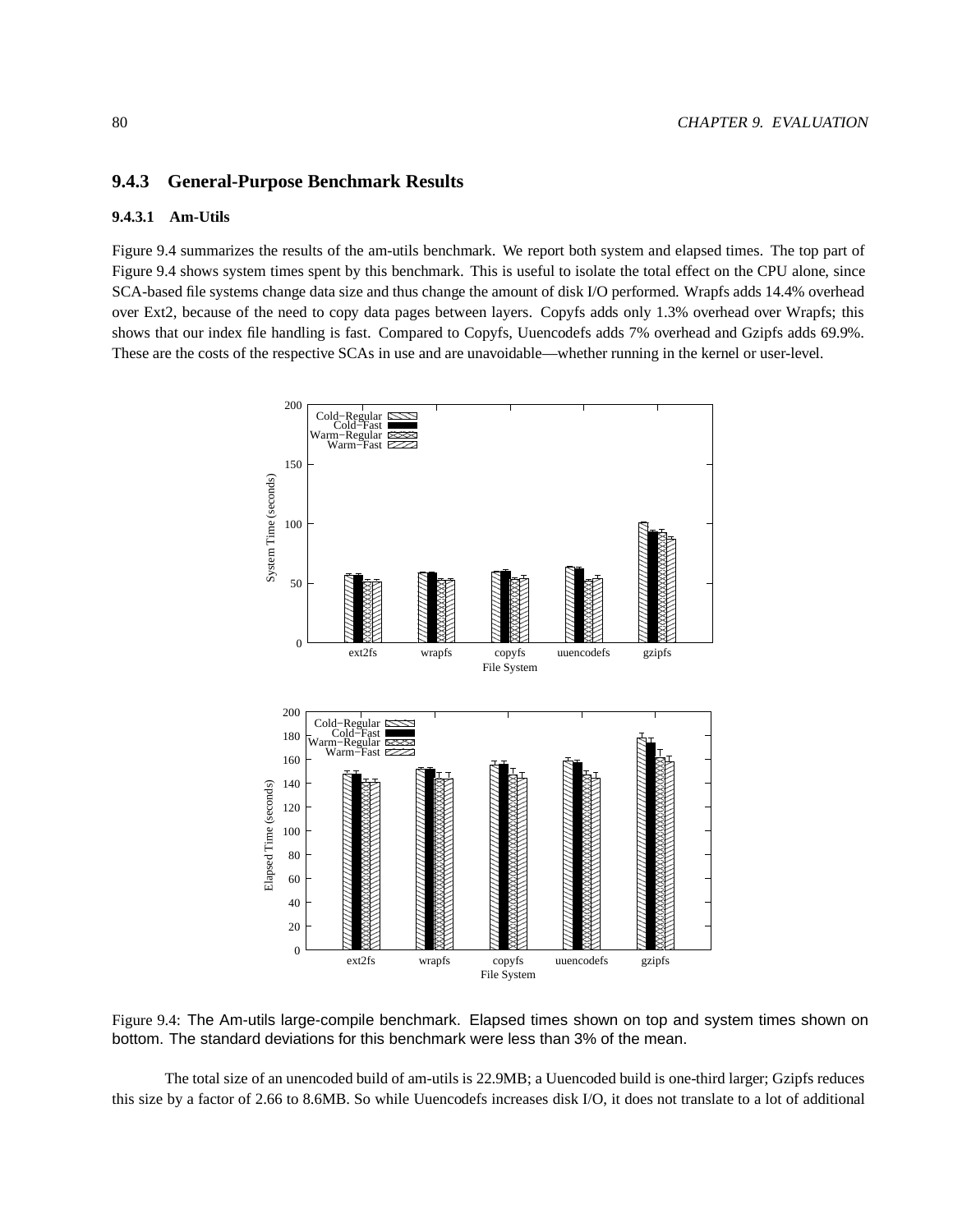### 9.4.3 General-Purpose Benchmark Results

#### 9.4.3.1 Am-Utils

Figure 9.4 summarizes the results of the am-utils benchmark. We report both system and elapsed times. The top part of Figure 9.4 shows system times spent by this benchmark. This is useful to isolate the total effect on the CPU alone, since SCA-based file systems change data size and thus change the amount of disk I/O performed. Wrapfs adds 14.4% overhead over Ext2, because of the need to copy data pages between layers. Copyfs adds only 1.3% overhead over Wrapfs; this shows that our index file handling is fast. Compared to Copyfs, Uuencodefs adds 7% overhead and Gzipfs adds 69.9%. These are the costs of the respective SCAs in use and are unavoidable—whether running in the kernel or user-level.

Figure 9.4: The Am-utils large-compile benchmark. Elapsed times shown on top and system times shown on bottom. The standard deviations for this benchmark were less than 3% of the mean.

The total size of an unencoded build of am-utils is 22.9MB; a Uuencoded build is one-third larger; Gzipfs reduces this size by a factor of 2.66 to 8.6MB. So while Uuencodefs increases disk I/O, it does not translate to a lot of additional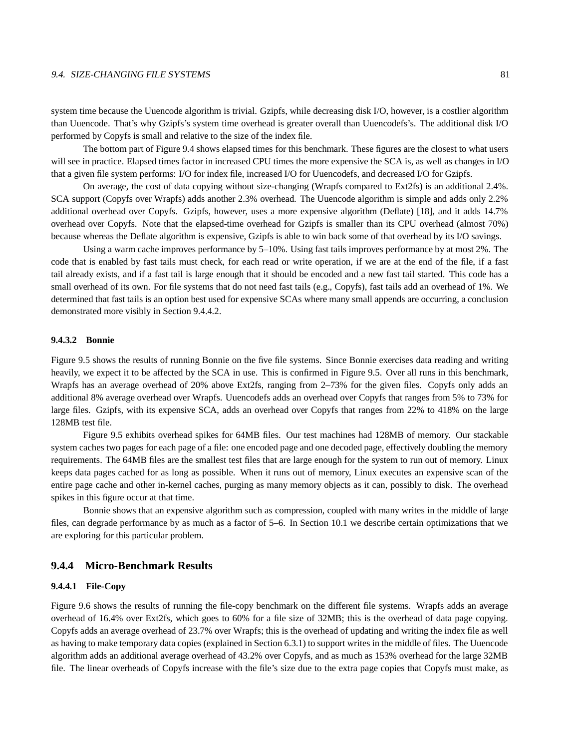system time because the Uuencode algorithm is trivial. Gzipfs, while decreasing disk I/O, however, is a costlier algorithm than Uuencode. That's why Gzipfs's system time overhead is greater overall than Uuencodefs's. The additional disk I/O performed by Copyfs is small and relative to the size of the index file.

The bottom part of Figure 9.4 shows elapsed times for this benchmark. These figures are the closest to what users will see in practice. Elapsed times factor in increased CPU times the more expensive the SCA is, as well as changes in I/O that a given file system performs: I/O for index file, increased I/O for Uuencodefs, and decreased I/O for Gzipfs.

On average, the cost of data copying without size-changing (Wrapfs compared to Ext2fs) is an additional 2.4%. SCA support (Copyfs over Wrapfs) adds another 2.3% overhead. The Uuencode algorithm is simple and adds only 2.2% additional overhead over Copyfs. Gzipfs, however, uses a more expensive algorithm (Deflate) [18], and it adds 14.7% overhead over Copyfs. Note that the elapsed-time overhead for Gzipfs is smaller than its CPU overhead (almost 70%) because whereas the Deflate algorithm is expensive, Gzipfs is able to win back some of that overhead by its I/O savings.

Using a warm cache improves performance by 5–10%. Using fast tails improves performance by at most 2%. The code that is enabled by fast tails must check, for each read or write operation, if we are at the end of the file, if a fast tail already exists, and if a fast tail is large enough that it should be encoded and a new fast tail started. This code has a small overhead of its own. For file systems that do not need fast tails (e.g., Copyfs), fast tails add an overhead of 1%. We determined that fast tails is an option best used for expensive SCAs where many small appends are occurring, a conclusion demonstrated more visibly in Section 9.4.4.2.

#### 9.4.3.2 Bonnie

Figure 9.5 shows the results of running Bonnie on the five file systems. Since Bonnie exercises data reading and writing heavily, we expect it to be affected by the SCA in use. This is confirmed in Figure 9.5. Over all runs in this benchmark, Wrapfs has an average overhead of 20% above Ext2fs, ranging from 2–73% for the given files. Copyfs only adds an additional 8% average overhead over Wrapfs. Uuencodefs adds an overhead over Copyfs that ranges from 5% to 73% for large files. Gzipfs, with its expensive SCA, adds an overhead over Copyfs that ranges from 22% to 418% on the large 128MB test file.

Figure 9.5 exhibits overhead spikes for 64MB files. Our test machines had 128MB of memory. Our stackable system caches two pages for each page of a file: one encoded page and one decoded page, effectively doubling the memory requirements. The 64MB files are the smallest test files that are large enough for the system to run out of memory. Linux keeps data pages cached for as long as possible. When it runs out of memory, Linux executes an expensive scan of the entire page cache and other in-kernel caches, purging as many memory objects as it can, possibly to disk. The overhead spikes in this figure occur at that time.

Bonnie shows that an expensive algorithm such as compression, coupled with many writes in the middle of large files, can degrade performance by as much as a factor of 5–6. In Section 10.1 we describe certain optimizations that we are exploring for this particular problem.

### 9.4.4 Micro-Benchmark Results

#### 9.4.4.1 File-Copy

Figure 9.6 shows the results of running the file-copy benchmark on the different file systems. Wrapfs adds an average overhead of 16.4% over Ext2fs, which goes to 60% for a file size of 32MB; this is the overhead of data page copying. Copyfs adds an average overhead of 23.7% over Wrapfs; this is the overhead of updating and writing the index file as well as having to make temporary data copies (explained in Section 6.3.1) to support writes in the middle of files. The Uuencode algorithm adds an additional average overhead of 43.2% over Copyfs, and as much as 153% overhead for the large 32MB file. The linear overheads of Copyfs increase with the file's size due to the extra page copies that Copyfs must make, as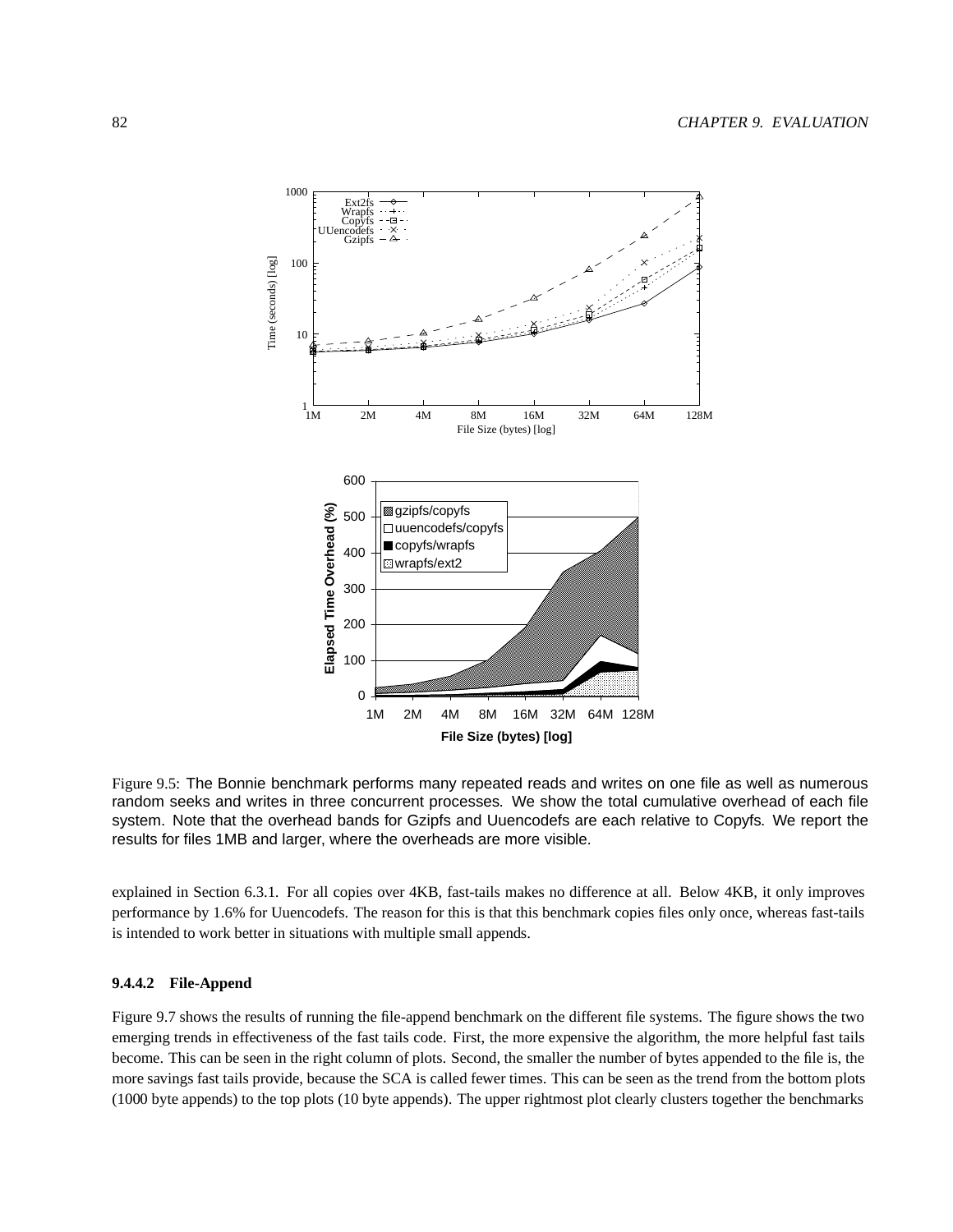Figure 9.5: The Bonnie benchmark performs many repeated reads and writes on one file as well as numerous random seeks and writes in three concurrent processes. We show the total cumulative overhead of each file system. Note that the overhead bands for Gzipfs and Uuencodefs are each relative to Copyfs. We report the results for files 1MB and larger, where the overheads are more visible.

explained in Section 6.3.1. For all copies over 4KB, fast-tails makes no difference at all. Below 4KB, it only improves performance by 1.6% for Uuencodefs. The reason for this is that this benchmark copies files only once, whereas fast-tails is intended to work better in situations with multiple small appends.

#### 9.4.4.2 File-Append

Figure 9.7 shows the results of running the file-append benchmark on the different file systems. The figure shows the two emerging trends in effectiveness of the fast tails code. First, the more expensive the algorithm, the more helpful fast tails become. This can be seen in the right column of plots. Second, the smaller the number of bytes appended to the file is, the more savings fast tails provide, because the SCA is called fewer times. This can be seen as the trend from the bottom plots (1000 byte appends) to the top plots (10 byte appends). The upper rightmost plot clearly clusters together the benchmarks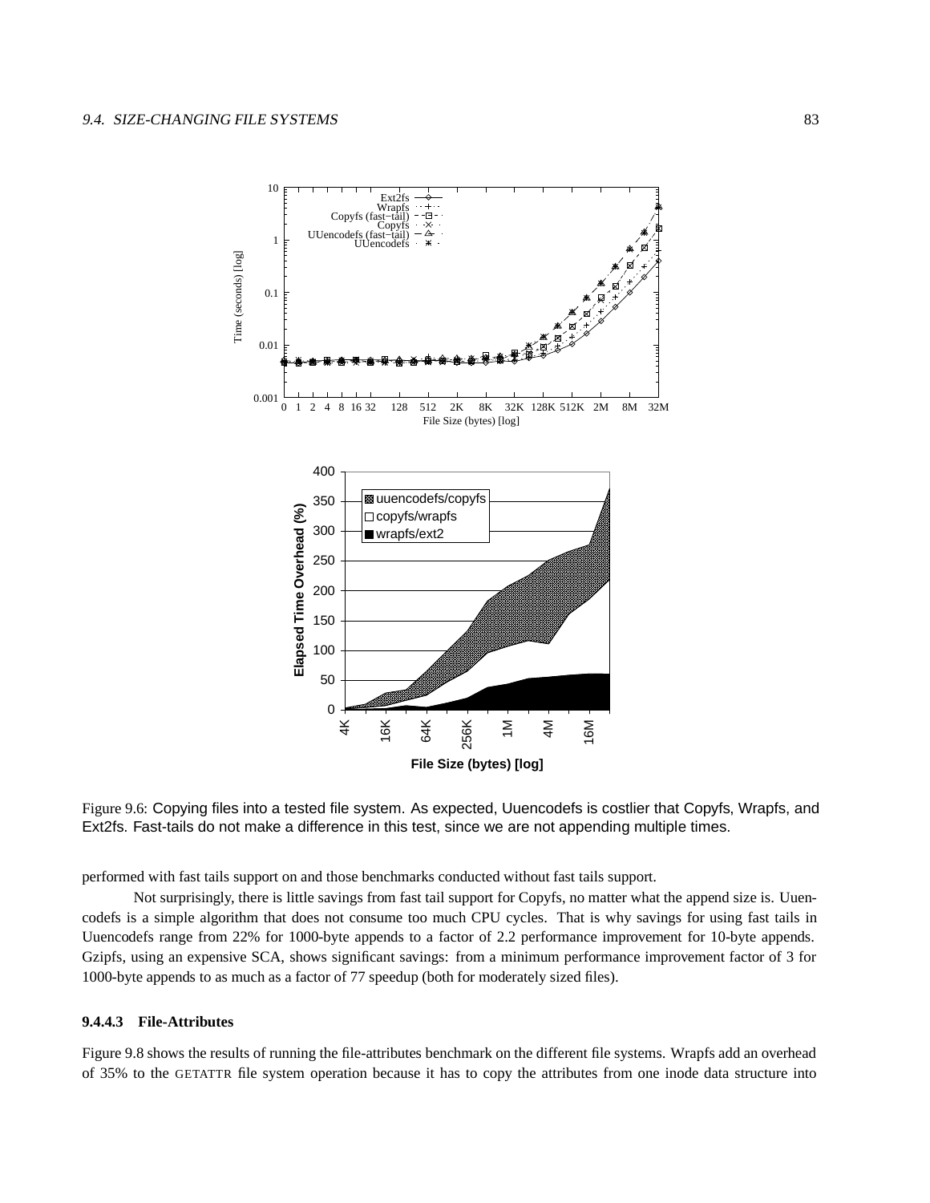Figure 9.6: Copying files into a tested file system. As expected, Uuencodefs is costlier that Copyfs, Wrapfs, and Ext2fs. Fast-tails do not make a difference in this test, since we are not appending multiple times.

performed with fast tails support on and those benchmarks conducted without fast tails support.

Not surprisingly, there is little savings from fast tail support for Copyfs, no matter what the append size is. Uuencodefs is a simple algorithm that does not consume too much CPU cycles. That is why savings for using fast tails in Uuencodefs range from 22% for 1000-byte appends to a factor of 2.2 performance improvement for 10-byte appends. Gzipfs, using an expensive SCA, shows significant savings: from a minimum performance improvement factor of 3 for 1000-byte appends to as much as a factor of 77 speedup (both for moderately sized files).

#### 9.4.4.3 File-Attributes

Figure 9.8 shows the results of running the file-attributes benchmark on the different file systems. Wrapfs add an overhead of 35% to the GETATTR file system operation because it has to copy the attributes from one inode data structure into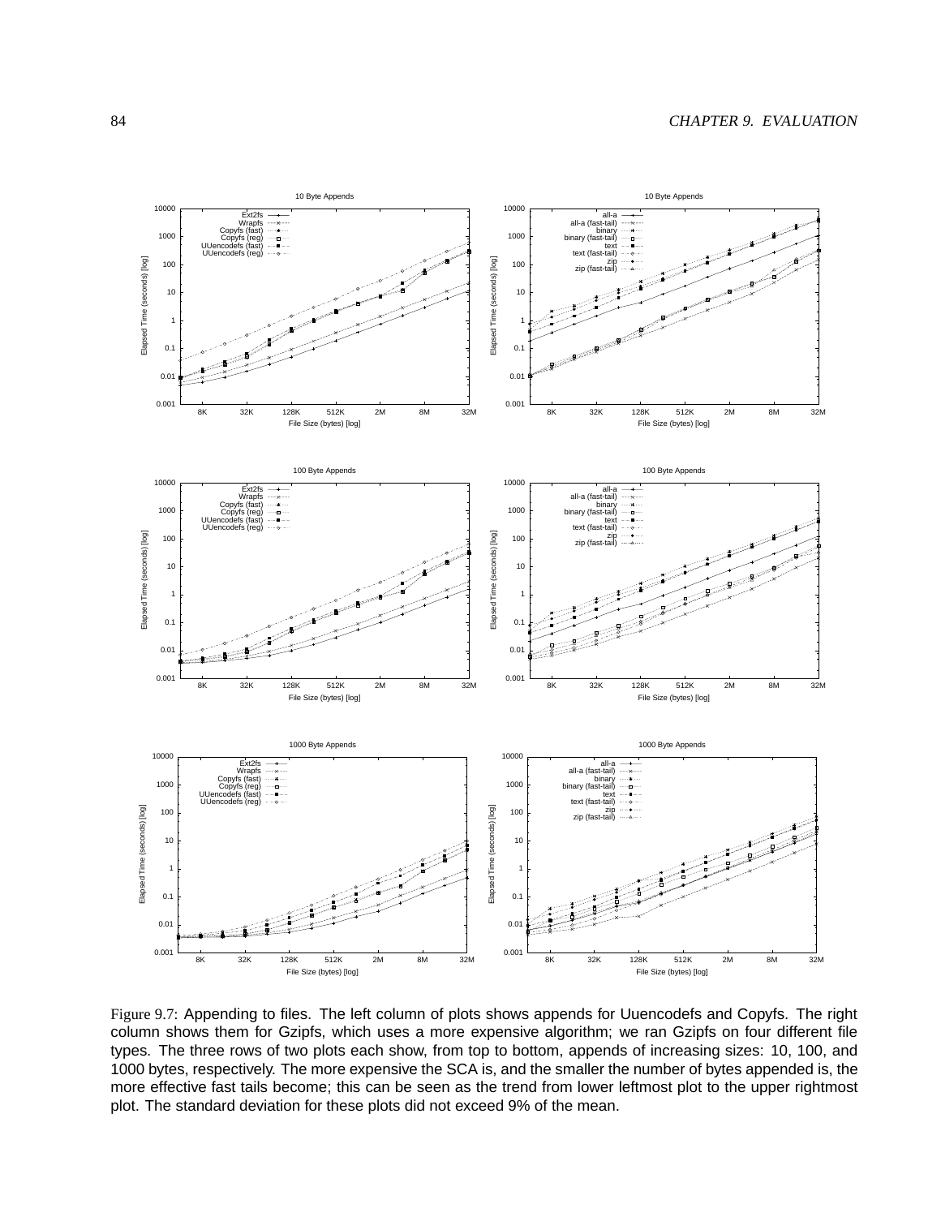Figure 9.7: Appending to files. The left column of plots shows appends for Uuencodefs and Copyfs. The right column shows them for Gzipfs, which uses a more expensive algorithm; we ran Gzipfs on four different file types. The three rows of two plots each show, from top to bottom, appends of increasing sizes: 10, 100, and 1000 bytes, respectively. The more expensive the SCA is, and the smaller the number of bytes appended is, the more effective fast tails become; this can be seen as the trend from lower leftmost plot to the upper rightmost plot. The standard deviation for these plots did not exceed 9% of the mean.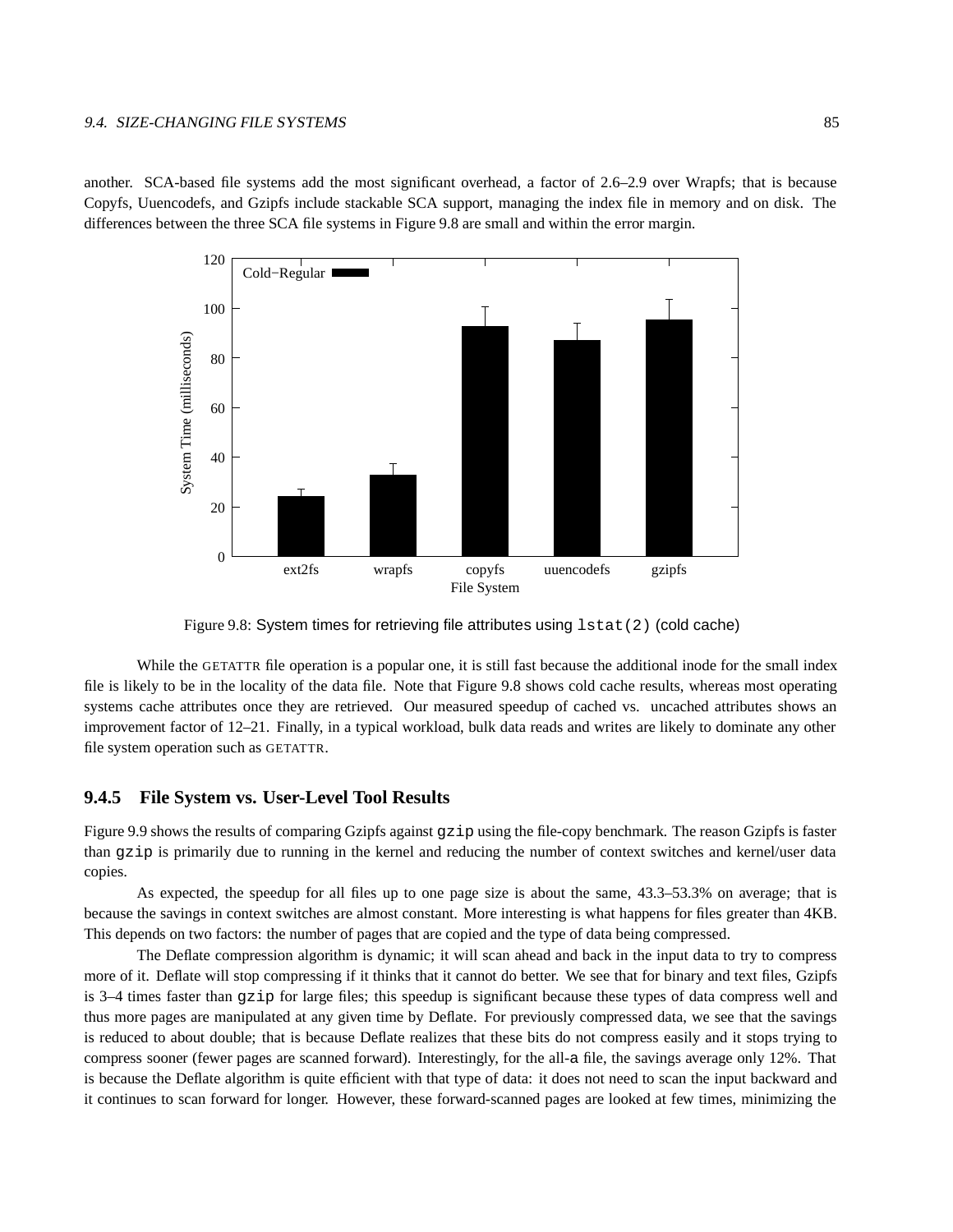another. SCA-based file systems add the most significant overhead, a factor of 2.6–2.9 over Wrapfs; that is because Copyfs, Uuencodefs, and Gzipfs include stackable SCA support, managing the index file in memory and on disk. The differences between the three SCA file systems in Figure 9.8 are small and within the error margin.

Figure 9.8: System times for retrieving file attributes using `lstat(2)` (cold cache)

While the GETATTR file operation is a popular one, it is still fast because the additional inode for the small index file is likely to be in the locality of the data file. Note that Figure 9.8 shows cold cache results, whereas most operating systems cache attributes once they are retrieved. Our measured speedup of cached vs. uncached attributes shows an improvement factor of 12–21. Finally, in a typical workload, bulk data reads and writes are likely to dominate any other file system operation such as GETATTR.

### 9.4.5 File System vs. User-Level Tool Results

Figure 9.9 shows the results of comparing Gzipfs against `gzip` using the file-copy benchmark. The reason Gzipfs is faster than `gzip` is primarily due to running in the kernel and reducing the number of context switches and kernel/user data copies.

As expected, the speedup for all files up to one page size is about the same, 43.3–53.3% on average; that is because the savings in context switches are almost constant. More interesting is what happens for files greater than 4KB. This depends on two factors: the number of pages that are copied and the type of data being compressed.

The Deflate compression algorithm is dynamic; it will scan ahead and back in the input data to try to compress more of it. Deflate will stop compressing if it thinks that it cannot do better. We see that for binary and text files, Gzipfs is 3–4 times faster than `gzip` for large files; this speedup is significant because these types of data compress well and thus more pages are manipulated at any given time by Deflate. For previously compressed data, we see that the savings is reduced to about double; that is because Deflate realizes that these bits do not compress easily and it stops trying to compress sooner (fewer pages are scanned forward). Interestingly, for the all-`a` file, the savings average only 12%. That is because the Deflate algorithm is quite efficient with that type of data: it does not need to scan the input backward and it continues to scan forward for longer. However, these forward-scanned pages are looked at few times, minimizing the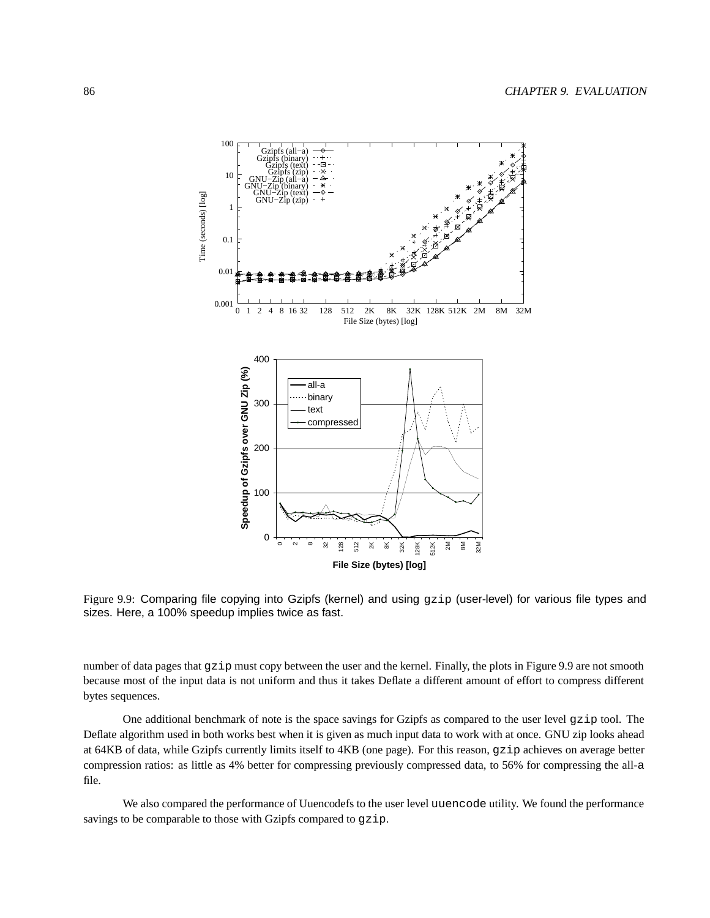Figure 9.9: Comparing file copying into Gzipfs (kernel) and using `gzip` (user-level) for various file types and sizes. Here, a 100% speedup implies twice as fast.

number of data pages that `gzip` must copy between the user and the kernel. Finally, the plots in Figure 9.9 are not smooth because most of the input data is not uniform and thus it takes Deflate a different amount of effort to compress different bytes sequences.

One additional benchmark of note is the space savings for Gzipfs as compared to the user level `gzip` tool. The Deflate algorithm used in both works best when it is given as much input data to work with at once. GNU zip looks ahead at 64KB of data, while Gzipfs currently limits itself to 4KB (one page). For this reason, `gzip` achieves on average better compression ratios: as little as 4% better for compressing previously compressed data, to 56% for compressing the all-`a` file.

We also compared the performance of Uuencodefs to the user level `uuencode` utility. We found the performance savings to be comparable to those with Gzipfs compared to `gzip`.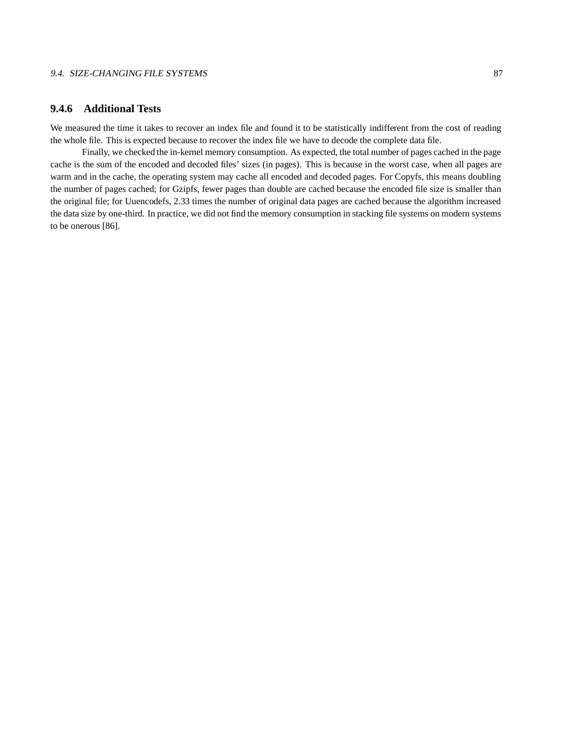### 9.4.6 Additional Tests

We measured the time it takes to recover an index file and found it to be statistically indifferent from the cost of reading the whole file. This is expected because to recover the index file we have to decode the complete data file.

Finally, we checked the in-kernel memory consumption. As expected, the total number of pages cached in the page cache is the sum of the encoded and decoded files' sizes (in pages). This is because in the worst case, when all pages are warm and in the cache, the operating system may cache all encoded and decoded pages. For Copyfs, this means doubling the number of pages cached; for Gzipfs, fewer pages than double are cached because the encoded file size is smaller than the original file; for Uuencodefs, 2.33 times the number of original data pages are cached because the algorithm increased the data size by one-third. In practice, we did not find the memory consumption in stacking file systems on modern systems to be onerous [86].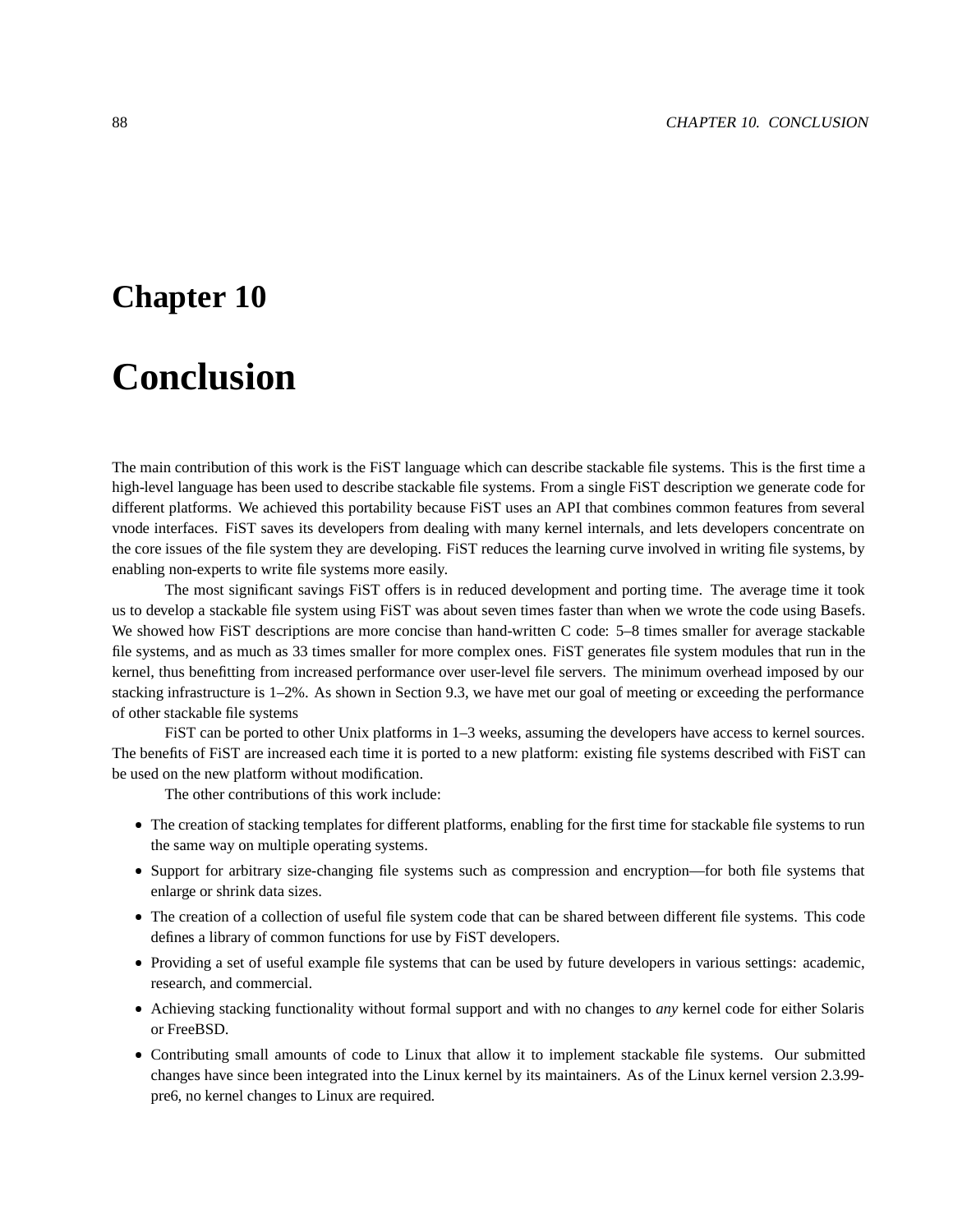# Chapter 10

# Conclusion

The main contribution of this work is the FiST language which can describe stackable file systems. This is the first time a high-level language has been used to describe stackable file systems. From a single FiST description we generate code for different platforms. We achieved this portability because FiST uses an API that combines common features from several vnode interfaces. FiST saves its developers from dealing with many kernel internals, and lets developers concentrate on the core issues of the file system they are developing. FiST reduces the learning curve involved in writing file systems, by enabling non-experts to write file systems more easily.

The most significant savings FiST offers is in reduced development and porting time. The average time it took us to develop a stackable file system using FiST was about seven times faster than when we wrote the code using Basefs. We showed how FiST descriptions are more concise than hand-written C code: 5–8 times smaller for average stackable file systems, and as much as 33 times smaller for more complex ones. FiST generates file system modules that run in the kernel, thus benefitting from increased performance over user-level file servers. The minimum overhead imposed by our stacking infrastructure is 1–2%. As shown in Section 9.3, we have met our goal of meeting or exceeding the performance of other stackable file systems

FiST can be ported to other Unix platforms in 1–3 weeks, assuming the developers have access to kernel sources. The benefits of FiST are increased each time it is ported to a new platform: existing file systems described with FiST can be used on the new platform without modification.

The other contributions of this work include:

- The creation of stacking templates for different platforms, enabling for the first time for stackable file systems to run the same way on multiple operating systems.
- Support for arbitrary size-changing file systems such as compression and encryption—for both file systems that enlarge or shrink data sizes.
- The creation of a collection of useful file system code that can be shared between different file systems. This code defines a library of common functions for use by FiST developers.
- Providing a set of useful example file systems that can be used by future developers in various settings: academic, research, and commercial.
- Achieving stacking functionality without formal support and with no changes to *any* kernel code for either Solaris or FreeBSD.
- Contributing small amounts of code to Linux that allow it to implement stackable file systems. Our submitted changes have since been integrated into the Linux kernel by its maintainers. As of the Linux kernel version 2.3.99-pre6, no kernel changes to Linux are required.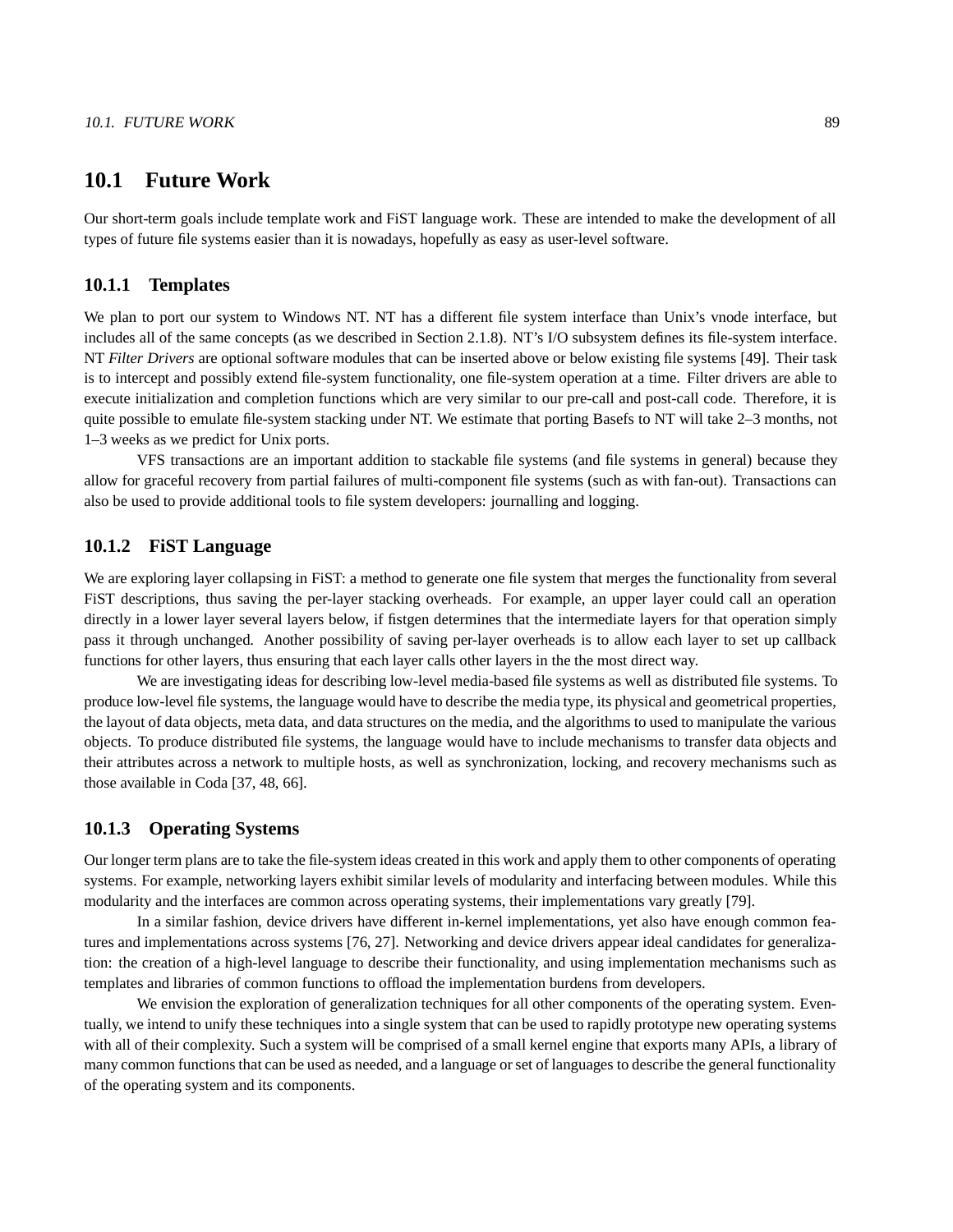## 10.1 Future Work

Our short-term goals include template work and FiST language work. These are intended to make the development of all types of future file systems easier than it is nowadays, hopefully as easy as user-level software.

### 10.1.1 Templates

We plan to port our system to Windows NT. NT has a different file system interface than Unix's vnode interface, but includes all of the same concepts (as we described in Section 2.1.8). NT's I/O subsystem defines its file-system interface. NT *Filter Drivers* are optional software modules that can be inserted above or below existing file systems [49]. Their task is to intercept and possibly extend file-system functionality, one file-system operation at a time. Filter drivers are able to execute initialization and completion functions which are very similar to our pre-call and post-call code. Therefore, it is quite possible to emulate file-system stacking under NT. We estimate that porting Basefs to NT will take 2–3 months, not 1–3 weeks as we predict for Unix ports.

VFS transactions are an important addition to stackable file systems (and file systems in general) because they allow for graceful recovery from partial failures of multi-component file systems (such as with fan-out). Transactions can also be used to provide additional tools to file system developers: journalling and logging.

### 10.1.2 FiST Language

We are exploring layer collapsing in FiST: a method to generate one file system that merges the functionality from several FiST descriptions, thus saving the per-layer stacking overheads. For example, an upper layer could call an operation directly in a lower layer several layers below, if fistgen determines that the intermediate layers for that operation simply pass it through unchanged. Another possibility of saving per-layer overheads is to allow each layer to set up callback functions for other layers, thus ensuring that each layer calls other layers in the the most direct way.

We are investigating ideas for describing low-level media-based file systems as well as distributed file systems. To produce low-level file systems, the language would have to describe the media type, its physical and geometrical properties, the layout of data objects, meta data, and data structures on the media, and the algorithms to used to manipulate the various objects. To produce distributed file systems, the language would have to include mechanisms to transfer data objects and their attributes across a network to multiple hosts, as well as synchronization, locking, and recovery mechanisms such as those available in Coda [37, 48, 66].

### 10.1.3 Operating Systems

Our longer term plans are to take the file-system ideas created in this work and apply them to other components of operating systems. For example, networking layers exhibit similar levels of modularity and interfacing between modules. While this modularity and the interfaces are common across operating systems, their implementations vary greatly [79].

In a similar fashion, device drivers have different in-kernel implementations, yet also have enough common features and implementations across systems [76, 27]. Networking and device drivers appear ideal candidates for generalization: the creation of a high-level language to describe their functionality, and using implementation mechanisms such as templates and libraries of common functions to offload the implementation burdens from developers.

We envision the exploration of generalization techniques for all other components of the operating system. Eventually, we intend to unify these techniques into a single system that can be used to rapidly prototype new operating systems with all of their complexity. Such a system will be comprised of a small kernel engine that exports many APIs, a library of many common functions that can be used as needed, and a language or set of languages to describe the general functionality of the operating system and its components.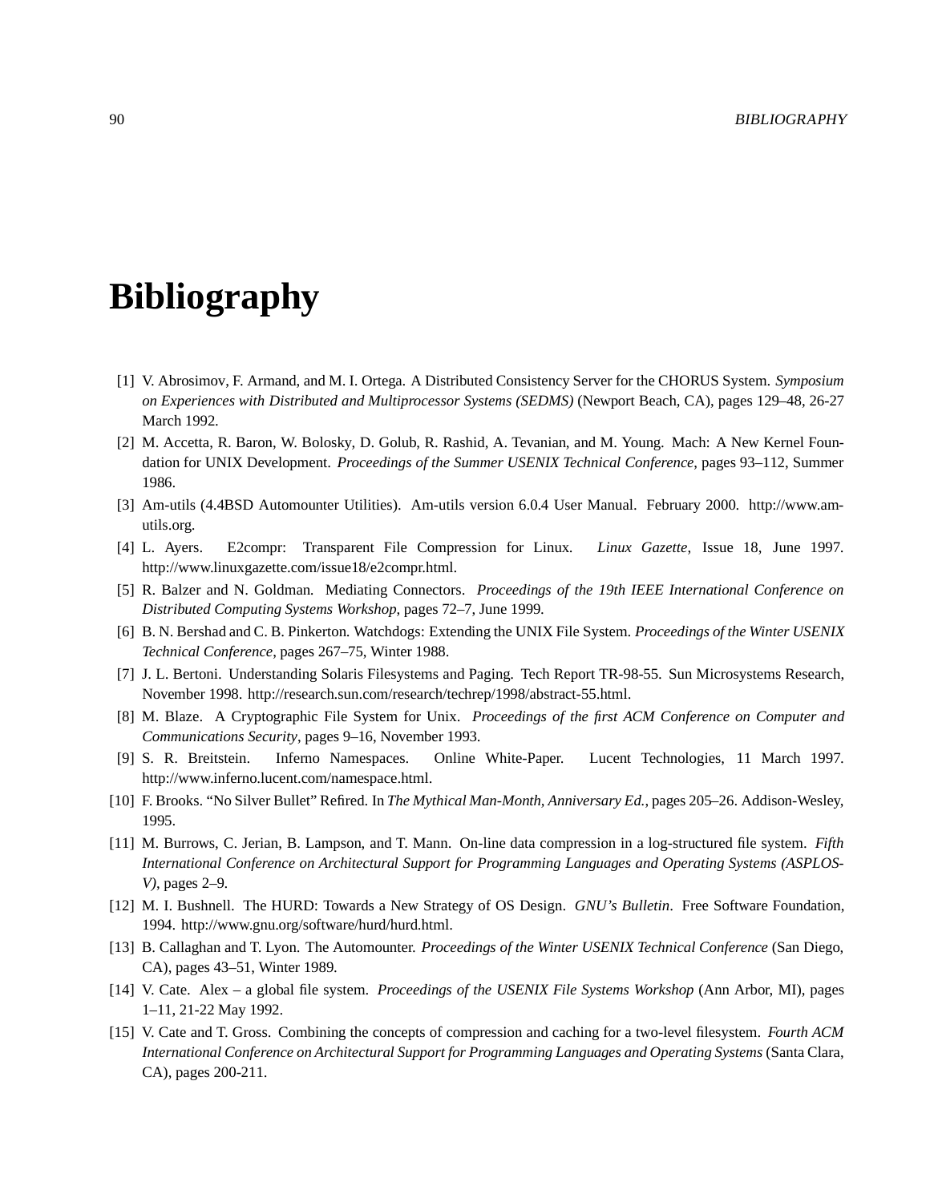# Bibliography

[1] V. Abrosimov, F. Armand, and M. I. Ortega. A Distributed Consistency Server for the CHORUS System. *Symposium on Experiences with Distributed and Multiprocessor Systems (SEDMS)* (Newport Beach, CA), pages 129–48, 26-27 March 1992.

[2] M. Accetta, R. Baron, W. Bolosky, D. Golub, R. Rashid, A. Tevanian, and M. Young. Mach: A New Kernel Foundation for UNIX Development. *Proceedings of the Summer USENIX Technical Conference*, pages 93–112, Summer 1986.

[3] Am-utils (4.4BSD Automounter Utilities). Am-utils version 6.0.4 User Manual. February 2000. http://www.am-utils.org.

[4] L. Ayers. E2compr: Transparent File Compression for Linux. *Linux Gazette*, Issue 18, June 1997. http://www.linuxgazette.com/issue18/e2compr.html.

[5] R. Balzer and N. Goldman. Mediating Connectors. *Proceedings of the 19th IEEE International Conference on Distributed Computing Systems Workshop*, pages 72–7, June 1999.

[6] B. N. Bershad and C. B. Pinkerton. Watchdogs: Extending the UNIX File System. *Proceedings of the Winter USENIX Technical Conference*, pages 267–75, Winter 1988.

[7] J. L. Bertoni. Understanding Solaris Filesystems and Paging. Tech Report TR-98-55. Sun Microsystems Research, November 1998. http://research.sun.com/research/techrep/1998/abstract-55.html.

[8] M. Blaze. A Cryptographic File System for Unix. *Proceedings of the first ACM Conference on Computer and Communications Security*, pages 9–16, November 1993.

[9] S. R. Breitstein. Inferno Namespaces. Online White-Paper. Lucent Technologies, 11 March 1997. http://www.inferno.lucent.com/namespace.html.

[10] F. Brooks. “No Silver Bullet” Refired. In *The Mythical Man-Month, Anniversary Ed.*, pages 205–26. Addison-Wesley, 1995.

[11] M. Burrows, C. Jerian, B. Lampson, and T. Mann. On-line data compression in a log-structured file system. *Fifth International Conference on Architectural Support for Programming Languages and Operating Systems (ASPLOS-V)*, pages 2–9.

[12] M. I. Bushnell. The HURD: Towards a New Strategy of OS Design. *GNU’s Bulletin*. Free Software Foundation, 1994. http://www.gnu.org/software/hurd/hurd.html.

[13] B. Callaghan and T. Lyon. The Automounter. *Proceedings of the Winter USENIX Technical Conference* (San Diego, CA), pages 43–51, Winter 1989.

[14] V. Cate. Alex – a global file system. *Proceedings of the USENIX File Systems Workshop* (Ann Arbor, MI), pages 1–11, 21-22 May 1992.

[15] V. Cate and T. Gross. Combining the concepts of compression and caching for a two-level filesystem. *Fourth ACM International Conference on Architectural Support for Programming Languages and Operating Systems* (Santa Clara, CA), pages 200-211.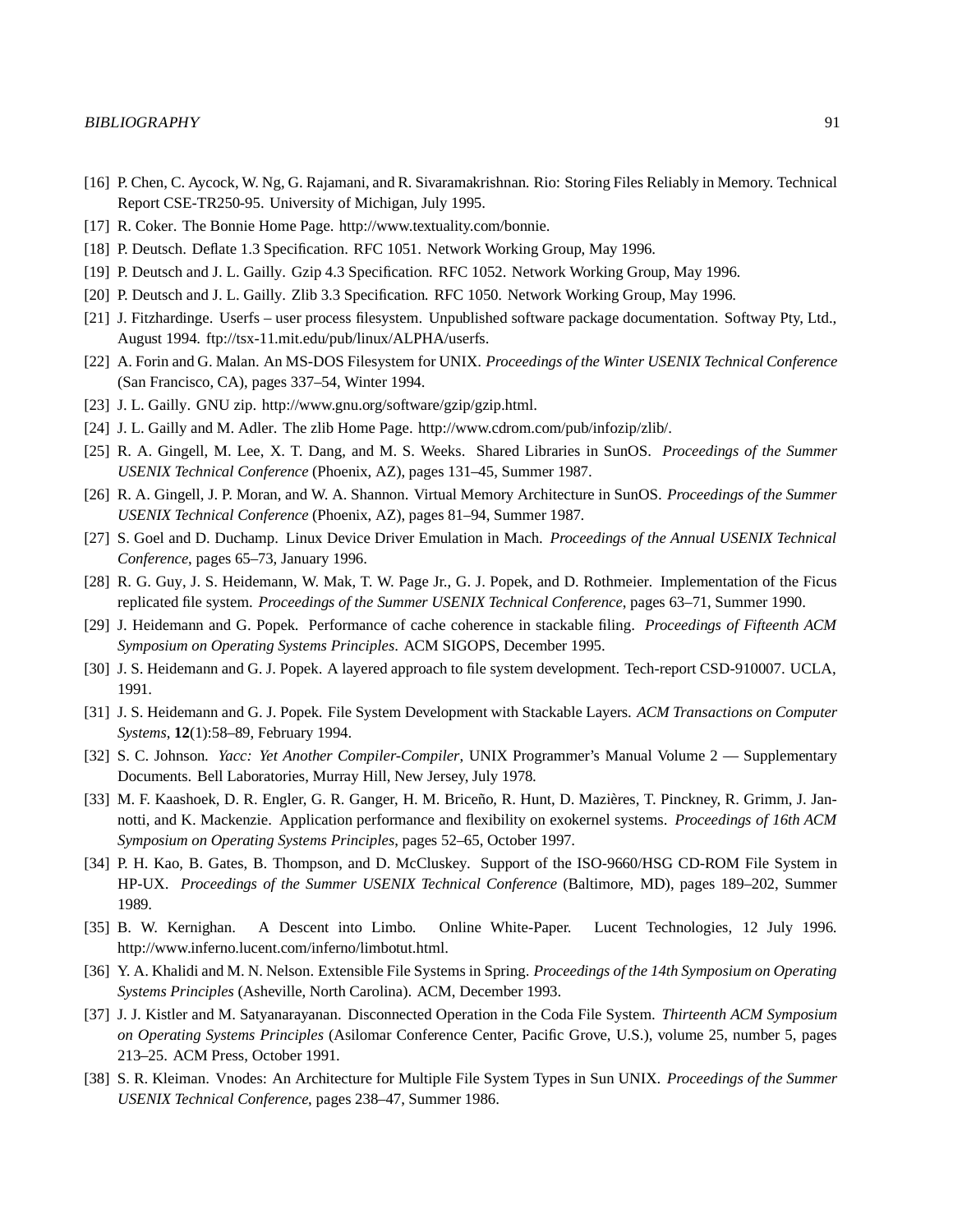[16] P. Chen, C. Aycock, W. Ng, G. Rajamani, and R. Sivaramakrishnan. Rio: Storing Files Reliably in Memory. Technical Report CSE-TR250-95. University of Michigan, July 1995.

[17] R. Coker. The Bonnie Home Page. http://www.textuality.com/bonnie.

[18] P. Deutsch. Deflate 1.3 Specification. RFC 1051. Network Working Group, May 1996.

[19] P. Deutsch and J. L. Gailly. Gzip 4.3 Specification. RFC 1052. Network Working Group, May 1996.

[20] P. Deutsch and J. L. Gailly. Zlib 3.3 Specification. RFC 1050. Network Working Group, May 1996.

[21] J. Fitzhardinge. Userfs – user process filesystem. Unpublished software package documentation. Softway Pty, Ltd., August 1994. ftp://tsx-11.mit.edu/pub/linux/ALPHA/userfs.

[22] A. Forin and G. Malan. An MS-DOS Filesystem for UNIX. *Proceedings of the Winter USENIX Technical Conference* (San Francisco, CA), pages 337–54, Winter 1994.

[23] J. L. Gailly. GNU zip. http://www.gnu.org/software/gzip/gzip.html.

[24] J. L. Gailly and M. Adler. The zlib Home Page. http://www.cdrom.com/pub/infozip/zlib/.

[25] R. A. Gingell, M. Lee, X. T. Dang, and M. S. Weeks. Shared Libraries in SunOS. *Proceedings of the Summer USENIX Technical Conference* (Phoenix, AZ), pages 131–45, Summer 1987.

[26] R. A. Gingell, J. P. Moran, and W. A. Shannon. Virtual Memory Architecture in SunOS. *Proceedings of the Summer USENIX Technical Conference* (Phoenix, AZ), pages 81–94, Summer 1987.

[27] S. Goel and D. Duchamp. Linux Device Driver Emulation in Mach. *Proceedings of the Annual USENIX Technical Conference*, pages 65–73, January 1996.

[28] R. G. Guy, J. S. Heidemann, W. Mak, T. W. Page Jr., G. J. Popek, and D. Rothmeier. Implementation of the Ficus replicated file system. *Proceedings of the Summer USENIX Technical Conference*, pages 63–71, Summer 1990.

[29] J. Heidemann and G. Popek. Performance of cache coherence in stackable filing. *Proceedings of Fifteenth ACM Symposium on Operating Systems Principles*. ACM SIGOPS, December 1995.

[30] J. S. Heidemann and G. J. Popek. A layered approach to file system development. Tech-report CSD-910007. UCLA, 1991.

[31] J. S. Heidemann and G. J. Popek. File System Development with Stackable Layers. *ACM Transactions on Computer Systems*, **12**(1):58–89, February 1994.

[32] S. C. Johnson. *Yacc: Yet Another Compiler-Compiler*, UNIX Programmer's Manual Volume 2 — Supplementary Documents. Bell Laboratories, Murray Hill, New Jersey, July 1978.

[33] M. F. Kaashoek, D. R. Engler, G. R. Ganger, H. M. Briceño, R. Hunt, D. Mazières, T. Pinckney, R. Grimm, J. Jannotti, and K. Mackenzie. Application performance and flexibility on exokernel systems. *Proceedings of 16th ACM Symposium on Operating Systems Principles*, pages 52–65, October 1997.

[34] P. H. Kao, B. Gates, B. Thompson, and D. McCluskey. Support of the ISO-9660/HSG CD-ROM File System in HP-UX. *Proceedings of the Summer USENIX Technical Conference* (Baltimore, MD), pages 189–202, Summer 1989.

[35] B. W. Kernighan. A Descent into Limbo. Online White-Paper. Lucent Technologies, 12 July 1996. http://www.inferno.lucent.com/inferno/limbotut.html.

[36] Y. A. Khalidi and M. N. Nelson. Extensible File Systems in Spring. *Proceedings of the 14th Symposium on Operating Systems Principles* (Asheville, North Carolina). ACM, December 1993.

[37] J. J. Kistler and M. Satyanarayanan. Disconnected Operation in the Coda File System. *Thirteenth ACM Symposium on Operating Systems Principles* (Asilomar Conference Center, Pacific Grove, U.S.), volume 25, number 5, pages 213–25. ACM Press, October 1991.

[38] S. R. Kleiman. Vnodes: An Architecture for Multiple File System Types in Sun UNIX. *Proceedings of the Summer USENIX Technical Conference*, pages 238–47, Summer 1986.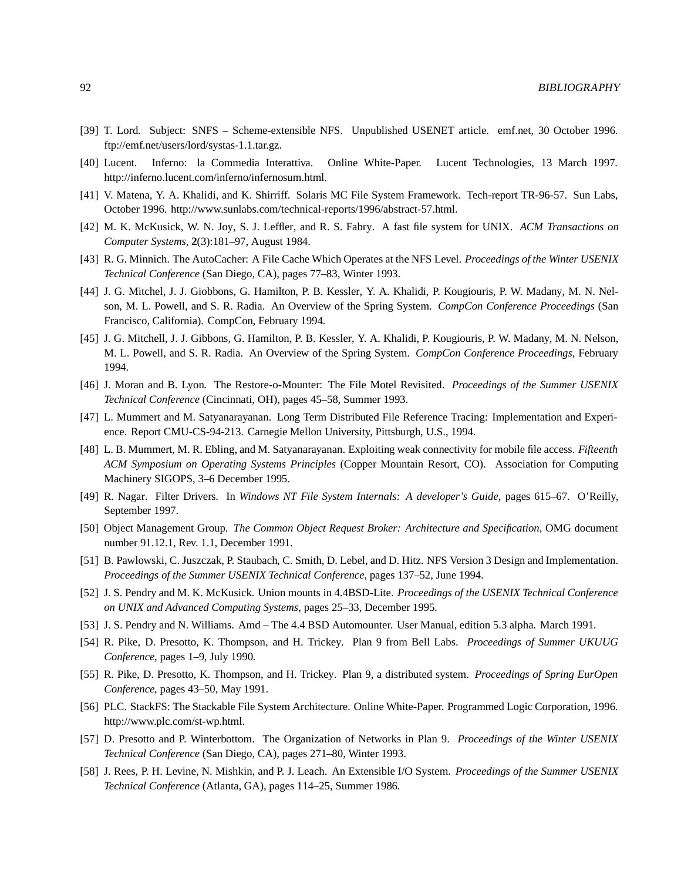[39] T. Lord. Subject: SNFS – Scheme-extensible NFS. Unpublished USENET article. emf.net, 30 October 1996. ftp://emf.net/users/lord/systas-1.1.tar.gz.

[40] Lucent. Inferno: la Commedia Interattiva. Online White-Paper. Lucent Technologies, 13 March 1997. http://inferno.lucent.com/inferno/infernosum.html.

[41] V. Matena, Y. A. Khalidi, and K. Shirriff. Solaris MC File System Framework. Tech-report TR-96-57. Sun Labs, October 1996. http://www.sunlabs.com/technical-reports/1996/abstract-57.html.

[42] M. K. McKusick, W. N. Joy, S. J. Leffler, and R. S. Fabry. A fast file system for UNIX. *ACM Transactions on Computer Systems*, **2**(3):181–97, August 1984.

[43] R. G. Minnich. The AutoCacher: A File Cache Which Operates at the NFS Level. *Proceedings of the Winter USENIX Technical Conference* (San Diego, CA), pages 77–83, Winter 1993.

[44] J. G. Mitchel, J. J. Giobbons, G. Hamilton, P. B. Kessler, Y. A. Khalidi, P. Kougiouris, P. W. Madany, M. N. Nelson, M. L. Powell, and S. R. Radia. An Overview of the Spring System. *CompCon Conference Proceedings* (San Francisco, California). CompCon, February 1994.

[45] J. G. Mitchell, J. J. Gibbons, G. Hamilton, P. B. Kessler, Y. A. Khalidi, P. Kougiouris, P. W. Madany, M. N. Nelson, M. L. Powell, and S. R. Radia. An Overview of the Spring System. *CompCon Conference Proceedings*, February 1994.

[46] J. Moran and B. Lyon. The Restore-o-Mounter: The File Motel Revisited. *Proceedings of the Summer USENIX Technical Conference* (Cincinnati, OH), pages 45–58, Summer 1993.

[47] L. Mummert and M. Satyanarayanan. Long Term Distributed File Reference Tracing: Implementation and Experience. Report CMU-CS-94-213. Carnegie Mellon University, Pittsburgh, U.S., 1994.

[48] L. B. Mummert, M. R. Ebling, and M. Satyanarayanan. Exploiting weak connectivity for mobile file access. *Fifteenth ACM Symposium on Operating Systems Principles* (Copper Mountain Resort, CO). Association for Computing Machinery SIGOPS, 3–6 December 1995.

[49] R. Nagar. Filter Drivers. In *Windows NT File System Internals: A developer's Guide*, pages 615–67. O'Reilly, September 1997.

[50] Object Management Group. *The Common Object Request Broker: Architecture and Specification*, OMG document number 91.12.1, Rev. 1.1, December 1991.

[51] B. Pawlowski, C. Juszczak, P. Staubach, C. Smith, D. Lebel, and D. Hitz. NFS Version 3 Design and Implementation. *Proceedings of the Summer USENIX Technical Conference*, pages 137–52, June 1994.

[52] J. S. Pendry and M. K. McKusick. Union mounts in 4.4BSD-Lite. *Proceedings of the USENIX Technical Conference on UNIX and Advanced Computing Systems*, pages 25–33, December 1995.

[53] J. S. Pendry and N. Williams. Amd – The 4.4 BSD Automounter. User Manual, edition 5.3 alpha. March 1991.

[54] R. Pike, D. Presotto, K. Thompson, and H. Trickey. Plan 9 from Bell Labs. *Proceedings of Summer UKUUG Conference*, pages 1–9, July 1990.

[55] R. Pike, D. Presotto, K. Thompson, and H. Trickey. Plan 9, a distributed system. *Proceedings of Spring EurOpen Conference*, pages 43–50, May 1991.

[56] PLC. StackFS: The Stackable File System Architecture. Online White-Paper. Programmed Logic Corporation, 1996. http://www.plc.com/st-wp.html.

[57] D. Presotto and P. Winterbottom. The Organization of Networks in Plan 9. *Proceedings of the Winter USENIX Technical Conference* (San Diego, CA), pages 271–80, Winter 1993.

[58] J. Rees, P. H. Levine, N. Mishkin, and P. J. Leach. An Extensible I/O System. *Proceedings of the Summer USENIX Technical Conference* (Atlanta, GA), pages 114–25, Summer 1986.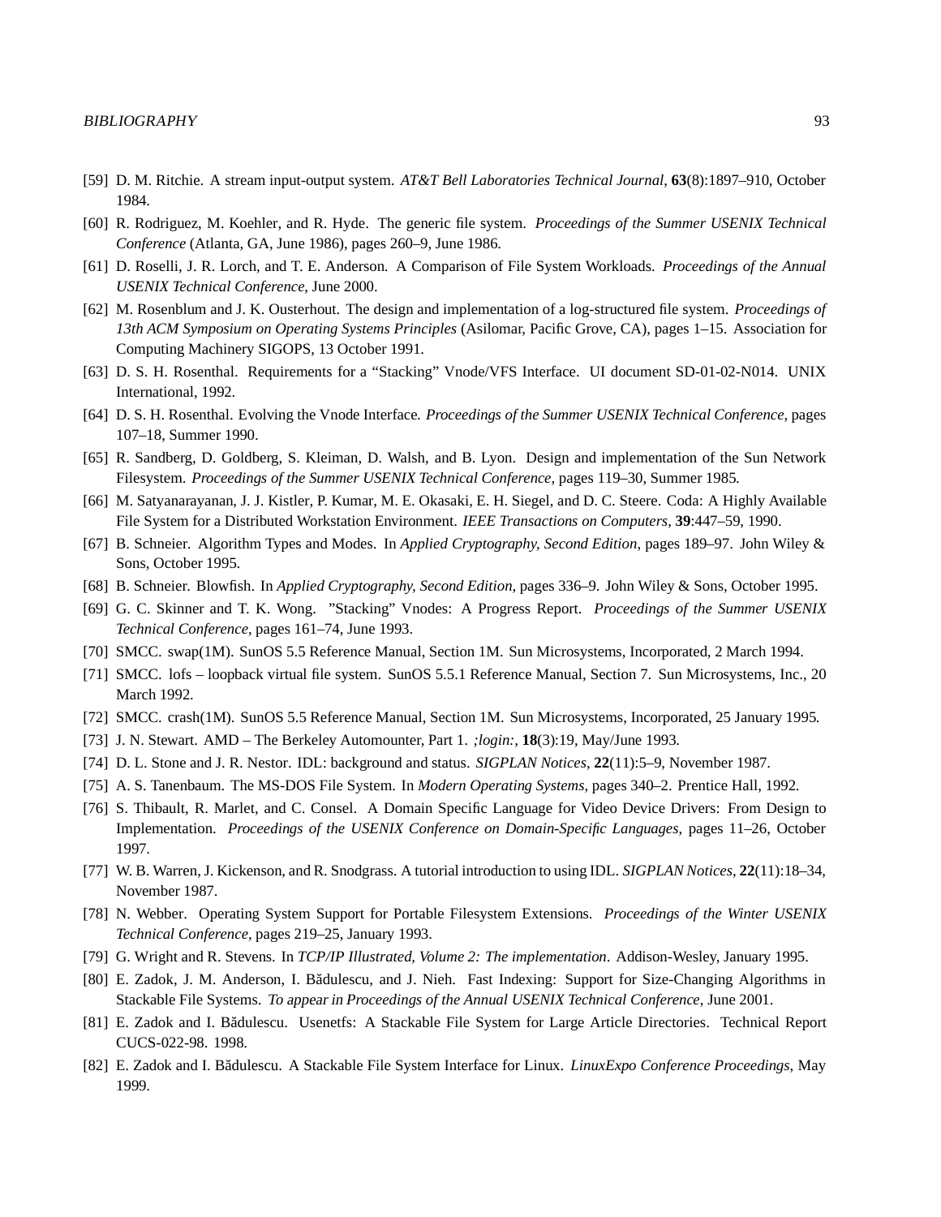[59] D. M. Ritchie. A stream input-output system. *AT&T Bell Laboratories Technical Journal*, **63**(8):1897–910, October 1984.

[60] R. Rodriguez, M. Koehler, and R. Hyde. The generic file system. *Proceedings of the Summer USENIX Technical Conference* (Atlanta, GA, June 1986), pages 260–9, June 1986.

[61] D. Roselli, J. R. Lorch, and T. E. Anderson. A Comparison of File System Workloads. *Proceedings of the Annual USENIX Technical Conference*, June 2000.

[62] M. Rosenblum and J. K. Ousterhout. The design and implementation of a log-structured file system. *Proceedings of 13th ACM Symposium on Operating Systems Principles* (Asilomar, Pacific Grove, CA), pages 1–15. Association for Computing Machinery SIGOPS, 13 October 1991.

[63] D. S. H. Rosenthal. Requirements for a "Stacking" Vnode/VFS Interface. UI document SD-01-02-N014. UNIX International, 1992.

[64] D. S. H. Rosenthal. Evolving the Vnode Interface. *Proceedings of the Summer USENIX Technical Conference*, pages 107–18, Summer 1990.

[65] R. Sandberg, D. Goldberg, S. Kleiman, D. Walsh, and B. Lyon. Design and implementation of the Sun Network Filesystem. *Proceedings of the Summer USENIX Technical Conference*, pages 119–30, Summer 1985.

[66] M. Satyanarayanan, J. J. Kistler, P. Kumar, M. E. Okasaki, E. H. Siegel, and D. C. Steere. Coda: A Highly Available File System for a Distributed Workstation Environment. *IEEE Transactions on Computers*, **39**:447–59, 1990.

[67] B. Schneier. Algorithm Types and Modes. In *Applied Cryptography, Second Edition*, pages 189–97. John Wiley & Sons, October 1995.

[68] B. Schneier. Blowfish. In *Applied Cryptography, Second Edition*, pages 336–9. John Wiley & Sons, October 1995.

[69] G. C. Skinner and T. K. Wong. "Stacking" Vnodes: A Progress Report. *Proceedings of the Summer USENIX Technical Conference*, pages 161–74, June 1993.

[70] SMCC. swap(1M). SunOS 5.5 Reference Manual, Section 1M. Sun Microsystems, Incorporated, 2 March 1994.

[71] SMCC. lofs – loopback virtual file system. SunOS 5.5.1 Reference Manual, Section 7. Sun Microsystems, Inc., 20 March 1992.

[72] SMCC. crash(1M). SunOS 5.5 Reference Manual, Section 1M. Sun Microsystems, Incorporated, 25 January 1995.

[73] J. N. Stewart. AMD – The Berkeley Automounter, Part 1. *;login:*, **18**(3):19, May/June 1993.

[74] D. L. Stone and J. R. Nestor. IDL: background and status. *SIGPLAN Notices*, **22**(11):5–9, November 1987.

[75] A. S. Tanenbaum. The MS-DOS File System. In *Modern Operating Systems*, pages 340–2. Prentice Hall, 1992.

[76] S. Thibault, R. Marlet, and C. Consel. A Domain Specific Language for Video Device Drivers: From Design to Implementation. *Proceedings of the USENIX Conference on Domain-Specific Languages*, pages 11–26, October 1997.

[77] W. B. Warren, J. Kickenson, and R. Snodgrass. A tutorial introduction to using IDL. *SIGPLAN Notices*, **22**(11):18–34, November 1987.

[78] N. Webber. Operating System Support for Portable Filesystem Extensions. *Proceedings of the Winter USENIX Technical Conference*, pages 219–25, January 1993.

[79] G. Wright and R. Stevens. In *TCP/IP Illustrated, Volume 2: The implementation*. Addison-Wesley, January 1995.

[80] E. Zadok, J. M. Anderson, I. Bădulescu, and J. Nieh. Fast Indexing: Support for Size-Changing Algorithms in Stackable File Systems. *To appear in Proceedings of the Annual USENIX Technical Conference*, June 2001.

[81] E. Zadok and I. Bădulescu. Usenetfs: A Stackable File System for Large Article Directories. Technical Report CUCS-022-98. 1998.

[82] E. Zadok and I. Bădulescu. A Stackable File System Interface for Linux. *LinuxExpo Conference Proceedings*, May 1999.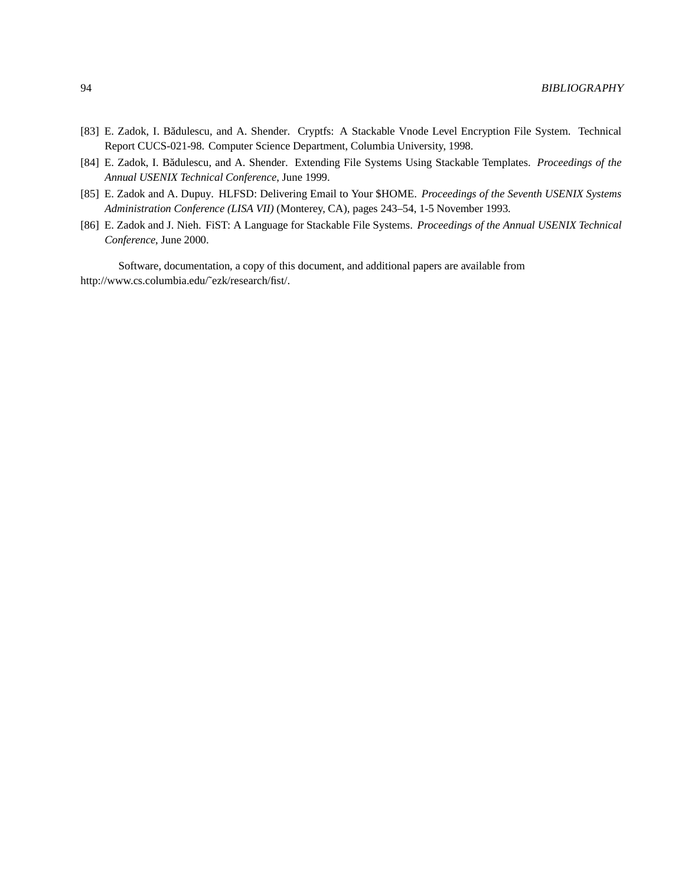[83] E. Zadok, I. Bădulescu, and A. Shender. Cryptfs: A Stackable Vnode Level Encryption File System. Technical Report CUCS-021-98. Computer Science Department, Columbia University, 1998.

[84] E. Zadok, I. Bădulescu, and A. Shender. Extending File Systems Using Stackable Templates. *Proceedings of the Annual USENIX Technical Conference*, June 1999.

[85] E. Zadok and A. Dupuy. HLFSD: Delivering Email to Your $HOME. *Proceedings of the Seventh USENIX Systems Administration Conference (LISA VII)* (Monterey, CA), pages 243–54, 1-5 November 1993.

[86] E. Zadok and J. Nieh. FiST: A Language for Stackable File Systems. *Proceedings of the Annual USENIX Technical Conference*, June 2000.

Software, documentation, a copy of this document, and additional papers are available from http://www.cs.columbia.edu/˜ezk/research/fist/.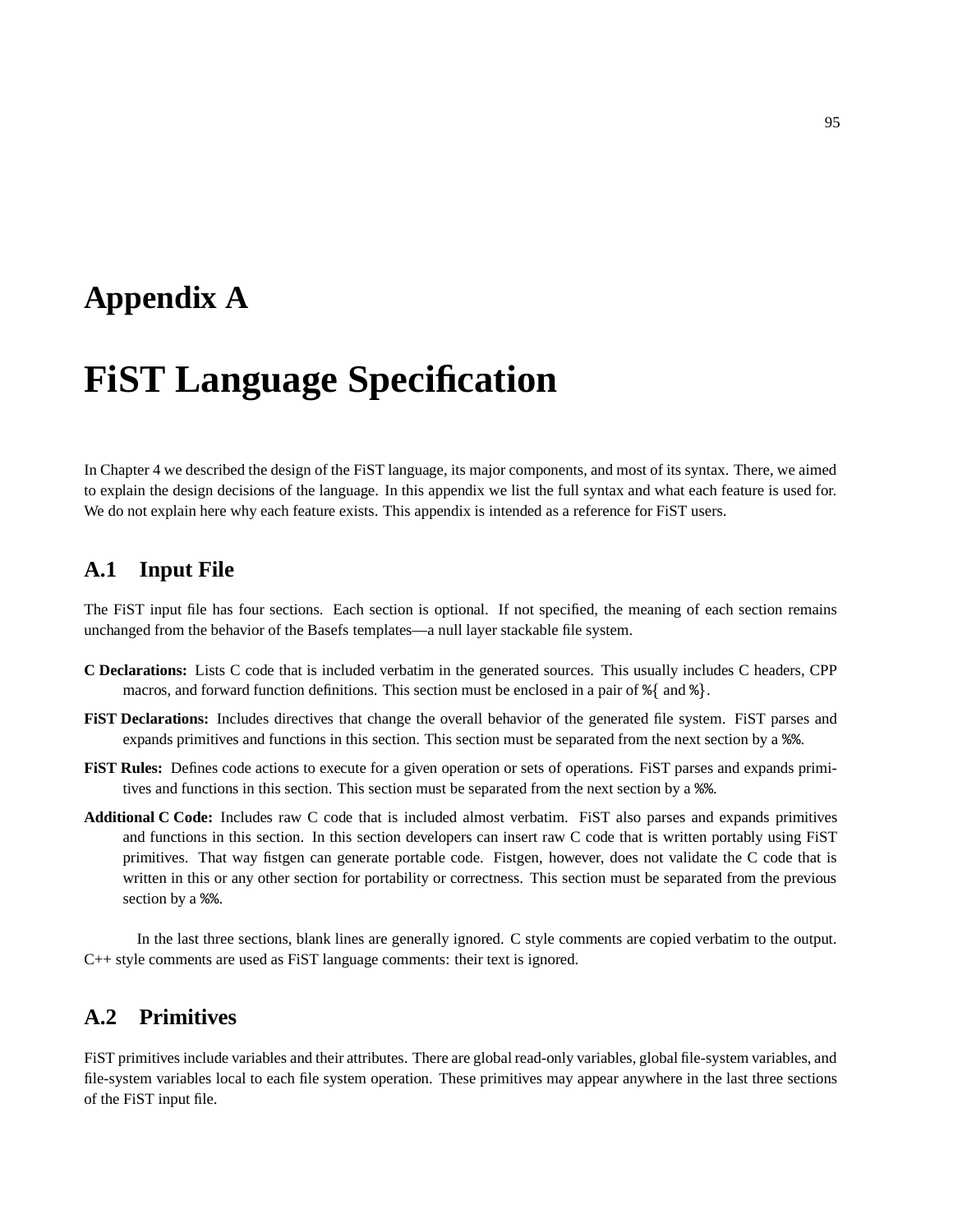# Appendix A

# FiST Language Specification

In Chapter 4 we described the design of the FiST language, its major components, and most of its syntax. There, we aimed to explain the design decisions of the language. In this appendix we list the full syntax and what each feature is used for. We do not explain here why each feature exists. This appendix is intended as a reference for FiST users.

## A.1 Input File

The FiST input file has four sections. Each section is optional. If not specified, the meaning of each section remains unchanged from the behavior of the Basefs templates—a null layer stackable file system.

**C Declarations:** Lists C code that is included verbatim in the generated sources. This usually includes C headers, CPP macros, and forward function definitions. This section must be enclosed in a pair of `%{` and `%}`.

**FiST Declarations:** Includes directives that change the overall behavior of the generated file system. FiST parses and expands primitives and functions in this section. This section must be separated from the next section by a `%%`.

**FiST Rules:** Defines code actions to execute for a given operation or sets of operations. FiST parses and expands primitives and functions in this section. This section must be separated from the next section by a `%%`.

**Additional C Code:** Includes raw C code that is included almost verbatim. FiST also parses and expands primitives and functions in this section. In this section developers can insert raw C code that is written portably using FiST primitives. That way fistgen can generate portable code. Fistgen, however, does not validate the C code that is written in this or any other section for portability or correctness. This section must be separated from the previous section by a `%%`.

In the last three sections, blank lines are generally ignored. C style comments are copied verbatim to the output. C++ style comments are used as FiST language comments: their text is ignored.

## A.2 Primitives

FiST primitives include variables and their attributes. There are global read-only variables, global file-system variables, and file-system variables local to each file system operation. These primitives may appear anywhere in the last three sections of the FiST input file.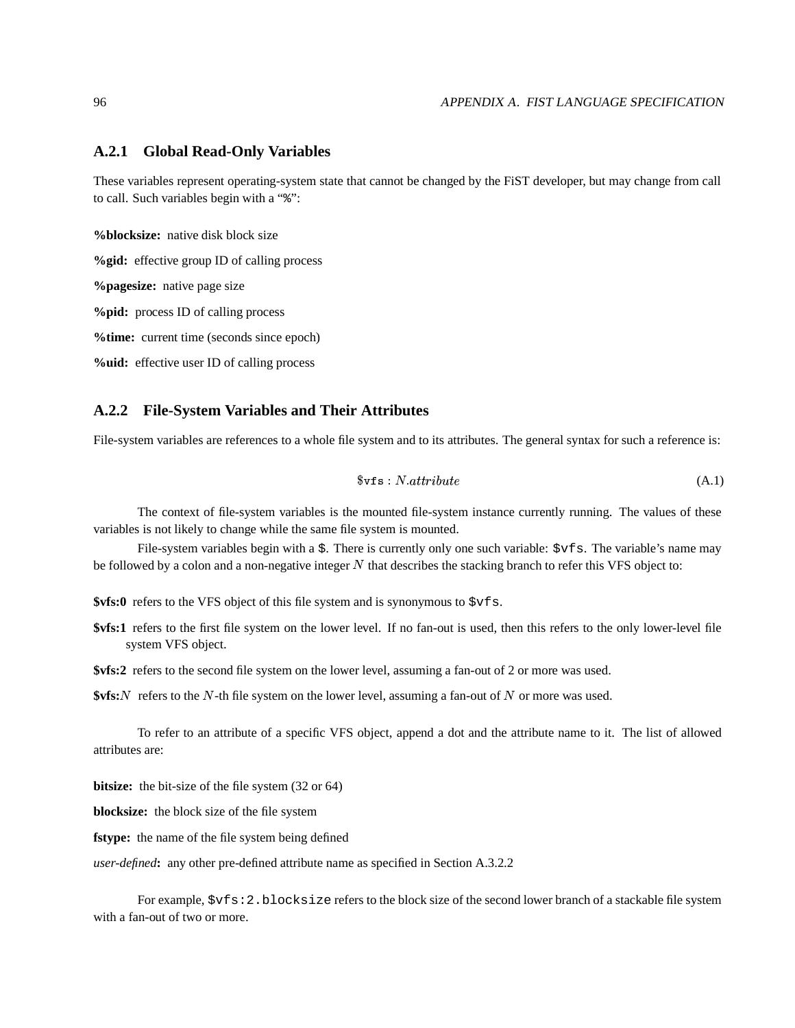### A.2.1 Global Read-Only Variables

These variables represent operating-system state that cannot be changed by the FiST developer, but may change from call to call. Such variables begin with a "%":

**%blocksize:** native disk block size

**%gid:** effective group ID of calling process

**%pagesize:** native page size

**%pid:** process ID of calling process

**%time:** current time (seconds since epoch)

**%uid:** effective user ID of calling process

### A.2.2 File-System Variables and Their Attributes

File-system variables are references to a whole file system and to its attributes. The general syntax for such a reference is:

$$\$\texttt{vfs} : N.attribute \tag{A.1}$$

The context of file-system variables is the mounted file-system instance currently running. The values of these variables is not likely to change while the same file system is mounted.

File-system variables begin with a `$`. There is currently only one such variable: `$vfs`. The variable's name may be followed by a colon and a non-negative integer $N$ that describes the stacking branch to refer this VFS object to:

**$vfs:0** refers to the VFS object of this file system and is synonymous to `$vfs`.

**$vfs:1** refers to the first file system on the lower level. If no fan-out is used, then this refers to the only lower-level file system VFS object.

**$vfs:2** refers to the second file system on the lower level, assuming a fan-out of 2 or more was used.

**$vfs:$N$** refers to the $N$-th file system on the lower level, assuming a fan-out of $N$ or more was used.

To refer to an attribute of a specific VFS object, append a dot and the attribute name to it. The list of allowed attributes are:

**bitsize:** the bit-size of the file system (32 or 64)

**blocksize:** the block size of the file system

**fstype:** the name of the file system being defined

*user-defined***:** any other pre-defined attribute name as specified in Section A.3.2.2

For example, `$vfs:2.blocksize` refers to the block size of the second lower branch of a stackable file system with a fan-out of two or more.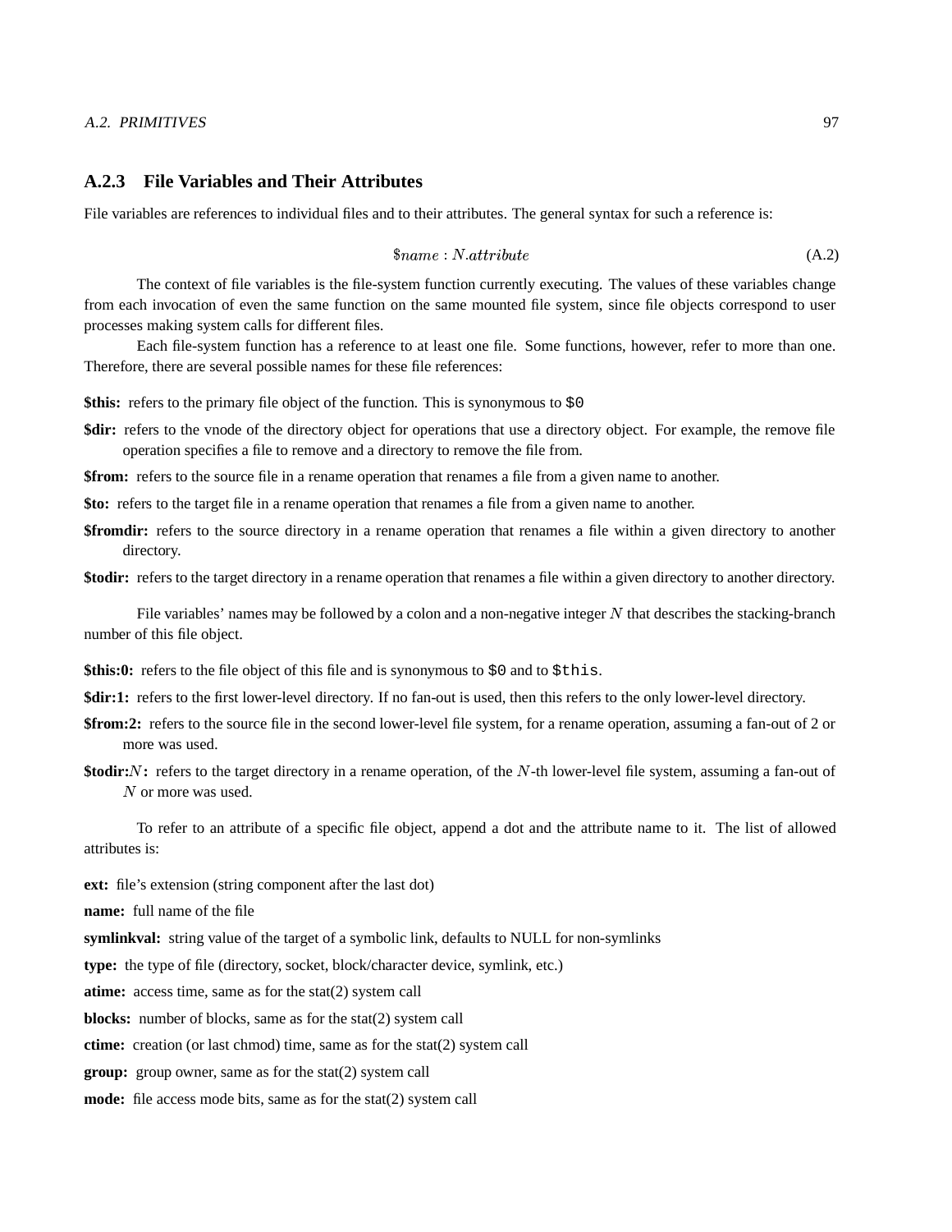### A.2.3 File Variables and Their Attributes

File variables are references to individual files and to their attributes. The general syntax for such a reference is:

$$\$name : N.attribute \tag{A.2}$$

The context of file variables is the file-system function currently executing. The values of these variables change from each invocation of even the same function on the same mounted file system, since file objects correspond to user processes making system calls for different files.

Each file-system function has a reference to at least one file. Some functions, however, refer to more than one. Therefore, there are several possible names for these file references:

**$this:** refers to the primary file object of the function. This is synonymous to `$0`

**$dir:** refers to the vnode of the directory object for operations that use a directory object. For example, the remove file operation specifies a file to remove and a directory to remove the file from.

**$from:** refers to the source file in a rename operation that renames a file from a given name to another.

**$to:** refers to the target file in a rename operation that renames a file from a given name to another.

**$fromdir:** refers to the source directory in a rename operation that renames a file within a given directory to another directory.

**$todir:** refers to the target directory in a rename operation that renames a file within a given directory to another directory.

File variables' names may be followed by a colon and a non-negative integer $N$ that describes the stacking-branch number of this file object.

**$this:0:** refers to the file object of this file and is synonymous to `$0` and to `$this`.

**$dir:1:** refers to the first lower-level directory. If no fan-out is used, then this refers to the only lower-level directory.

**$from:2:** refers to the source file in the second lower-level file system, for a rename operation, assuming a fan-out of 2 or more was used.

**$todir:$N$:** refers to the target directory in a rename operation, of the $N$-th lower-level file system, assuming a fan-out of $N$ or more was used.

To refer to an attribute of a specific file object, append a dot and the attribute name to it. The list of allowed attributes is:

**ext:** file's extension (string component after the last dot)

**name:** full name of the file

**symlinkval:** string value of the target of a symbolic link, defaults to NULL for non-symlinks

**type:** the type of file (directory, socket, block/character device, symlink, etc.)

**atime:** access time, same as for the stat(2) system call

**blocks:** number of blocks, same as for the stat(2) system call

**ctime:** creation (or last chmod) time, same as for the stat(2) system call

**group:** group owner, same as for the stat(2) system call

**mode:** file access mode bits, same as for the stat(2) system call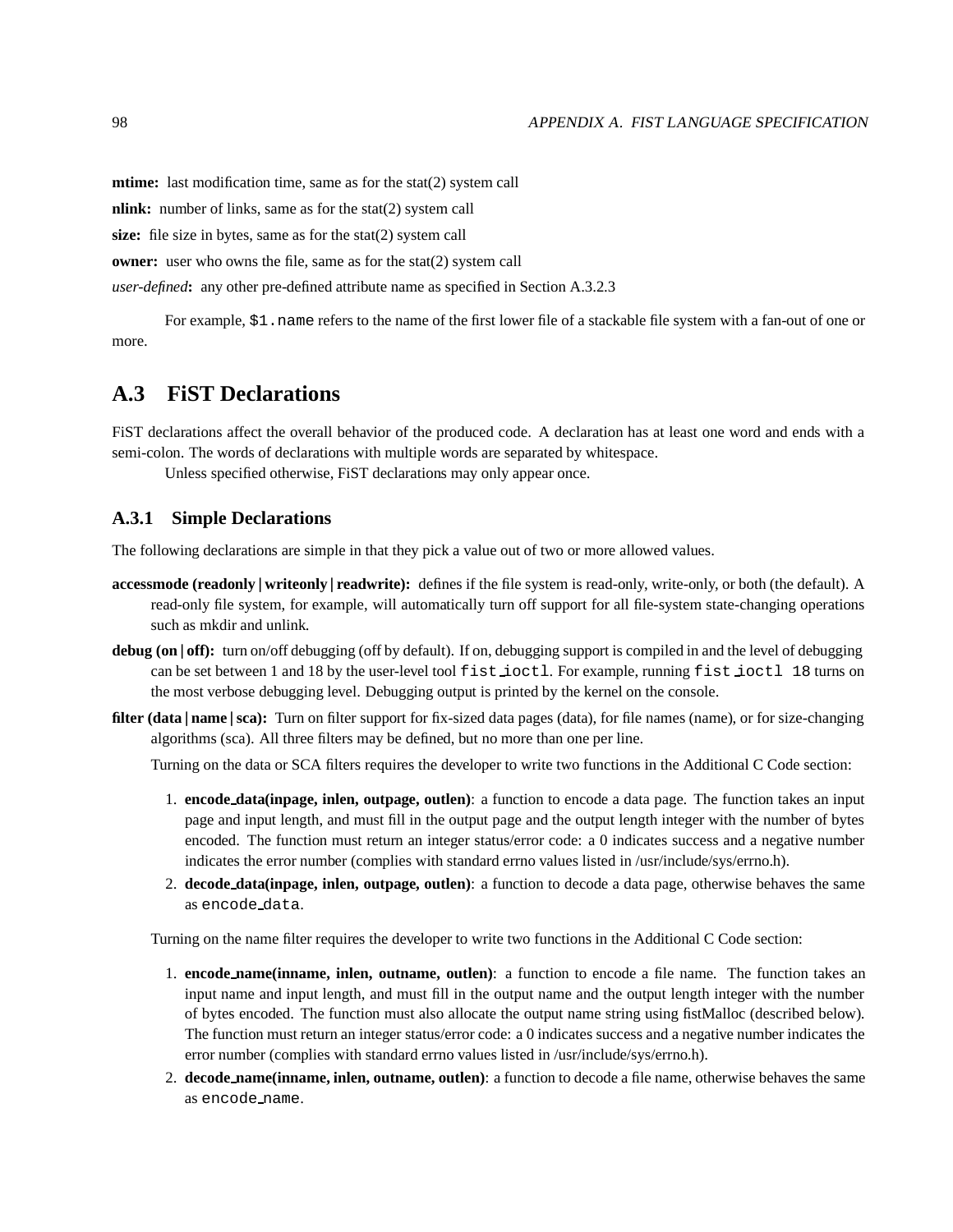**mtime:** last modification time, same as for the stat(2) system call

**nlink:** number of links, same as for the stat(2) system call

**size:** file size in bytes, same as for the stat(2) system call

**owner:** user who owns the file, same as for the stat(2) system call

*user-defined***:** any other pre-defined attribute name as specified in Section A.3.2.3

For example, `$1.name` refers to the name of the first lower file of a stackable file system with a fan-out of one or more.

## A.3 FiST Declarations

FiST declarations affect the overall behavior of the produced code. A declaration has at least one word and ends with a semi-colon. The words of declarations with multiple words are separated by whitespace.

Unless specified otherwise, FiST declarations may only appear once.

### A.3.1 Simple Declarations

The following declarations are simple in that they pick a value out of two or more allowed values.

**accessmode (readonly | writeonly | readwrite):** defines if the file system is read-only, write-only, or both (the default). A read-only file system, for example, will automatically turn off support for all file-system state-changing operations such as mkdir and unlink.

**debug (on | off):** turn on/off debugging (off by default). If on, debugging support is compiled in and the level of debugging can be set between 1 and 18 by the user-level tool `fist_ioctl`. For example, running `fist_ioctl 18` turns on the most verbose debugging level. Debugging output is printed by the kernel on the console.

**filter (data | name | sca):** Turn on filter support for fix-sized data pages (data), for file names (name), or for size-changing algorithms (sca). All three filters may be defined, but no more than one per line.

Turning on the data or SCA filters requires the developer to write two functions in the Additional C Code section:

1. **encode_data(inpage, inlen, outpage, outlen)**: a function to encode a data page. The function takes an input page and input length, and must fill in the output page and the output length integer with the number of bytes encoded. The function must return an integer status/error code: a 0 indicates success and a negative number indicates the error number (complies with standard errno values listed in /usr/include/sys/errno.h).
2. **decode_data(inpage, inlen, outpage, outlen)**: a function to decode a data page, otherwise behaves the same as `encode_data`.

Turning on the name filter requires the developer to write two functions in the Additional C Code section:

1. **encode_name(inname, inlen, outname, outlen)**: a function to encode a file name. The function takes an input name and input length, and must fill in the output name and the output length integer with the number of bytes encoded. The function must also allocate the output name string using fistMalloc (described below). The function must return an integer status/error code: a 0 indicates success and a negative number indicates the error number (complies with standard errno values listed in /usr/include/sys/errno.h).
2. **decode_name(inname, inlen, outname, outlen)**: a function to decode a file name, otherwise behaves the same as `encode_name`.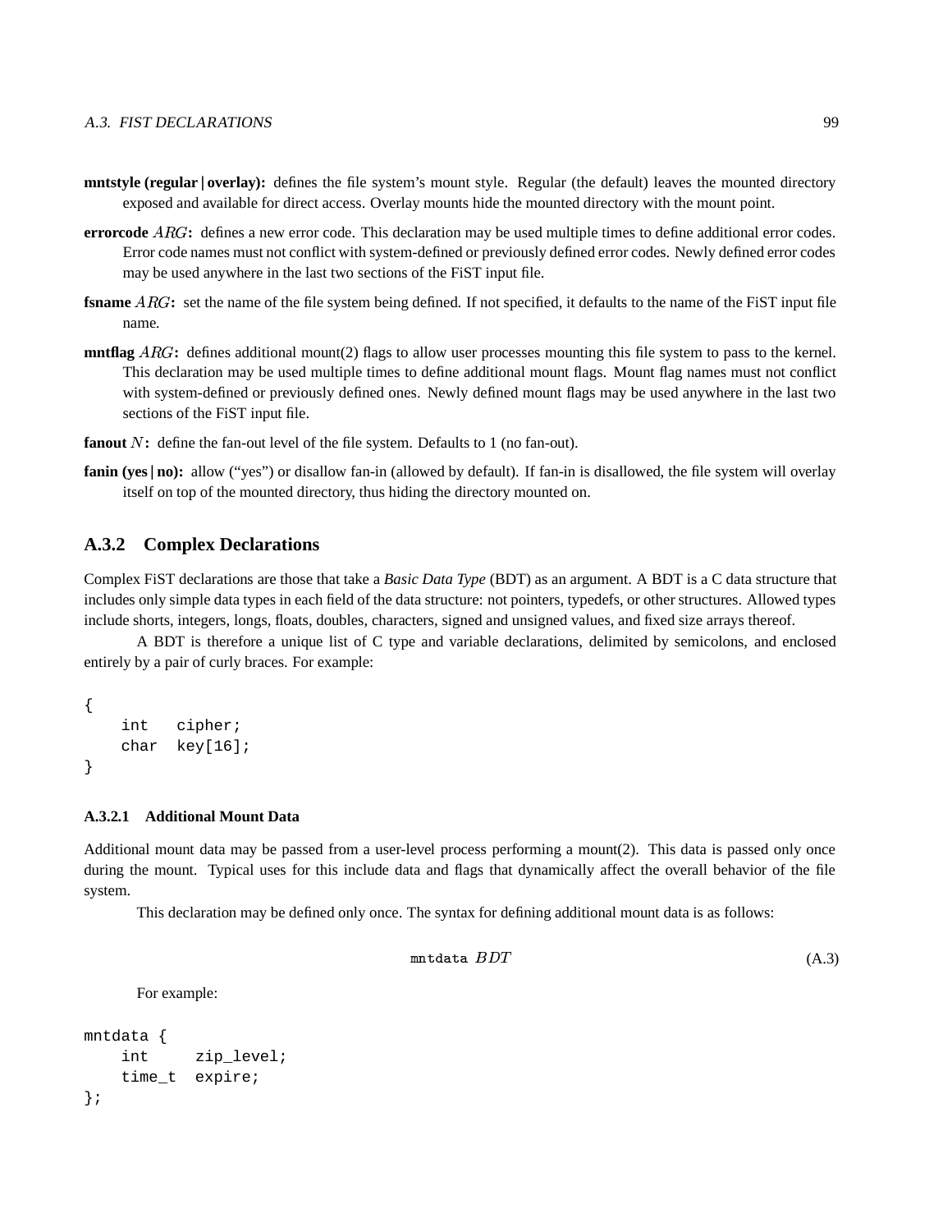**mntstyle (regular | overlay):** defines the file system's mount style. Regular (the default) leaves the mounted directory exposed and available for direct access. Overlay mounts hide the mounted directory with the mount point.

**errorcode** $ARG$**:** defines a new error code. This declaration may be used multiple times to define additional error codes. Error code names must not conflict with system-defined or previously defined error codes. Newly defined error codes may be used anywhere in the last two sections of the FiST input file.

**fsname** $ARG$**:** set the name of the file system being defined. If not specified, it defaults to the name of the FiST input file name.

**mntflag** $ARG$**:** defines additional mount(2) flags to allow user processes mounting this file system to pass to the kernel. This declaration may be used multiple times to define additional mount flags. Mount flag names must not conflict with system-defined or previously defined ones. Newly defined mount flags may be used anywhere in the last two sections of the FiST input file.

**fanout** $N$**:** define the fan-out level of the file system. Defaults to 1 (no fan-out).

**fanin (yes | no):** allow ("yes") or disallow fan-in (allowed by default). If fan-in is disallowed, the file system will overlay itself on top of the mounted directory, thus hiding the directory mounted on.

### A.3.2 Complex Declarations

Complex FiST declarations are those that take a *Basic Data Type* (BDT) as an argument. A BDT is a C data structure that includes only simple data types in each field of the data structure: not pointers, typedefs, or other structures. Allowed types include shorts, integers, longs, floats, doubles, characters, signed and unsigned values, and fixed size arrays thereof.

A BDT is therefore a unique list of C type and variable declarations, delimited by semicolons, and enclosed entirely by a pair of curly braces. For example:

```
{
    int   cipher;
    char  key[16];
}
```

#### A.3.2.1 Additional Mount Data

Additional mount data may be passed from a user-level process performing a mount(2). This data is passed only once during the mount. Typical uses for this include data and flags that dynamically affect the overall behavior of the file system.

This declaration may be defined only once. The syntax for defining additional mount data is as follows:

$$\texttt{mntdata}\ BDT \tag{A.3}$$

For example:

```
mntdata {
    int     zip_level;
    time_t  expire;
};
```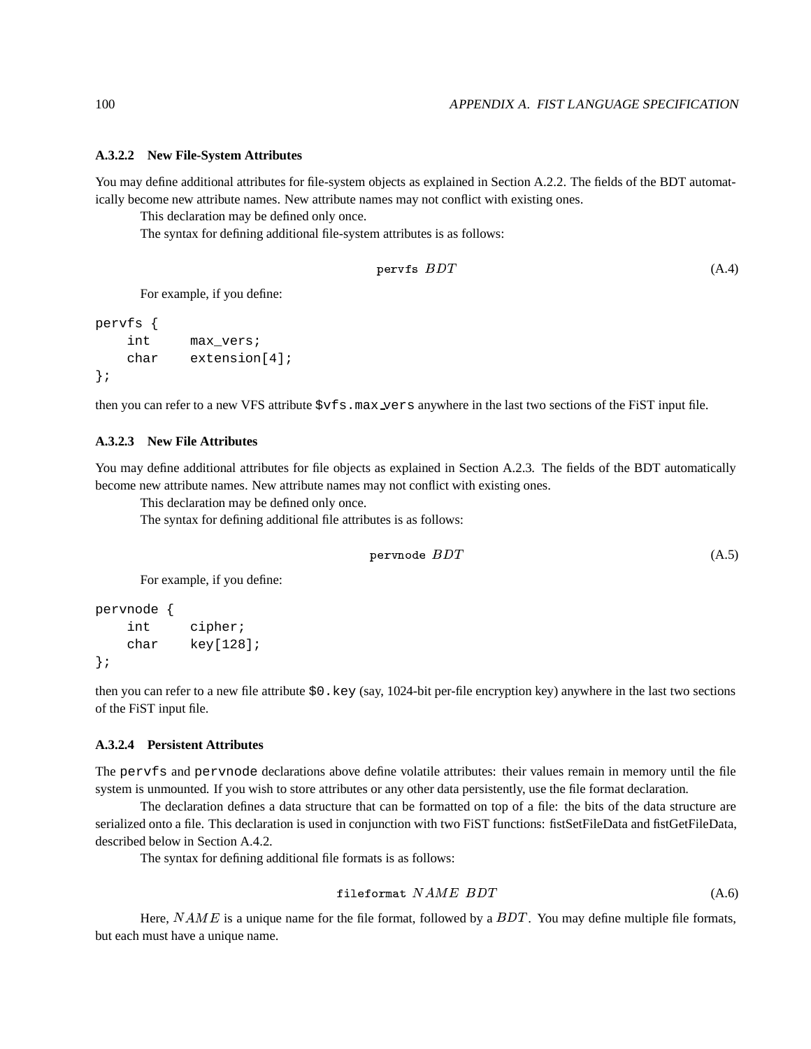#### A.3.2.2 New File-System Attributes

You may define additional attributes for file-system objects as explained in Section A.2.2. The fields of the BDT automatically become new attribute names. New attribute names may not conflict with existing ones.

This declaration may be defined only once.

The syntax for defining additional file-system attributes is as follows:

$$\texttt{pervfs}\ BDT \tag{A.4}$$

For example, if you define:

```
pervfs {
    int     max_vers;
    char    extension[4];
};
```

then you can refer to a new VFS attribute `$vfs.max_vers` anywhere in the last two sections of the FiST input file.

#### A.3.2.3 New File Attributes

You may define additional attributes for file objects as explained in Section A.2.3. The fields of the BDT automatically become new attribute names. New attribute names may not conflict with existing ones.

This declaration may be defined only once.

The syntax for defining additional file attributes is as follows:

$$\texttt{pervnode}\ BDT \tag{A.5}$$

For example, if you define:

```
pervnode {
    int     cipher;
    char    key[128];
};
```

then you can refer to a new file attribute `$0.key` (say, 1024-bit per-file encryption key) anywhere in the last two sections of the FiST input file.

#### A.3.2.4 Persistent Attributes

The `pervfs` and `pervnode` declarations above define volatile attributes: their values remain in memory until the file system is unmounted. If you wish to store attributes or any other data persistently, use the file format declaration.

The declaration defines a data structure that can be formatted on top of a file: the bits of the data structure are serialized onto a file. This declaration is used in conjunction with two FiST functions: fistSetFileData and fistGetFileData, described below in Section A.4.2.

The syntax for defining additional file formats is as follows:

$$\texttt{fileformat}\ NAME\ BDT \tag{A.6}$$

Here, $NAME$ is a unique name for the file format, followed by a $BDT$. You may define multiple file formats, but each must have a unique name.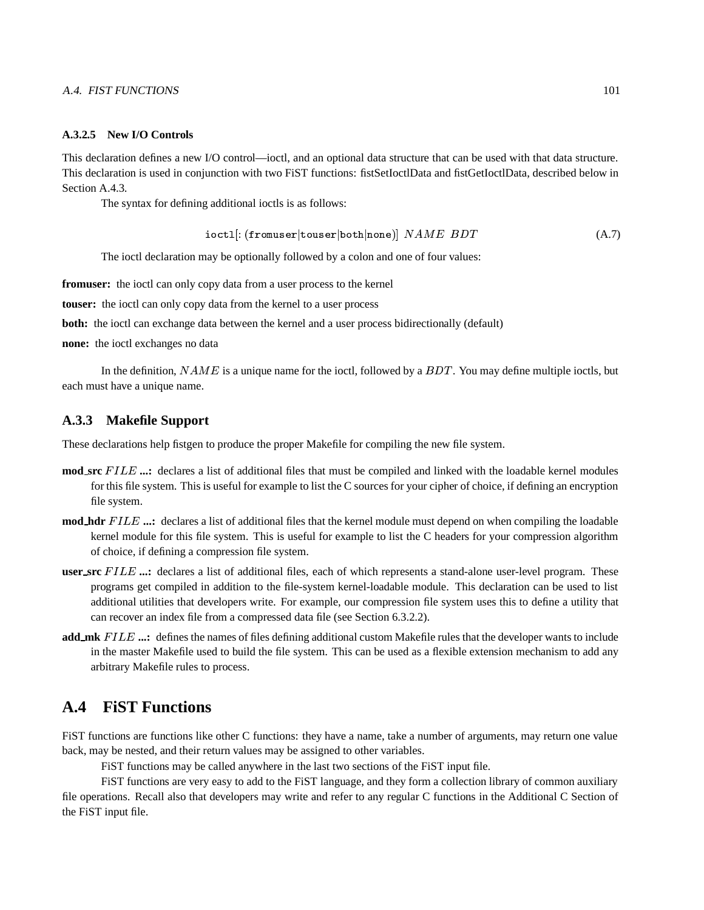#### A.3.2.5 New I/O Controls

This declaration defines a new I/O control—ioctl, and an optional data structure that can be used with that data structure. This declaration is used in conjunction with two FiST functions: fistSetIoctlData and fistGetIoctlData, described below in Section A.4.3.

The syntax for defining additional ioctls is as follows:

$$\texttt{ioctl}[:(\texttt{fromuser}|\texttt{touser}|\texttt{both}|\texttt{none})]\ NAME\ BDT \tag{A.7}$$

The ioctl declaration may be optionally followed by a colon and one of four values:

**fromuser:** the ioctl can only copy data from a user process to the kernel

**touser:** the ioctl can only copy data from the kernel to a user process

**both:** the ioctl can exchange data between the kernel and a user process bidirectionally (default)

**none:** the ioctl exchanges no data

In the definition, $NAME$ is a unique name for the ioctl, followed by a $BDT$. You may define multiple ioctls, but each must have a unique name.

### A.3.3 Makefile Support

These declarations help fistgen to produce the proper Makefile for compiling the new file system.

**mod_src** $FILE$ **...:** declares a list of additional files that must be compiled and linked with the loadable kernel modules for this file system. This is useful for example to list the C sources for your cipher of choice, if defining an encryption file system.

**mod_hdr** $FILE$ **...:** declares a list of additional files that the kernel module must depend on when compiling the loadable kernel module for this file system. This is useful for example to list the C headers for your compression algorithm of choice, if defining a compression file system.

**user_src** $FILE$ **...:** declares a list of additional files, each of which represents a stand-alone user-level program. These programs get compiled in addition to the file-system kernel-loadable module. This declaration can be used to list additional utilities that developers write. For example, our compression file system uses this to define a utility that can recover an index file from a compressed data file (see Section 6.3.2.2).

**add_mk** $FILE$ **...:** defines the names of files defining additional custom Makefile rules that the developer wants to include in the master Makefile used to build the file system. This can be used as a flexible extension mechanism to add any arbitrary Makefile rules to process.

## A.4 FiST Functions

FiST functions are functions like other C functions: they have a name, take a number of arguments, may return one value back, may be nested, and their return values may be assigned to other variables.

FiST functions may be called anywhere in the last two sections of the FiST input file.

FiST functions are very easy to add to the FiST language, and they form a collection library of common auxiliary file operations. Recall also that developers may write and refer to any regular C functions in the Additional C Section of the FiST input file.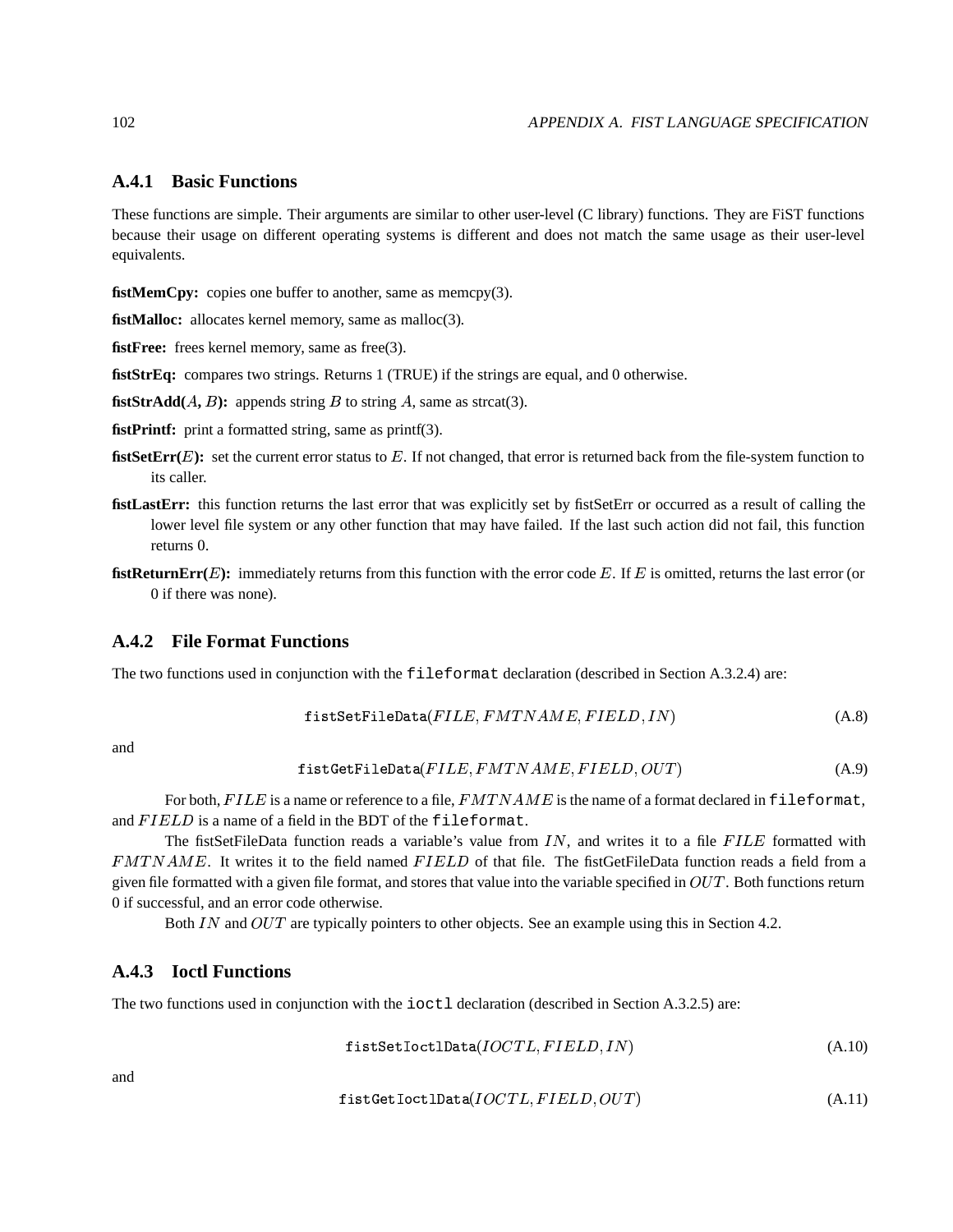### A.4.1 Basic Functions

These functions are simple. Their arguments are similar to other user-level (C library) functions. They are FiST functions because their usage on different operating systems is different and does not match the same usage as their user-level equivalents.

**fistMemCpy:** copies one buffer to another, same as memcpy(3).

**fistMalloc:** allocates kernel memory, same as malloc(3).

**fistFree:** frees kernel memory, same as free(3).

**fistStrEq:** compares two strings. Returns 1 (TRUE) if the strings are equal, and 0 otherwise.

**fistStrAdd($A$, $B$):** appends string $B$ to string $A$, same as strcat(3).

**fistPrintf:** print a formatted string, same as printf(3).

**fistSetErr($E$):** set the current error status to $E$. If not changed, that error is returned back from the file-system function to its caller.

**fistLastErr:** this function returns the last error that was explicitly set by fistSetErr or occurred as a result of calling the lower level file system or any other function that may have failed. If the last such action did not fail, this function returns 0.

**fistReturnErr($E$):** immediately returns from this function with the error code $E$. If $E$ is omitted, returns the last error (or 0 if there was none).

### A.4.2 File Format Functions

The two functions used in conjunction with the `fileformat` declaration (described in Section A.3.2.4) are:

$$\texttt{fistSetFileData}(FILE, FMTNAME, FIELD, IN) \tag{A.8}$$

and

$$\texttt{fistGetFileData}(FILE, FMTNAME, FIELD, OUT) \tag{A.9}$$

For both, $FILE$ is a name or reference to a file, $FMTNAME$ is the name of a format declared in `fileformat`, and $FIELD$ is a name of a field in the BDT of the `fileformat`.

The fistSetFileData function reads a variable's value from $IN$, and writes it to a file $FILE$ formatted with $FMTNAME$. It writes it to the field named $FIELD$ of that file. The fistGetFileData function reads a field from a given file formatted with a given file format, and stores that value into the variable specified in $OUT$. Both functions return 0 if successful, and an error code otherwise.

Both $IN$ and $OUT$ are typically pointers to other objects. See an example using this in Section 4.2.

### A.4.3 Ioctl Functions

The two functions used in conjunction with the `ioctl` declaration (described in Section A.3.2.5) are:

$$\texttt{fistSetIoctlData}(IOCTL, FIELD, IN) \tag{A.10}$$

and

$$\texttt{fistGetIoctlData}(IOCTL, FIELD, OUT) \tag{A.11}$$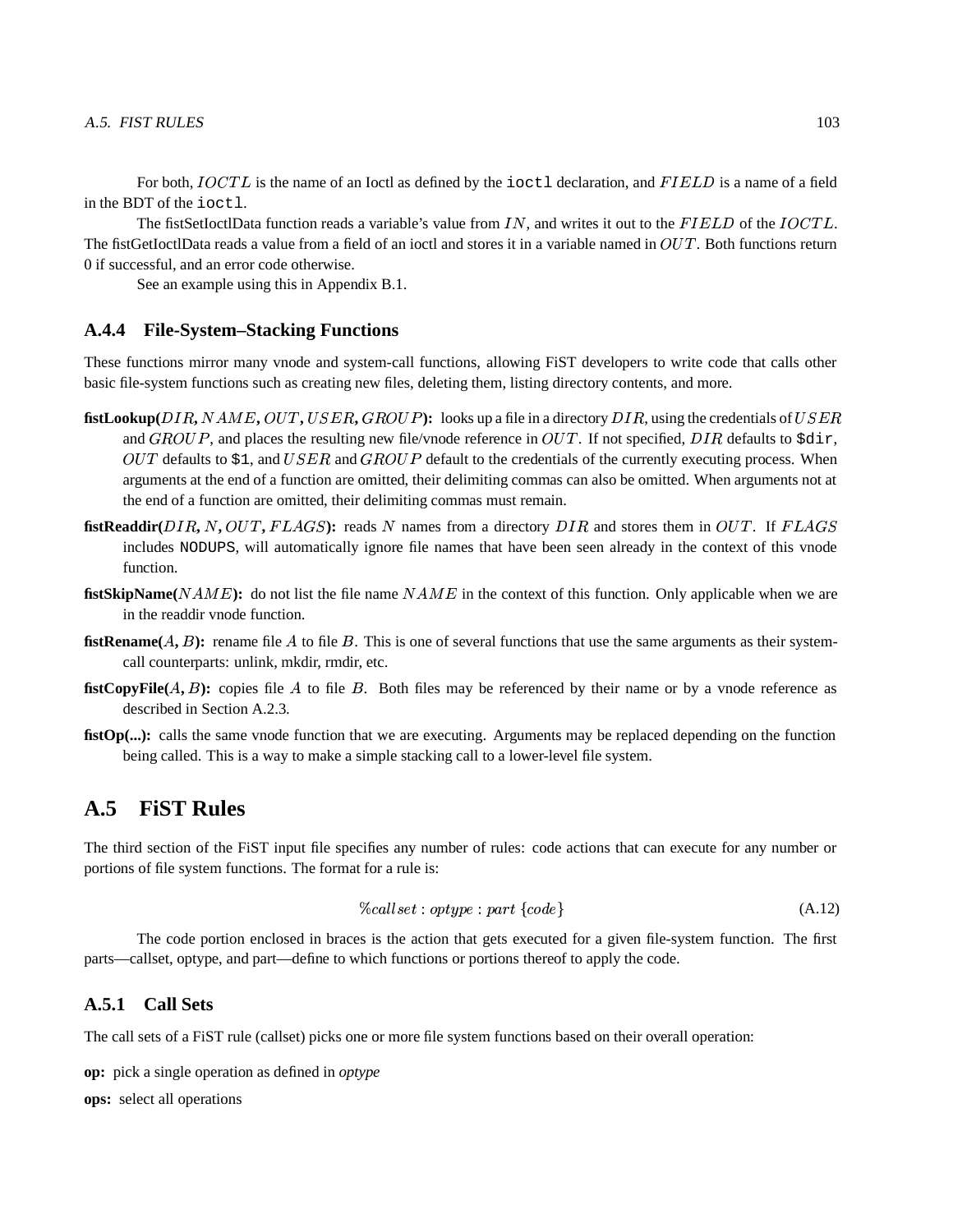For both, $IOCTL$ is the name of an Ioctl as defined by the `ioctl` declaration, and $FIELD$ is a name of a field in the BDT of the `ioctl`.

The fistSetIoctlData function reads a variable's value from $IN$, and writes it out to the $FIELD$ of the $IOCTL$. The fistGetIoctlData reads a value from a field of an ioctl and stores it in a variable named in $OUT$. Both functions return 0 if successful, and an error code otherwise.

See an example using this in Appendix B.1.

### A.4.4 File-System–Stacking Functions

These functions mirror many vnode and system-call functions, allowing FiST developers to write code that calls other basic file-system functions such as creating new files, deleting them, listing directory contents, and more.

**fistLookup(**$DIR$**,** $NAME$**,** $OUT$**,** $USER$**,** $GROUP$**):** looks up a file in a directory $DIR$, using the credentials of $USER$ and $GROUP$, and places the resulting new file/vnode reference in $OUT$. If not specified, $DIR$ defaults to `$dir`, $OUT$ defaults to `$1`, and $USER$ and $GROUP$ default to the credentials of the currently executing process. When arguments at the end of a function are omitted, their delimiting commas can also be omitted. When arguments not at the end of a function are omitted, their delimiting commas must remain.

**fistReaddir(**$DIR$**,** $N$**,** $OUT$**,** $FLAGS$**):** reads $N$ names from a directory $DIR$ and stores them in $OUT$. If $FLAGS$ includes `NODUPS`, will automatically ignore file names that have been seen already in the context of this vnode function.

**fistSkipName(**$NAME$**):** do not list the file name $NAME$ in the context of this function. Only applicable when we are in the readdir vnode function.

**fistRename(**$A$**,** $B$**):** rename file $A$ to file $B$. This is one of several functions that use the same arguments as their system-call counterparts: unlink, mkdir, rmdir, etc.

**fistCopyFile(**$A$**,** $B$**):** copies file $A$ to file $B$. Both files may be referenced by their name or by a vnode reference as described in Section A.2.3.

**fistOp(...):** calls the same vnode function that we are executing. Arguments may be replaced depending on the function being called. This is a way to make a simple stacking call to a lower-level file system.

## A.5 FiST Rules

The third section of the FiST input file specifies any number of rules: code actions that can execute for any number or portions of file system functions. The format for a rule is:

$$\%callset : optype : part \ \{code\} \tag{A.12}$$

The code portion enclosed in braces is the action that gets executed for a given file-system function. The first parts—callset, optype, and part—define to which functions or portions thereof to apply the code.

### A.5.1 Call Sets

The call sets of a FiST rule (callset) picks one or more file system functions based on their overall operation:

**op:** pick a single operation as defined in *optype*

**ops:** select all operations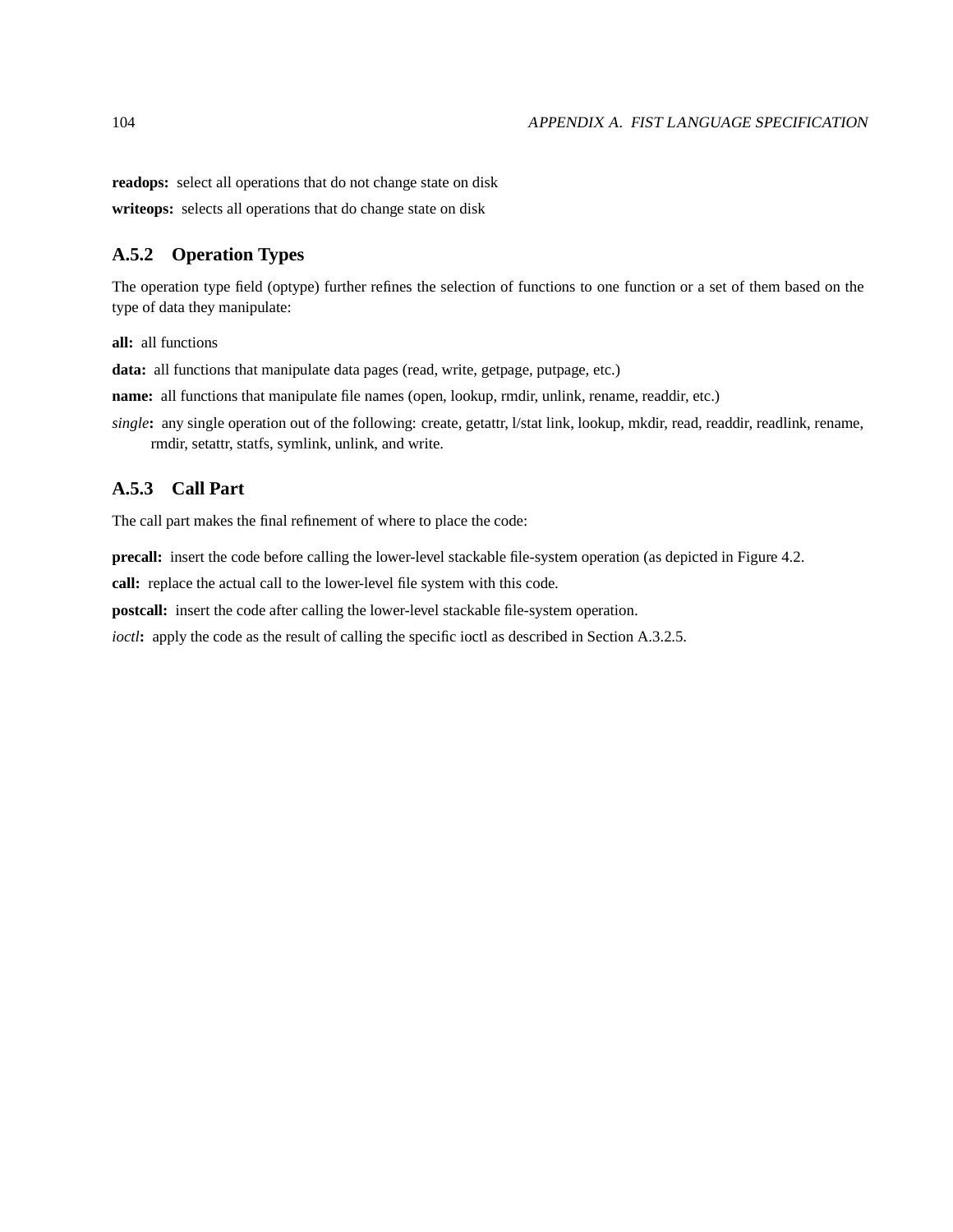**readops:** select all operations that do not change state on disk

**writeops:** selects all operations that do change state on disk

### A.5.2 Operation Types

The operation type field (optype) further refines the selection of functions to one function or a set of them based on the type of data they manipulate:

**all:** all functions

**data:** all functions that manipulate data pages (read, write, getpage, putpage, etc.)

**name:** all functions that manipulate file names (open, lookup, rmdir, unlink, rename, readdir, etc.)

*single***:** any single operation out of the following: create, getattr, l/stat link, lookup, mkdir, read, readdir, readlink, rename, rmdir, setattr, statfs, symlink, unlink, and write.

### A.5.3 Call Part

The call part makes the final refinement of where to place the code:

**precall:** insert the code before calling the lower-level stackable file-system operation (as depicted in Figure 4.2.

**call:** replace the actual call to the lower-level file system with this code.

**postcall:** insert the code after calling the lower-level stackable file-system operation.

*ioctl***:** apply the code as the result of calling the specific ioctl as described in Section A.3.2.5.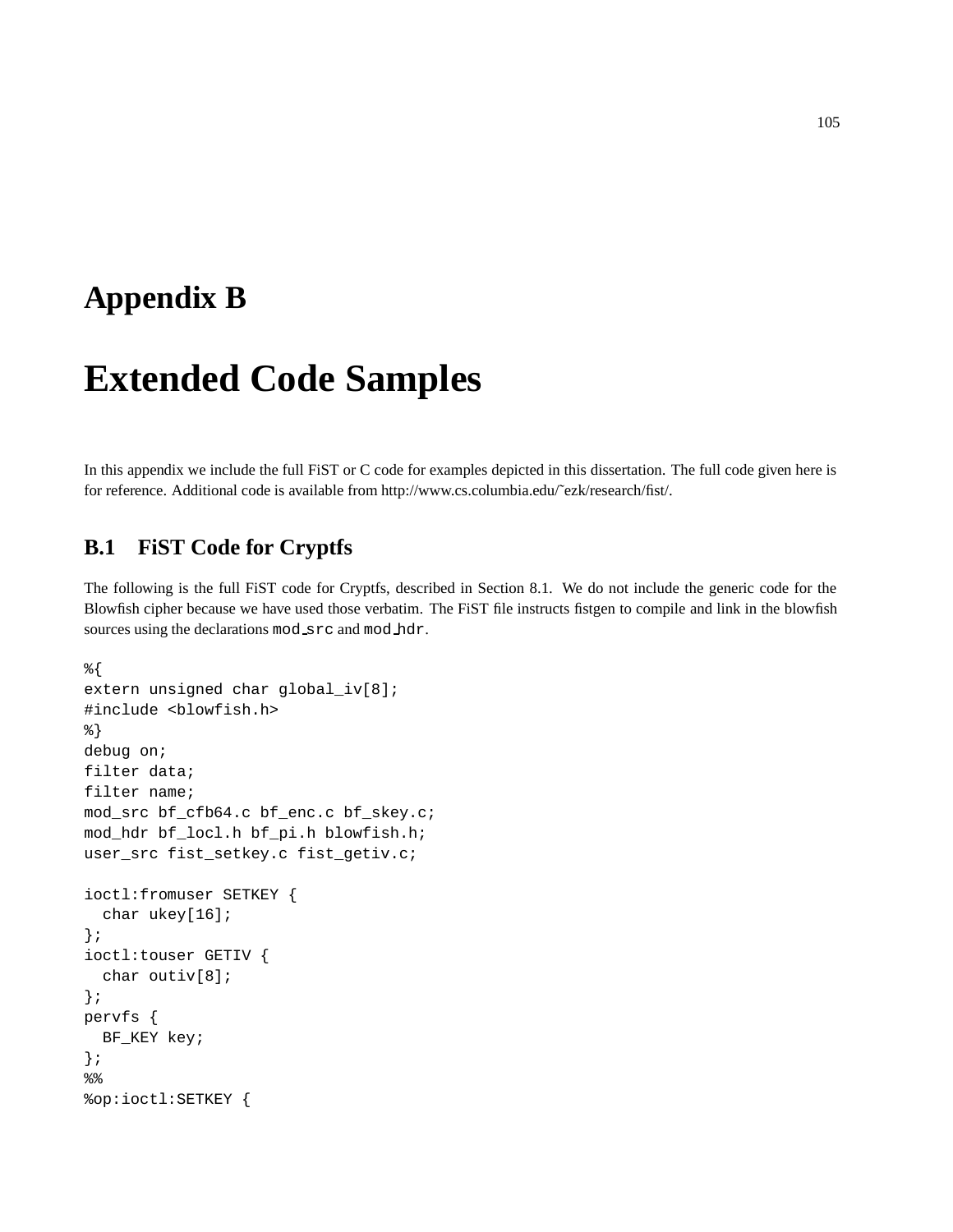# Appendix B

# Extended Code Samples

In this appendix we include the full FiST or C code for examples depicted in this dissertation. The full code given here is for reference. Additional code is available from http://www.cs.columbia.edu/~ezk/research/fist/.

## B.1 FiST Code for Cryptfs

The following is the full FiST code for Cryptfs, described in Section 8.1. We do not include the generic code for the Blowfish cipher because we have used those verbatim. The FiST file instructs fistgen to compile and link in the blowfish sources using the declarations `mod_src` and `mod_hdr`.

```
%{
extern unsigned char global_iv[8];
#include <blowfish.h>
%}
debug on;
filter data;
filter name;
mod_src bf_cfb64.c bf_enc.c bf_skey.c;
mod_hdr bf_locl.h bf_pi.h blowfish.h;
user_src fist_setkey.c fist_getiv.c;

ioctl:fromuser SETKEY {
  char ukey[16];
};
ioctl:touser GETIV {
  char outiv[8];
};
pervfs {
  BF_KEY key;
};
%%
%op:ioctl:SETKEY {
```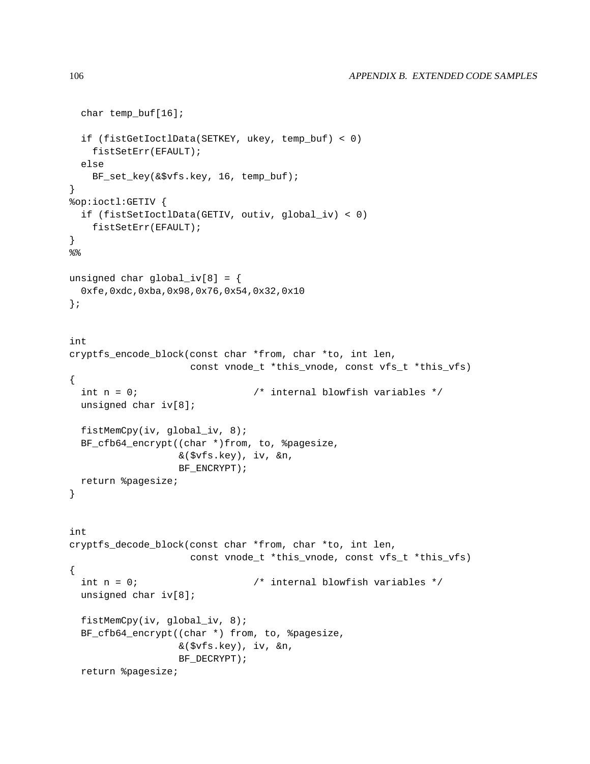```
  char temp_buf[16];

  if (fistGetIoctlData(SETKEY, ukey, temp_buf) < 0)
    fistSetErr(EFAULT);
  else
    BF_set_key(&$vfs.key, 16, temp_buf);
}
%op:ioctl:GETIV {
  if (fistSetIoctlData(GETIV, outiv, global_iv) < 0)
    fistSetErr(EFAULT);
}
%%

unsigned char global_iv[8] = {
  0xfe,0xdc,0xba,0x98,0x76,0x54,0x32,0x10
};


int
cryptfs_encode_block(const char *from, char *to, int len,
                     const vnode_t *this_vnode, const vfs_t *this_vfs)
{
  int n = 0;                    /* internal blowfish variables */
  unsigned char iv[8];

  fistMemCpy(iv, global_iv, 8);
  BF_cfb64_encrypt((char *)from, to, %pagesize,
                   &($vfs.key), iv, &n,
                   BF_ENCRYPT);
  return %pagesize;
}


int
cryptfs_decode_block(const char *from, char *to, int len,
                     const vnode_t *this_vnode, const vfs_t *this_vfs)
{
  int n = 0;                    /* internal blowfish variables */
  unsigned char iv[8];

  fistMemCpy(iv, global_iv, 8);
  BF_cfb64_encrypt((char *) from, to, %pagesize,
                   &($vfs.key), iv, &n,
                   BF_DECRYPT);
  return %pagesize;
```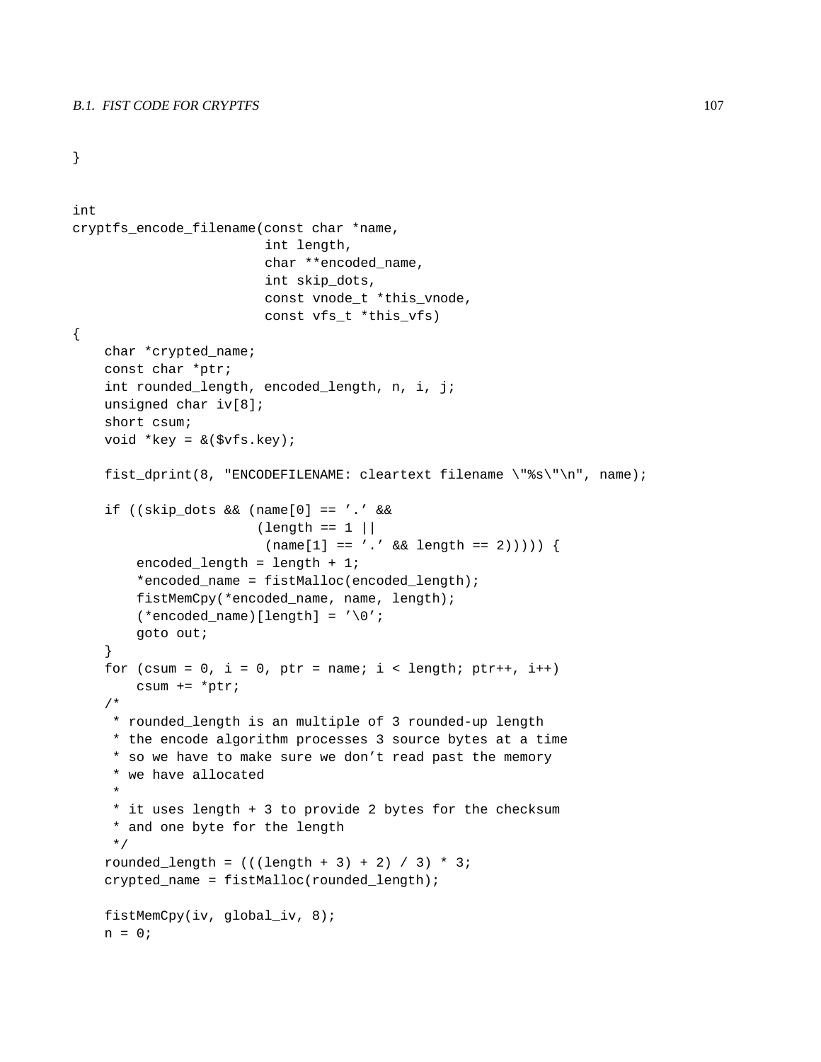```
}


int
cryptfs_encode_filename(const char *name,
                        int length,
                        char **encoded_name,
                        int skip_dots,
                        const vnode_t *this_vnode,
                        const vfs_t *this_vfs)
{
    char *crypted_name;
    const char *ptr;
    int rounded_length, encoded_length, n, i, j;
    unsigned char iv[8];
    short csum;
    void *key = &($vfs.key);

    fist_dprint(8, "ENCODEFILENAME: cleartext filename \"%s\"\n", name);

    if ((skip_dots && (name[0] == '.' &&
                       (length == 1 ||
                        (name[1] == '.' && length == 2))))) {
        encoded_length = length + 1;
        *encoded_name = fistMalloc(encoded_length);
        fistMemCpy(*encoded_name, name, length);
        (*encoded_name)[length] = '\0';
        goto out;
    }
    for (csum = 0, i = 0, ptr = name; i < length; ptr++, i++)
        csum += *ptr;
    /*
     * rounded_length is an multiple of 3 rounded-up length
     * the encode algorithm processes 3 source bytes at a time
     * so we have to make sure we don't read past the memory
     * we have allocated
     *
     * it uses length + 3 to provide 2 bytes for the checksum
     * and one byte for the length
     */
    rounded_length = (((length + 3) + 2) / 3) * 3;
    crypted_name = fistMalloc(rounded_length);

    fistMemCpy(iv, global_iv, 8);
    n = 0;
```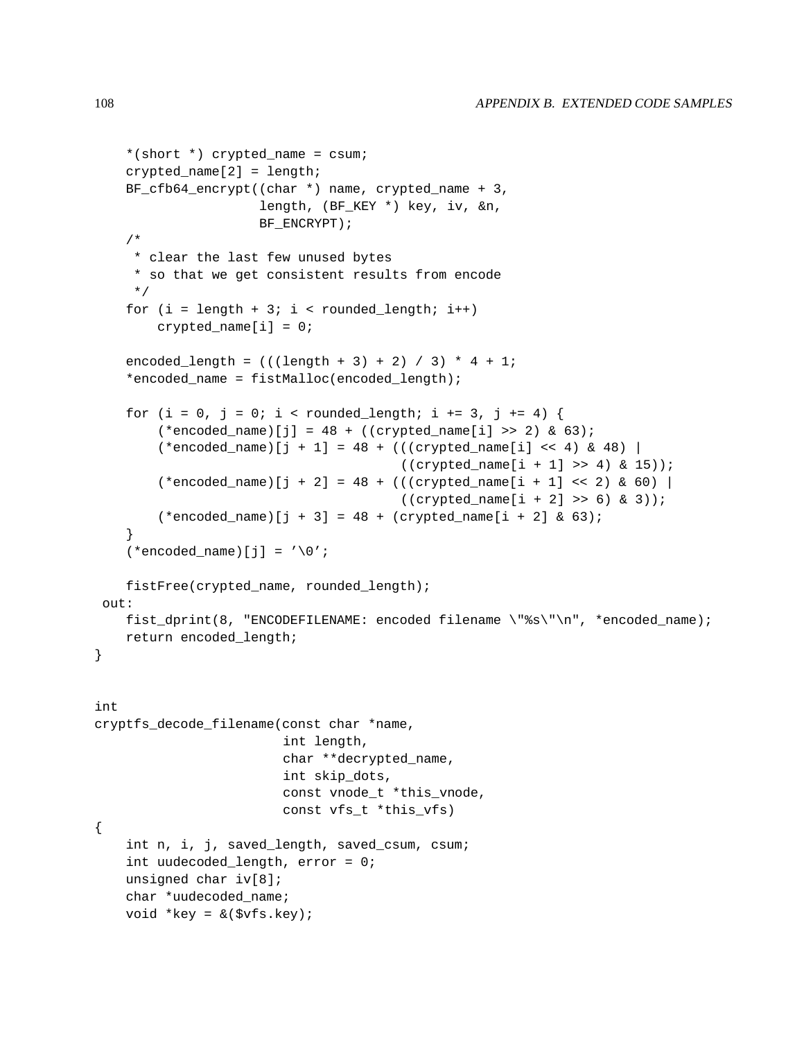```
    *(short *) crypted_name = csum;
    crypted_name[2] = length;
    BF_cfb64_encrypt((char *) name, crypted_name + 3,
                     length, (BF_KEY *) key, iv, &n,
                     BF_ENCRYPT);
    /*
     * clear the last few unused bytes
     * so that we get consistent results from encode
     */
    for (i = length + 3; i < rounded_length; i++)
        crypted_name[i] = 0;

    encoded_length = (((length + 3) + 2) / 3) * 4 + 1;
    *encoded_name = fistMalloc(encoded_length);

    for (i = 0, j = 0; i < rounded_length; i += 3, j += 4) {
        (*encoded_name)[j] = 48 + ((crypted_name[i] >> 2) & 63);
        (*encoded_name)[j + 1] = 48 + (((crypted_name[i] << 4) & 48) |
                                      ((crypted_name[i + 1] >> 4) & 15));
        (*encoded_name)[j + 2] = 48 + (((crypted_name[i + 1] << 2) & 60) |
                                      ((crypted_name[i + 2] >> 6) & 3));
        (*encoded_name)[j + 3] = 48 + (crypted_name[i + 2] & 63);
    }
    (*encoded_name)[j] = '\0';

    fistFree(crypted_name, rounded_length);
 out:
    fist_dprint(8, "ENCODEFILENAME: encoded filename \"%s\"\n", *encoded_name);
    return encoded_length;
}


int
cryptfs_decode_filename(const char *name,
                        int length,
                        char **decrypted_name,
                        int skip_dots,
                        const vnode_t *this_vnode,
                        const vfs_t *this_vfs)
{
    int n, i, j, saved_length, saved_csum, csum;
    int uudecoded_length, error = 0;
    unsigned char iv[8];
    char *uudecoded_name;
    void *key = &($vfs.key);
```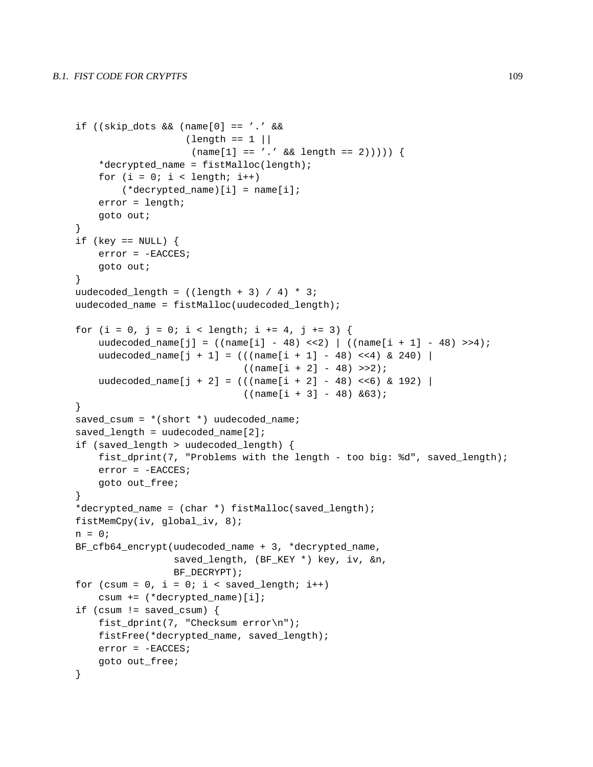```
if ((skip_dots && (name[0] == '.' &&
                  (length == 1 ||
                   (name[1] == '.' && length == 2))))) {
    *decrypted_name = fistMalloc(length);
    for (i = 0; i < length; i++)
        (*decrypted_name)[i] = name[i];
    error = length;
    goto out;
}
if (key == NULL) {
    error = -EACCES;
    goto out;
}
uudecoded_length = ((length + 3) / 4) * 3;
uudecoded_name = fistMalloc(uudecoded_length);

for (i = 0, j = 0; i < length; i += 4, j += 3) {
    uudecoded_name[j] = ((name[i] - 48) <<2) | ((name[i + 1] - 48) >>4);
    uudecoded_name[j + 1] = (((name[i + 1] - 48) <<4) & 240) |
                             ((name[i + 2] - 48) >>2);
    uudecoded_name[j + 2] = (((name[i + 2] - 48) <<6) & 192) |
                             ((name[i + 3] - 48) &63);
}
saved_csum = *(short *) uudecoded_name;
saved_length = uudecoded_name[2];
if (saved_length > uudecoded_length) {
    fist_dprint(7, "Problems with the length - too big: %d", saved_length);
    error = -EACCES;
    goto out_free;
}
*decrypted_name = (char *) fistMalloc(saved_length);
fistMemCpy(iv, global_iv, 8);
n = 0;
BF_cfb64_encrypt(uudecoded_name + 3, *decrypted_name,
                 saved_length, (BF_KEY *) key, iv, &n,
                 BF_DECRYPT);
for (csum = 0, i = 0; i < saved_length; i++)
    csum += (*decrypted_name)[i];
if (csum != saved_csum) {
    fist_dprint(7, "Checksum error\n");
    fistFree(*decrypted_name, saved_length);
    error = -EACCES;
    goto out_free;
}
```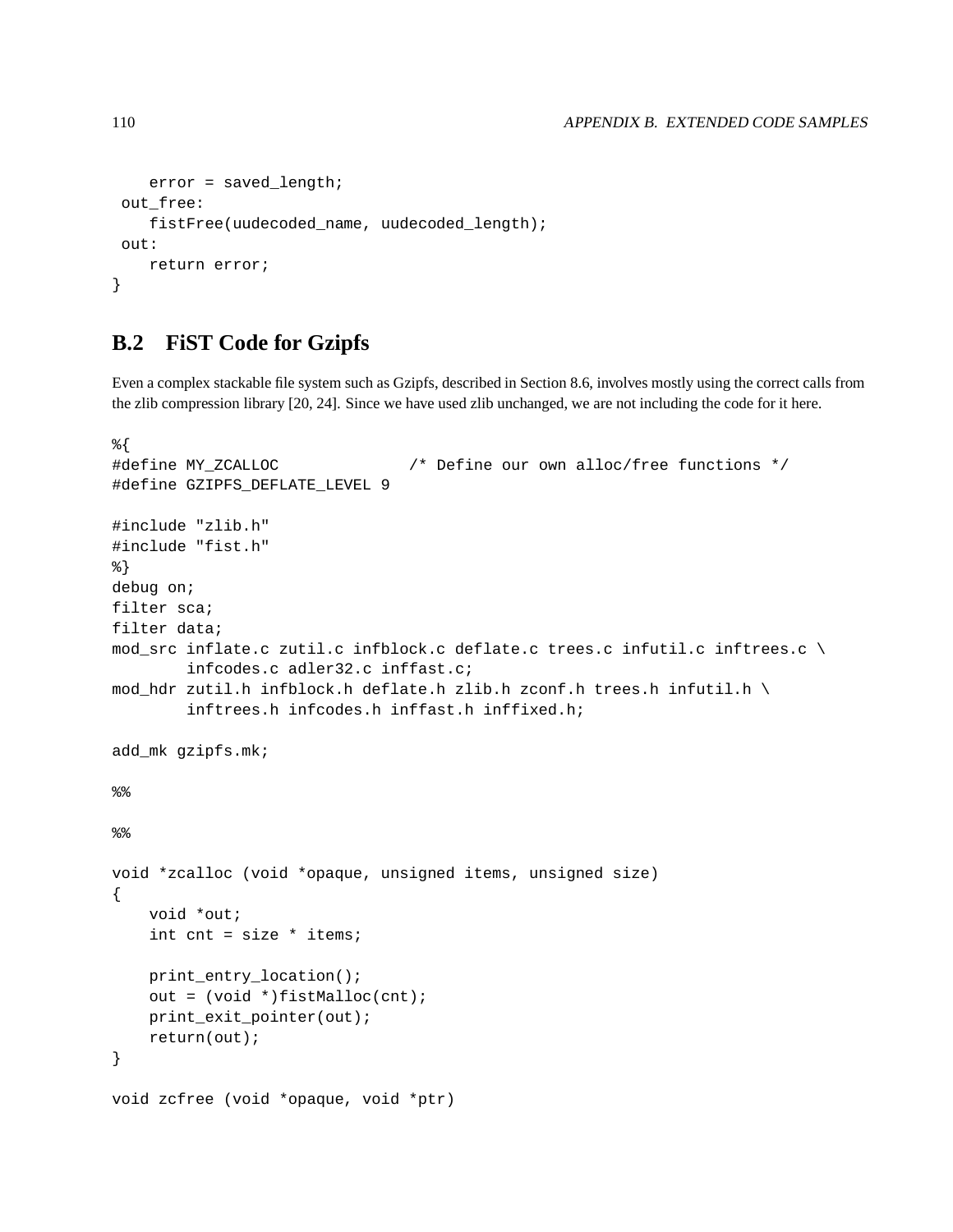```
    error = saved_length;
 out_free:
    fistFree(uudecoded_name, uudecoded_length);
 out:
    return error;
}
```

## B.2 FiST Code for Gzipfs

Even a complex stackable file system such as Gzipfs, described in Section 8.6, involves mostly using the correct calls from the zlib compression library [20, 24]. Since we have used zlib unchanged, we are not including the code for it here.

```
%{
#define MY_ZCALLOC              /* Define our own alloc/free functions */
#define GZIPFS_DEFLATE_LEVEL 9

#include "zlib.h"
#include "fist.h"
%}
debug on;
filter sca;
filter data;
mod_src inflate.c zutil.c infblock.c deflate.c trees.c infutil.c inftrees.c \
        infcodes.c adler32.c inffast.c;
mod_hdr zutil.h infblock.h deflate.h zlib.h zconf.h trees.h infutil.h \
        inftrees.h infcodes.h inffast.h inffixed.h;

add_mk gzipfs.mk;

%%

%%

void *zcalloc (void *opaque, unsigned items, unsigned size)
{
    void *out;
    int cnt = size * items;

    print_entry_location();
    out = (void *)fistMalloc(cnt);
    print_exit_pointer(out);
    return(out);
}

void zcfree (void *opaque, void *ptr)
```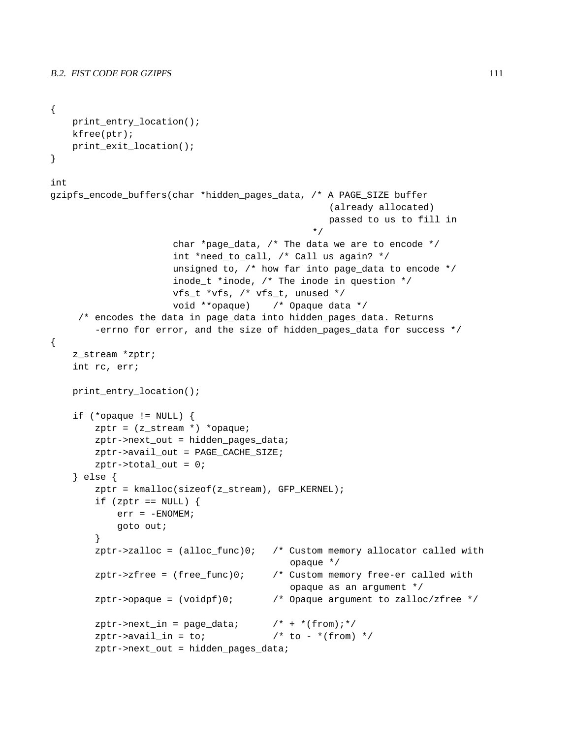```
{
    print_entry_location();
    kfree(ptr);
    print_exit_location();
}

int
gzipfs_encode_buffers(char *hidden_pages_data, /* A PAGE_SIZE buffer
                                                   (already allocated)
                                                   passed to us to fill in
                                                */
                      char *page_data, /* The data we are to encode */
                      int *need_to_call, /* Call us again? */
                      unsigned to, /* how far into page_data to encode */
                      inode_t *inode, /* The inode in question */
                      vfs_t *vfs, /* vfs_t, unused */
                      void **opaque)    /* Opaque data */
     /* encodes the data in page_data into hidden_pages_data. Returns
        -errno for error, and the size of hidden_pages_data for success */
{
    z_stream *zptr;
    int rc, err;

    print_entry_location();

    if (*opaque != NULL) {
        zptr = (z_stream *) *opaque;
        zptr->next_out = hidden_pages_data;
        zptr->avail_out = PAGE_CACHE_SIZE;
        zptr->total_out = 0;
    } else {
        zptr = kmalloc(sizeof(z_stream), GFP_KERNEL);
        if (zptr == NULL) {
            err = -ENOMEM;
            goto out;
        }
        zptr->zalloc = (alloc_func)0;   /* Custom memory allocator called with
                                           opaque */
        zptr->zfree = (free_func)0;     /* Custom memory free-er called with
                                           opaque as an argument */
        zptr->opaque = (voidpf)0;       /* Opaque argument to zalloc/zfree */

        zptr->next_in = page_data;      /* + *(from);*/
        zptr->avail_in = to;            /* to - *(from) */
        zptr->next_out = hidden_pages_data;
```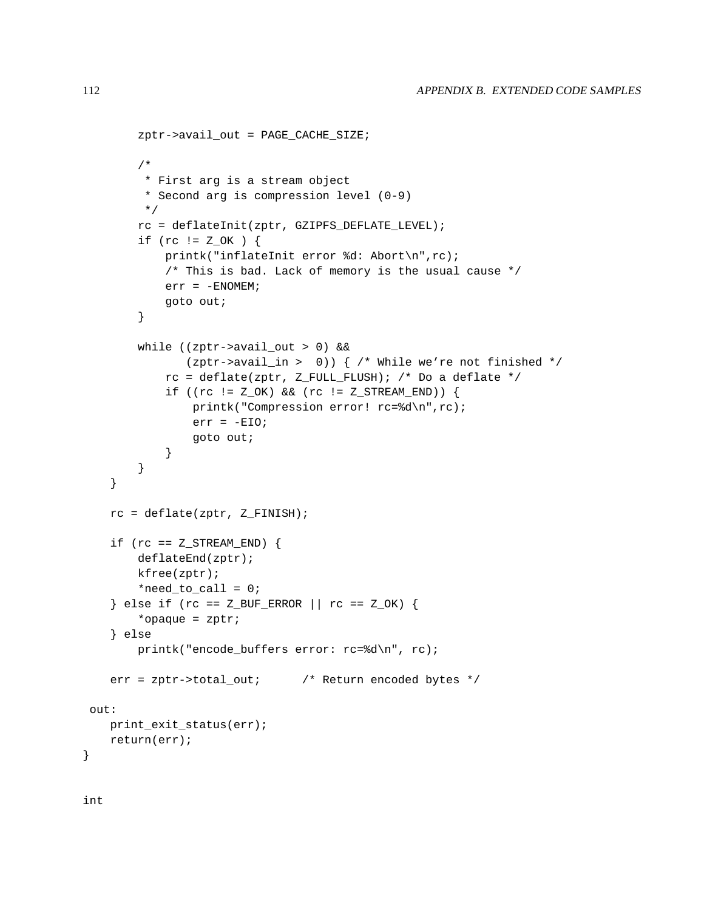```
        zptr->avail_out = PAGE_CACHE_SIZE;

        /*
         * First arg is a stream object
         * Second arg is compression level (0-9)
         */
        rc = deflateInit(zptr, GZIPFS_DEFLATE_LEVEL);
        if (rc != Z_OK ) {
            printk("inflateInit error %d: Abort\n",rc);
            /* This is bad. Lack of memory is the usual cause */
            err = -ENOMEM;
            goto out;
        }

        while ((zptr->avail_out > 0) &&
               (zptr->avail_in >  0)) { /* While we're not finished */
            rc = deflate(zptr, Z_FULL_FLUSH); /* Do a deflate */
            if ((rc != Z_OK) && (rc != Z_STREAM_END)) {
                printk("Compression error! rc=%d\n",rc);
                err = -EIO;
                goto out;
            }
        }
    }

    rc = deflate(zptr, Z_FINISH);

    if (rc == Z_STREAM_END) {
        deflateEnd(zptr);
        kfree(zptr);
        *need_to_call = 0;
    } else if (rc == Z_BUF_ERROR || rc == Z_OK) {
        *opaque = zptr;
    } else
        printk("encode_buffers error: rc=%d\n", rc);

    err = zptr->total_out;      /* Return encoded bytes */

 out:
    print_exit_status(err);
    return(err);
}


int
```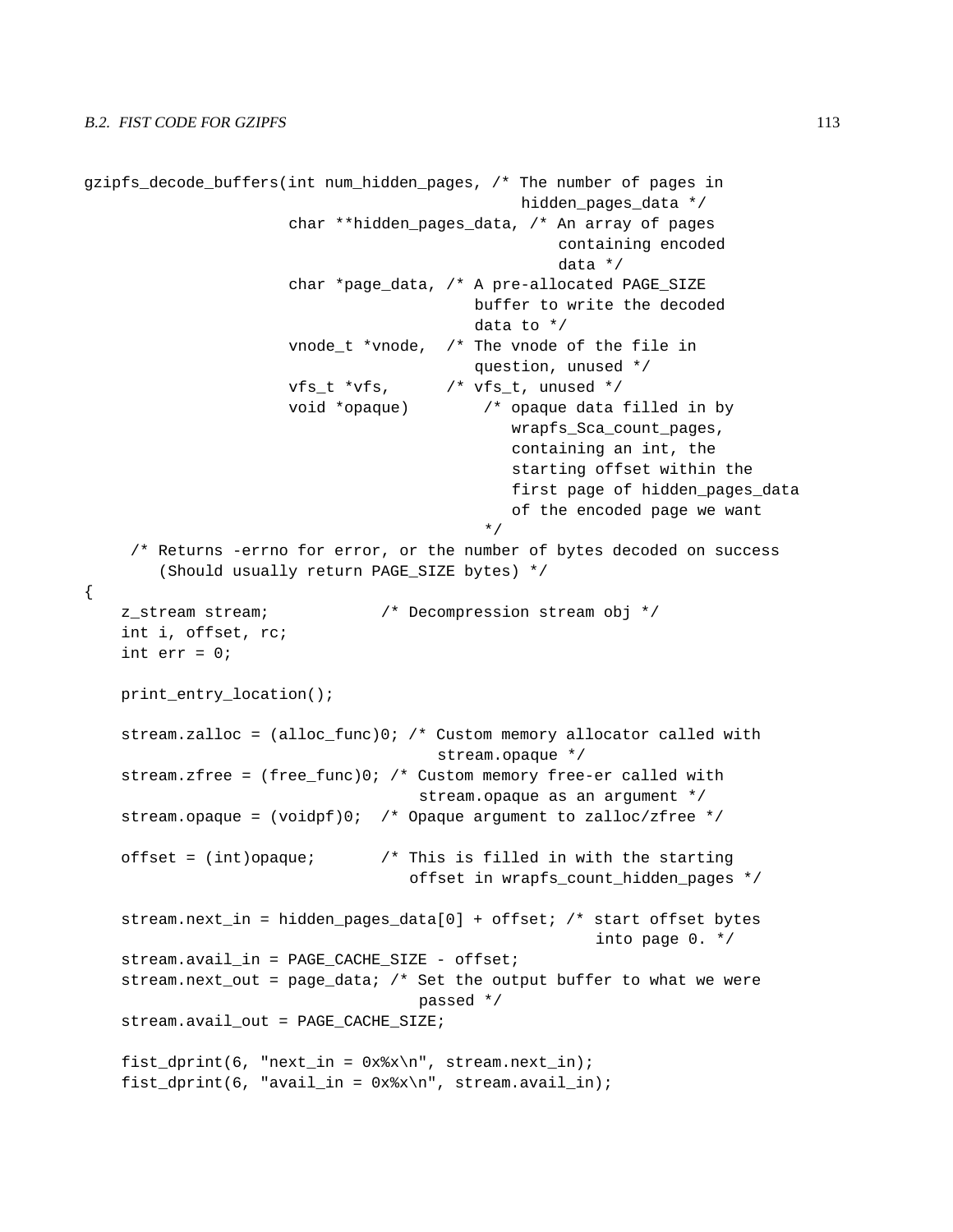```
gzipfs_decode_buffers(int num_hidden_pages, /* The number of pages in
                                               hidden_pages_data */
                      char **hidden_pages_data, /* An array of pages
                                                   containing encoded
                                                   data */
                      char *page_data, /* A pre-allocated PAGE_SIZE
                                          buffer to write the decoded
                                          data to */
                      vnode_t *vnode,  /* The vnode of the file in
                                          question, unused */
                      vfs_t *vfs,      /* vfs_t, unused */
                      void *opaque)        /* opaque data filled in by
                                              wrapfs_Sca_count_pages,
                                              containing an int, the
                                              starting offset within the
                                              first page of hidden_pages_data
                                              of the encoded page we want
                                           */
    /* Returns -errno for error, or the number of bytes decoded on success
       (Should usually return PAGE_SIZE bytes) */
{
    z_stream stream;            /* Decompression stream obj */
    int i, offset, rc;
    int err = 0;

    print_entry_location();

    stream.zalloc = (alloc_func)0; /* Custom memory allocator called with
                                      stream.opaque */
    stream.zfree = (free_func)0; /* Custom memory free-er called with
                                    stream.opaque as an argument */
    stream.opaque = (voidpf)0;  /* Opaque argument to zalloc/zfree */

    offset = (int)opaque;       /* This is filled in with the starting
                                   offset in wrapfs_count_hidden_pages */

    stream.next_in = hidden_pages_data[0] + offset; /* start offset bytes
                                                       into page 0. */
    stream.avail_in = PAGE_CACHE_SIZE - offset;
    stream.next_out = page_data; /* Set the output buffer to what we were
                                    passed */
    stream.avail_out = PAGE_CACHE_SIZE;

    fist_dprint(6, "next_in = 0x%x\n", stream.next_in);
    fist_dprint(6, "avail_in = 0x%x\n", stream.avail_in);
```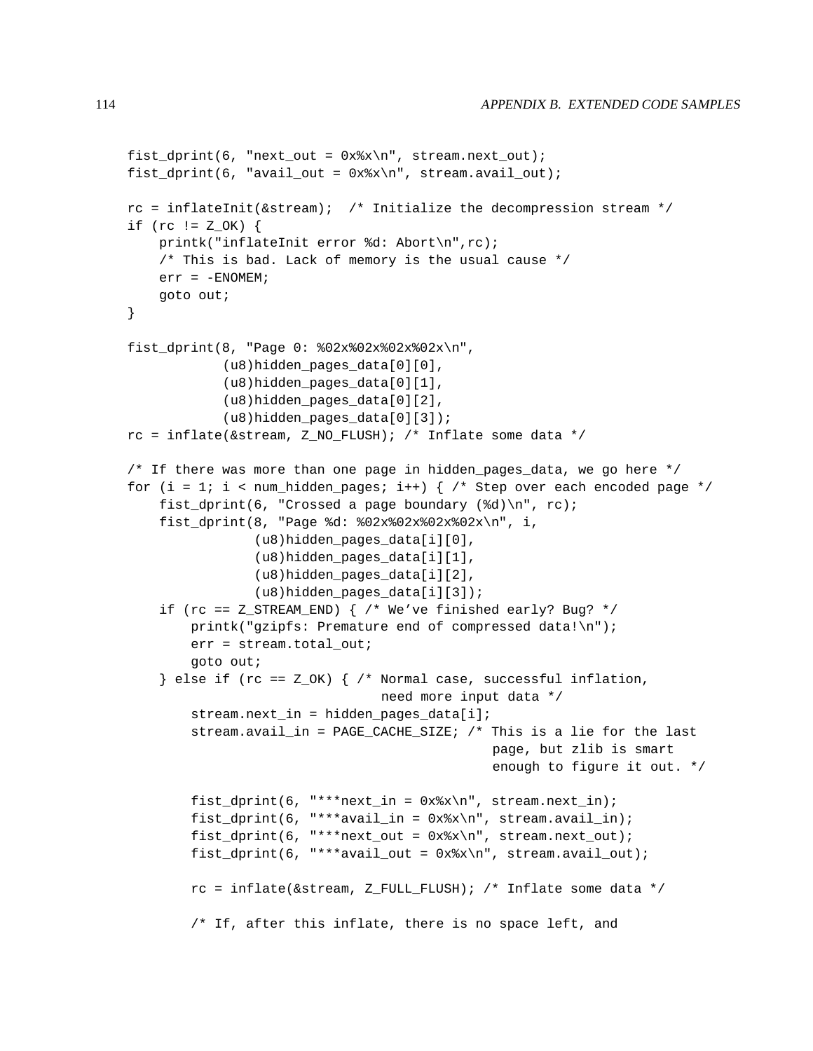```
fist_dprint(6, "next_out = 0x%x\n", stream.next_out);
fist_dprint(6, "avail_out = 0x%x\n", stream.avail_out);

rc = inflateInit(&stream);  /* Initialize the decompression stream */
if (rc != Z_OK) {
    printk("inflateInit error %d: Abort\n",rc);
    /* This is bad. Lack of memory is the usual cause */
    err = -ENOMEM;
    goto out;
}

fist_dprint(8, "Page 0: %02x%02x%02x%02x\n",
            (u8)hidden_pages_data[0][0],
            (u8)hidden_pages_data[0][1],
            (u8)hidden_pages_data[0][2],
            (u8)hidden_pages_data[0][3]);
rc = inflate(&stream, Z_NO_FLUSH); /* Inflate some data */

/* If there was more than one page in hidden_pages_data, we go here */
for (i = 1; i < num_hidden_pages; i++) { /* Step over each encoded page */
    fist_dprint(6, "Crossed a page boundary (%d)\n", rc);
    fist_dprint(8, "Page %d: %02x%02x%02x%02x\n", i,
                (u8)hidden_pages_data[i][0],
                (u8)hidden_pages_data[i][1],
                (u8)hidden_pages_data[i][2],
                (u8)hidden_pages_data[i][3]);
    if (rc == Z_STREAM_END) { /* We've finished early? Bug? */
        printk("gzipfs: Premature end of compressed data!\n");
        err = stream.total_out;
        goto out;
    } else if (rc == Z_OK) { /* Normal case, successful inflation,
                                need more input data */
        stream.next_in = hidden_pages_data[i];
        stream.avail_in = PAGE_CACHE_SIZE; /* This is a lie for the last
                                              page, but zlib is smart
                                              enough to figure it out. */

        fist_dprint(6, "***next_in = 0x%x\n", stream.next_in);
        fist_dprint(6, "***avail_in = 0x%x\n", stream.avail_in);
        fist_dprint(6, "***next_out = 0x%x\n", stream.next_out);
        fist_dprint(6, "***avail_out = 0x%x\n", stream.avail_out);

        rc = inflate(&stream, Z_FULL_FLUSH); /* Inflate some data */

        /* If, after this inflate, there is no space left, and
```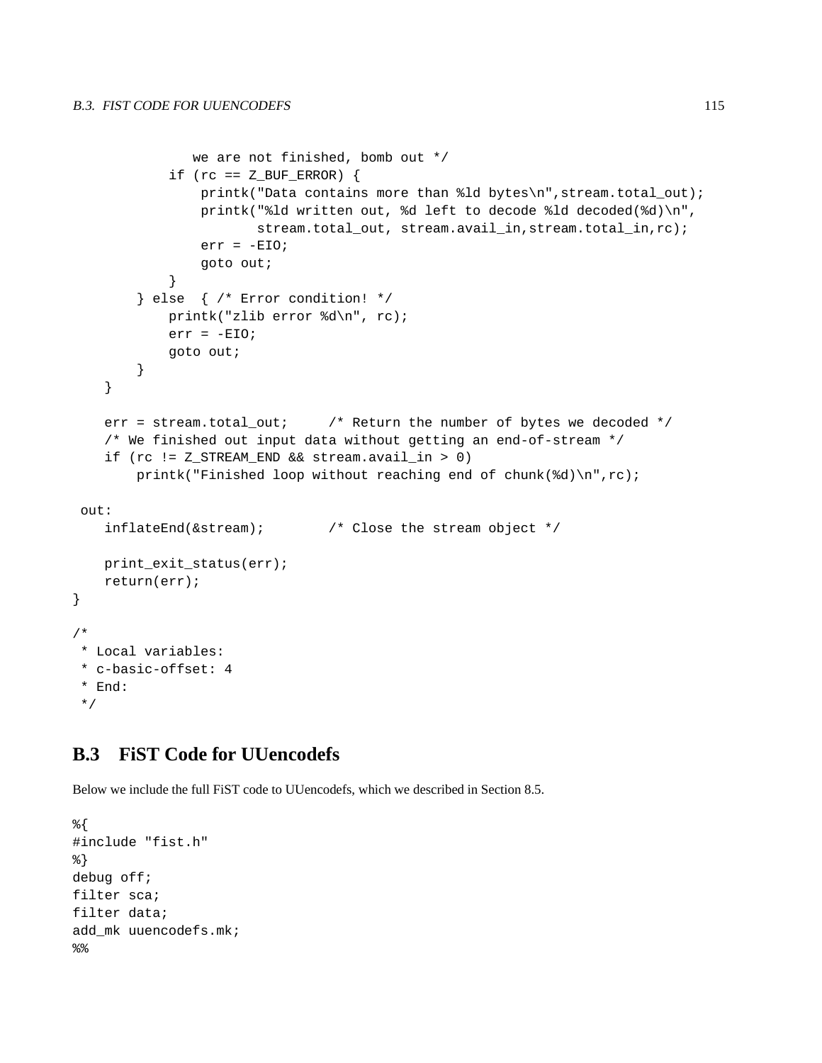```
              we are not finished, bomb out */
           if (rc == Z_BUF_ERROR) {
               printk("Data contains more than %ld bytes\n",stream.total_out);
               printk("%ld written out, %d left to decode %ld decoded(%d)\n",
                      stream.total_out, stream.avail_in,stream.total_in,rc);
               err = -EIO;
               goto out;
           }
       } else  { /* Error condition! */
           printk("zlib error %d\n", rc);
           err = -EIO;
           goto out;
       }
   }

   err = stream.total_out;     /* Return the number of bytes we decoded */
   /* We finished out input data without getting an end-of-stream */
   if (rc != Z_STREAM_END && stream.avail_in > 0)
       printk("Finished loop without reaching end of chunk(%d)\n",rc);

 out:
   inflateEnd(&stream);        /* Close the stream object */

   print_exit_status(err);
   return(err);
}

/*
 * Local variables:
 * c-basic-offset: 4
 * End:
 */
```

## B.3 FiST Code for UUencodefs

Below we include the full FiST code to UUencodefs, which we described in Section 8.5.

```
%{
#include "fist.h"
%}
debug off;
filter sca;
filter data;
add_mk uuencodefs.mk;
%%
```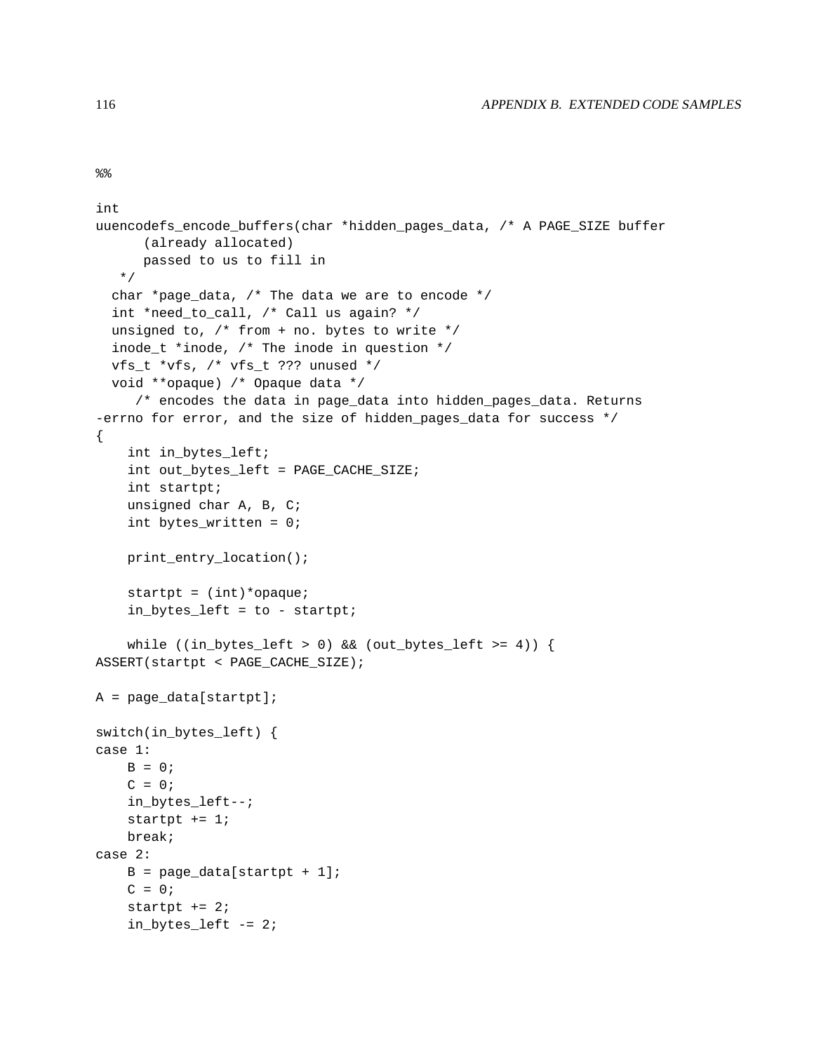```
%%

int
uuencodefs_encode_buffers(char *hidden_pages_data, /* A PAGE_SIZE buffer
      (already allocated)
      passed to us to fill in
   */
  char *page_data, /* The data we are to encode */
  int *need_to_call, /* Call us again? */
  unsigned to, /* from + no. bytes to write */
  inode_t *inode, /* The inode in question */
  vfs_t *vfs, /* vfs_t ??? unused */
  void **opaque) /* Opaque data */
     /* encodes the data in page_data into hidden_pages_data. Returns
-errno for error, and the size of hidden_pages_data for success */
{
    int in_bytes_left;
    int out_bytes_left = PAGE_CACHE_SIZE;
    int startpt;
    unsigned char A, B, C;
    int bytes_written = 0;

    print_entry_location();

    startpt = (int)*opaque;
    in_bytes_left = to - startpt;

    while ((in_bytes_left > 0) && (out_bytes_left >= 4)) {
ASSERT(startpt < PAGE_CACHE_SIZE);

A = page_data[startpt];

switch(in_bytes_left) {
case 1:
    B = 0;
    C = 0;
    in_bytes_left--;
    startpt += 1;
    break;
case 2:
    B = page_data[startpt + 1];
    C = 0;
    startpt += 2;
    in_bytes_left -= 2;
```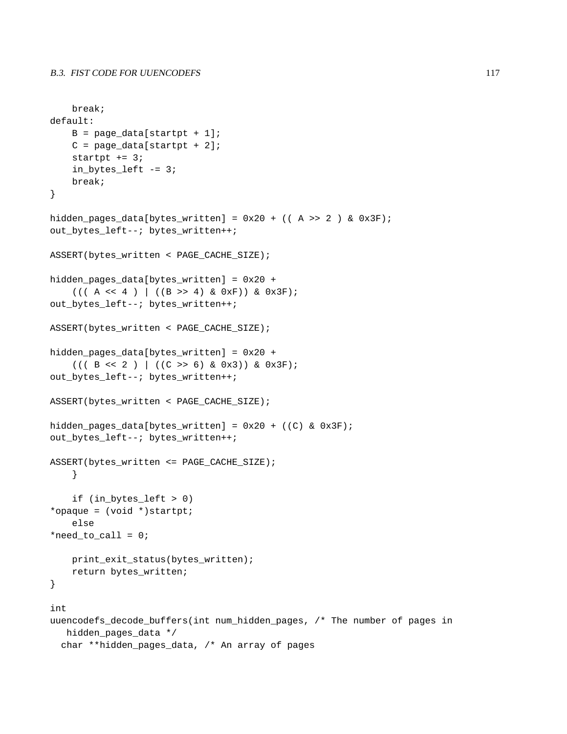```
    break;
default:
    B = page_data[startpt + 1];
    C = page_data[startpt + 2];
    startpt += 3;
    in_bytes_left -= 3;
    break;
}

hidden_pages_data[bytes_written] = 0x20 + (( A >> 2 ) & 0x3F);
out_bytes_left--; bytes_written++;

ASSERT(bytes_written < PAGE_CACHE_SIZE);

hidden_pages_data[bytes_written] = 0x20 +
    ((( A << 4 ) | ((B >> 4) & 0xF)) & 0x3F);
out_bytes_left--; bytes_written++;

ASSERT(bytes_written < PAGE_CACHE_SIZE);

hidden_pages_data[bytes_written] = 0x20 +
    ((( B << 2 ) | ((C >> 6) & 0x3)) & 0x3F);
out_bytes_left--; bytes_written++;

ASSERT(bytes_written < PAGE_CACHE_SIZE);

hidden_pages_data[bytes_written] = 0x20 + ((C) & 0x3F);
out_bytes_left--; bytes_written++;

ASSERT(bytes_written <= PAGE_CACHE_SIZE);
    }

    if (in_bytes_left > 0)
*opaque = (void *)startpt;
    else
*need_to_call = 0;

    print_exit_status(bytes_written);
    return bytes_written;
}

int
uuencodefs_decode_buffers(int num_hidden_pages, /* The number of pages in
   hidden_pages_data */
  char **hidden_pages_data, /* An array of pages
```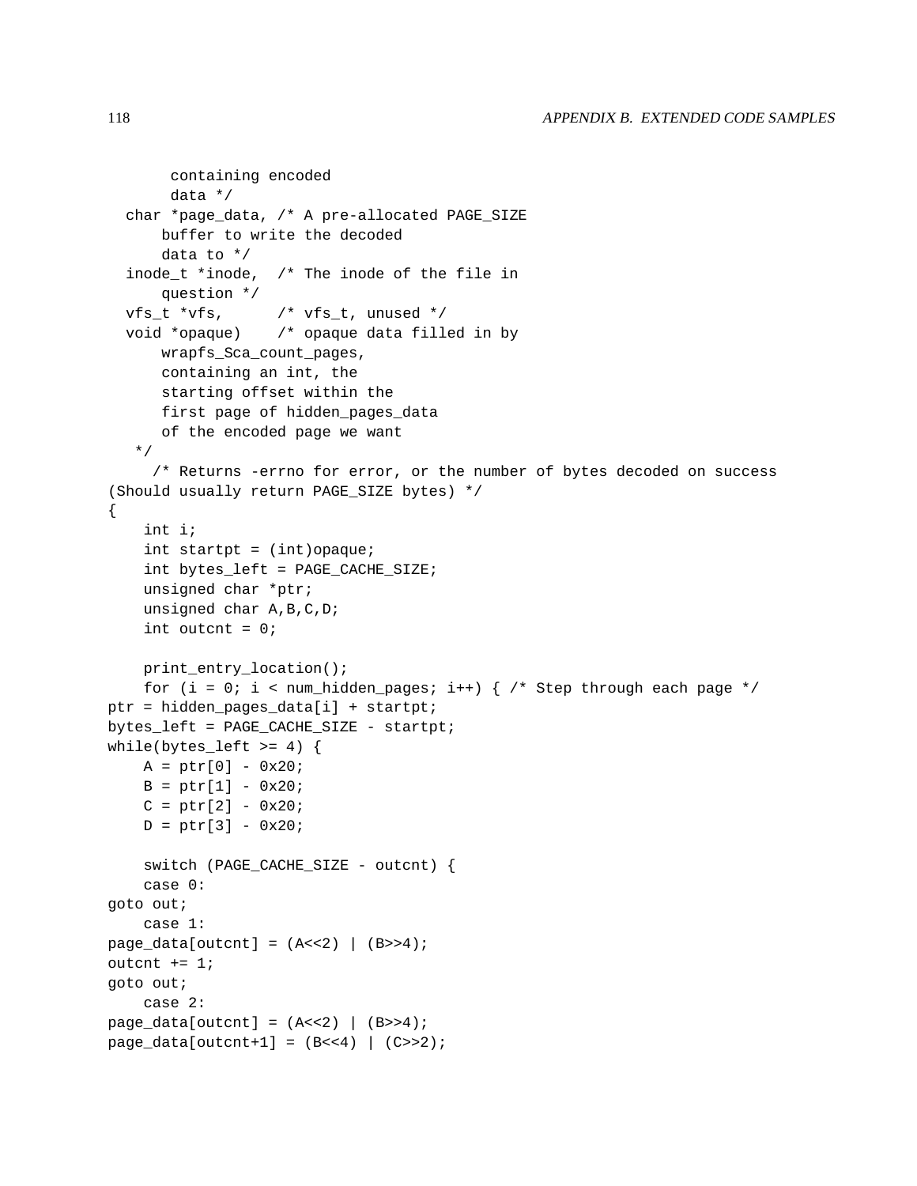```
       containing encoded
       data */
  char *page_data, /* A pre-allocated PAGE_SIZE
      buffer to write the decoded
      data to */
  inode_t *inode,  /* The inode of the file in
      question */
  vfs_t *vfs,      /* vfs_t, unused */
  void *opaque)    /* opaque data filled in by
      wrapfs_Sca_count_pages,
      containing an int, the
      starting offset within the
      first page of hidden_pages_data
      of the encoded page we want
   */
     /* Returns -errno for error, or the number of bytes decoded on success
(Should usually return PAGE_SIZE bytes) */
{
    int i;
    int startpt = (int)opaque;
    int bytes_left = PAGE_CACHE_SIZE;
    unsigned char *ptr;
    unsigned char A,B,C,D;
    int outcnt = 0;

    print_entry_location();
    for (i = 0; i < num_hidden_pages; i++) { /* Step through each page */
ptr = hidden_pages_data[i] + startpt;
bytes_left = PAGE_CACHE_SIZE - startpt;
while(bytes_left >= 4) {
    A = ptr[0] - 0x20;
    B = ptr[1] - 0x20;
    C = ptr[2] - 0x20;
    D = ptr[3] - 0x20;

    switch (PAGE_CACHE_SIZE - outcnt) {
    case 0:
goto out;
    case 1:
page_data[outcnt] = (A<<2) | (B>>4);
outcnt += 1;
goto out;
    case 2:
page_data[outcnt] = (A<<2) | (B>>4);
page_data[outcnt+1] = (B<<4) | (C>>2);
```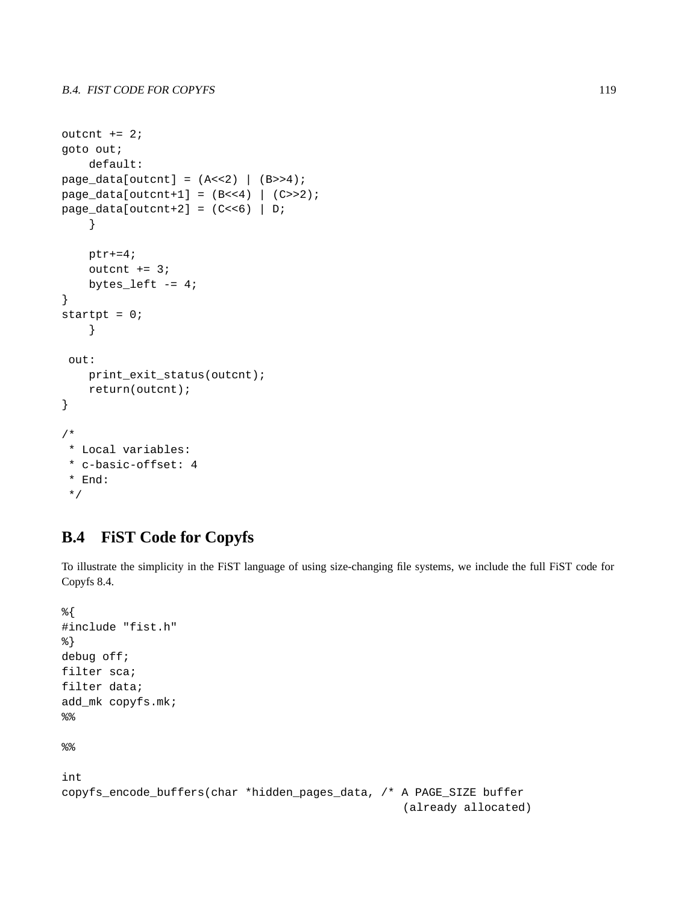```
outcnt += 2;
goto out;
    default:
page_data[outcnt] = (A<<2) | (B>>4);
page_data[outcnt+1] = (B<<4) | (C>>2);
page_data[outcnt+2] = (C<<6) | D;
    }

    ptr+=4;
    outcnt += 3;
    bytes_left -= 4;
}
startpt = 0;
    }

 out:
    print_exit_status(outcnt);
    return(outcnt);
}

/*
 * Local variables:
 * c-basic-offset: 4
 * End:
 */
```

## B.4 FiST Code for Copyfs

To illustrate the simplicity in the FiST language of using size-changing file systems, we include the full FiST code for Copyfs 8.4.

```
%{
#include "fist.h"
%}
debug off;
filter sca;
filter data;
add_mk copyfs.mk;
%%

%%

int
copyfs_encode_buffers(char *hidden_pages_data, /* A PAGE_SIZE buffer
                                                   (already allocated)
```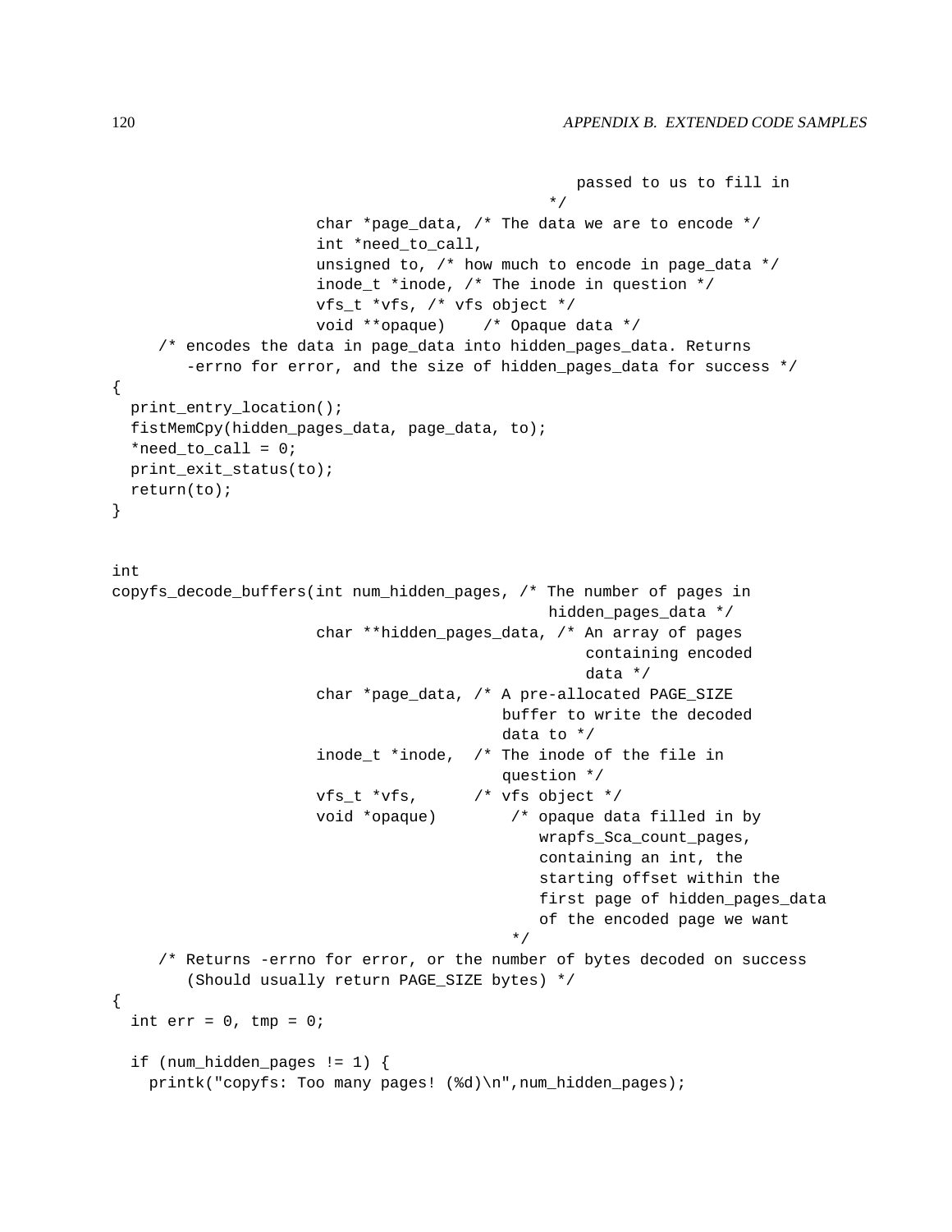```
                                              passed to us to fill in
                                           */
                      char *page_data, /* The data we are to encode */
                      int *need_to_call,
                      unsigned to, /* how much to encode in page_data */
                      inode_t *inode, /* The inode in question */
                      vfs_t *vfs, /* vfs object */
                      void **opaque)    /* Opaque data */
     /* encodes the data in page_data into hidden_pages_data. Returns
        -errno for error, and the size of hidden_pages_data for success */
{
  print_entry_location();
  fistMemCpy(hidden_pages_data, page_data, to);
  *need_to_call = 0;
  print_exit_status(to);
  return(to);
}


int
copyfs_decode_buffers(int num_hidden_pages, /* The number of pages in
                                              hidden_pages_data */
                      char **hidden_pages_data, /* An array of pages
                                                  containing encoded
                                                  data */
                      char *page_data, /* A pre-allocated PAGE_SIZE
                                          buffer to write the decoded
                                          data to */
                      inode_t *inode,  /* The inode of the file in
                                          question */
                      vfs_t *vfs,      /* vfs object */
                      void *opaque)        /* opaque data filled in by
                                              wrapfs_Sca_count_pages,
                                              containing an int, the
                                              starting offset within the
                                              first page of hidden_pages_data
                                              of the encoded page we want
                                           */
     /* Returns -errno for error, or the number of bytes decoded on success
        (Should usually return PAGE_SIZE bytes) */
{
  int err = 0, tmp = 0;

  if (num_hidden_pages != 1) {
    printk("copyfs: Too many pages! (%d)\n",num_hidden_pages);
```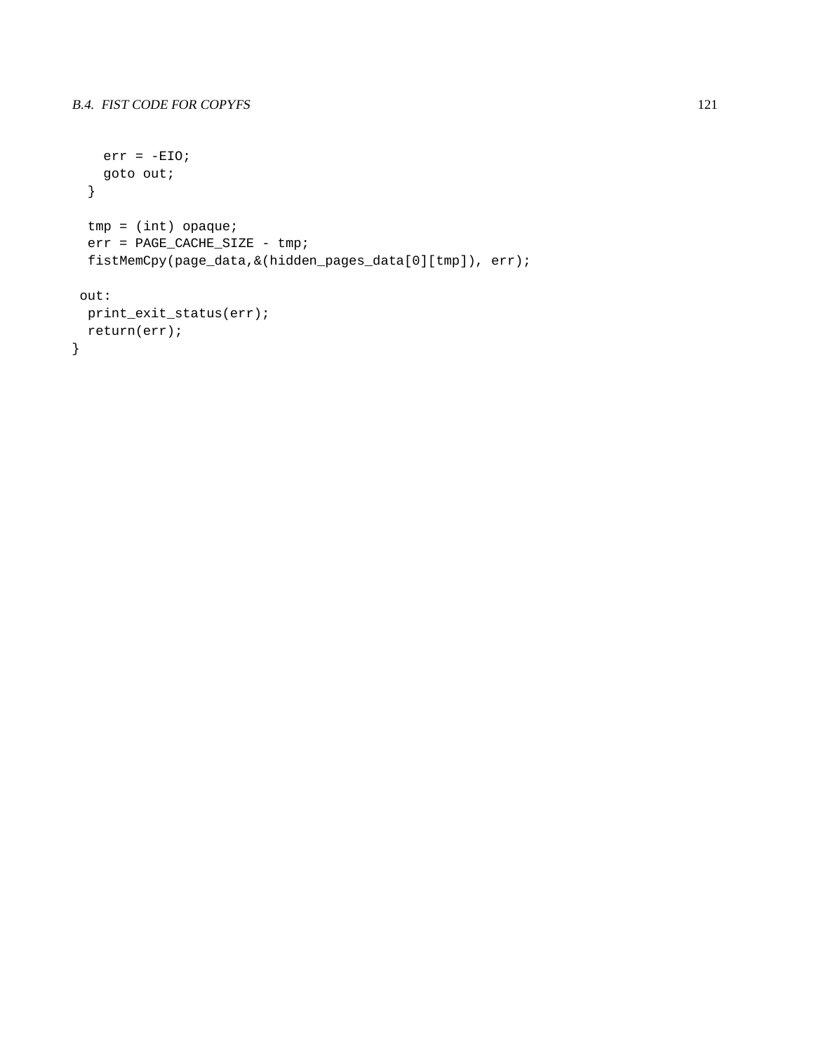```
    err = -EIO;
    goto out;
  }

  tmp = (int) opaque;
  err = PAGE_CACHE_SIZE - tmp;
  fistMemCpy(page_data,&(hidden_pages_data[0][tmp]), err);

 out:
  print_exit_status(err);
  return(err);
}
```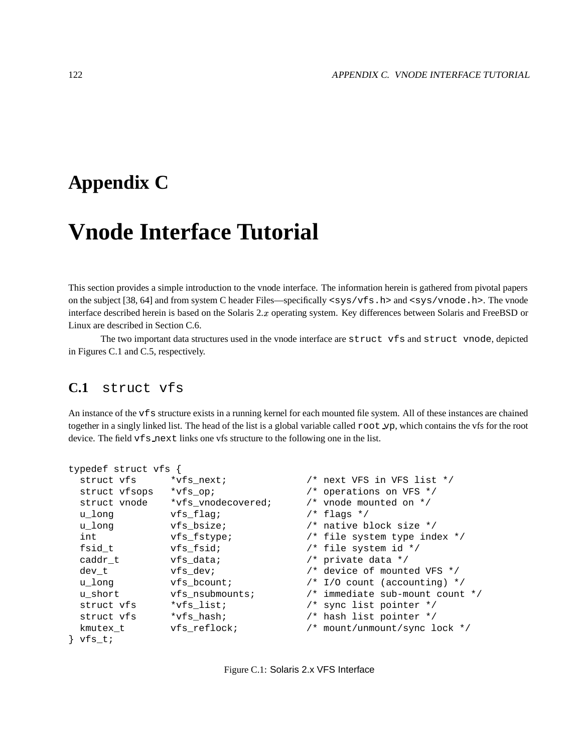# Appendix C

# Vnode Interface Tutorial

This section provides a simple introduction to the vnode interface. The information herein is gathered from pivotal papers on the subject [38, 64] and from system C header Files—specifically `<sys/vfs.h>` and `<sys/vnode.h>`. The vnode interface described herein is based on the Solaris 2.$x$ operating system. Key differences between Solaris and FreeBSD or Linux are described in Section C.6.

The two important data structures used in the vnode interface are `struct vfs` and `struct vnode`, depicted in Figures C.1 and C.5, respectively.

## C.1 `struct vfs`

An instance of the `vfs` structure exists in a running kernel for each mounted file system. All of these instances are chained together in a singly linked list. The head of the list is a global variable called `root_vp`, which contains the vfs for the root device. The field `vfs_next` links one vfs structure to the following one in the list.

```
typedef struct vfs {
  struct vfs      *vfs_next;            /* next VFS in VFS list */
  struct vfsops   *vfs_op;              /* operations on VFS */
  struct vnode    *vfs_vnodecovered;    /* vnode mounted on */
  u_long          vfs_flag;             /* flags */
  u_long          vfs_bsize;            /* native block size */
  int             vfs_fstype;           /* file system type index */
  fsid_t          vfs_fsid;             /* file system id */
  caddr_t         vfs_data;             /* private data */
  dev_t           vfs_dev;              /* device of mounted VFS */
  u_long          vfs_bcount;           /* I/O count (accounting) */
  u_short         vfs_nsubmounts;       /* immediate sub-mount count */
  struct vfs      *vfs_list;            /* sync list pointer */
  struct vfs      *vfs_hash;            /* hash list pointer */
  kmutex_t        vfs_reflock;          /* mount/unmount/sync lock */
} vfs_t;
```

Figure C.1: Solaris 2.x VFS Interface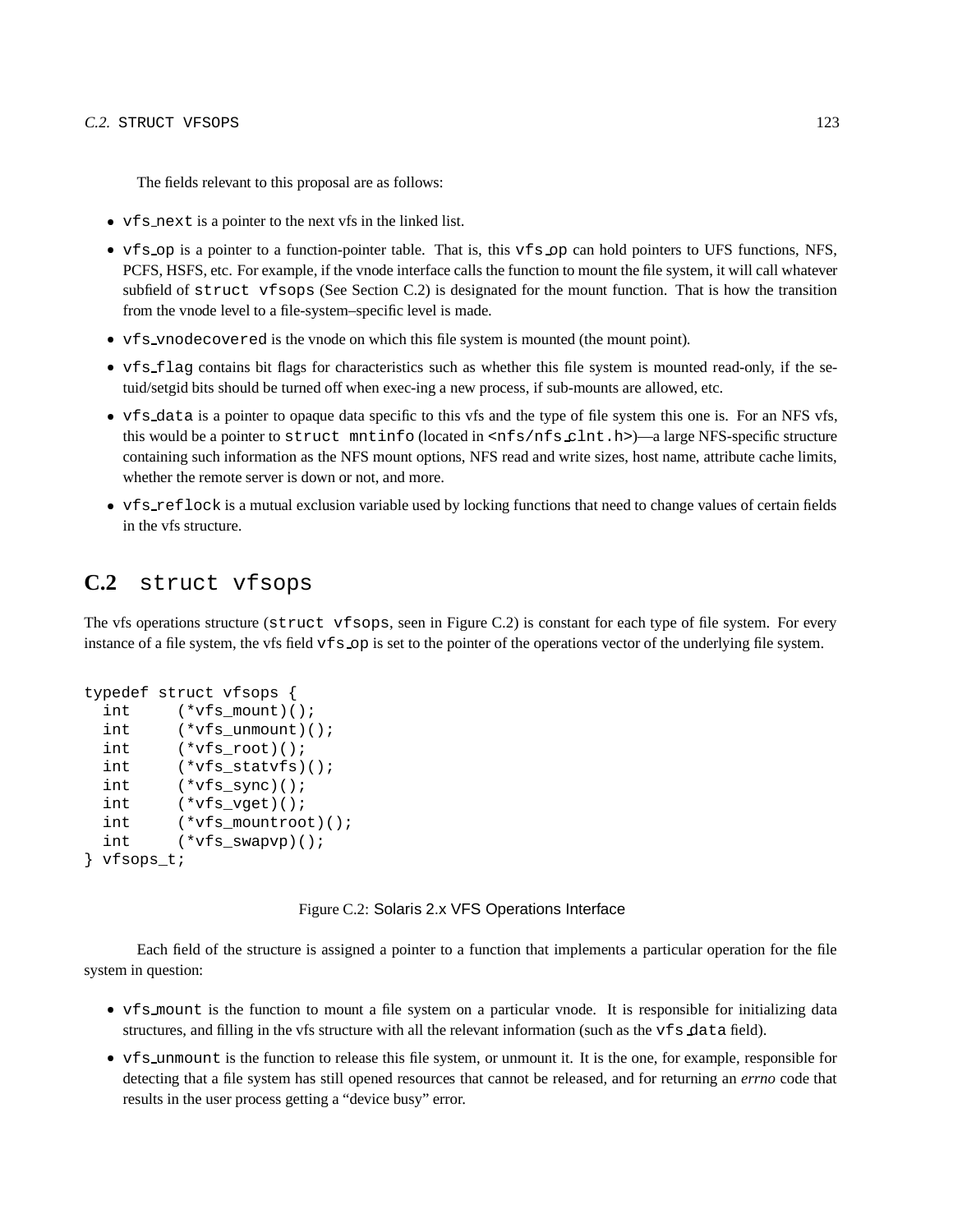The fields relevant to this proposal are as follows:

- `vfs_next` is a pointer to the next vfs in the linked list.
- `vfs_op` is a pointer to a function-pointer table. That is, this `vfs_op` can hold pointers to UFS functions, NFS, PCFS, HSFS, etc. For example, if the vnode interface calls the function to mount the file system, it will call whatever subfield of `struct vfsops` (See Section C.2) is designated for the mount function. That is how the transition from the vnode level to a file-system–specific level is made.
- `vfs_vnodecovered` is the vnode on which this file system is mounted (the mount point).
- `vfs_flag` contains bit flags for characteristics such as whether this file system is mounted read-only, if the setuid/setgid bits should be turned off when exec-ing a new process, if sub-mounts are allowed, etc.
- `vfs_data` is a pointer to opaque data specific to this vfs and the type of file system this one is. For an NFS vfs, this would be a pointer to `struct mntinfo` (located in `<nfs/nfs_clnt.h>`)—a large NFS-specific structure containing such information as the NFS mount options, NFS read and write sizes, host name, attribute cache limits, whether the remote server is down or not, and more.
- `vfs_reflock` is a mutual exclusion variable used by locking functions that need to change values of certain fields in the vfs structure.

## C.2 struct vfsops

The vfs operations structure (`struct vfsops`, seen in Figure C.2) is constant for each type of file system. For every instance of a file system, the vfs field `vfs_op` is set to the pointer of the operations vector of the underlying file system.

```
typedef struct vfsops {
  int     (*vfs_mount)();
  int     (*vfs_unmount)();
  int     (*vfs_root)();
  int     (*vfs_statvfs)();
  int     (*vfs_sync)();
  int     (*vfs_vget)();
  int     (*vfs_mountroot)();
  int     (*vfs_swapvp)();
} vfsops_t;
```

Figure C.2: Solaris 2.x VFS Operations Interface

Each field of the structure is assigned a pointer to a function that implements a particular operation for the file system in question:

- `vfs_mount` is the function to mount a file system on a particular vnode. It is responsible for initializing data structures, and filling in the vfs structure with all the relevant information (such as the `vfs_data` field).
- `vfs_unmount` is the function to release this file system, or unmount it. It is the one, for example, responsible for detecting that a file system has still opened resources that cannot be released, and for returning an *errno* code that results in the user process getting a "device busy" error.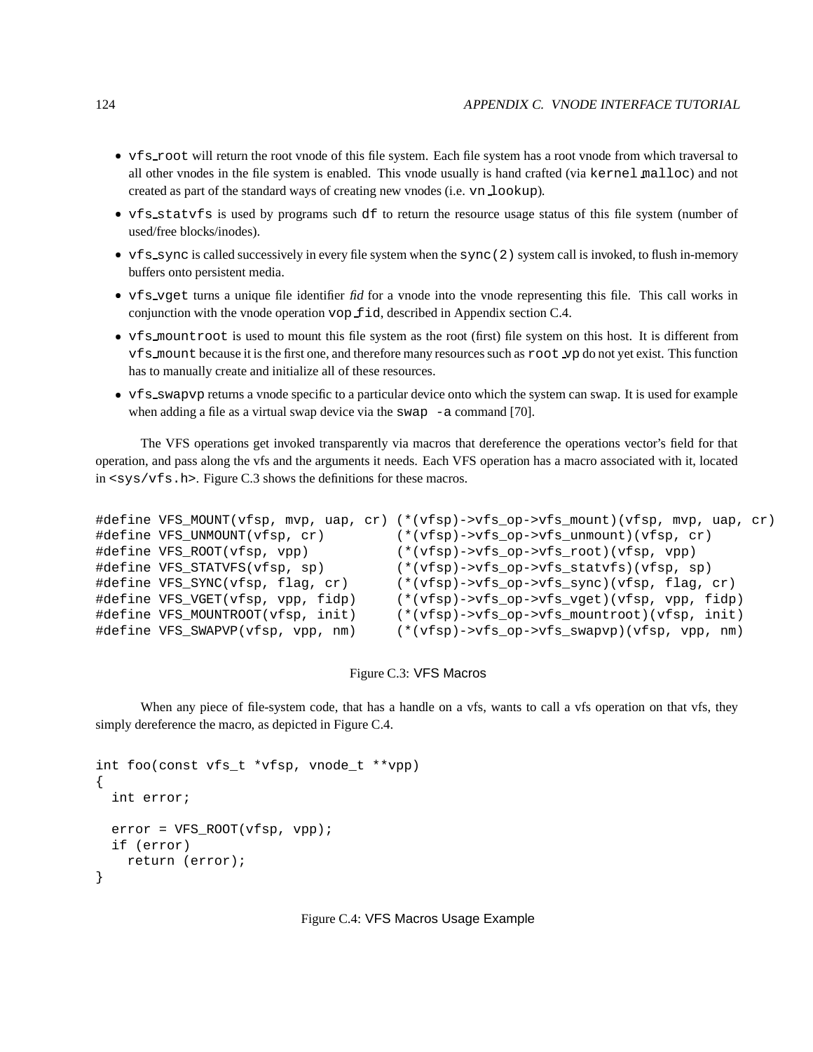- `vfs_root` will return the root vnode of this file system. Each file system has a root vnode from which traversal to all other vnodes in the file system is enabled. This vnode usually is hand crafted (via `kernel_malloc`) and not created as part of the standard ways of creating new vnodes (i.e. `vn_lookup`).
- `vfs_statvfs` is used by programs such `df` to return the resource usage status of this file system (number of used/free blocks/inodes).
- `vfs_sync` is called successively in every file system when the `sync(2)` system call is invoked, to flush in-memory buffers onto persistent media.
- `vfs_vget` turns a unique file identifier *fid* for a vnode into the vnode representing this file. This call works in conjunction with the vnode operation `vop_fid`, described in Appendix section C.4.
- `vfs_mountroot` is used to mount this file system as the root (first) file system on this host. It is different from `vfs_mount` because it is the first one, and therefore many resources such as `root_vp` do not yet exist. This function has to manually create and initialize all of these resources.
- `vfs_swapvp` returns a vnode specific to a particular device onto which the system can swap. It is used for example when adding a file as a virtual swap device via the `swap -a` command [70].

The VFS operations get invoked transparently via macros that dereference the operations vector's field for that operation, and pass along the vfs and the arguments it needs. Each VFS operation has a macro associated with it, located in `<sys/vfs.h>`. Figure C.3 shows the definitions for these macros.

```
#define VFS_MOUNT(vfsp, mvp, uap, cr) (*(vfsp)->vfs_op->vfs_mount)(vfsp, mvp, uap, cr)
#define VFS_UNMOUNT(vfsp, cr)         (*(vfsp)->vfs_op->vfs_unmount)(vfsp, cr)
#define VFS_ROOT(vfsp, vpp)           (*(vfsp)->vfs_op->vfs_root)(vfsp, vpp)
#define VFS_STATVFS(vfsp, sp)         (*(vfsp)->vfs_op->vfs_statvfs)(vfsp, sp)
#define VFS_SYNC(vfsp, flag, cr)      (*(vfsp)->vfs_op->vfs_sync)(vfsp, flag, cr)
#define VFS_VGET(vfsp, vpp, fidp)     (*(vfsp)->vfs_op->vfs_vget)(vfsp, vpp, fidp)
#define VFS_MOUNTROOT(vfsp, init)     (*(vfsp)->vfs_op->vfs_mountroot)(vfsp, init)
#define VFS_SWAPVP(vfsp, vpp, nm)     (*(vfsp)->vfs_op->vfs_swapvp)(vfsp, vpp, nm)
```

Figure C.3: VFS Macros

When any piece of file-system code, that has a handle on a vfs, wants to call a vfs operation on that vfs, they simply dereference the macro, as depicted in Figure C.4.

```
int foo(const vfs_t *vfsp, vnode_t **vpp)
{
  int error;

  error = VFS_ROOT(vfsp, vpp);
  if (error)
    return (error);
}
```

Figure C.4: VFS Macros Usage Example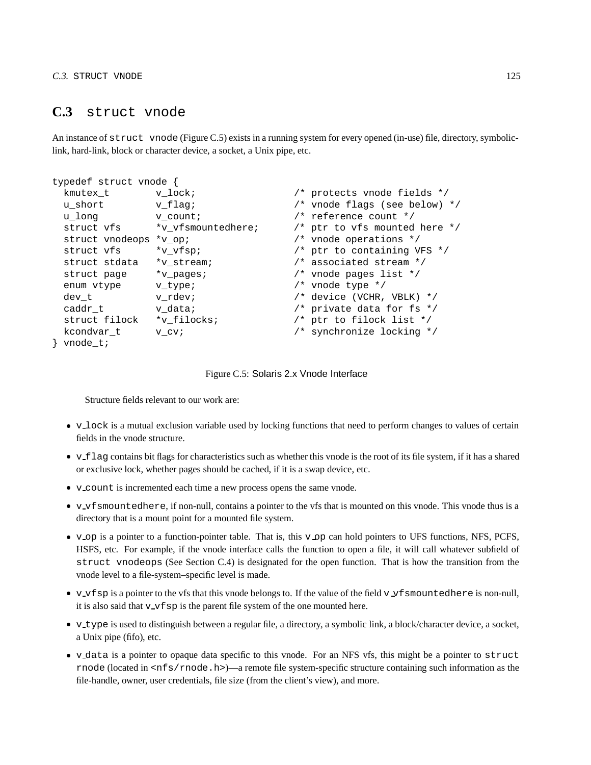## C.3 struct vnode

An instance of `struct vnode` (Figure C.5) exists in a running system for every opened (in-use) file, directory, symbolic-link, hard-link, block or character device, a socket, a Unix pipe, etc.

```
typedef struct vnode {
  kmutex_t        v_lock;                 /* protects vnode fields */
  u_short         v_flag;                 /* vnode flags (see below) */
  u_long          v_count;                /* reference count */
  struct vfs      *v_vfsmountedhere;      /* ptr to vfs mounted here */
  struct vnodeops *v_op;                  /* vnode operations */
  struct vfs      *v_vfsp;                /* ptr to containing VFS */
  struct stdata   *v_stream;              /* associated stream */
  struct page     *v_pages;               /* vnode pages list */
  enum vtype      v_type;                 /* vnode type */
  dev_t           v_rdev;                 /* device (VCHR, VBLK) */
  caddr_t         v_data;                 /* private data for fs */
  struct filock   *v_filocks;             /* ptr to filock list */
  kcondvar_t      v_cv;                   /* synchronize locking */
} vnode_t;
```

Figure C.5: Solaris 2.x Vnode Interface

Structure fields relevant to our work are:

- `v_lock` is a mutual exclusion variable used by locking functions that need to perform changes to values of certain fields in the vnode structure.
- `v_flag` contains bit flags for characteristics such as whether this vnode is the root of its file system, if it has a shared or exclusive lock, whether pages should be cached, if it is a swap device, etc.
- `v_count` is incremented each time a new process opens the same vnode.
- `v_vfsmountedhere`, if non-null, contains a pointer to the vfs that is mounted on this vnode. This vnode thus is a directory that is a mount point for a mounted file system.
- `v_op` is a pointer to a function-pointer table. That is, this `v_op` can hold pointers to UFS functions, NFS, PCFS, HSFS, etc. For example, if the vnode interface calls the function to open a file, it will call whatever subfield of `struct vnodeops` (See Section C.4) is designated for the open function. That is how the transition from the vnode level to a file-system–specific level is made.
- `v_vfsp` is a pointer to the vfs that this vnode belongs to. If the value of the field `v_vfsmountedhere` is non-null, it is also said that `v_vfsp` is the parent file system of the one mounted here.
- `v_type` is used to distinguish between a regular file, a directory, a symbolic link, a block/character device, a socket, a Unix pipe (fifo), etc.
- `v_data` is a pointer to opaque data specific to this vnode. For an NFS vfs, this might be a pointer to `struct rnode` (located in `<nfs/rnode.h>`)—a remote file system-specific structure containing such information as the file-handle, owner, user credentials, file size (from the client's view), and more.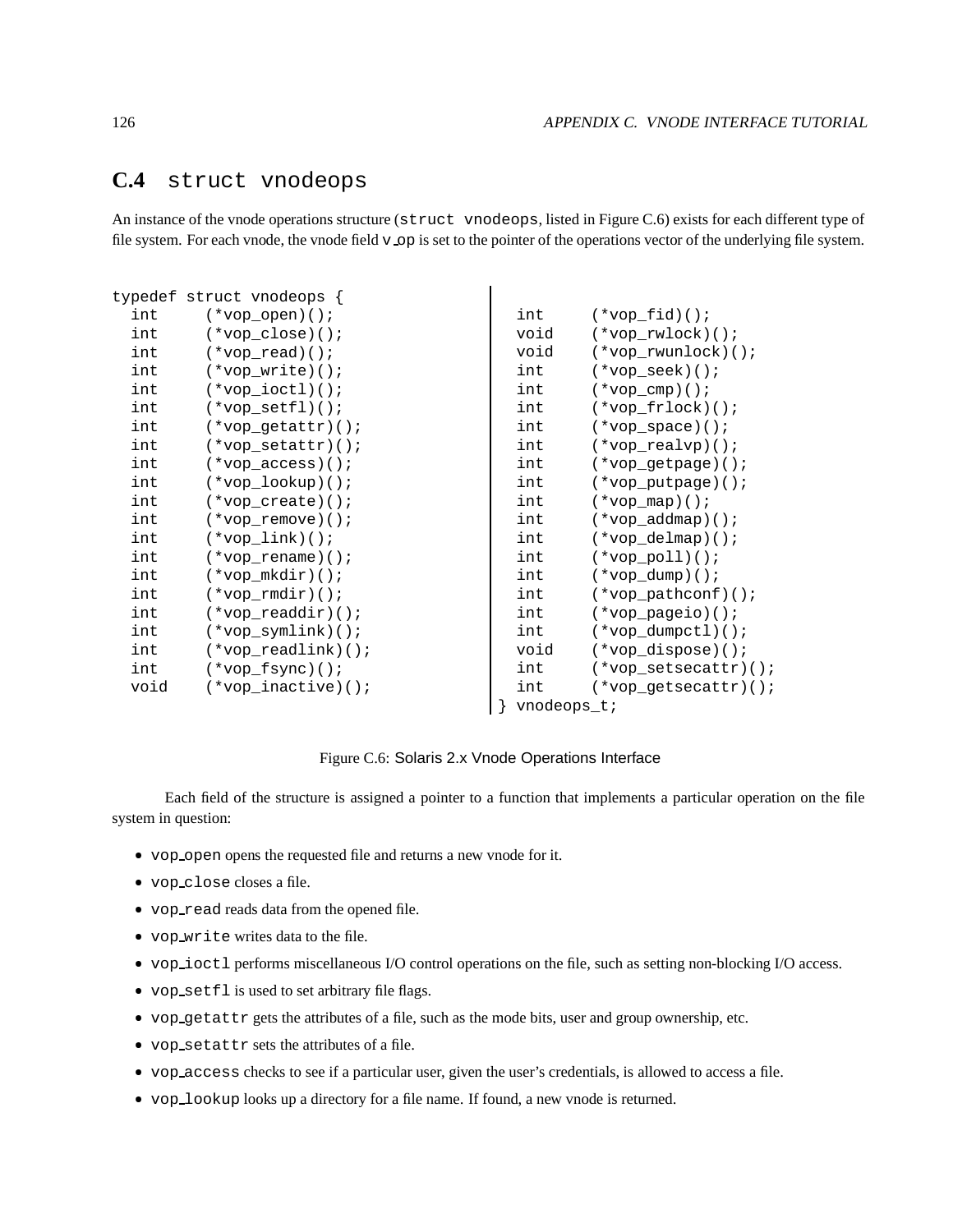## C.4 struct vnodeops

An instance of the vnode operations structure (`struct vnodeops`, listed in Figure C.6) exists for each different type of file system. For each vnode, the vnode field `v_op` is set to the pointer of the operations vector of the underlying file system.

```
typedef struct vnodeops {
  int     (*vop_open)();
  int     (*vop_close)();
  int     (*vop_read)();
  int     (*vop_write)();
  int     (*vop_ioctl)();
  int     (*vop_setfl)();
  int     (*vop_getattr)();
  int     (*vop_setattr)();
  int     (*vop_access)();
  int     (*vop_lookup)();
  int     (*vop_create)();
  int     (*vop_remove)();
  int     (*vop_link)();
  int     (*vop_rename)();
  int     (*vop_mkdir)();
  int     (*vop_rmdir)();
  int     (*vop_readdir)();
  int     (*vop_symlink)();
  int     (*vop_readlink)();
  int     (*vop_fsync)();
  void    (*vop_inactive)();
  int     (*vop_fid)();
  void    (*vop_rwlock)();
  void    (*vop_rwunlock)();
  int     (*vop_seek)();
  int     (*vop_cmp)();
  int     (*vop_frlock)();
  int     (*vop_space)();
  int     (*vop_realvp)();
  int     (*vop_getpage)();
  int     (*vop_putpage)();
  int     (*vop_map)();
  int     (*vop_addmap)();
  int     (*vop_delmap)();
  int     (*vop_poll)();
  int     (*vop_dump)();
  int     (*vop_pathconf)();
  int     (*vop_pageio)();
  int     (*vop_dumpctl)();
  void    (*vop_dispose)();
  int     (*vop_setsecattr)();
  int     (*vop_getsecattr)();
} vnodeops_t;
```

Figure C.6: Solaris 2.x Vnode Operations Interface

Each field of the structure is assigned a pointer to a function that implements a particular operation on the file system in question:

- `vop_open` opens the requested file and returns a new vnode for it.
- `vop_close` closes a file.
- `vop_read` reads data from the opened file.
- `vop_write` writes data to the file.
- `vop_ioctl` performs miscellaneous I/O control operations on the file, such as setting non-blocking I/O access.
- `vop_setfl` is used to set arbitrary file flags.
- `vop_getattr` gets the attributes of a file, such as the mode bits, user and group ownership, etc.
- `vop_setattr` sets the attributes of a file.
- `vop_access` checks to see if a particular user, given the user's credentials, is allowed to access a file.
- `vop_lookup` looks up a directory for a file name. If found, a new vnode is returned.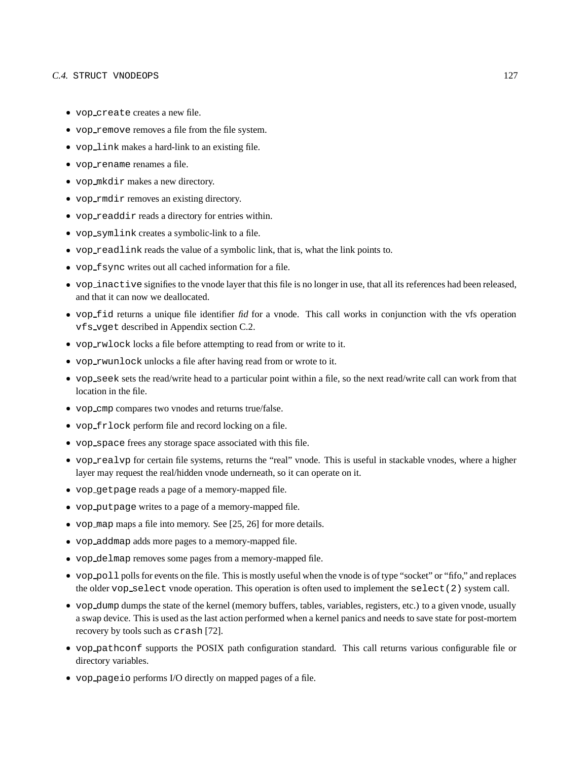- `vop_create` creates a new file.
- `vop_remove` removes a file from the file system.
- `vop_link` makes a hard-link to an existing file.
- `vop_rename` renames a file.
- `vop_mkdir` makes a new directory.
- `vop_rmdir` removes an existing directory.
- `vop_readdir` reads a directory for entries within.
- `vop_symlink` creates a symbolic-link to a file.
- `vop_readlink` reads the value of a symbolic link, that is, what the link points to.
- `vop_fsync` writes out all cached information for a file.
- `vop_inactive` signifies to the vnode layer that this file is no longer in use, that all its references had been released, and that it can now we deallocated.
- `vop_fid` returns a unique file identifier *fid* for a vnode. This call works in conjunction with the vfs operation `vfs_vget` described in Appendix section C.2.
- `vop_rwlock` locks a file before attempting to read from or write to it.
- `vop_rwunlock` unlocks a file after having read from or wrote to it.
- `vop_seek` sets the read/write head to a particular point within a file, so the next read/write call can work from that location in the file.
- `vop_cmp` compares two vnodes and returns true/false.
- `vop_frlock` perform file and record locking on a file.
- `vop_space` frees any storage space associated with this file.
- `vop_realvp` for certain file systems, returns the "real" vnode. This is useful in stackable vnodes, where a higher layer may request the real/hidden vnode underneath, so it can operate on it.
- `vop_getpage` reads a page of a memory-mapped file.
- `vop_putpage` writes to a page of a memory-mapped file.
- `vop_map` maps a file into memory. See [25, 26] for more details.
- `vop_addmap` adds more pages to a memory-mapped file.
- `vop_delmap` removes some pages from a memory-mapped file.
- `vop_poll` polls for events on the file. This is mostly useful when the vnode is of type "socket" or "fifo," and replaces the older `vop_select` vnode operation. This operation is often used to implement the `select(2)` system call.
- `vop_dump` dumps the state of the kernel (memory buffers, tables, variables, registers, etc.) to a given vnode, usually a swap device. This is used as the last action performed when a kernel panics and needs to save state for post-mortem recovery by tools such as `crash` [72].
- `vop_pathconf` supports the POSIX path configuration standard. This call returns various configurable file or directory variables.
- `vop_pageio` performs I/O directly on mapped pages of a file.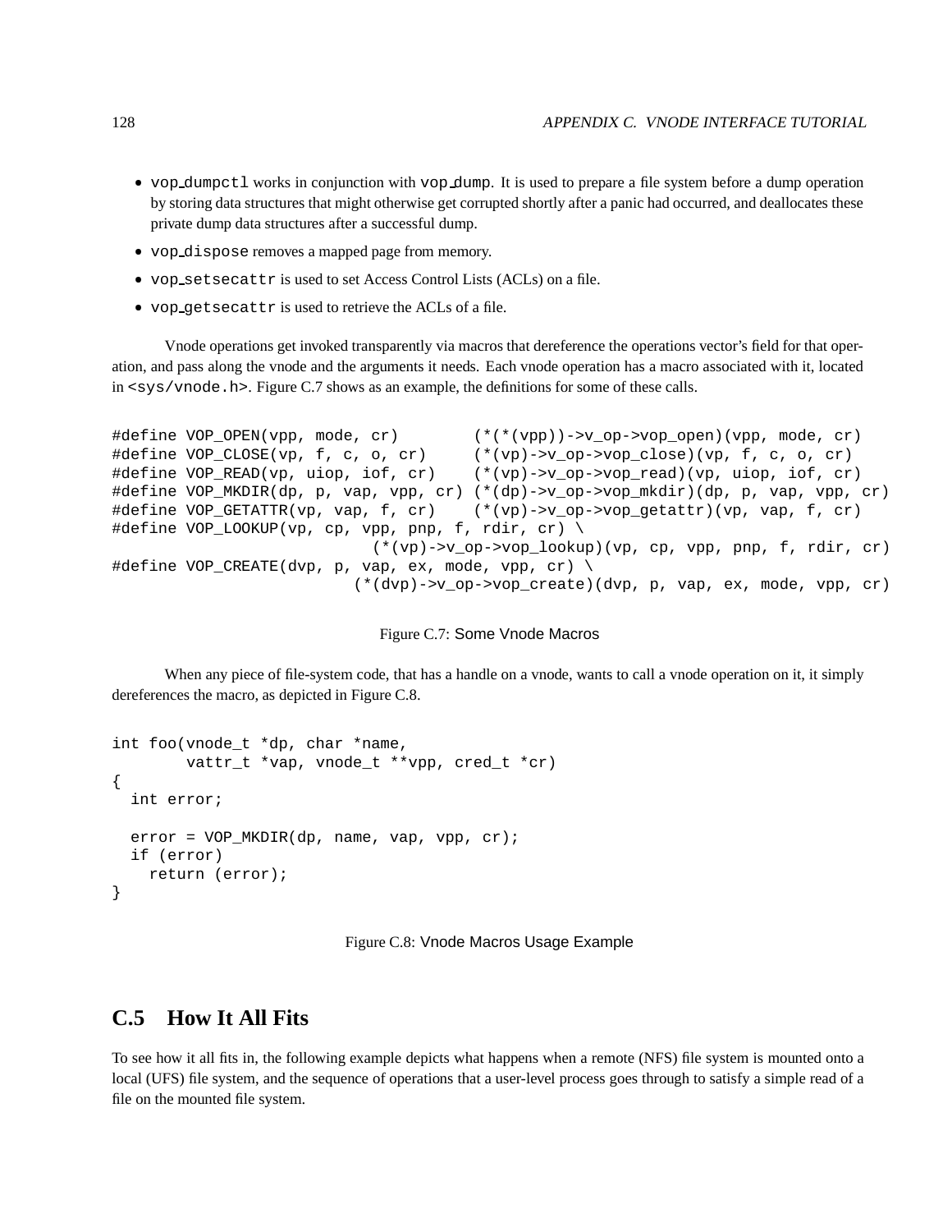- `vop_dumpctl` works in conjunction with `vop_dump`. It is used to prepare a file system before a dump operation by storing data structures that might otherwise get corrupted shortly after a panic had occurred, and deallocates these private dump data structures after a successful dump.
- `vop_dispose` removes a mapped page from memory.
- `vop_setsecattr` is used to set Access Control Lists (ACLs) on a file.
- `vop_getsecattr` is used to retrieve the ACLs of a file.

Vnode operations get invoked transparently via macros that dereference the operations vector's field for that operation, and pass along the vnode and the arguments it needs. Each vnode operation has a macro associated with it, located in `<sys/vnode.h>`. Figure C.7 shows as an example, the definitions for some of these calls.

```
#define VOP_OPEN(vpp, mode, cr)        (*(*(vpp))->v_op->vop_open)(vpp, mode, cr)
#define VOP_CLOSE(vp, f, c, o, cr)     (*(vp)->v_op->vop_close)(vp, f, c, o, cr)
#define VOP_READ(vp, uiop, iof, cr)    (*(vp)->v_op->vop_read)(vp, uiop, iof, cr)
#define VOP_MKDIR(dp, p, vap, vpp, cr) (*(dp)->v_op->vop_mkdir)(dp, p, vap, vpp, cr)
#define VOP_GETATTR(vp, vap, f, cr)    (*(vp)->v_op->vop_getattr)(vp, vap, f, cr)
#define VOP_LOOKUP(vp, cp, vpp, pnp, f, rdir, cr) \
                              (*(vp)->v_op->vop_lookup)(vp, cp, vpp, pnp, f, rdir, cr)
#define VOP_CREATE(dvp, p, vap, ex, mode, vpp, cr) \
                            (*(dvp)->v_op->vop_create)(dvp, p, vap, ex, mode, vpp, cr)
```

Figure C.7: Some Vnode Macros

When any piece of file-system code, that has a handle on a vnode, wants to call a vnode operation on it, it simply dereferences the macro, as depicted in Figure C.8.

```
int foo(vnode_t *dp, char *name,
        vattr_t *vap, vnode_t **vpp, cred_t *cr)
{
  int error;

  error = VOP_MKDIR(dp, name, vap, vpp, cr);
  if (error)
    return (error);
}
```

Figure C.8: Vnode Macros Usage Example

## C.5 How It All Fits

To see how it all fits in, the following example depicts what happens when a remote (NFS) file system is mounted onto a local (UFS) file system, and the sequence of operations that a user-level process goes through to satisfy a simple read of a file on the mounted file system.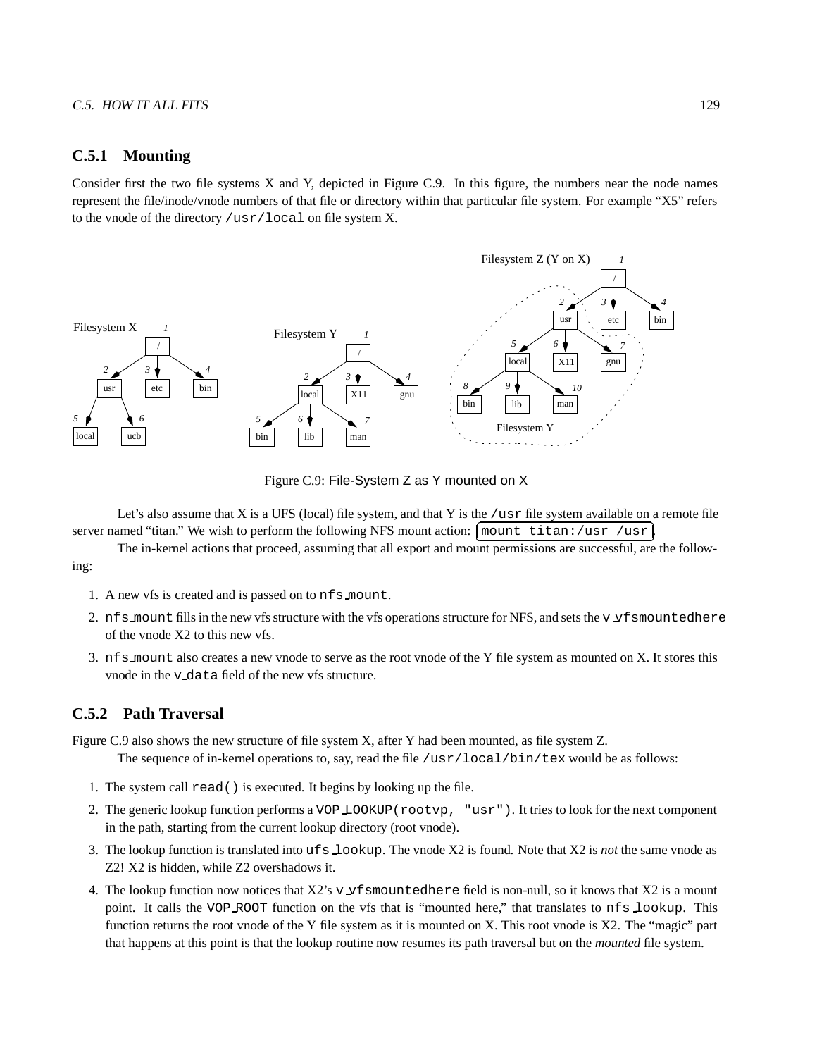### C.5.1 Mounting

Consider first the two file systems X and Y, depicted in Figure C.9. In this figure, the numbers near the node names represent the file/inode/vnode numbers of that file or directory within that particular file system. For example "X5" refers to the vnode of the directory `/usr/local` on file system X.

Figure C.9: File-System Z as Y mounted on X

Let's also assume that X is a UFS (local) file system, and that Y is the `/usr` file system available on a remote file server named "titan." We wish to perform the following NFS mount action: `mount titan:/usr /usr`.

The in-kernel actions that proceed, assuming that all export and mount permissions are successful, are the following:

1. A new vfs is created and is passed on to `nfs_mount`.
2. `nfs_mount` fills in the new vfs structure with the vfs operations structure for NFS, and sets the `v_vfsmountedhere` of the vnode X2 to this new vfs.
3. `nfs_mount` also creates a new vnode to serve as the root vnode of the Y file system as mounted on X. It stores this vnode in the `v_data` field of the new vfs structure.

### C.5.2 Path Traversal

Figure C.9 also shows the new structure of file system X, after Y had been mounted, as file system Z.

The sequence of in-kernel operations to, say, read the file `/usr/local/bin/tex` would be as follows:

1. The system call `read()` is executed. It begins by looking up the file.
2. The generic lookup function performs a `VOP_LOOKUP(rootvp, "usr")`. It tries to look for the next component in the path, starting from the current lookup directory (root vnode).
3. The lookup function is translated into `ufs_lookup`. The vnode X2 is found. Note that X2 is *not* the same vnode as Z2! X2 is hidden, while Z2 overshadows it.
4. The lookup function now notices that X2's `v_vfsmountedhere` field is non-null, so it knows that X2 is a mount point. It calls the `VOP_ROOT` function on the vfs that is "mounted here," that translates to `nfs_lookup`. This function returns the root vnode of the Y file system as it is mounted on X. This root vnode is X2. The "magic" part that happens at this point is that the lookup routine now resumes its path traversal but on the *mounted* file system.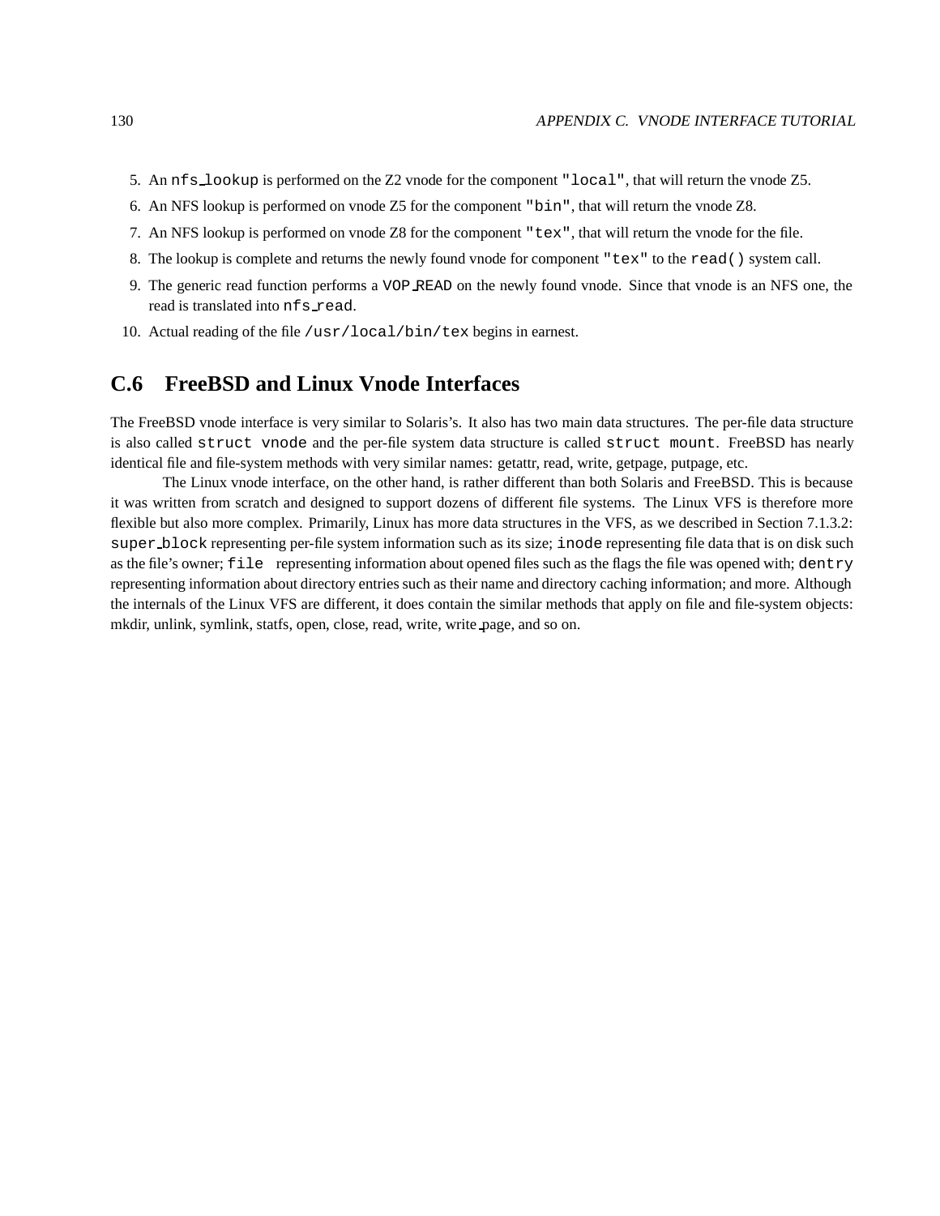5. An `nfs_lookup` is performed on the Z2 vnode for the component `"local"`, that will return the vnode Z5.
6. An NFS lookup is performed on vnode Z5 for the component `"bin"`, that will return the vnode Z8.
7. An NFS lookup is performed on vnode Z8 for the component `"tex"`, that will return the vnode for the file.
8. The lookup is complete and returns the newly found vnode for component `"tex"` to the `read()` system call.
9. The generic read function performs a `VOP_READ` on the newly found vnode. Since that vnode is an NFS one, the read is translated into `nfs_read`.
10. Actual reading of the file `/usr/local/bin/tex` begins in earnest.

## C.6 FreeBSD and Linux Vnode Interfaces

The FreeBSD vnode interface is very similar to Solaris's. It also has two main data structures. The per-file data structure is also called `struct vnode` and the per-file system data structure is called `struct mount`. FreeBSD has nearly identical file and file-system methods with very similar names: getattr, read, write, getpage, putpage, etc.

The Linux vnode interface, on the other hand, is rather different than both Solaris and FreeBSD. This is because it was written from scratch and designed to support dozens of different file systems. The Linux VFS is therefore more flexible but also more complex. Primarily, Linux has more data structures in the VFS, as we described in Section 7.1.3.2: `super_block` representing per-file system information such as its size; `inode` representing file data that is on disk such as the file's owner; `file` representing information about opened files such as the flags the file was opened with; `dentry` representing information about directory entries such as their name and directory caching information; and more. Although the internals of the Linux VFS are different, it does contain the similar methods that apply on file and file-system objects: mkdir, unlink, symlink, statfs, open, close, read, write, write_page, and so on.